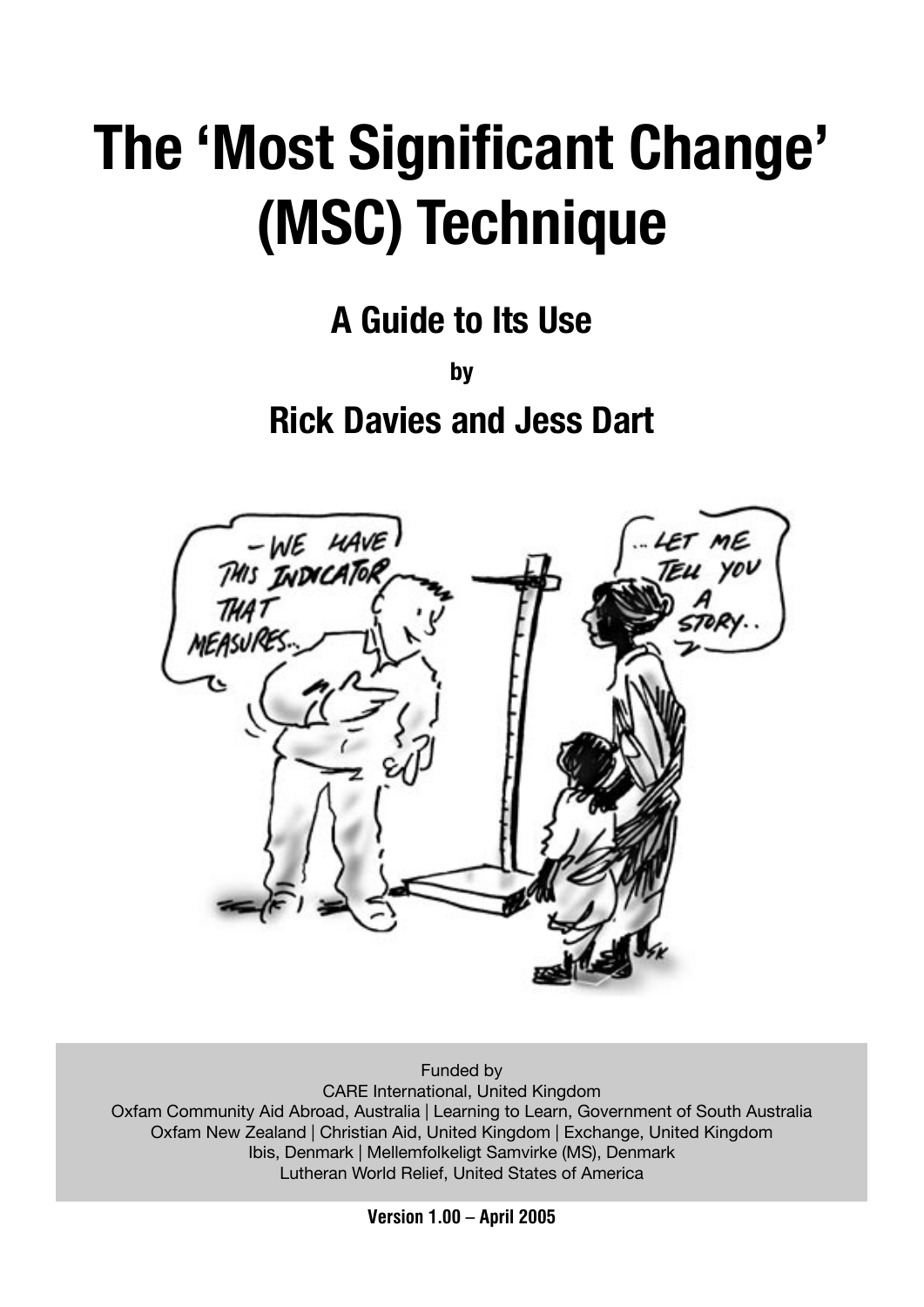# The 'Most Significant Change' (MSC) Technique

## A Guide to Its Use

by

## Rick Davies and Jess Dart

Funded by
CARE International, United Kingdom
Oxfam Community Aid Abroad, Australia | Learning to Learn, Government of South Australia
Oxfam New Zealand | Christian Aid, United Kingdom | Exchange, United Kingdom
Ibis, Denmark | Mellemfolkeligt Samvirke (MS), Denmark
Lutheran World Relief, United States of America

**Version 1.00 – April 2005**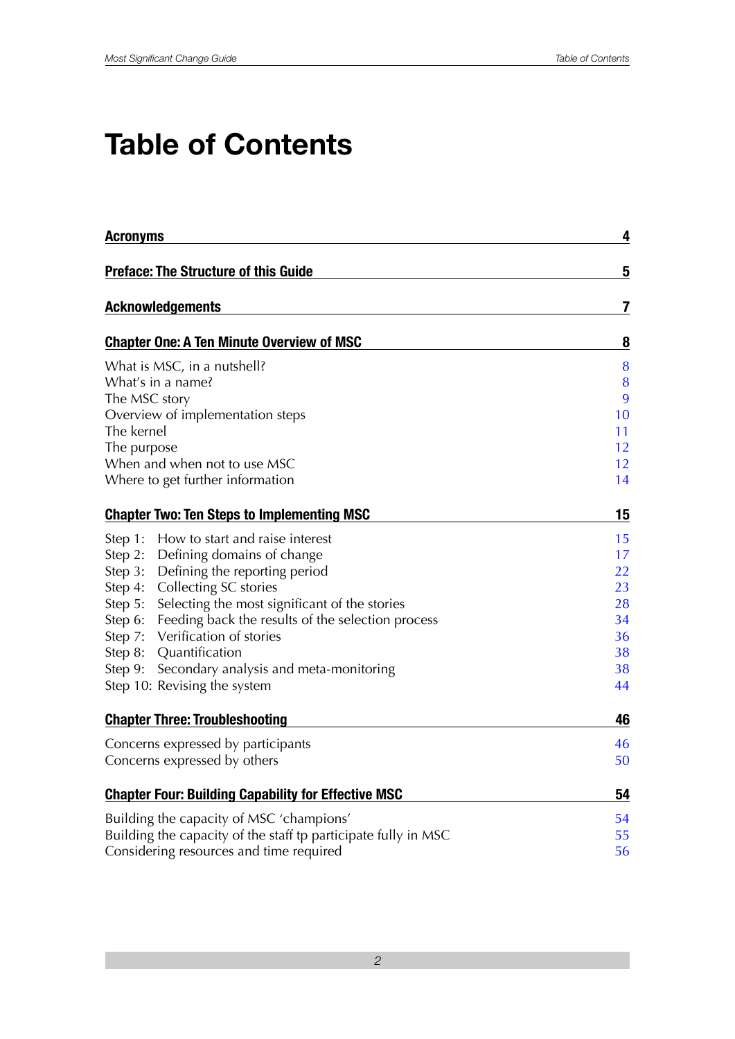# Table of Contents

| | |
|---|---|
| **Acronyms** | **4** |
| **Preface: The Structure of this Guide** | **5** |
| **Acknowledgements** | **7** |
| **Chapter One: A Ten Minute Overview of MSC** | **8** |
| What is MSC, in a nutshell? | 8 |
| What's in a name? | 8 |
| The MSC story | 9 |
| Overview of implementation steps | 10 |
| The kernel | 11 |
| The purpose | 12 |
| When and when not to use MSC | 12 |
| Where to get further information | 14 |
| **Chapter Two: Ten Steps to Implementing MSC** | **15** |
| Step 1: How to start and raise interest | 15 |
| Step 2: Defining domains of change | 17 |
| Step 3: Defining the reporting period | 22 |
| Step 4: Collecting SC stories | 23 |
| Step 5: Selecting the most significant of the stories | 28 |
| Step 6: Feeding back the results of the selection process | 34 |
| Step 7: Verification of stories | 36 |
| Step 8: Quantification | 38 |
| Step 9: Secondary analysis and meta-monitoring | 38 |
| Step 10: Revising the system | 44 |
| **Chapter Three: Troubleshooting** | **46** |
| Concerns expressed by participants | 46 |
| Concerns expressed by others | 50 |
| **Chapter Four: Building Capability for Effective MSC** | **54** |
| Building the capacity of MSC 'champions' | 54 |
| Building the capacity of the staff tp participate fully in MSC | 55 |
| Considering resources and time required | 56 |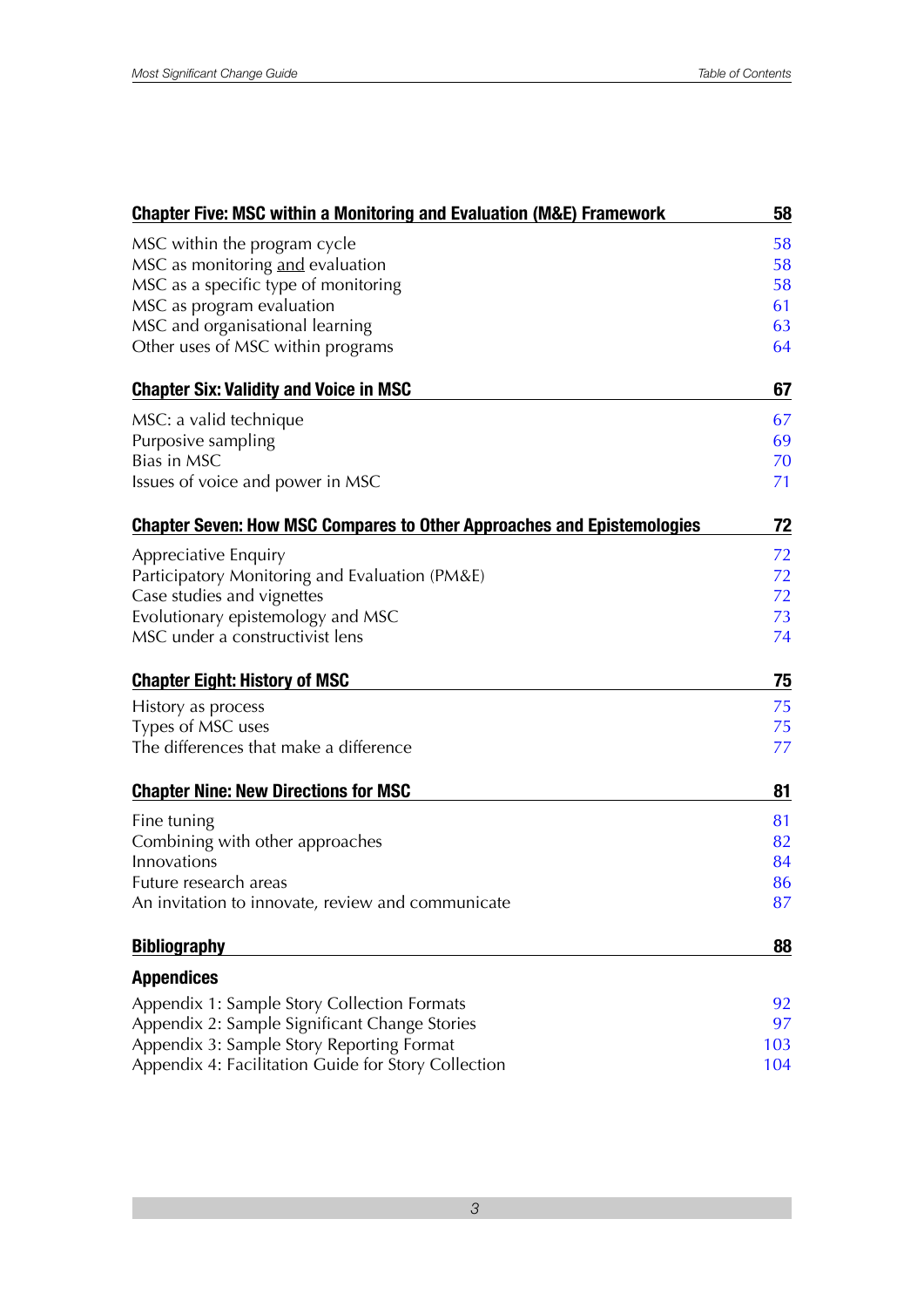| **Chapter Five: MSC within a Monitoring and Evaluation (M&E) Framework** | **58** |
|---|---|
| MSC within the program cycle | 58 |
| MSC as monitoring <u>and</u> evaluation | 58 |
| MSC as a specific type of monitoring | 58 |
| MSC as program evaluation | 61 |
| MSC and organisational learning | 63 |
| Other uses of MSC within programs | 64 |
| **Chapter Six: Validity and Voice in MSC** | **67** |
| MSC: a valid technique | 67 |
| Purposive sampling | 69 |
| Bias in MSC | 70 |
| Issues of voice and power in MSC | 71 |
| **Chapter Seven: How MSC Compares to Other Approaches and Epistemologies** | **72** |
| Appreciative Enquiry | 72 |
| Participatory Monitoring and Evaluation (PM&E) | 72 |
| Case studies and vignettes | 72 |
| Evolutionary epistemology and MSC | 73 |
| MSC under a constructivist lens | 74 |
| **Chapter Eight: History of MSC** | **75** |
| History as process | 75 |
| Types of MSC uses | 75 |
| The differences that make a difference | 77 |
| **Chapter Nine: New Directions for MSC** | **81** |
| Fine tuning | 81 |
| Combining with other approaches | 82 |
| Innovations | 84 |
| Future research areas | 86 |
| An invitation to innovate, review and communicate | 87 |
| **Bibliography** | **88** |
| **Appendices** | |
| Appendix 1: Sample Story Collection Formats | 92 |
| Appendix 2: Sample Significant Change Stories | 97 |
| Appendix 3: Sample Story Reporting Format | 103 |
| Appendix 4: Facilitation Guide for Story Collection | 104 |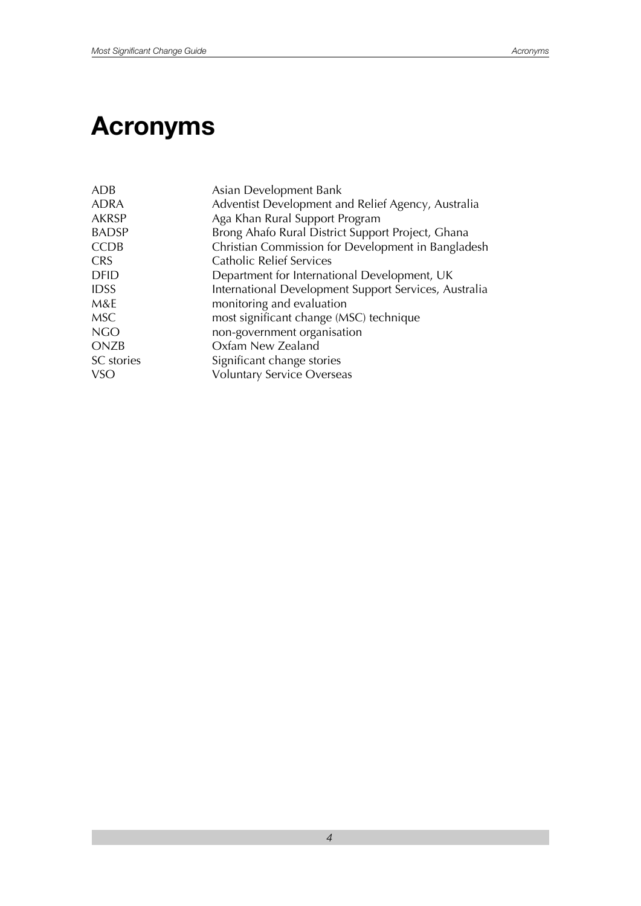# Acronyms

| | |
|---|---|
| ADB | Asian Development Bank |
| ADRA | Adventist Development and Relief Agency, Australia |
| AKRSP | Aga Khan Rural Support Program |
| BADSP | Brong Ahafo Rural District Support Project, Ghana |
| CCDB | Christian Commission for Development in Bangladesh |
| CRS | Catholic Relief Services |
| DFID | Department for International Development, UK |
| IDSS | International Development Support Services, Australia |
| M&E | monitoring and evaluation |
| MSC | most significant change (MSC) technique |
| NGO | non-government organisation |
| ONZB | Oxfam New Zealand |
| SC stories | Significant change stories |
| VSO | Voluntary Service Overseas |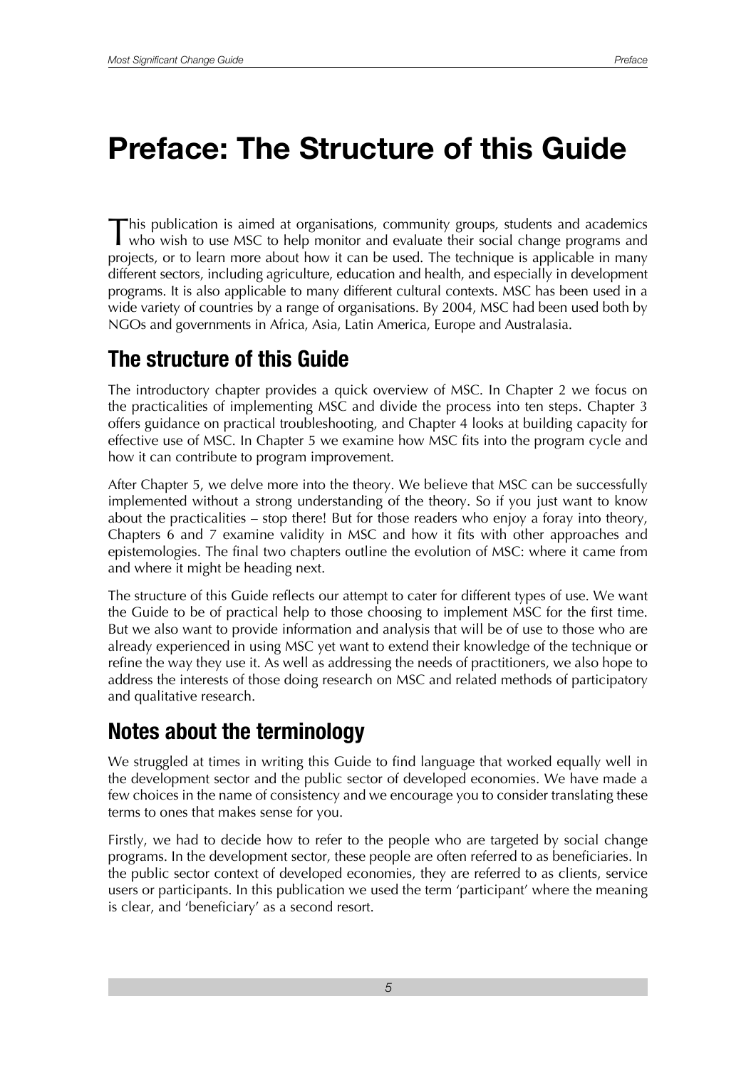# Preface: The Structure of this Guide

This publication is aimed at organisations, community groups, students and academics who wish to use MSC to help monitor and evaluate their social change programs and projects, or to learn more about how it can be used. The technique is applicable in many different sectors, including agriculture, education and health, and especially in development programs. It is also applicable to many different cultural contexts. MSC has been used in a wide variety of countries by a range of organisations. By 2004, MSC had been used both by NGOs and governments in Africa, Asia, Latin America, Europe and Australasia.

## The structure of this Guide

The introductory chapter provides a quick overview of MSC. In Chapter 2 we focus on the practicalities of implementing MSC and divide the process into ten steps. Chapter 3 offers guidance on practical troubleshooting, and Chapter 4 looks at building capacity for effective use of MSC. In Chapter 5 we examine how MSC fits into the program cycle and how it can contribute to program improvement.

After Chapter 5, we delve more into the theory. We believe that MSC can be successfully implemented without a strong understanding of the theory. So if you just want to know about the practicalities – stop there! But for those readers who enjoy a foray into theory, Chapters 6 and 7 examine validity in MSC and how it fits with other approaches and epistemologies. The final two chapters outline the evolution of MSC: where it came from and where it might be heading next.

The structure of this Guide reflects our attempt to cater for different types of use. We want the Guide to be of practical help to those choosing to implement MSC for the first time. But we also want to provide information and analysis that will be of use to those who are already experienced in using MSC yet want to extend their knowledge of the technique or refine the way they use it. As well as addressing the needs of practitioners, we also hope to address the interests of those doing research on MSC and related methods of participatory and qualitative research.

## Notes about the terminology

We struggled at times in writing this Guide to find language that worked equally well in the development sector and the public sector of developed economies. We have made a few choices in the name of consistency and we encourage you to consider translating these terms to ones that makes sense for you.

Firstly, we had to decide how to refer to the people who are targeted by social change programs. In the development sector, these people are often referred to as beneficiaries. In the public sector context of developed economies, they are referred to as clients, service users or participants. In this publication we used the term 'participant' where the meaning is clear, and 'beneficiary' as a second resort.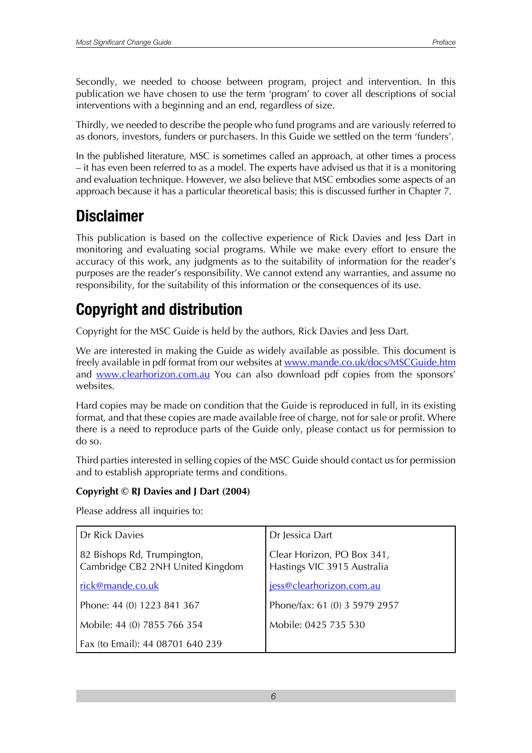Secondly, we needed to choose between program, project and intervention. In this publication we have chosen to use the term 'program' to cover all descriptions of social interventions with a beginning and an end, regardless of size.

Thirdly, we needed to describe the people who fund programs and are variously referred to as donors, investors, funders or purchasers. In this Guide we settled on the term 'funders'.

In the published literature, MSC is sometimes called an approach, at other times a process – it has even been referred to as a model. The experts have advised us that it is a monitoring and evaluation technique. However, we also believe that MSC embodies some aspects of an approach because it has a particular theoretical basis; this is discussed further in Chapter 7.

## Disclaimer

This publication is based on the collective experience of Rick Davies and Jess Dart in monitoring and evaluating social programs. While we make every effort to ensure the accuracy of this work, any judgments as to the suitability of information for the reader's purposes are the reader's responsibility. We cannot extend any warranties, and assume no responsibility, for the suitability of this information or the consequences of its use.

## Copyright and distribution

Copyright for the MSC Guide is held by the authors, Rick Davies and Jess Dart.

We are interested in making the Guide as widely available as possible. This document is freely available in pdf format from our websites at www.mande.co.uk/docs/MSCGuide.htm and www.clearhorizon.com.au You can also download pdf copies from the sponsors' websites.

Hard copies may be made on condition that the Guide is reproduced in full, in its existing format, and that these copies are made available free of charge, not for sale or profit. Where there is a need to reproduce parts of the Guide only, please contact us for permission to do so.

Third parties interested in selling copies of the MSC Guide should contact us for permission and to establish appropriate terms and conditions.

**Copyright © RJ Davies and J Dart (2004)**

Please address all inquiries to:

| Dr Rick Davies | Dr Jessica Dart |
|---|---|
| 82 Bishops Rd, Trumpington, Cambridge CB2 2NH United Kingdom | Clear Horizon, PO Box 341, Hastings VIC 3915 Australia |
| rick@mande.co.uk | jess@clearhorizon.com.au |
| Phone: 44 (0) 1223 841 367 | Phone/fax: 61 (0) 3 5979 2957 |
| Mobile: 44 (0) 7855 766 354 | Mobile: 0425 735 530 |
| Fax (to Email): 44 08701 640 239 | |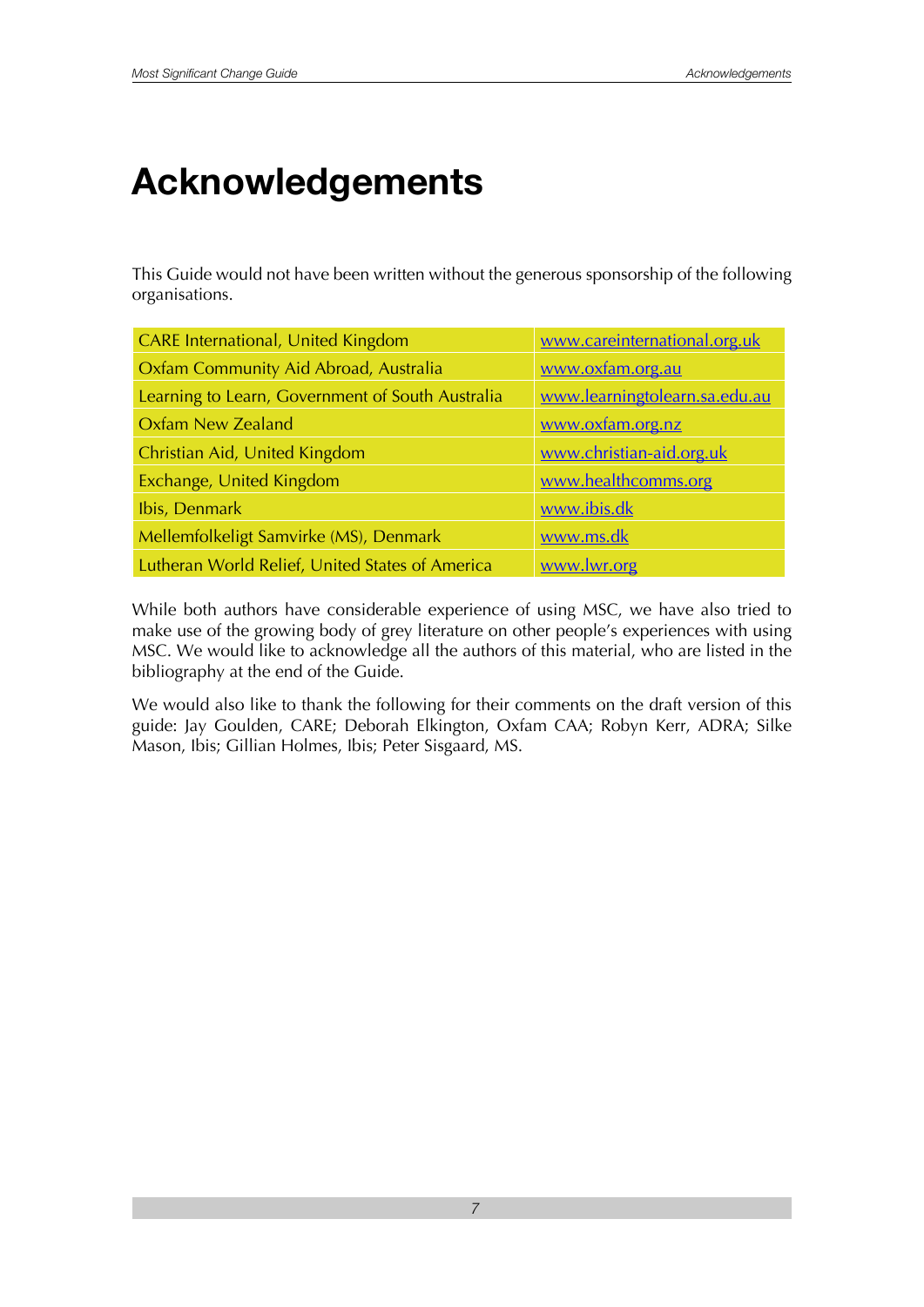# Acknowledgements

This Guide would not have been written without the generous sponsorship of the following organisations.

| | |
|---|---|
| CARE International, United Kingdom | www.careinternational.org.uk |
| Oxfam Community Aid Abroad, Australia | www.oxfam.org.au |
| Learning to Learn, Government of South Australia | www.learningtolearn.sa.edu.au |
| Oxfam New Zealand | www.oxfam.org.nz |
| Christian Aid, United Kingdom | www.christian-aid.org.uk |
| Exchange, United Kingdom | www.healthcomms.org |
| Ibis, Denmark | www.ibis.dk |
| Mellemfolkeligt Samvirke (MS), Denmark | www.ms.dk |
| Lutheran World Relief, United States of America | www.lwr.org |

While both authors have considerable experience of using MSC, we have also tried to make use of the growing body of grey literature on other people's experiences with using MSC. We would like to acknowledge all the authors of this material, who are listed in the bibliography at the end of the Guide.

We would also like to thank the following for their comments on the draft version of this guide: Jay Goulden, CARE; Deborah Elkington, Oxfam CAA; Robyn Kerr, ADRA; Silke Mason, Ibis; Gillian Holmes, Ibis; Peter Sisgaard, MS.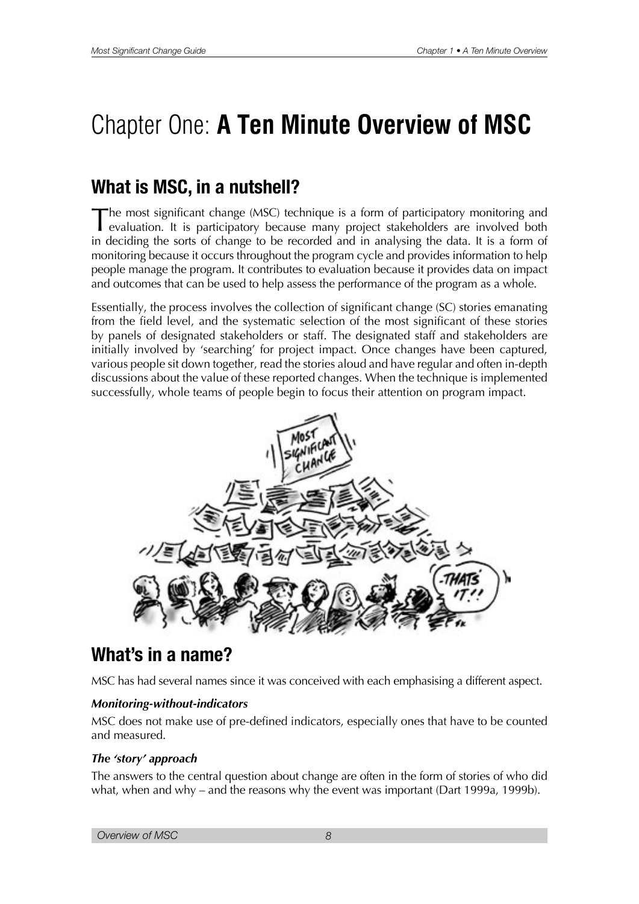# Chapter One: **A Ten Minute Overview of MSC**

## What is MSC, in a nutshell?

The most significant change (MSC) technique is a form of participatory monitoring and evaluation. It is participatory because many project stakeholders are involved both in deciding the sorts of change to be recorded and in analysing the data. It is a form of monitoring because it occurs throughout the program cycle and provides information to help people manage the program. It contributes to evaluation because it provides data on impact and outcomes that can be used to help assess the performance of the program as a whole.

Essentially, the process involves the collection of significant change (SC) stories emanating from the field level, and the systematic selection of the most significant of these stories by panels of designated stakeholders or staff. The designated staff and stakeholders are initially involved by 'searching' for project impact. Once changes have been captured, various people sit down together, read the stories aloud and have regular and often in-depth discussions about the value of these reported changes. When the technique is implemented successfully, whole teams of people begin to focus their attention on program impact.

## What's in a name?

MSC has had several names since it was conceived with each emphasising a different aspect.

***Monitoring-without-indicators***

MSC does not make use of pre-defined indicators, especially ones that have to be counted and measured.

***The 'story' approach***

The answers to the central question about change are often in the form of stories of who did what, when and why – and the reasons why the event was important (Dart 1999a, 1999b).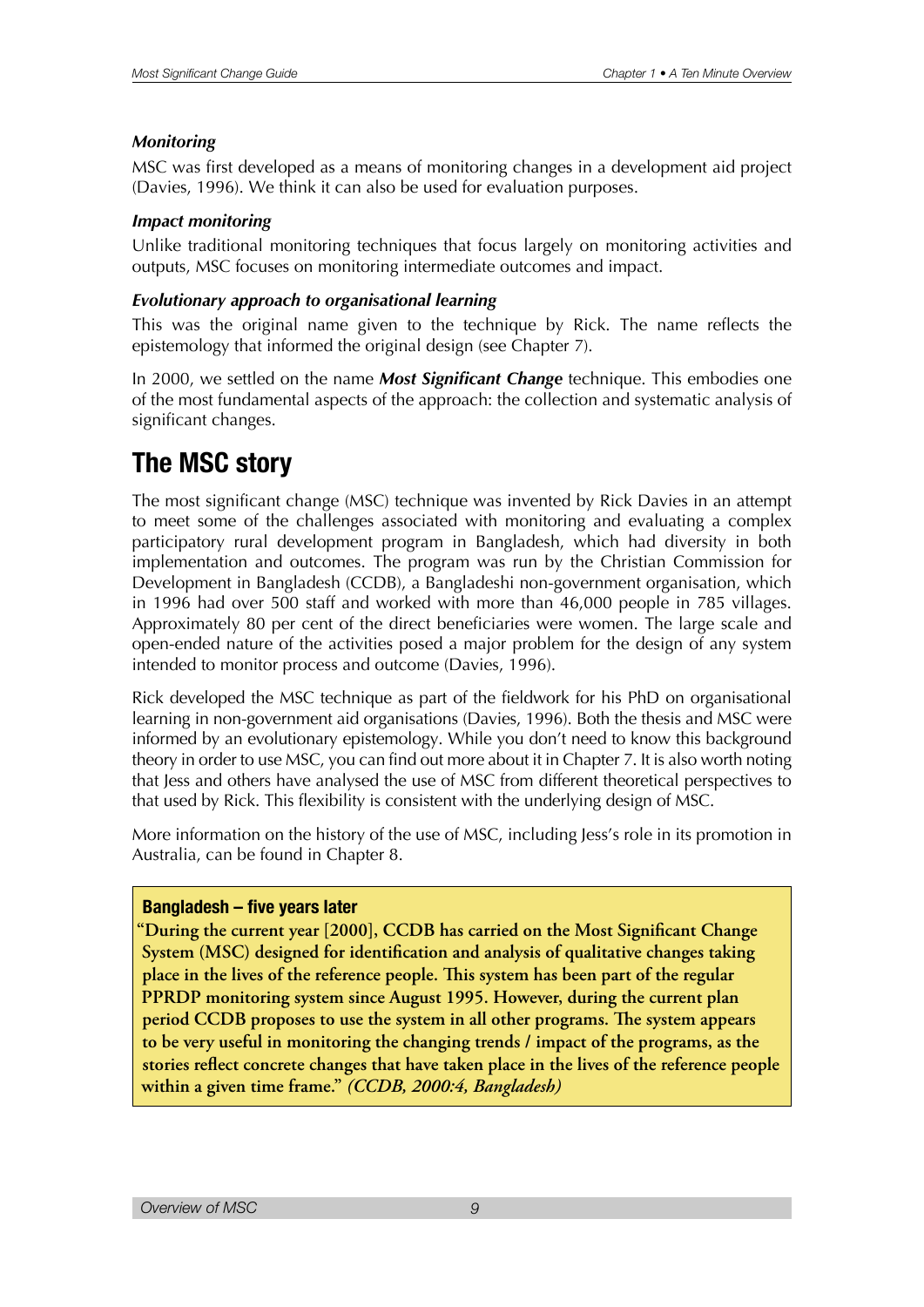### *Monitoring*

MSC was first developed as a means of monitoring changes in a development aid project (Davies, 1996). We think it can also be used for evaluation purposes.

### *Impact monitoring*

Unlike traditional monitoring techniques that focus largely on monitoring activities and outputs, MSC focuses on monitoring intermediate outcomes and impact.

### *Evolutionary approach to organisational learning*

This was the original name given to the technique by Rick. The name reflects the epistemology that informed the original design (see Chapter 7).

In 2000, we settled on the name ***Most Significant Change*** technique. This embodies one of the most fundamental aspects of the approach: the collection and systematic analysis of significant changes.

## The MSC story

The most significant change (MSC) technique was invented by Rick Davies in an attempt to meet some of the challenges associated with monitoring and evaluating a complex participatory rural development program in Bangladesh, which had diversity in both implementation and outcomes. The program was run by the Christian Commission for Development in Bangladesh (CCDB), a Bangladeshi non-government organisation, which in 1996 had over 500 staff and worked with more than 46,000 people in 785 villages. Approximately 80 per cent of the direct beneficiaries were women. The large scale and open-ended nature of the activities posed a major problem for the design of any system intended to monitor process and outcome (Davies, 1996).

Rick developed the MSC technique as part of the fieldwork for his PhD on organisational learning in non-government aid organisations (Davies, 1996). Both the thesis and MSC were informed by an evolutionary epistemology. While you don't need to know this background theory in order to use MSC, you can find out more about it in Chapter 7. It is also worth noting that Jess and others have analysed the use of MSC from different theoretical perspectives to that used by Rick. This flexibility is consistent with the underlying design of MSC.

More information on the history of the use of MSC, including Jess's role in its promotion in Australia, can be found in Chapter 8.

> **Bangladesh – five years later**
>
> **"During the current year [2000], CCDB has carried on the Most Significant Change System (MSC) designed for identification and analysis of qualitative changes taking place in the lives of the reference people. This system has been part of the regular PPRDP monitoring system since August 1995. However, during the current plan period CCDB proposes to use the system in all other programs. The system appears to be very useful in monitoring the changing trends / impact of the programs, as the stories reflect concrete changes that have taken place in the lives of the reference people within a given time frame."** ***(CCDB, 2000:4, Bangladesh)***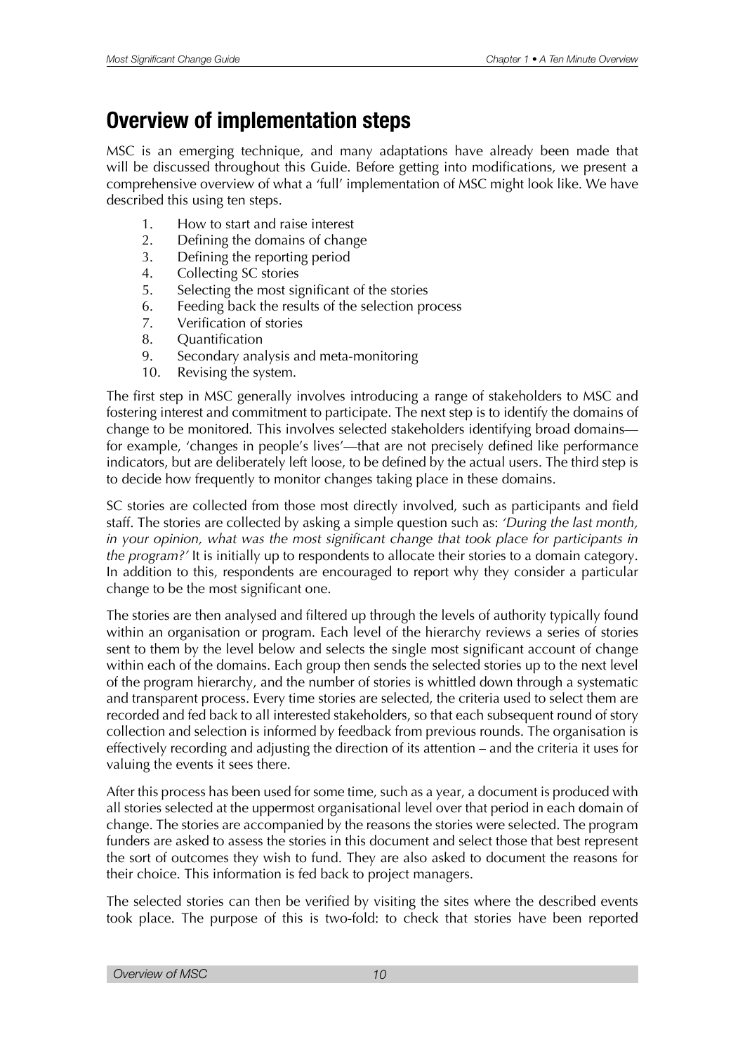## Overview of implementation steps

MSC is an emerging technique, and many adaptations have already been made that will be discussed throughout this Guide. Before getting into modifications, we present a comprehensive overview of what a 'full' implementation of MSC might look like. We have described this using ten steps.

1. How to start and raise interest
2. Defining the domains of change
3. Defining the reporting period
4. Collecting SC stories
5. Selecting the most significant of the stories
6. Feeding back the results of the selection process
7. Verification of stories
8. Quantification
9. Secondary analysis and meta-monitoring
10. Revising the system.

The first step in MSC generally involves introducing a range of stakeholders to MSC and fostering interest and commitment to participate. The next step is to identify the domains of change to be monitored. This involves selected stakeholders identifying broad domains—for example, 'changes in people's lives'—that are not precisely defined like performance indicators, but are deliberately left loose, to be defined by the actual users. The third step is to decide how frequently to monitor changes taking place in these domains.

SC stories are collected from those most directly involved, such as participants and field staff. The stories are collected by asking a simple question such as: *'During the last month, in your opinion, what was the most significant change that took place for participants in the program?'* It is initially up to respondents to allocate their stories to a domain category. In addition to this, respondents are encouraged to report why they consider a particular change to be the most significant one.

The stories are then analysed and filtered up through the levels of authority typically found within an organisation or program. Each level of the hierarchy reviews a series of stories sent to them by the level below and selects the single most significant account of change within each of the domains. Each group then sends the selected stories up to the next level of the program hierarchy, and the number of stories is whittled down through a systematic and transparent process. Every time stories are selected, the criteria used to select them are recorded and fed back to all interested stakeholders, so that each subsequent round of story collection and selection is informed by feedback from previous rounds. The organisation is effectively recording and adjusting the direction of its attention – and the criteria it uses for valuing the events it sees there.

After this process has been used for some time, such as a year, a document is produced with all stories selected at the uppermost organisational level over that period in each domain of change. The stories are accompanied by the reasons the stories were selected. The program funders are asked to assess the stories in this document and select those that best represent the sort of outcomes they wish to fund. They are also asked to document the reasons for their choice. This information is fed back to project managers.

The selected stories can then be verified by visiting the sites where the described events took place. The purpose of this is two-fold: to check that stories have been reported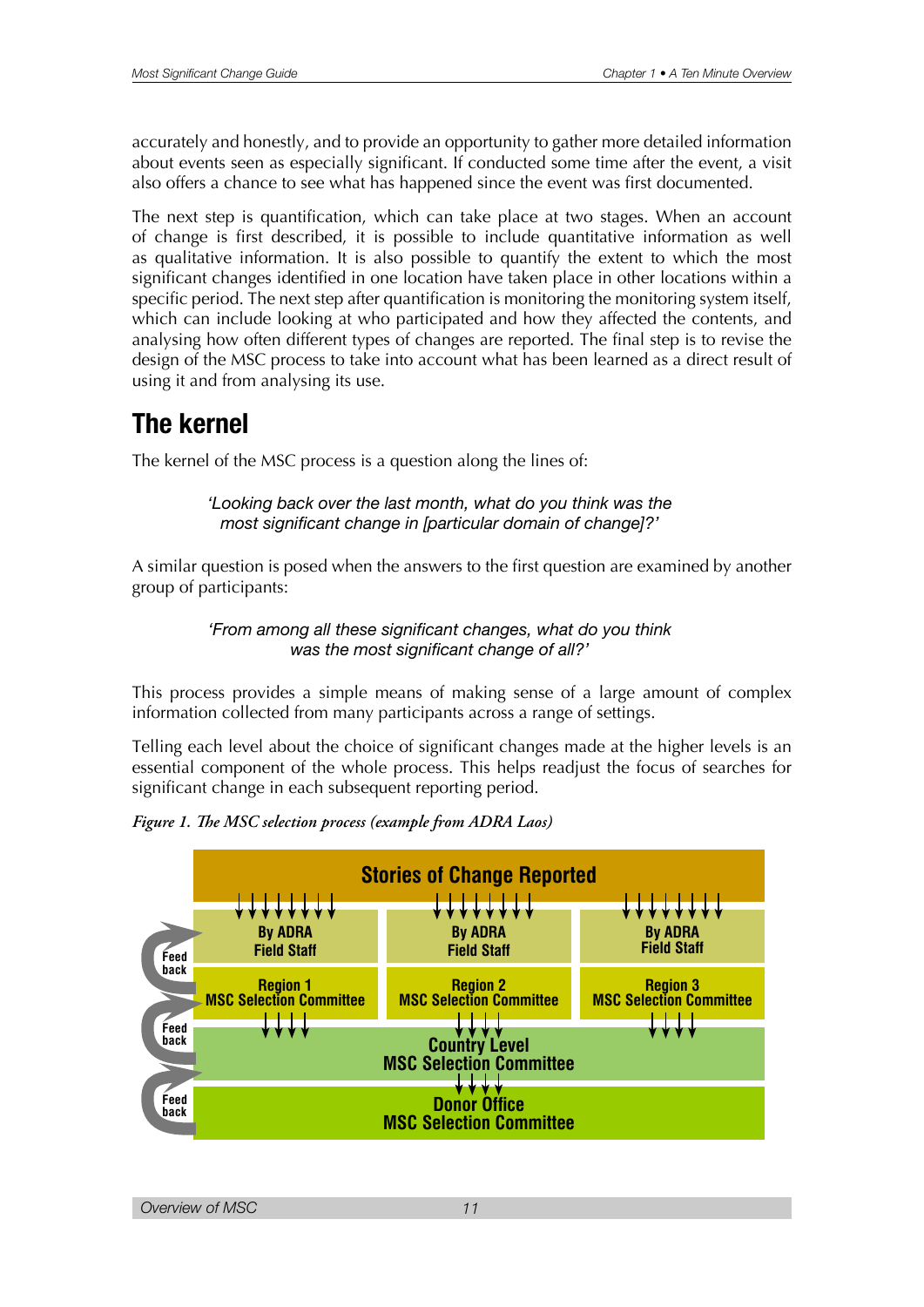accurately and honestly, and to provide an opportunity to gather more detailed information about events seen as especially significant. If conducted some time after the event, a visit also offers a chance to see what has happened since the event was first documented.

The next step is quantification, which can take place at two stages. When an account of change is first described, it is possible to include quantitative information as well as qualitative information. It is also possible to quantify the extent to which the most significant changes identified in one location have taken place in other locations within a specific period. The next step after quantification is monitoring the monitoring system itself, which can include looking at who participated and how they affected the contents, and analysing how often different types of changes are reported. The final step is to revise the design of the MSC process to take into account what has been learned as a direct result of using it and from analysing its use.

## The kernel

The kernel of the MSC process is a question along the lines of:

> *'Looking back over the last month, what do you think was the most significant change in [particular domain of change]?'*

A similar question is posed when the answers to the first question are examined by another group of participants:

> *'From among all these significant changes, what do you think was the most significant change of all?'*

This process provides a simple means of making sense of a large amount of complex information collected from many participants across a range of settings.

Telling each level about the choice of significant changes made at the higher levels is an essential component of the whole process. This helps readjust the focus of searches for significant change in each subsequent reporting period.

***Figure 1. The MSC selection process (example from ADRA Laos)***

**Stories of Change Reported**

| By ADRA Field Staff | By ADRA Field Staff | By ADRA Field Staff |
|---|---|---|
| Region 1 MSC Selection Committee | Region 2 MSC Selection Committee | Region 3 MSC Selection Committee |

**Country Level MSC Selection Committee**

**Donor Office MSC Selection Committee**

Feed back / Feed back / Feed back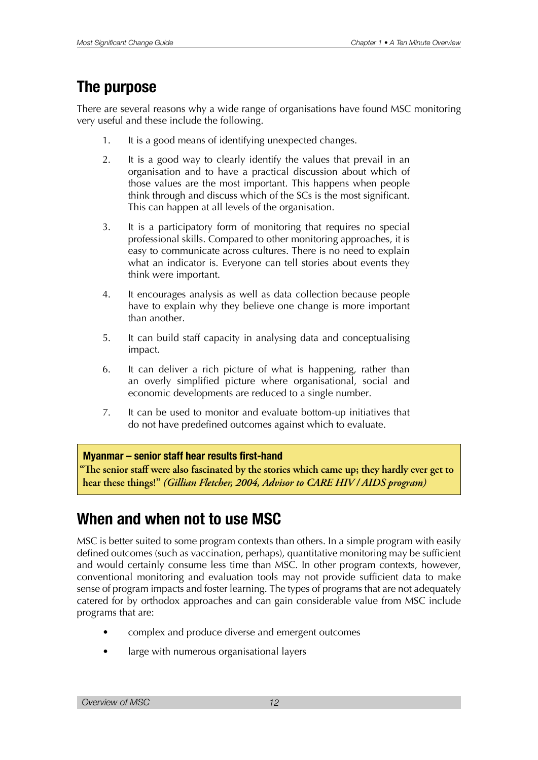## The purpose

There are several reasons why a wide range of organisations have found MSC monitoring very useful and these include the following.

1. It is a good means of identifying unexpected changes.

2. It is a good way to clearly identify the values that prevail in an organisation and to have a practical discussion about which of those values are the most important. This happens when people think through and discuss which of the SCs is the most significant. This can happen at all levels of the organisation.

3. It is a participatory form of monitoring that requires no special professional skills. Compared to other monitoring approaches, it is easy to communicate across cultures. There is no need to explain what an indicator is. Everyone can tell stories about events they think were important.

4. It encourages analysis as well as data collection because people have to explain why they believe one change is more important than another.

5. It can build staff capacity in analysing data and conceptualising impact.

6. It can deliver a rich picture of what is happening, rather than an overly simplified picture where organisational, social and economic developments are reduced to a single number.

7. It can be used to monitor and evaluate bottom-up initiatives that do not have predefined outcomes against which to evaluate.

> **Myanmar – senior staff hear results first-hand**
> **"The senior staff were also fascinated by the stories which came up; they hardly ever get to hear these things!"** ***(Gillian Fletcher, 2004, Advisor to CARE HIV / AIDS program)***

## When and when not to use MSC

MSC is better suited to some program contexts than others. In a simple program with easily defined outcomes (such as vaccination, perhaps), quantitative monitoring may be sufficient and would certainly consume less time than MSC. In other program contexts, however, conventional monitoring and evaluation tools may not provide sufficient data to make sense of program impacts and foster learning. The types of programs that are not adequately catered for by orthodox approaches and can gain considerable value from MSC include programs that are:

- complex and produce diverse and emergent outcomes
- large with numerous organisational layers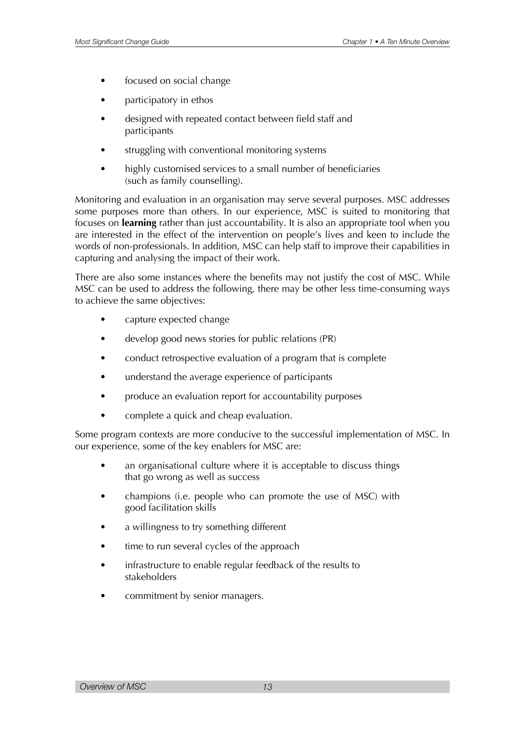- focused on social change
- participatory in ethos
- designed with repeated contact between field staff and participants
- struggling with conventional monitoring systems
- highly customised services to a small number of beneficiaries (such as family counselling).

Monitoring and evaluation in an organisation may serve several purposes. MSC addresses some purposes more than others. In our experience, MSC is suited to monitoring that focuses on **learning** rather than just accountability. It is also an appropriate tool when you are interested in the effect of the intervention on people's lives and keen to include the words of non-professionals. In addition, MSC can help staff to improve their capabilities in capturing and analysing the impact of their work.

There are also some instances where the benefits may not justify the cost of MSC. While MSC can be used to address the following, there may be other less time-consuming ways to achieve the same objectives:

- capture expected change
- develop good news stories for public relations (PR)
- conduct retrospective evaluation of a program that is complete
- understand the average experience of participants
- produce an evaluation report for accountability purposes
- complete a quick and cheap evaluation.

Some program contexts are more conducive to the successful implementation of MSC. In our experience, some of the key enablers for MSC are:

- an organisational culture where it is acceptable to discuss things that go wrong as well as success
- champions (i.e. people who can promote the use of MSC) with good facilitation skills
- a willingness to try something different
- time to run several cycles of the approach
- infrastructure to enable regular feedback of the results to stakeholders
- commitment by senior managers.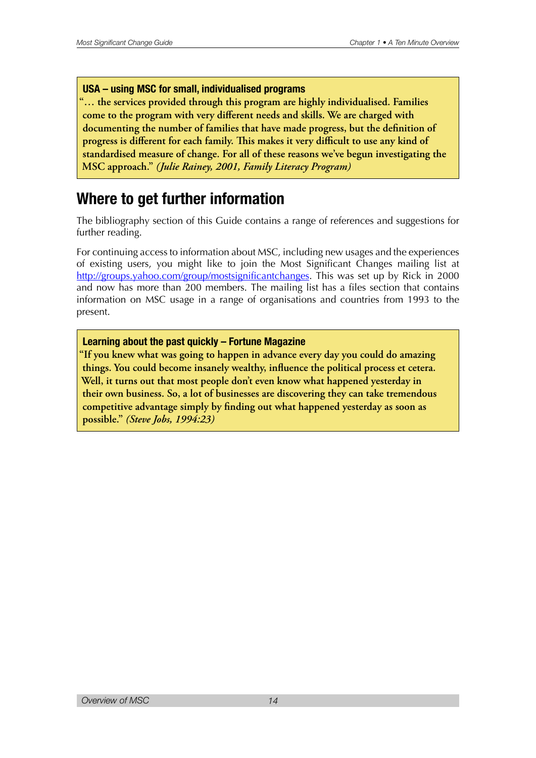**USA – using MSC for small, individualised programs**

**"… the services provided through this program are highly individualised. Families come to the program with very different needs and skills. We are charged with documenting the number of families that have made progress, but the definition of progress is different for each family. This makes it very difficult to use any kind of standardised measure of change. For all of these reasons we've begun investigating the MSC approach."** ***(Julie Rainey, 2001, Family Literacy Program)***

## Where to get further information

The bibliography section of this Guide contains a range of references and suggestions for further reading.

For continuing access to information about MSC, including new usages and the experiences of existing users, you might like to join the Most Significant Changes mailing list at http://groups.yahoo.com/group/mostsignificantchanges. This was set up by Rick in 2000 and now has more than 200 members. The mailing list has a files section that contains information on MSC usage in a range of organisations and countries from 1993 to the present.

**Learning about the past quickly – Fortune Magazine**

**"If you knew what was going to happen in advance every day you could do amazing things. You could become insanely wealthy, influence the political process et cetera. Well, it turns out that most people don't even know what happened yesterday in their own business. So, a lot of businesses are discovering they can take tremendous competitive advantage simply by finding out what happened yesterday as soon as possible."** ***(Steve Jobs, 1994:23)***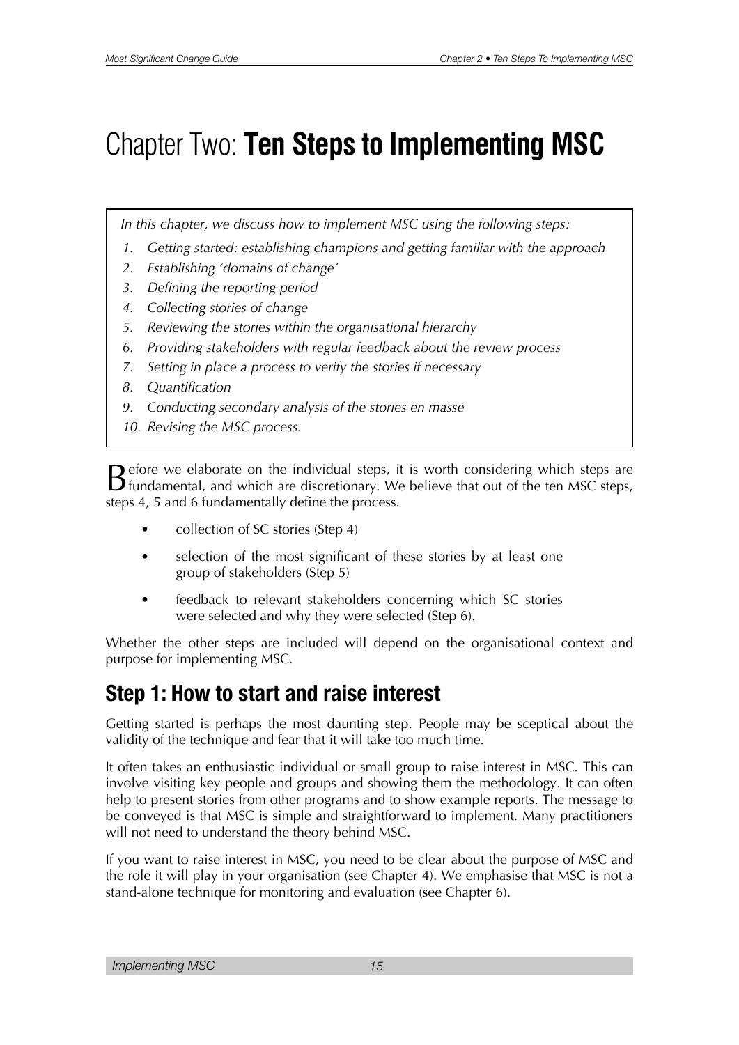# Chapter Two: **Ten Steps to Implementing MSC**

*In this chapter, we discuss how to implement MSC using the following steps:*

1. *Getting started: establishing champions and getting familiar with the approach*
2. *Establishing 'domains of change'*
3. *Defining the reporting period*
4. *Collecting stories of change*
5. *Reviewing the stories within the organisational hierarchy*
6. *Providing stakeholders with regular feedback about the review process*
7. *Setting in place a process to verify the stories if necessary*
8. *Quantification*
9. *Conducting secondary analysis of the stories en masse*
10. *Revising the MSC process.*

Before we elaborate on the individual steps, it is worth considering which steps are fundamental, and which are discretionary. We believe that out of the ten MSC steps, steps 4, 5 and 6 fundamentally define the process.

- collection of SC stories (Step 4)
- selection of the most significant of these stories by at least one group of stakeholders (Step 5)
- feedback to relevant stakeholders concerning which SC stories were selected and why they were selected (Step 6).

Whether the other steps are included will depend on the organisational context and purpose for implementing MSC.

## Step 1: How to start and raise interest

Getting started is perhaps the most daunting step. People may be sceptical about the validity of the technique and fear that it will take too much time.

It often takes an enthusiastic individual or small group to raise interest in MSC. This can involve visiting key people and groups and showing them the methodology. It can often help to present stories from other programs and to show example reports. The message to be conveyed is that MSC is simple and straightforward to implement. Many practitioners will not need to understand the theory behind MSC.

If you want to raise interest in MSC, you need to be clear about the purpose of MSC and the role it will play in your organisation (see Chapter 4). We emphasise that MSC is not a stand-alone technique for monitoring and evaluation (see Chapter 6).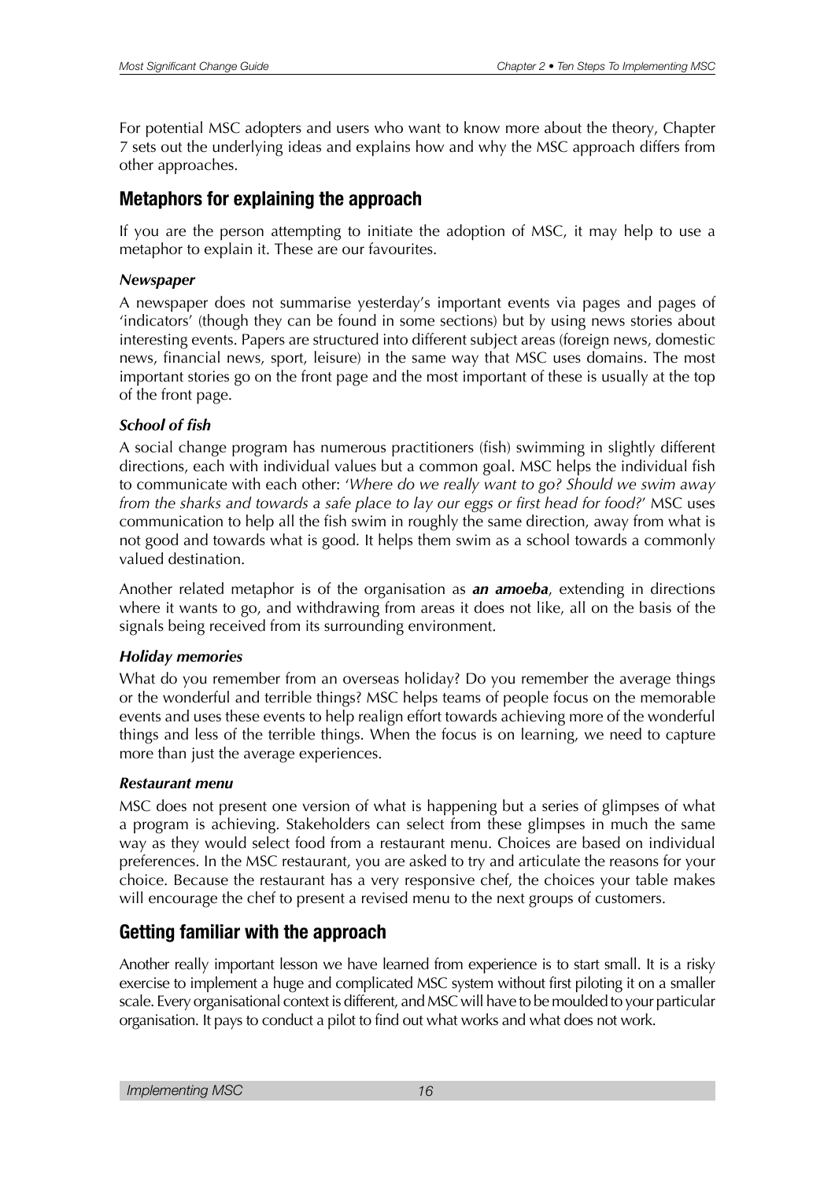For potential MSC adopters and users who want to know more about the theory, Chapter 7 sets out the underlying ideas and explains how and why the MSC approach differs from other approaches.

## Metaphors for explaining the approach

If you are the person attempting to initiate the adoption of MSC, it may help to use a metaphor to explain it. These are our favourites.

### *Newspaper*

A newspaper does not summarise yesterday's important events via pages and pages of 'indicators' (though they can be found in some sections) but by using news stories about interesting events. Papers are structured into different subject areas (foreign news, domestic news, financial news, sport, leisure) in the same way that MSC uses domains. The most important stories go on the front page and the most important of these is usually at the top of the front page.

### *School of fish*

A social change program has numerous practitioners (fish) swimming in slightly different directions, each with individual values but a common goal. MSC helps the individual fish to communicate with each other: '*Where do we really want to go? Should we swim away from the sharks and towards a safe place to lay our eggs or first head for food?*' MSC uses communication to help all the fish swim in roughly the same direction, away from what is not good and towards what is good. It helps them swim as a school towards a commonly valued destination.

Another related metaphor is of the organisation as ***an amoeba***, extending in directions where it wants to go, and withdrawing from areas it does not like, all on the basis of the signals being received from its surrounding environment.

### *Holiday memories*

What do you remember from an overseas holiday? Do you remember the average things or the wonderful and terrible things? MSC helps teams of people focus on the memorable events and uses these events to help realign effort towards achieving more of the wonderful things and less of the terrible things. When the focus is on learning, we need to capture more than just the average experiences.

### *Restaurant menu*

MSC does not present one version of what is happening but a series of glimpses of what a program is achieving. Stakeholders can select from these glimpses in much the same way as they would select food from a restaurant menu. Choices are based on individual preferences. In the MSC restaurant, you are asked to try and articulate the reasons for your choice. Because the restaurant has a very responsive chef, the choices your table makes will encourage the chef to present a revised menu to the next groups of customers.

## Getting familiar with the approach

Another really important lesson we have learned from experience is to start small. It is a risky exercise to implement a huge and complicated MSC system without first piloting it on a smaller scale. Every organisational context is different, and MSC will have to be moulded to your particular organisation. It pays to conduct a pilot to find out what works and what does not work.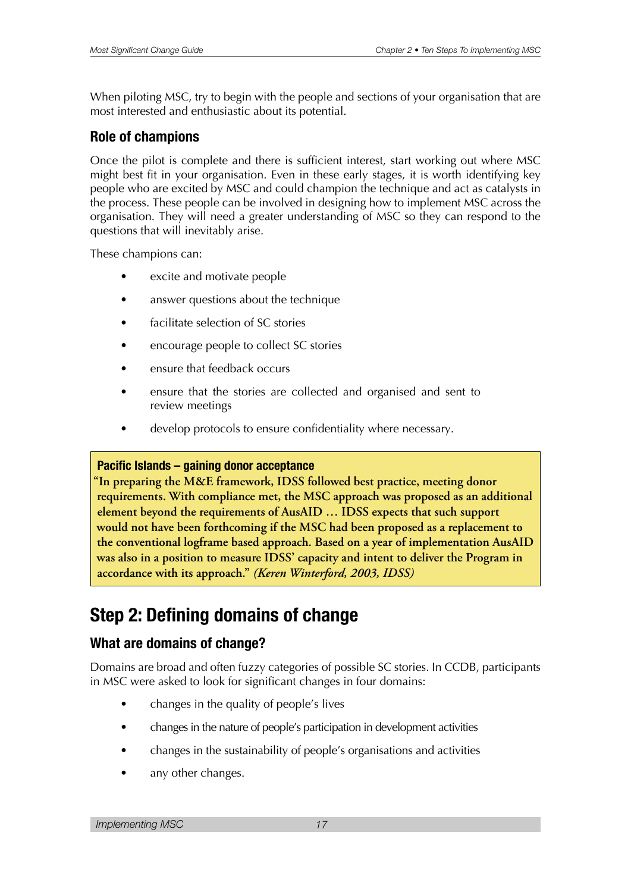When piloting MSC, try to begin with the people and sections of your organisation that are most interested and enthusiastic about its potential.

### Role of champions

Once the pilot is complete and there is sufficient interest, start working out where MSC might best fit in your organisation. Even in these early stages, it is worth identifying key people who are excited by MSC and could champion the technique and act as catalysts in the process. These people can be involved in designing how to implement MSC across the organisation. They will need a greater understanding of MSC so they can respond to the questions that will inevitably arise.

These champions can:

- excite and motivate people
- answer questions about the technique
- facilitate selection of SC stories
- encourage people to collect SC stories
- ensure that feedback occurs
- ensure that the stories are collected and organised and sent to review meetings
- develop protocols to ensure confidentiality where necessary.

> **Pacific Islands – gaining donor acceptance**
> **"In preparing the M&E framework, IDSS followed best practice, meeting donor requirements. With compliance met, the MSC approach was proposed as an additional element beyond the requirements of AusAID … IDSS expects that such support would not have been forthcoming if the MSC had been proposed as a replacement to the conventional logframe based approach. Based on a year of implementation AusAID was also in a position to measure IDSS' capacity and intent to deliver the Program in accordance with its approach."** ***(Keren Winterford, 2003, IDSS)***

## Step 2: Defining domains of change

### What are domains of change?

Domains are broad and often fuzzy categories of possible SC stories. In CCDB, participants in MSC were asked to look for significant changes in four domains:

- changes in the quality of people's lives
- changes in the nature of people's participation in development activities
- changes in the sustainability of people's organisations and activities
- any other changes.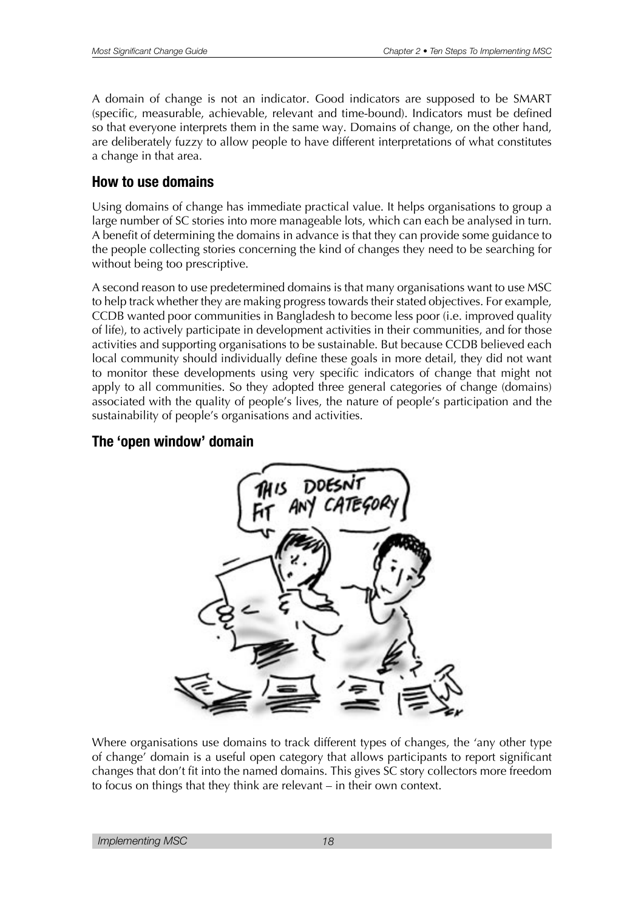A domain of change is not an indicator. Good indicators are supposed to be SMART (specific, measurable, achievable, relevant and time-bound). Indicators must be defined so that everyone interprets them in the same way. Domains of change, on the other hand, are deliberately fuzzy to allow people to have different interpretations of what constitutes a change in that area.

## How to use domains

Using domains of change has immediate practical value. It helps organisations to group a large number of SC stories into more manageable lots, which can each be analysed in turn. A benefit of determining the domains in advance is that they can provide some guidance to the people collecting stories concerning the kind of changes they need to be searching for without being too prescriptive.

A second reason to use predetermined domains is that many organisations want to use MSC to help track whether they are making progress towards their stated objectives. For example, CCDB wanted poor communities in Bangladesh to become less poor (i.e. improved quality of life), to actively participate in development activities in their communities, and for those activities and supporting organisations to be sustainable. But because CCDB believed each local community should individually define these goals in more detail, they did not want to monitor these developments using very specific indicators of change that might not apply to all communities. So they adopted three general categories of change (domains) associated with the quality of people's lives, the nature of people's participation and the sustainability of people's organisations and activities.

## The 'open window' domain

Where organisations use domains to track different types of changes, the 'any other type of change' domain is a useful open category that allows participants to report significant changes that don't fit into the named domains. This gives SC story collectors more freedom to focus on things that they think are relevant – in their own context.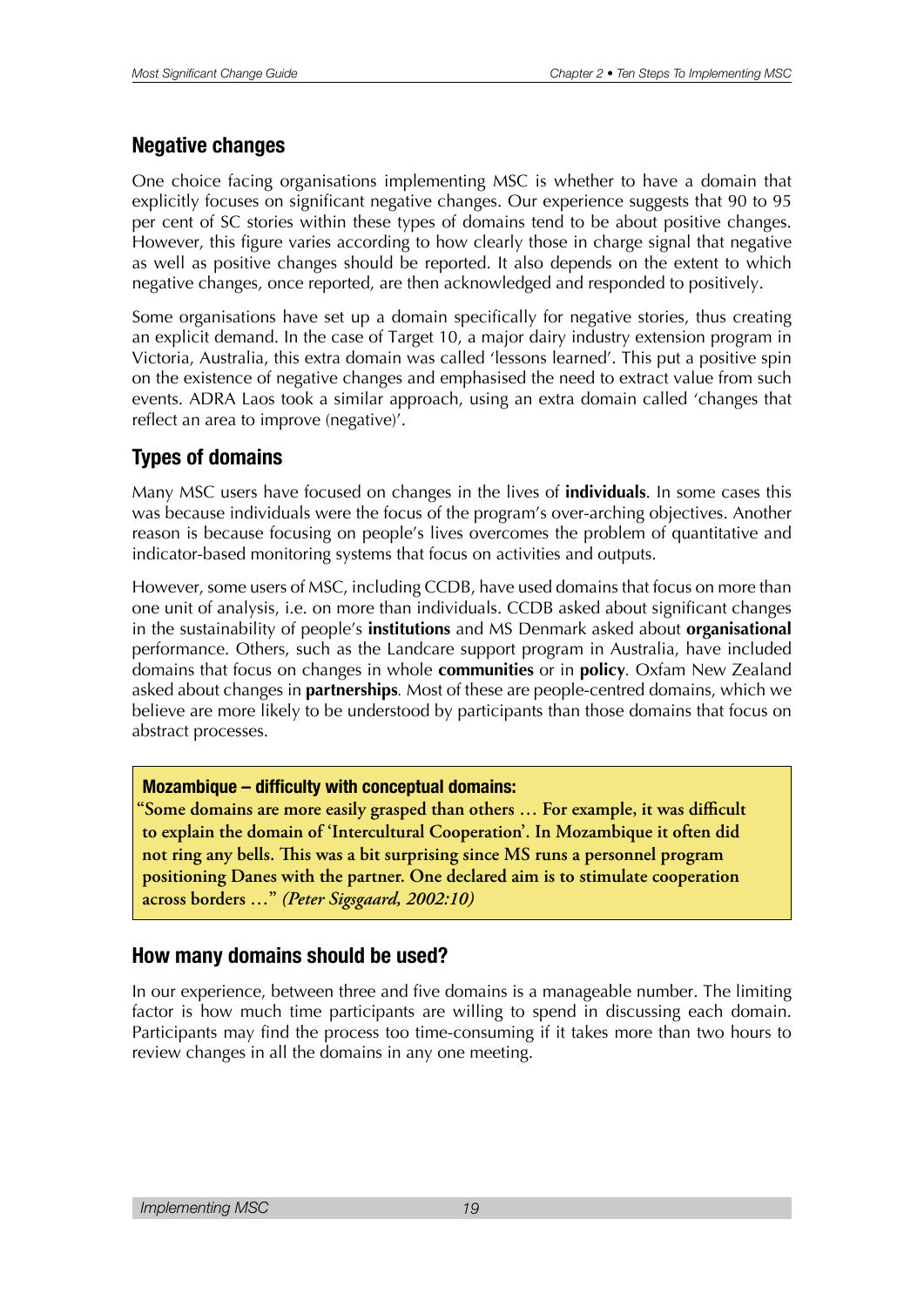## Negative changes

One choice facing organisations implementing MSC is whether to have a domain that explicitly focuses on significant negative changes. Our experience suggests that 90 to 95 per cent of SC stories within these types of domains tend to be about positive changes. However, this figure varies according to how clearly those in charge signal that negative as well as positive changes should be reported. It also depends on the extent to which negative changes, once reported, are then acknowledged and responded to positively.

Some organisations have set up a domain specifically for negative stories, thus creating an explicit demand. In the case of Target 10, a major dairy industry extension program in Victoria, Australia, this extra domain was called 'lessons learned'. This put a positive spin on the existence of negative changes and emphasised the need to extract value from such events. ADRA Laos took a similar approach, using an extra domain called 'changes that reflect an area to improve (negative)'.

## Types of domains

Many MSC users have focused on changes in the lives of **individuals**. In some cases this was because individuals were the focus of the program's over-arching objectives. Another reason is because focusing on people's lives overcomes the problem of quantitative and indicator-based monitoring systems that focus on activities and outputs.

However, some users of MSC, including CCDB, have used domains that focus on more than one unit of analysis, i.e. on more than individuals. CCDB asked about significant changes in the sustainability of people's **institutions** and MS Denmark asked about **organisational** performance. Others, such as the Landcare support program in Australia, have included domains that focus on changes in whole **communities** or in **policy**. Oxfam New Zealand asked about changes in **partnerships**. Most of these are people-centred domains, which we believe are more likely to be understood by participants than those domains that focus on abstract processes.

> **Mozambique – difficulty with conceptual domains:**
> **"Some domains are more easily grasped than others … For example, it was difficult to explain the domain of 'Intercultural Cooperation'. In Mozambique it often did not ring any bells. This was a bit surprising since MS runs a personnel program positioning Danes with the partner. One declared aim is to stimulate cooperation across borders …"** ***(Peter Sigsgaard, 2002:10)***

## How many domains should be used?

In our experience, between three and five domains is a manageable number. The limiting factor is how much time participants are willing to spend in discussing each domain. Participants may find the process too time-consuming if it takes more than two hours to review changes in all the domains in any one meeting.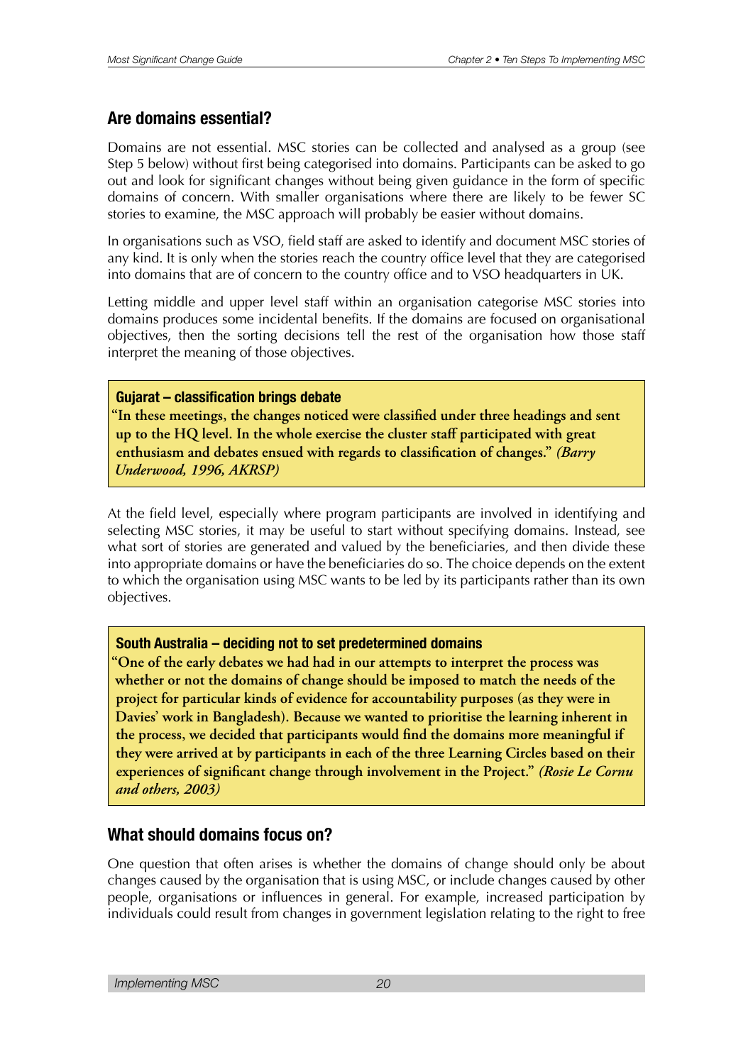## Are domains essential?

Domains are not essential. MSC stories can be collected and analysed as a group (see Step 5 below) without first being categorised into domains. Participants can be asked to go out and look for significant changes without being given guidance in the form of specific domains of concern. With smaller organisations where there are likely to be fewer SC stories to examine, the MSC approach will probably be easier without domains.

In organisations such as VSO, field staff are asked to identify and document MSC stories of any kind. It is only when the stories reach the country office level that they are categorised into domains that are of concern to the country office and to VSO headquarters in UK.

Letting middle and upper level staff within an organisation categorise MSC stories into domains produces some incidental benefits. If the domains are focused on organisational objectives, then the sorting decisions tell the rest of the organisation how those staff interpret the meaning of those objectives.

> **Gujarat – classification brings debate**
>
> **"In these meetings, the changes noticed were classified under three headings and sent up to the HQ level. In the whole exercise the cluster staff participated with great enthusiasm and debates ensued with regards to classification of changes."** ***(Barry Underwood, 1996, AKRSP)***

At the field level, especially where program participants are involved in identifying and selecting MSC stories, it may be useful to start without specifying domains. Instead, see what sort of stories are generated and valued by the beneficiaries, and then divide these into appropriate domains or have the beneficiaries do so. The choice depends on the extent to which the organisation using MSC wants to be led by its participants rather than its own objectives.

> **South Australia – deciding not to set predetermined domains**
>
> **"One of the early debates we had had in our attempts to interpret the process was whether or not the domains of change should be imposed to match the needs of the project for particular kinds of evidence for accountability purposes (as they were in Davies' work in Bangladesh). Because we wanted to prioritise the learning inherent in the process, we decided that participants would find the domains more meaningful if they were arrived at by participants in each of the three Learning Circles based on their experiences of significant change through involvement in the Project."** ***(Rosie Le Cornu and others, 2003)***

## What should domains focus on?

One question that often arises is whether the domains of change should only be about changes caused by the organisation that is using MSC, or include changes caused by other people, organisations or influences in general. For example, increased participation by individuals could result from changes in government legislation relating to the right to free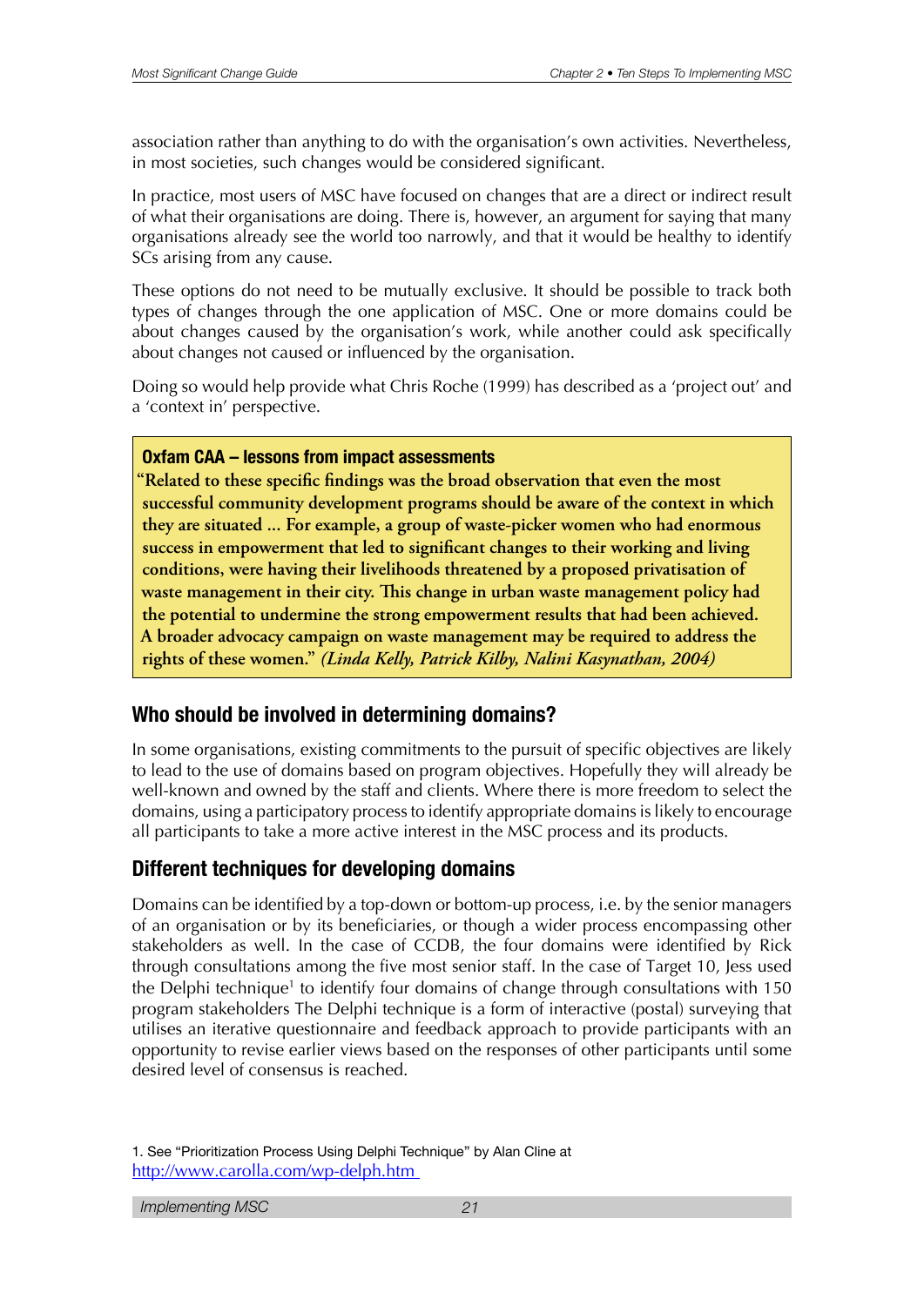association rather than anything to do with the organisation's own activities. Nevertheless, in most societies, such changes would be considered significant.

In practice, most users of MSC have focused on changes that are a direct or indirect result of what their organisations are doing. There is, however, an argument for saying that many organisations already see the world too narrowly, and that it would be healthy to identify SCs arising from any cause.

These options do not need to be mutually exclusive. It should be possible to track both types of changes through the one application of MSC. One or more domains could be about changes caused by the organisation's work, while another could ask specifically about changes not caused or influenced by the organisation.

Doing so would help provide what Chris Roche (1999) has described as a 'project out' and a 'context in' perspective.

> **Oxfam CAA – lessons from impact assessments**
>
> **"Related to these specific findings was the broad observation that even the most successful community development programs should be aware of the context in which they are situated ... For example, a group of waste-picker women who had enormous success in empowerment that led to significant changes to their working and living conditions, were having their livelihoods threatened by a proposed privatisation of waste management in their city. This change in urban waste management policy had the potential to undermine the strong empowerment results that had been achieved. A broader advocacy campaign on waste management may be required to address the rights of these women."** ***(Linda Kelly, Patrick Kilby, Nalini Kasynathan, 2004)***

## Who should be involved in determining domains?

In some organisations, existing commitments to the pursuit of specific objectives are likely to lead to the use of domains based on program objectives. Hopefully they will already be well-known and owned by the staff and clients. Where there is more freedom to select the domains, using a participatory process to identify appropriate domains is likely to encourage all participants to take a more active interest in the MSC process and its products.

## Different techniques for developing domains

Domains can be identified by a top-down or bottom-up process, i.e. by the senior managers of an organisation or by its beneficiaries, or though a wider process encompassing other stakeholders as well. In the case of CCDB, the four domains were identified by Rick through consultations among the five most senior staff. In the case of Target 10, Jess used the Delphi technique[1] to identify four domains of change through consultations with 150 program stakeholders The Delphi technique is a form of interactive (postal) surveying that utilises an iterative questionnaire and feedback approach to provide participants with an opportunity to revise earlier views based on the responses of other participants until some desired level of consensus is reached.

1. See "Prioritization Process Using Delphi Technique" by Alan Cline at http://www.carolla.com/wp-delph.htm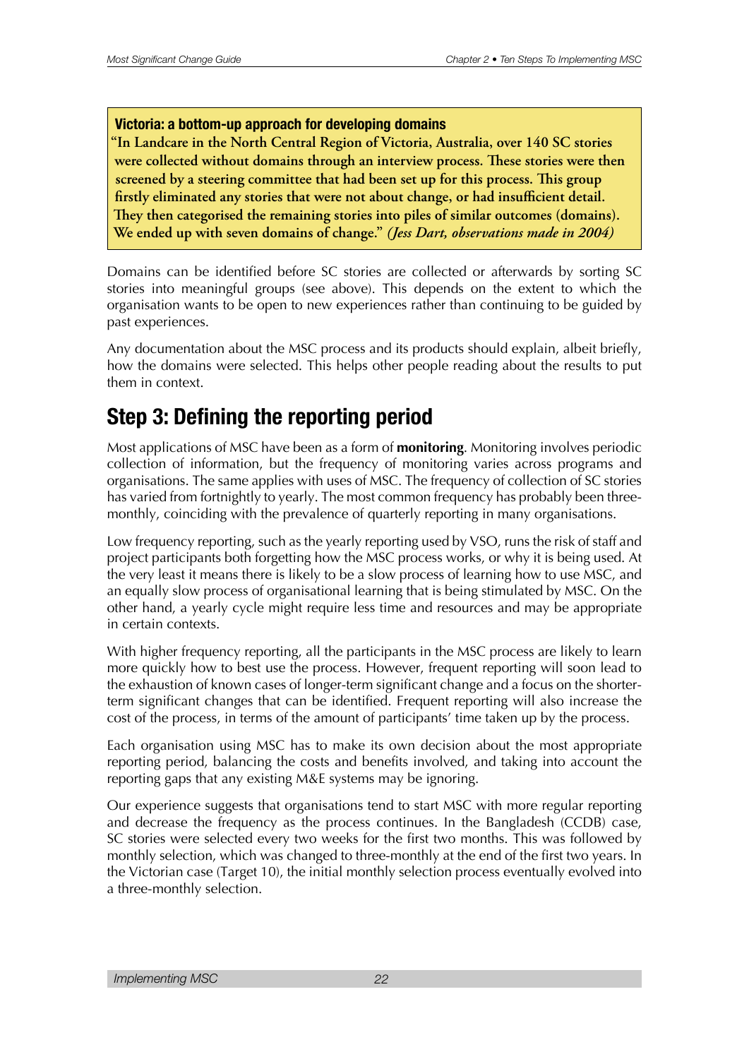**Victoria: a bottom-up approach for developing domains**

**"In Landcare in the North Central Region of Victoria, Australia, over 140 SC stories were collected without domains through an interview process. These stories were then screened by a steering committee that had been set up for this process. This group firstly eliminated any stories that were not about change, or had insufficient detail. They then categorised the remaining stories into piles of similar outcomes (domains). We ended up with seven domains of change."** ***(Jess Dart, observations made in 2004)***

Domains can be identified before SC stories are collected or afterwards by sorting SC stories into meaningful groups (see above). This depends on the extent to which the organisation wants to be open to new experiences rather than continuing to be guided by past experiences.

Any documentation about the MSC process and its products should explain, albeit briefly, how the domains were selected. This helps other people reading about the results to put them in context.

## Step 3: Defining the reporting period

Most applications of MSC have been as a form of **monitoring**. Monitoring involves periodic collection of information, but the frequency of monitoring varies across programs and organisations. The same applies with uses of MSC. The frequency of collection of SC stories has varied from fortnightly to yearly. The most common frequency has probably been three-monthly, coinciding with the prevalence of quarterly reporting in many organisations.

Low frequency reporting, such as the yearly reporting used by VSO, runs the risk of staff and project participants both forgetting how the MSC process works, or why it is being used. At the very least it means there is likely to be a slow process of learning how to use MSC, and an equally slow process of organisational learning that is being stimulated by MSC. On the other hand, a yearly cycle might require less time and resources and may be appropriate in certain contexts.

With higher frequency reporting, all the participants in the MSC process are likely to learn more quickly how to best use the process. However, frequent reporting will soon lead to the exhaustion of known cases of longer-term significant change and a focus on the shorter-term significant changes that can be identified. Frequent reporting will also increase the cost of the process, in terms of the amount of participants' time taken up by the process.

Each organisation using MSC has to make its own decision about the most appropriate reporting period, balancing the costs and benefits involved, and taking into account the reporting gaps that any existing M&E systems may be ignoring.

Our experience suggests that organisations tend to start MSC with more regular reporting and decrease the frequency as the process continues. In the Bangladesh (CCDB) case, SC stories were selected every two weeks for the first two months. This was followed by monthly selection, which was changed to three-monthly at the end of the first two years. In the Victorian case (Target 10), the initial monthly selection process eventually evolved into a three-monthly selection.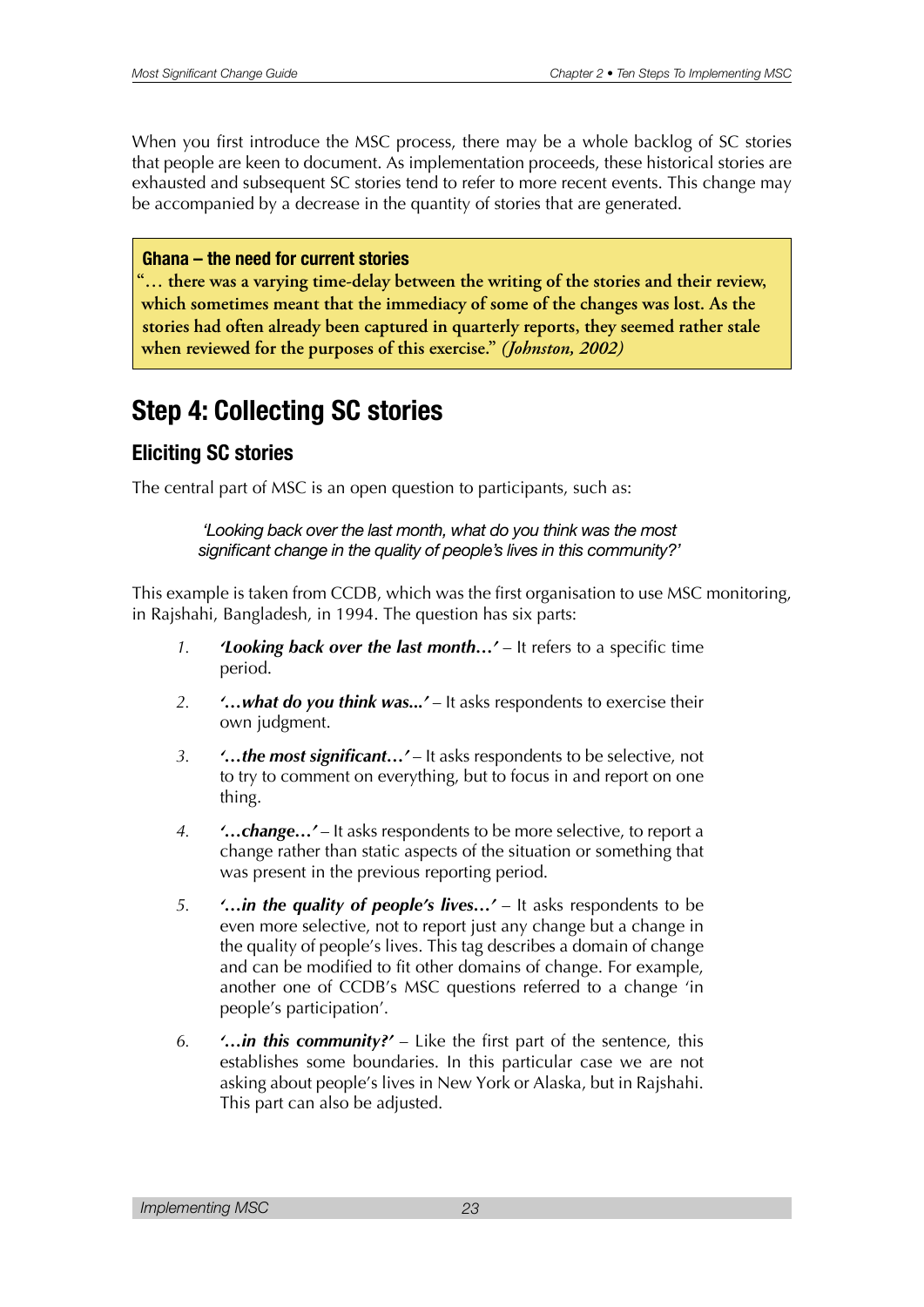When you first introduce the MSC process, there may be a whole backlog of SC stories that people are keen to document. As implementation proceeds, these historical stories are exhausted and subsequent SC stories tend to refer to more recent events. This change may be accompanied by a decrease in the quantity of stories that are generated.

> **Ghana – the need for current stories**
> **"… there was a varying time-delay between the writing of the stories and their review, which sometimes meant that the immediacy of some of the changes was lost. As the stories had often already been captured in quarterly reports, they seemed rather stale when reviewed for the purposes of this exercise."** ***(Johnston, 2002)***

# Step 4: Collecting SC stories

## Eliciting SC stories

The central part of MSC is an open question to participants, such as:

> *'Looking back over the last month, what do you think was the most significant change in the quality of people's lives in this community?'*

This example is taken from CCDB, which was the first organisation to use MSC monitoring, in Rajshahi, Bangladesh, in 1994. The question has six parts:

1. ***'Looking back over the last month…'*** – It refers to a specific time period.
2. ***'…what do you think was...'*** – It asks respondents to exercise their own judgment.
3. ***'…the most significant…'*** – It asks respondents to be selective, not to try to comment on everything, but to focus in and report on one thing.
4. ***'…change…'*** – It asks respondents to be more selective, to report a change rather than static aspects of the situation or something that was present in the previous reporting period.
5. ***'…in the quality of people's lives…'*** – It asks respondents to be even more selective, not to report just any change but a change in the quality of people's lives. This tag describes a domain of change and can be modified to fit other domains of change. For example, another one of CCDB's MSC questions referred to a change 'in people's participation'.
6. ***'…in this community?'*** – Like the first part of the sentence, this establishes some boundaries. In this particular case we are not asking about people's lives in New York or Alaska, but in Rajshahi. This part can also be adjusted.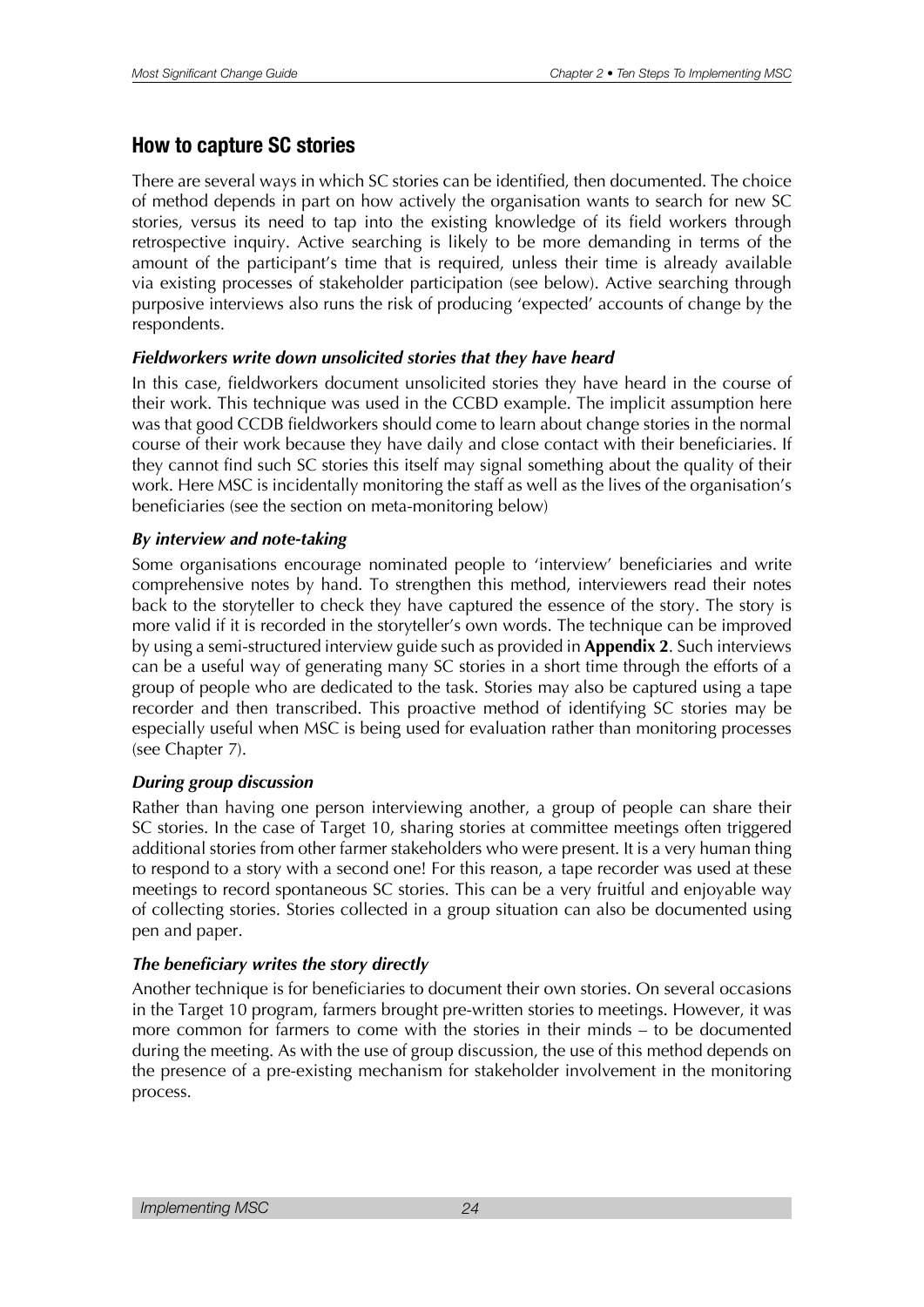## How to capture SC stories

There are several ways in which SC stories can be identified, then documented. The choice of method depends in part on how actively the organisation wants to search for new SC stories, versus its need to tap into the existing knowledge of its field workers through retrospective inquiry. Active searching is likely to be more demanding in terms of the amount of the participant's time that is required, unless their time is already available via existing processes of stakeholder participation (see below). Active searching through purposive interviews also runs the risk of producing 'expected' accounts of change by the respondents.

### *Fieldworkers write down unsolicited stories that they have heard*

In this case, fieldworkers document unsolicited stories they have heard in the course of their work. This technique was used in the CCBD example. The implicit assumption here was that good CCDB fieldworkers should come to learn about change stories in the normal course of their work because they have daily and close contact with their beneficiaries. If they cannot find such SC stories this itself may signal something about the quality of their work. Here MSC is incidentally monitoring the staff as well as the lives of the organisation's beneficiaries (see the section on meta-monitoring below)

### *By interview and note-taking*

Some organisations encourage nominated people to 'interview' beneficiaries and write comprehensive notes by hand. To strengthen this method, interviewers read their notes back to the storyteller to check they have captured the essence of the story. The story is more valid if it is recorded in the storyteller's own words. The technique can be improved by using a semi-structured interview guide such as provided in **Appendix 2**. Such interviews can be a useful way of generating many SC stories in a short time through the efforts of a group of people who are dedicated to the task. Stories may also be captured using a tape recorder and then transcribed. This proactive method of identifying SC stories may be especially useful when MSC is being used for evaluation rather than monitoring processes (see Chapter 7).

### *During group discussion*

Rather than having one person interviewing another, a group of people can share their SC stories. In the case of Target 10, sharing stories at committee meetings often triggered additional stories from other farmer stakeholders who were present. It is a very human thing to respond to a story with a second one! For this reason, a tape recorder was used at these meetings to record spontaneous SC stories. This can be a very fruitful and enjoyable way of collecting stories. Stories collected in a group situation can also be documented using pen and paper.

### *The beneficiary writes the story directly*

Another technique is for beneficiaries to document their own stories. On several occasions in the Target 10 program, farmers brought pre-written stories to meetings. However, it was more common for farmers to come with the stories in their minds – to be documented during the meeting. As with the use of group discussion, the use of this method depends on the presence of a pre-existing mechanism for stakeholder involvement in the monitoring process.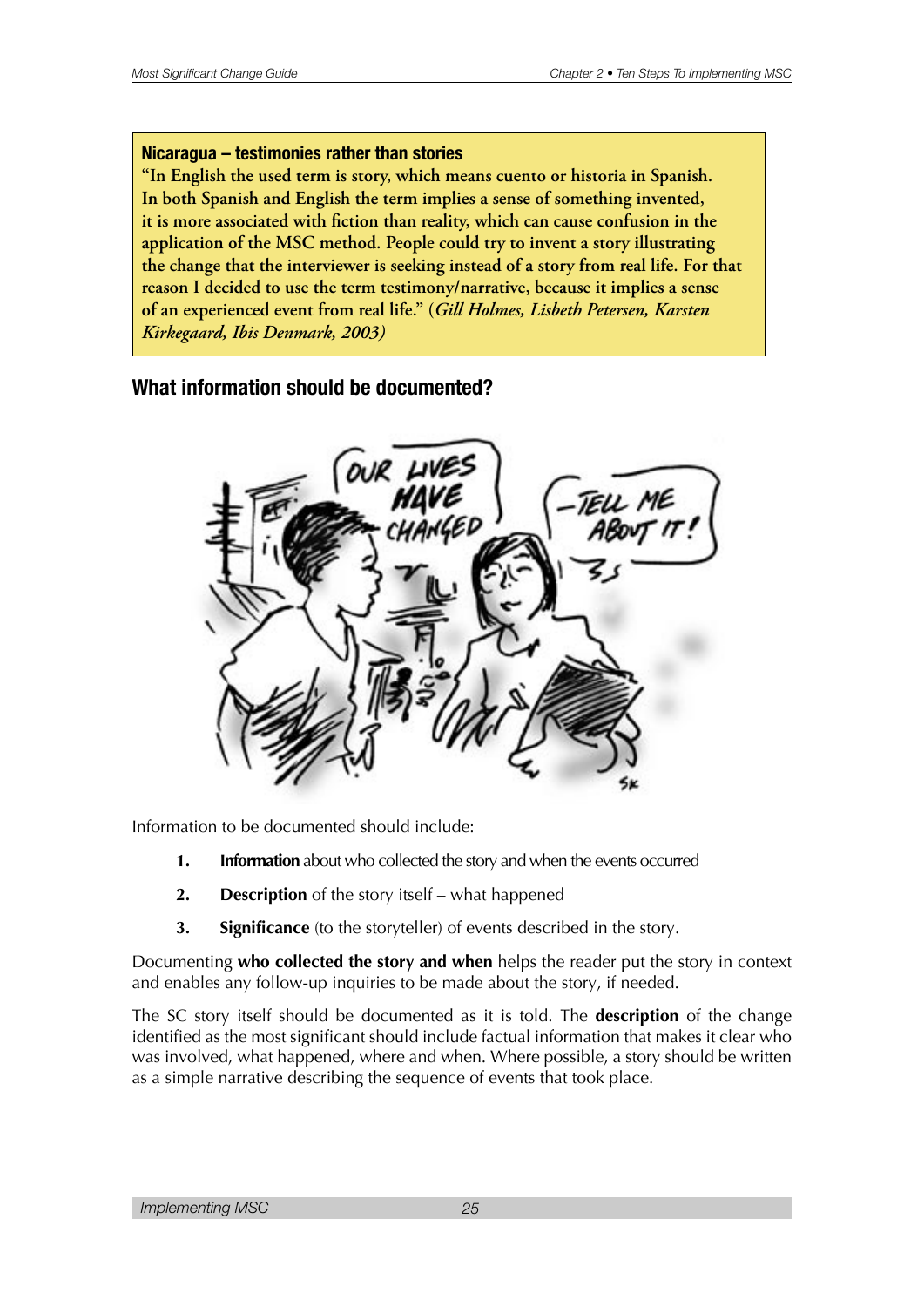**Nicaragua – testimonies rather than stories**

**"In English the used term is story, which means cuento or historia in Spanish. In both Spanish and English the term implies a sense of something invented, it is more associated with fiction than reality, which can cause confusion in the application of the MSC method. People could try to invent a story illustrating the change that the interviewer is seeking instead of a story from real life. For that reason I decided to use the term testimony/narrative, because it implies a sense of an experienced event from real life." (*Gill Holmes, Lisbeth Petersen, Karsten Kirkegaard, Ibis Denmark, 2003)***

## What information should be documented?

Information to be documented should include:

1. **Information** about who collected the story and when the events occurred
2. **Description** of the story itself – what happened
3. **Significance** (to the storyteller) of events described in the story.

Documenting **who collected the story and when** helps the reader put the story in context and enables any follow-up inquiries to be made about the story, if needed.

The SC story itself should be documented as it is told. The **description** of the change identified as the most significant should include factual information that makes it clear who was involved, what happened, where and when. Where possible, a story should be written as a simple narrative describing the sequence of events that took place.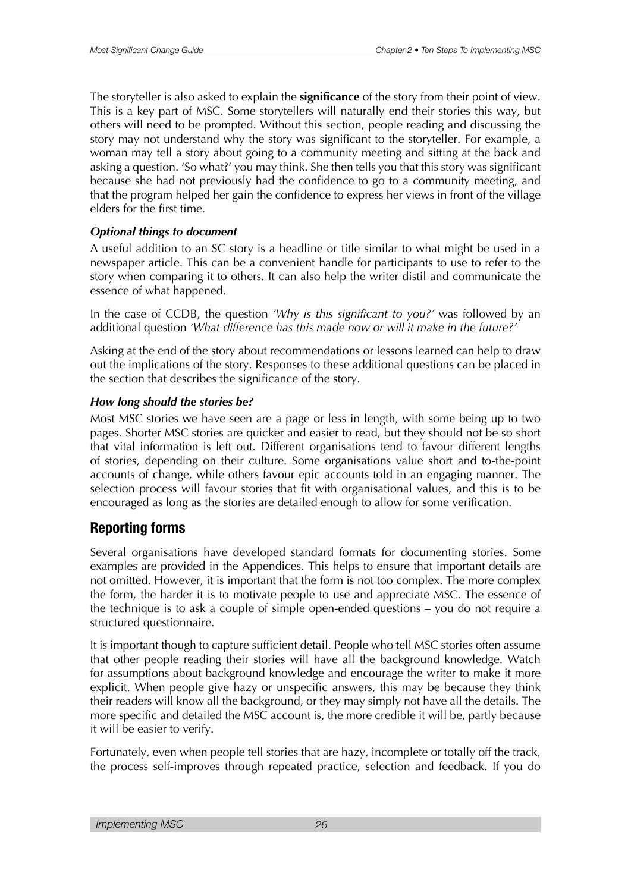The storyteller is also asked to explain the **significance** of the story from their point of view. This is a key part of MSC. Some storytellers will naturally end their stories this way, but others will need to be prompted. Without this section, people reading and discussing the story may not understand why the story was significant to the storyteller. For example, a woman may tell a story about going to a community meeting and sitting at the back and asking a question. 'So what?' you may think. She then tells you that this story was significant because she had not previously had the confidence to go to a community meeting, and that the program helped her gain the confidence to express her views in front of the village elders for the first time.

### *Optional things to document*

A useful addition to an SC story is a headline or title similar to what might be used in a newspaper article. This can be a convenient handle for participants to use to refer to the story when comparing it to others. It can also help the writer distil and communicate the essence of what happened.

In the case of CCDB, the question *'Why is this significant to you?'* was followed by an additional question *'What difference has this made now or will it make in the future?'*

Asking at the end of the story about recommendations or lessons learned can help to draw out the implications of the story. Responses to these additional questions can be placed in the section that describes the significance of the story.

### *How long should the stories be?*

Most MSC stories we have seen are a page or less in length, with some being up to two pages. Shorter MSC stories are quicker and easier to read, but they should not be so short that vital information is left out. Different organisations tend to favour different lengths of stories, depending on their culture. Some organisations value short and to-the-point accounts of change, while others favour epic accounts told in an engaging manner. The selection process will favour stories that fit with organisational values, and this is to be encouraged as long as the stories are detailed enough to allow for some verification.

## Reporting forms

Several organisations have developed standard formats for documenting stories. Some examples are provided in the Appendices. This helps to ensure that important details are not omitted. However, it is important that the form is not too complex. The more complex the form, the harder it is to motivate people to use and appreciate MSC. The essence of the technique is to ask a couple of simple open-ended questions – you do not require a structured questionnaire.

It is important though to capture sufficient detail. People who tell MSC stories often assume that other people reading their stories will have all the background knowledge. Watch for assumptions about background knowledge and encourage the writer to make it more explicit. When people give hazy or unspecific answers, this may be because they think their readers will know all the background, or they may simply not have all the details. The more specific and detailed the MSC account is, the more credible it will be, partly because it will be easier to verify.

Fortunately, even when people tell stories that are hazy, incomplete or totally off the track, the process self-improves through repeated practice, selection and feedback. If you do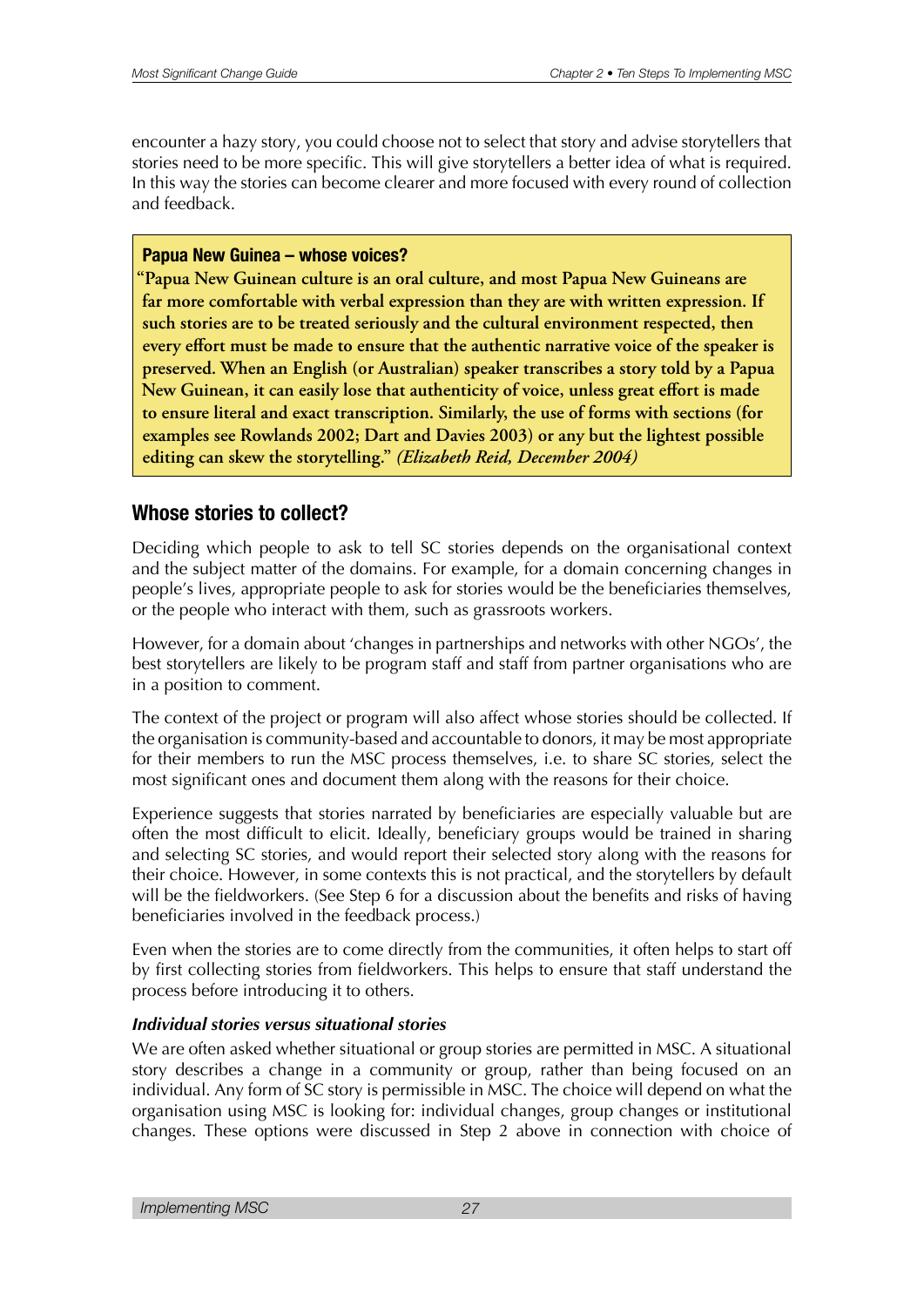encounter a hazy story, you could choose not to select that story and advise storytellers that stories need to be more specific. This will give storytellers a better idea of what is required. In this way the stories can become clearer and more focused with every round of collection and feedback.

> **Papua New Guinea – whose voices?**
>
> **"Papua New Guinean culture is an oral culture, and most Papua New Guineans are far more comfortable with verbal expression than they are with written expression. If such stories are to be treated seriously and the cultural environment respected, then every effort must be made to ensure that the authentic narrative voice of the speaker is preserved. When an English (or Australian) speaker transcribes a story told by a Papua New Guinean, it can easily lose that authenticity of voice, unless great effort is made to ensure literal and exact transcription. Similarly, the use of forms with sections (for examples see Rowlands 2002; Dart and Davies 2003) or any but the lightest possible editing can skew the storytelling."** ***(Elizabeth Reid, December 2004)***

## Whose stories to collect?

Deciding which people to ask to tell SC stories depends on the organisational context and the subject matter of the domains. For example, for a domain concerning changes in people's lives, appropriate people to ask for stories would be the beneficiaries themselves, or the people who interact with them, such as grassroots workers.

However, for a domain about 'changes in partnerships and networks with other NGOs', the best storytellers are likely to be program staff and staff from partner organisations who are in a position to comment.

The context of the project or program will also affect whose stories should be collected. If the organisation is community-based and accountable to donors, it may be most appropriate for their members to run the MSC process themselves, i.e. to share SC stories, select the most significant ones and document them along with the reasons for their choice.

Experience suggests that stories narrated by beneficiaries are especially valuable but are often the most difficult to elicit. Ideally, beneficiary groups would be trained in sharing and selecting SC stories, and would report their selected story along with the reasons for their choice. However, in some contexts this is not practical, and the storytellers by default will be the fieldworkers. (See Step 6 for a discussion about the benefits and risks of having beneficiaries involved in the feedback process.)

Even when the stories are to come directly from the communities, it often helps to start off by first collecting stories from fieldworkers. This helps to ensure that staff understand the process before introducing it to others.

### *Individual stories versus situational stories*

We are often asked whether situational or group stories are permitted in MSC. A situational story describes a change in a community or group, rather than being focused on an individual. Any form of SC story is permissible in MSC. The choice will depend on what the organisation using MSC is looking for: individual changes, group changes or institutional changes. These options were discussed in Step 2 above in connection with choice of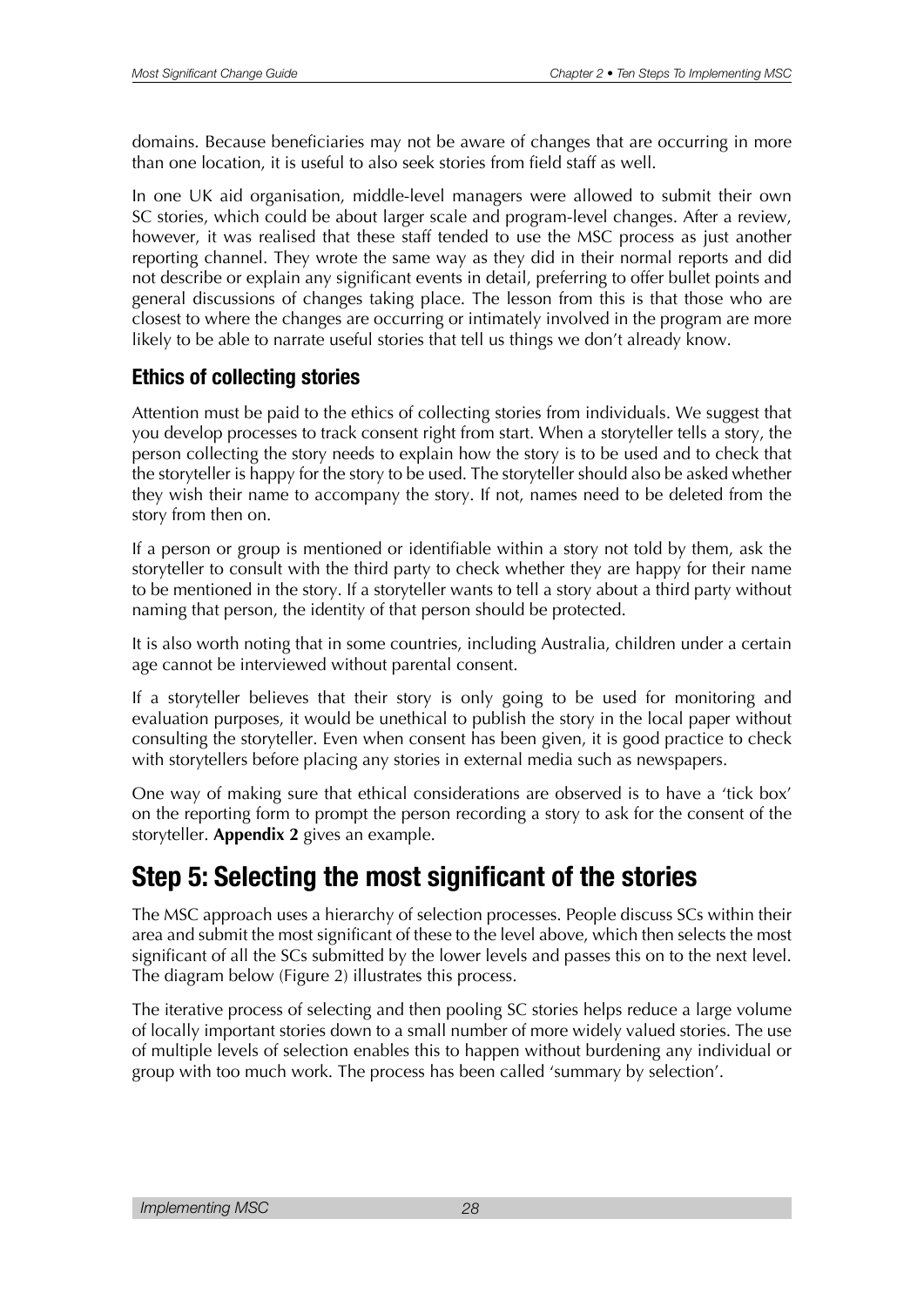domains. Because beneficiaries may not be aware of changes that are occurring in more than one location, it is useful to also seek stories from field staff as well.

In one UK aid organisation, middle-level managers were allowed to submit their own SC stories, which could be about larger scale and program-level changes. After a review, however, it was realised that these staff tended to use the MSC process as just another reporting channel. They wrote the same way as they did in their normal reports and did not describe or explain any significant events in detail, preferring to offer bullet points and general discussions of changes taking place. The lesson from this is that those who are closest to where the changes are occurring or intimately involved in the program are more likely to be able to narrate useful stories that tell us things we don't already know.

### Ethics of collecting stories

Attention must be paid to the ethics of collecting stories from individuals. We suggest that you develop processes to track consent right from start. When a storyteller tells a story, the person collecting the story needs to explain how the story is to be used and to check that the storyteller is happy for the story to be used. The storyteller should also be asked whether they wish their name to accompany the story. If not, names need to be deleted from the story from then on.

If a person or group is mentioned or identifiable within a story not told by them, ask the storyteller to consult with the third party to check whether they are happy for their name to be mentioned in the story. If a storyteller wants to tell a story about a third party without naming that person, the identity of that person should be protected.

It is also worth noting that in some countries, including Australia, children under a certain age cannot be interviewed without parental consent.

If a storyteller believes that their story is only going to be used for monitoring and evaluation purposes, it would be unethical to publish the story in the local paper without consulting the storyteller. Even when consent has been given, it is good practice to check with storytellers before placing any stories in external media such as newspapers.

One way of making sure that ethical considerations are observed is to have a 'tick box' on the reporting form to prompt the person recording a story to ask for the consent of the storyteller. **Appendix 2** gives an example.

## Step 5: Selecting the most significant of the stories

The MSC approach uses a hierarchy of selection processes. People discuss SCs within their area and submit the most significant of these to the level above, which then selects the most significant of all the SCs submitted by the lower levels and passes this on to the next level. The diagram below (Figure 2) illustrates this process.

The iterative process of selecting and then pooling SC stories helps reduce a large volume of locally important stories down to a small number of more widely valued stories. The use of multiple levels of selection enables this to happen without burdening any individual or group with too much work. The process has been called 'summary by selection'.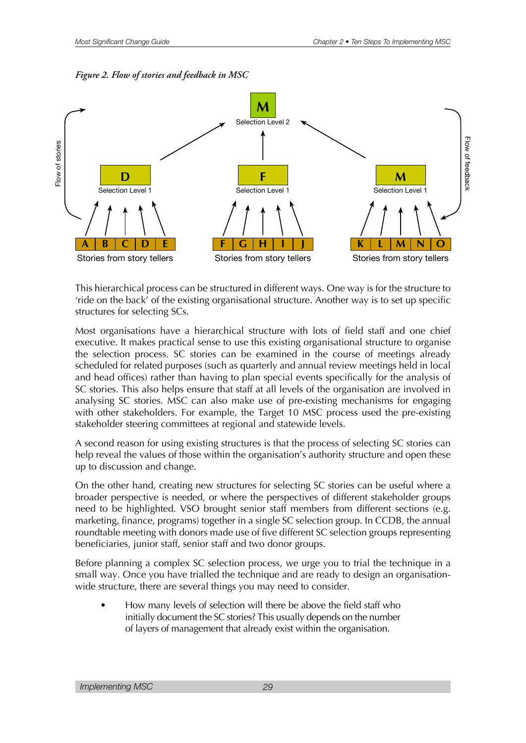*Figure 2. Flow of stories and feedback in MSC*

This hierarchical process can be structured in different ways. One way is for the structure to 'ride on the back' of the existing organisational structure. Another way is to set up specific structures for selecting SCs.

Most organisations have a hierarchical structure with lots of field staff and one chief executive. It makes practical sense to use this existing organisational structure to organise the selection process. SC stories can be examined in the course of meetings already scheduled for related purposes (such as quarterly and annual review meetings held in local and head offices) rather than having to plan special events specifically for the analysis of SC stories. This also helps ensure that staff at all levels of the organisation are involved in analysing SC stories. MSC can also make use of pre-existing mechanisms for engaging with other stakeholders. For example, the Target 10 MSC process used the pre-existing stakeholder steering committees at regional and statewide levels.

A second reason for using existing structures is that the process of selecting SC stories can help reveal the values of those within the organisation's authority structure and open these up to discussion and change.

On the other hand, creating new structures for selecting SC stories can be useful where a broader perspective is needed, or where the perspectives of different stakeholder groups need to be highlighted. VSO brought senior staff members from different sections (e.g. marketing, finance, programs) together in a single SC selection group. In CCDB, the annual roundtable meeting with donors made use of five different SC selection groups representing beneficiaries, junior staff, senior staff and two donor groups.

Before planning a complex SC selection process, we urge you to trial the technique in a small way. Once you have trialled the technique and are ready to design an organisation-wide structure, there are several things you may need to consider.

- How many levels of selection will there be above the field staff who initially document the SC stories? This usually depends on the number of layers of management that already exist within the organisation.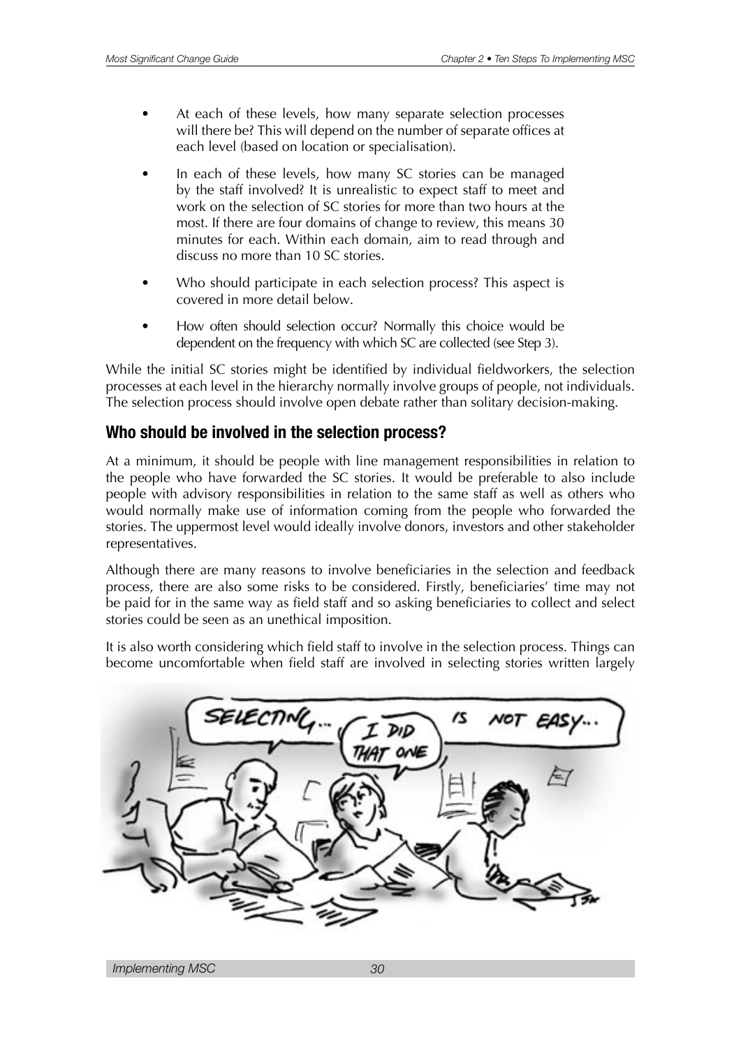- At each of these levels, how many separate selection processes will there be? This will depend on the number of separate offices at each level (based on location or specialisation).
- In each of these levels, how many SC stories can be managed by the staff involved? It is unrealistic to expect staff to meet and work on the selection of SC stories for more than two hours at the most. If there are four domains of change to review, this means 30 minutes for each. Within each domain, aim to read through and discuss no more than 10 SC stories.
- Who should participate in each selection process? This aspect is covered in more detail below.
- How often should selection occur? Normally this choice would be dependent on the frequency with which SC are collected (see Step 3).

While the initial SC stories might be identified by individual fieldworkers, the selection processes at each level in the hierarchy normally involve groups of people, not individuals. The selection process should involve open debate rather than solitary decision-making.

## Who should be involved in the selection process?

At a minimum, it should be people with line management responsibilities in relation to the people who have forwarded the SC stories. It would be preferable to also include people with advisory responsibilities in relation to the same staff as well as others who would normally make use of information coming from the people who forwarded the stories. The uppermost level would ideally involve donors, investors and other stakeholder representatives.

Although there are many reasons to involve beneficiaries in the selection and feedback process, there are also some risks to be considered. Firstly, beneficiaries' time may not be paid for in the same way as field staff and so asking beneficiaries to collect and select stories could be seen as an unethical imposition.

It is also worth considering which field staff to involve in the selection process. Things can become uncomfortable when field staff are involved in selecting stories written largely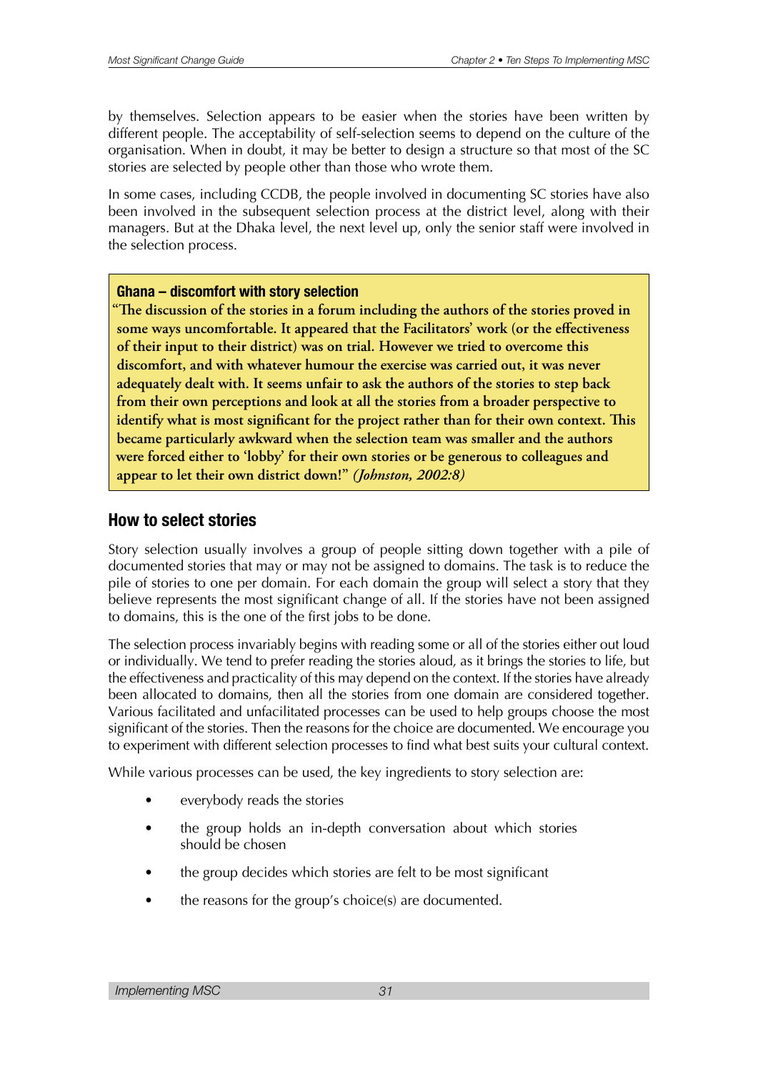by themselves. Selection appears to be easier when the stories have been written by different people. The acceptability of self-selection seems to depend on the culture of the organisation. When in doubt, it may be better to design a structure so that most of the SC stories are selected by people other than those who wrote them.

In some cases, including CCDB, the people involved in documenting SC stories have also been involved in the subsequent selection process at the district level, along with their managers. But at the Dhaka level, the next level up, only the senior staff were involved in the selection process.

> **Ghana – discomfort with story selection**
>
> **"The discussion of the stories in a forum including the authors of the stories proved in some ways uncomfortable. It appeared that the Facilitators' work (or the effectiveness of their input to their district) was on trial. However we tried to overcome this discomfort, and with whatever humour the exercise was carried out, it was never adequately dealt with. It seems unfair to ask the authors of the stories to step back from their own perceptions and look at all the stories from a broader perspective to identify what is most significant for the project rather than for their own context. This became particularly awkward when the selection team was smaller and the authors were forced either to 'lobby' for their own stories or be generous to colleagues and appear to let their own district down!"** ***(Johnston, 2002:8)***

## How to select stories

Story selection usually involves a group of people sitting down together with a pile of documented stories that may or may not be assigned to domains. The task is to reduce the pile of stories to one per domain. For each domain the group will select a story that they believe represents the most significant change of all. If the stories have not been assigned to domains, this is the one of the first jobs to be done.

The selection process invariably begins with reading some or all of the stories either out loud or individually. We tend to prefer reading the stories aloud, as it brings the stories to life, but the effectiveness and practicality of this may depend on the context. If the stories have already been allocated to domains, then all the stories from one domain are considered together. Various facilitated and unfacilitated processes can be used to help groups choose the most significant of the stories. Then the reasons for the choice are documented. We encourage you to experiment with different selection processes to find what best suits your cultural context.

While various processes can be used, the key ingredients to story selection are:

- everybody reads the stories
- the group holds an in-depth conversation about which stories should be chosen
- the group decides which stories are felt to be most significant
- the reasons for the group's choice(s) are documented.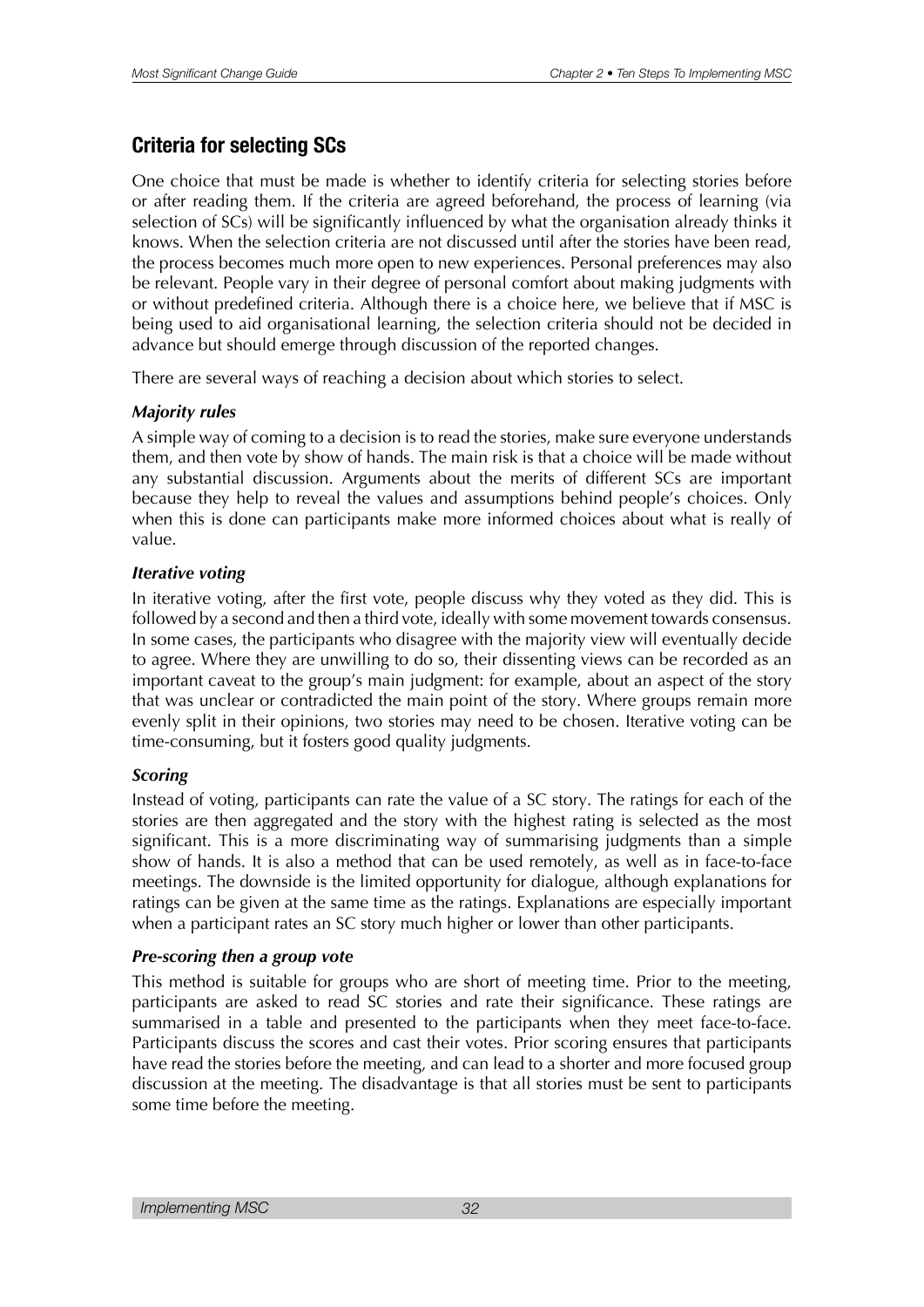## Criteria for selecting SCs

One choice that must be made is whether to identify criteria for selecting stories before or after reading them. If the criteria are agreed beforehand, the process of learning (via selection of SCs) will be significantly influenced by what the organisation already thinks it knows. When the selection criteria are not discussed until after the stories have been read, the process becomes much more open to new experiences. Personal preferences may also be relevant. People vary in their degree of personal comfort about making judgments with or without predefined criteria. Although there is a choice here, we believe that if MSC is being used to aid organisational learning, the selection criteria should not be decided in advance but should emerge through discussion of the reported changes.

There are several ways of reaching a decision about which stories to select.

### *Majority rules*

A simple way of coming to a decision is to read the stories, make sure everyone understands them, and then vote by show of hands. The main risk is that a choice will be made without any substantial discussion. Arguments about the merits of different SCs are important because they help to reveal the values and assumptions behind people's choices. Only when this is done can participants make more informed choices about what is really of value.

### *Iterative voting*

In iterative voting, after the first vote, people discuss why they voted as they did. This is followed by a second and then a third vote, ideally with some movement towards consensus. In some cases, the participants who disagree with the majority view will eventually decide to agree. Where they are unwilling to do so, their dissenting views can be recorded as an important caveat to the group's main judgment: for example, about an aspect of the story that was unclear or contradicted the main point of the story. Where groups remain more evenly split in their opinions, two stories may need to be chosen. Iterative voting can be time-consuming, but it fosters good quality judgments.

### *Scoring*

Instead of voting, participants can rate the value of a SC story. The ratings for each of the stories are then aggregated and the story with the highest rating is selected as the most significant. This is a more discriminating way of summarising judgments than a simple show of hands. It is also a method that can be used remotely, as well as in face-to-face meetings. The downside is the limited opportunity for dialogue, although explanations for ratings can be given at the same time as the ratings. Explanations are especially important when a participant rates an SC story much higher or lower than other participants.

### *Pre-scoring then a group vote*

This method is suitable for groups who are short of meeting time. Prior to the meeting, participants are asked to read SC stories and rate their significance. These ratings are summarised in a table and presented to the participants when they meet face-to-face. Participants discuss the scores and cast their votes. Prior scoring ensures that participants have read the stories before the meeting, and can lead to a shorter and more focused group discussion at the meeting. The disadvantage is that all stories must be sent to participants some time before the meeting.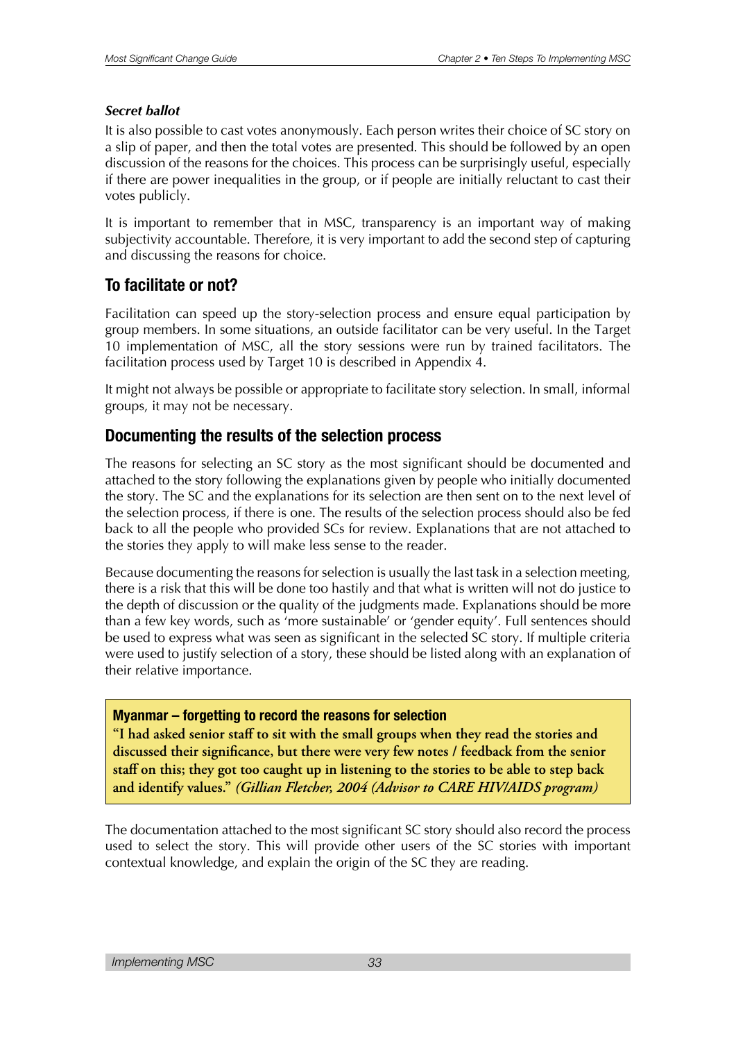### *Secret ballot*

It is also possible to cast votes anonymously. Each person writes their choice of SC story on a slip of paper, and then the total votes are presented. This should be followed by an open discussion of the reasons for the choices. This process can be surprisingly useful, especially if there are power inequalities in the group, or if people are initially reluctant to cast their votes publicly.

It is important to remember that in MSC, transparency is an important way of making subjectivity accountable. Therefore, it is very important to add the second step of capturing and discussing the reasons for choice.

## To facilitate or not?

Facilitation can speed up the story-selection process and ensure equal participation by group members. In some situations, an outside facilitator can be very useful. In the Target 10 implementation of MSC, all the story sessions were run by trained facilitators. The facilitation process used by Target 10 is described in Appendix 4.

It might not always be possible or appropriate to facilitate story selection. In small, informal groups, it may not be necessary.

## Documenting the results of the selection process

The reasons for selecting an SC story as the most significant should be documented and attached to the story following the explanations given by people who initially documented the story. The SC and the explanations for its selection are then sent on to the next level of the selection process, if there is one. The results of the selection process should also be fed back to all the people who provided SCs for review. Explanations that are not attached to the stories they apply to will make less sense to the reader.

Because documenting the reasons for selection is usually the last task in a selection meeting, there is a risk that this will be done too hastily and that what is written will not do justice to the depth of discussion or the quality of the judgments made. Explanations should be more than a few key words, such as 'more sustainable' or 'gender equity'. Full sentences should be used to express what was seen as significant in the selected SC story. If multiple criteria were used to justify selection of a story, these should be listed along with an explanation of their relative importance.

> **Myanmar – forgetting to record the reasons for selection**
>
> **"I had asked senior staff to sit with the small groups when they read the stories and discussed their significance, but there were very few notes / feedback from the senior staff on this; they got too caught up in listening to the stories to be able to step back and identify values."** ***(Gillian Fletcher, 2004 (Advisor to CARE HIV/AIDS program)***

The documentation attached to the most significant SC story should also record the process used to select the story. This will provide other users of the SC stories with important contextual knowledge, and explain the origin of the SC they are reading.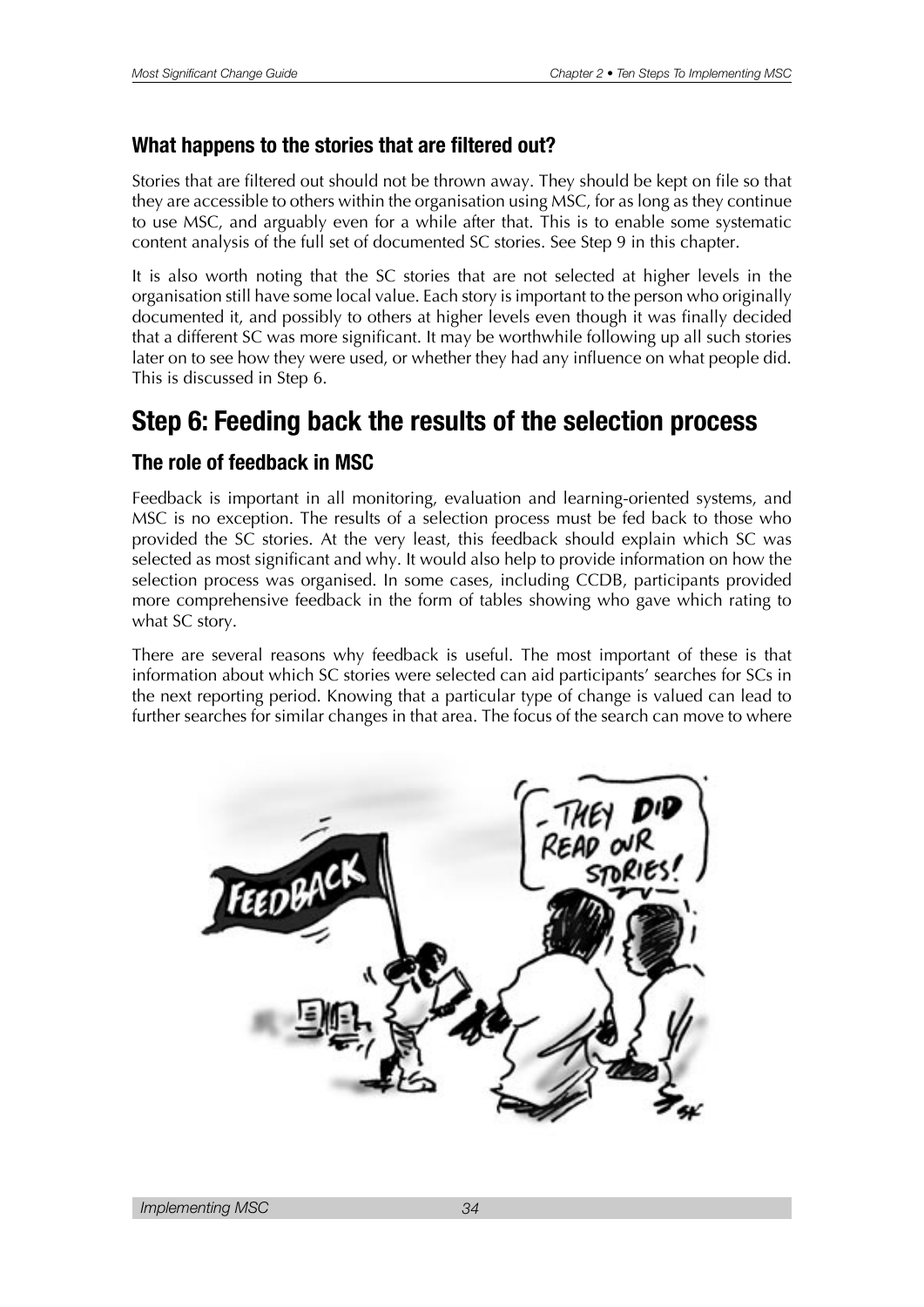### What happens to the stories that are filtered out?

Stories that are filtered out should not be thrown away. They should be kept on file so that they are accessible to others within the organisation using MSC, for as long as they continue to use MSC, and arguably even for a while after that. This is to enable some systematic content analysis of the full set of documented SC stories. See Step 9 in this chapter.

It is also worth noting that the SC stories that are not selected at higher levels in the organisation still have some local value. Each story is important to the person who originally documented it, and possibly to others at higher levels even though it was finally decided that a different SC was more significant. It may be worthwhile following up all such stories later on to see how they were used, or whether they had any influence on what people did. This is discussed in Step 6.

## Step 6: Feeding back the results of the selection process

### The role of feedback in MSC

Feedback is important in all monitoring, evaluation and learning-oriented systems, and MSC is no exception. The results of a selection process must be fed back to those who provided the SC stories. At the very least, this feedback should explain which SC was selected as most significant and why. It would also help to provide information on how the selection process was organised. In some cases, including CCDB, participants provided more comprehensive feedback in the form of tables showing who gave which rating to what SC story.

There are several reasons why feedback is useful. The most important of these is that information about which SC stories were selected can aid participants' searches for SCs in the next reporting period. Knowing that a particular type of change is valued can lead to further searches for similar changes in that area. The focus of the search can move to where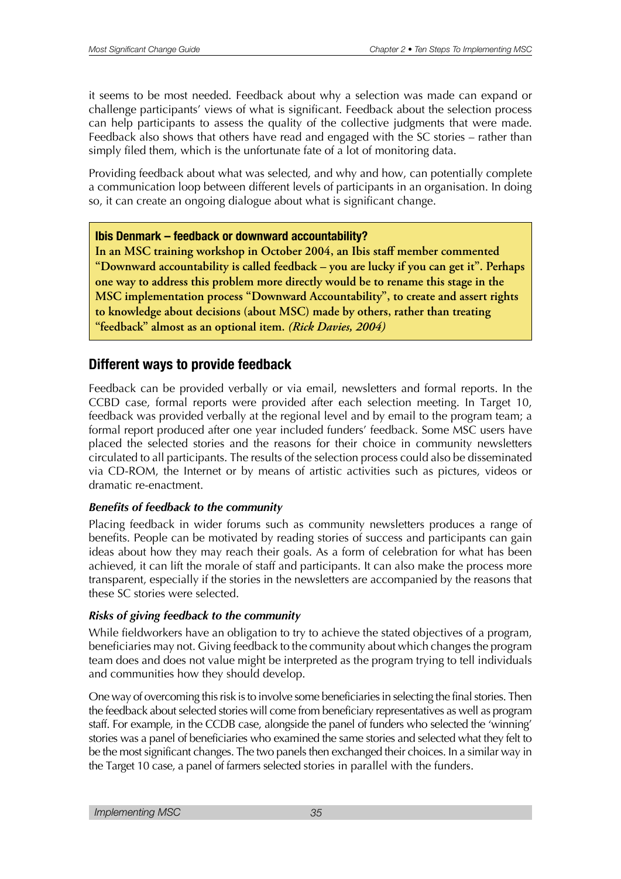it seems to be most needed. Feedback about why a selection was made can expand or challenge participants' views of what is significant. Feedback about the selection process can help participants to assess the quality of the collective judgments that were made. Feedback also shows that others have read and engaged with the SC stories – rather than simply filed them, which is the unfortunate fate of a lot of monitoring data.

Providing feedback about what was selected, and why and how, can potentially complete a communication loop between different levels of participants in an organisation. In doing so, it can create an ongoing dialogue about what is significant change.

> **Ibis Denmark – feedback or downward accountability?**
>
> **In an MSC training workshop in October 2004, an Ibis staff member commented "Downward accountability is called feedback – you are lucky if you can get it". Perhaps one way to address this problem more directly would be to rename this stage in the MSC implementation process "Downward Accountability", to create and assert rights to knowledge about decisions (about MSC) made by others, rather than treating "feedback" almost as an optional item.** ***(Rick Davies, 2004)***

## Different ways to provide feedback

Feedback can be provided verbally or via email, newsletters and formal reports. In the CCBD case, formal reports were provided after each selection meeting. In Target 10, feedback was provided verbally at the regional level and by email to the program team; a formal report produced after one year included funders' feedback. Some MSC users have placed the selected stories and the reasons for their choice in community newsletters circulated to all participants. The results of the selection process could also be disseminated via CD-ROM, the Internet or by means of artistic activities such as pictures, videos or dramatic re-enactment.

### *Benefits of feedback to the community*

Placing feedback in wider forums such as community newsletters produces a range of benefits. People can be motivated by reading stories of success and participants can gain ideas about how they may reach their goals. As a form of celebration for what has been achieved, it can lift the morale of staff and participants. It can also make the process more transparent, especially if the stories in the newsletters are accompanied by the reasons that these SC stories were selected.

### *Risks of giving feedback to the community*

While fieldworkers have an obligation to try to achieve the stated objectives of a program, beneficiaries may not. Giving feedback to the community about which changes the program team does and does not value might be interpreted as the program trying to tell individuals and communities how they should develop.

One way of overcoming this risk is to involve some beneficiaries in selecting the final stories. Then the feedback about selected stories will come from beneficiary representatives as well as program staff. For example, in the CCDB case, alongside the panel of funders who selected the 'winning' stories was a panel of beneficiaries who examined the same stories and selected what they felt to be the most significant changes. The two panels then exchanged their choices. In a similar way in the Target 10 case, a panel of farmers selected stories in parallel with the funders.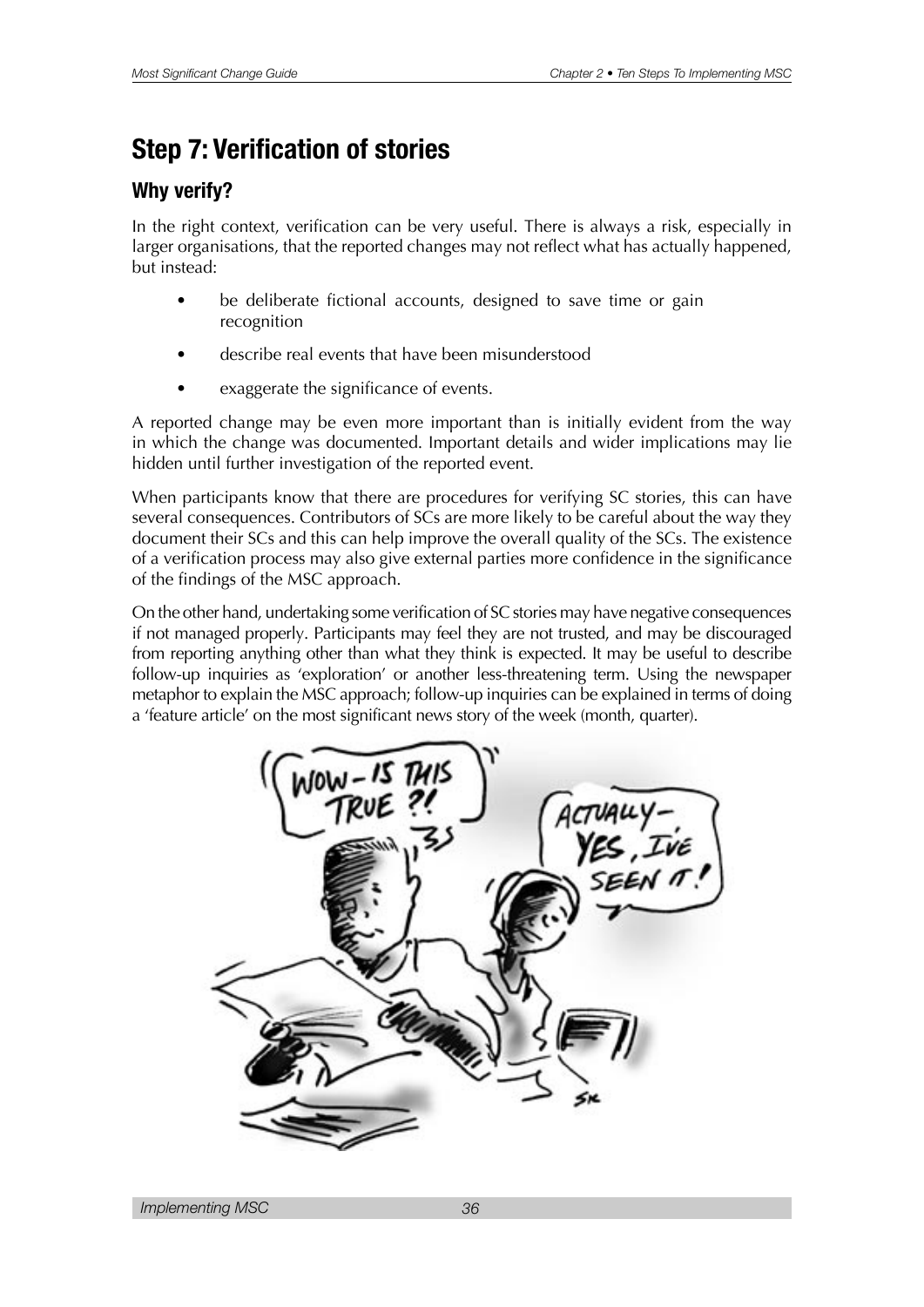## Step 7: Verification of stories

### Why verify?

In the right context, verification can be very useful. There is always a risk, especially in larger organisations, that the reported changes may not reflect what has actually happened, but instead:

- be deliberate fictional accounts, designed to save time or gain recognition
- describe real events that have been misunderstood
- exaggerate the significance of events.

A reported change may be even more important than is initially evident from the way in which the change was documented. Important details and wider implications may lie hidden until further investigation of the reported event.

When participants know that there are procedures for verifying SC stories, this can have several consequences. Contributors of SCs are more likely to be careful about the way they document their SCs and this can help improve the overall quality of the SCs. The existence of a verification process may also give external parties more confidence in the significance of the findings of the MSC approach.

On the other hand, undertaking some verification of SC stories may have negative consequences if not managed properly. Participants may feel they are not trusted, and may be discouraged from reporting anything other than what they think is expected. It may be useful to describe follow-up inquiries as 'exploration' or another less-threatening term. Using the newspaper metaphor to explain the MSC approach; follow-up inquiries can be explained in terms of doing a 'feature article' on the most significant news story of the week (month, quarter).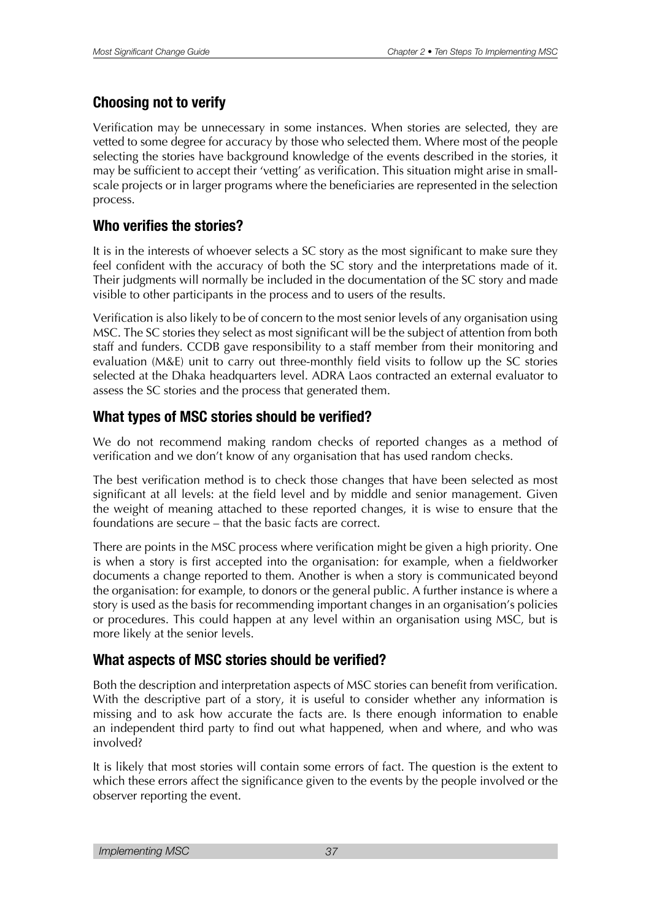## Choosing not to verify

Verification may be unnecessary in some instances. When stories are selected, they are vetted to some degree for accuracy by those who selected them. Where most of the people selecting the stories have background knowledge of the events described in the stories, it may be sufficient to accept their 'vetting' as verification. This situation might arise in small-scale projects or in larger programs where the beneficiaries are represented in the selection process.

## Who verifies the stories?

It is in the interests of whoever selects a SC story as the most significant to make sure they feel confident with the accuracy of both the SC story and the interpretations made of it. Their judgments will normally be included in the documentation of the SC story and made visible to other participants in the process and to users of the results.

Verification is also likely to be of concern to the most senior levels of any organisation using MSC. The SC stories they select as most significant will be the subject of attention from both staff and funders. CCDB gave responsibility to a staff member from their monitoring and evaluation (M&E) unit to carry out three-monthly field visits to follow up the SC stories selected at the Dhaka headquarters level. ADRA Laos contracted an external evaluator to assess the SC stories and the process that generated them.

## What types of MSC stories should be verified?

We do not recommend making random checks of reported changes as a method of verification and we don't know of any organisation that has used random checks.

The best verification method is to check those changes that have been selected as most significant at all levels: at the field level and by middle and senior management. Given the weight of meaning attached to these reported changes, it is wise to ensure that the foundations are secure – that the basic facts are correct.

There are points in the MSC process where verification might be given a high priority. One is when a story is first accepted into the organisation: for example, when a fieldworker documents a change reported to them. Another is when a story is communicated beyond the organisation: for example, to donors or the general public. A further instance is where a story is used as the basis for recommending important changes in an organisation's policies or procedures. This could happen at any level within an organisation using MSC, but is more likely at the senior levels.

## What aspects of MSC stories should be verified?

Both the description and interpretation aspects of MSC stories can benefit from verification. With the descriptive part of a story, it is useful to consider whether any information is missing and to ask how accurate the facts are. Is there enough information to enable an independent third party to find out what happened, when and where, and who was involved?

It is likely that most stories will contain some errors of fact. The question is the extent to which these errors affect the significance given to the events by the people involved or the observer reporting the event.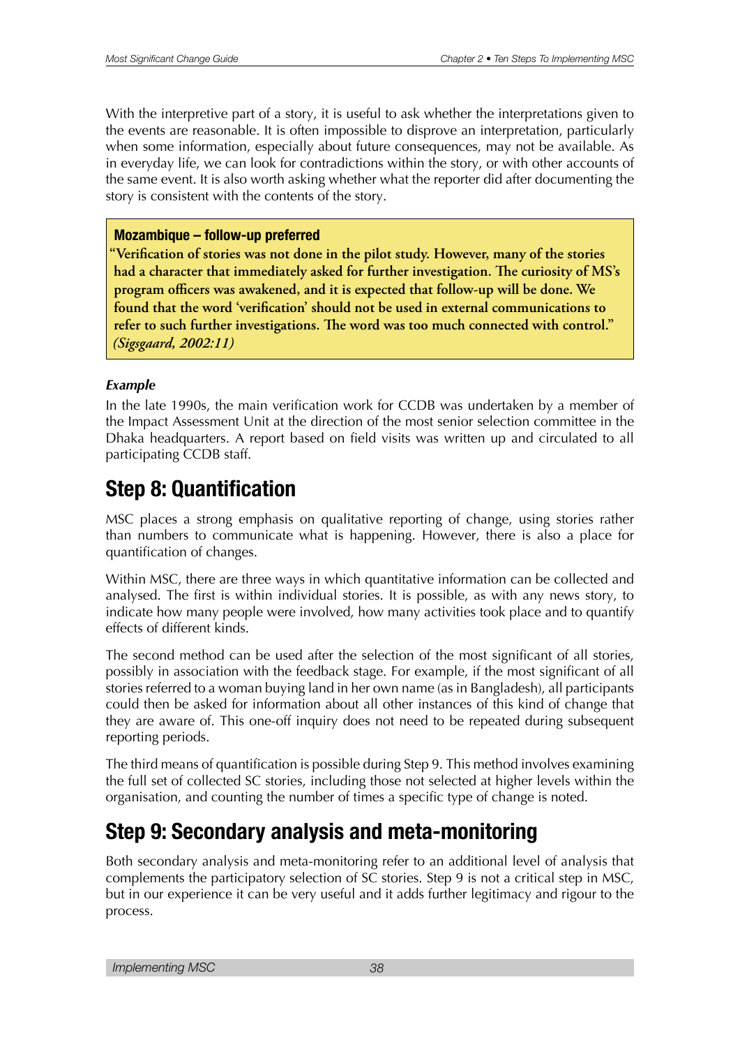With the interpretive part of a story, it is useful to ask whether the interpretations given to the events are reasonable. It is often impossible to disprove an interpretation, particularly when some information, especially about future consequences, may not be available. As in everyday life, we can look for contradictions within the story, or with other accounts of the same event. It is also worth asking whether what the reporter did after documenting the story is consistent with the contents of the story.

> **Mozambique – follow-up preferred**
>
> **"Verification of stories was not done in the pilot study. However, many of the stories had a character that immediately asked for further investigation. The curiosity of MS's program officers was awakened, and it is expected that follow-up will be done. We found that the word 'verification' should not be used in external communications to refer to such further investigations. The word was too much connected with control."** ***(Sigsgaard, 2002:11)***

***Example***

In the late 1990s, the main verification work for CCDB was undertaken by a member of the Impact Assessment Unit at the direction of the most senior selection committee in the Dhaka headquarters. A report based on field visits was written up and circulated to all participating CCDB staff.

## Step 8: Quantification

MSC places a strong emphasis on qualitative reporting of change, using stories rather than numbers to communicate what is happening. However, there is also a place for quantification of changes.

Within MSC, there are three ways in which quantitative information can be collected and analysed. The first is within individual stories. It is possible, as with any news story, to indicate how many people were involved, how many activities took place and to quantify effects of different kinds.

The second method can be used after the selection of the most significant of all stories, possibly in association with the feedback stage. For example, if the most significant of all stories referred to a woman buying land in her own name (as in Bangladesh), all participants could then be asked for information about all other instances of this kind of change that they are aware of. This one-off inquiry does not need to be repeated during subsequent reporting periods.

The third means of quantification is possible during Step 9. This method involves examining the full set of collected SC stories, including those not selected at higher levels within the organisation, and counting the number of times a specific type of change is noted.

## Step 9: Secondary analysis and meta-monitoring

Both secondary analysis and meta-monitoring refer to an additional level of analysis that complements the participatory selection of SC stories. Step 9 is not a critical step in MSC, but in our experience it can be very useful and it adds further legitimacy and rigour to the process.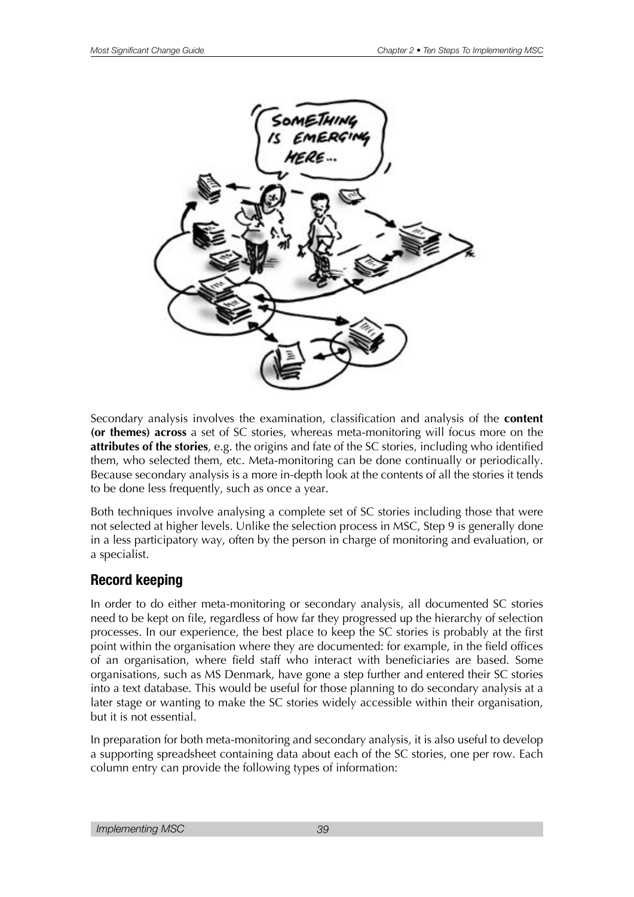Secondary analysis involves the examination, classification and analysis of the **content (or themes) across** a set of SC stories, whereas meta-monitoring will focus more on the **attributes of the stories**, e.g. the origins and fate of the SC stories, including who identified them, who selected them, etc. Meta-monitoring can be done continually or periodically. Because secondary analysis is a more in-depth look at the contents of all the stories it tends to be done less frequently, such as once a year.

Both techniques involve analysing a complete set of SC stories including those that were not selected at higher levels. Unlike the selection process in MSC, Step 9 is generally done in a less participatory way, often by the person in charge of monitoring and evaluation, or a specialist.

## Record keeping

In order to do either meta-monitoring or secondary analysis, all documented SC stories need to be kept on file, regardless of how far they progressed up the hierarchy of selection processes. In our experience, the best place to keep the SC stories is probably at the first point within the organisation where they are documented: for example, in the field offices of an organisation, where field staff who interact with beneficiaries are based. Some organisations, such as MS Denmark, have gone a step further and entered their SC stories into a text database. This would be useful for those planning to do secondary analysis at a later stage or wanting to make the SC stories widely accessible within their organisation, but it is not essential.

In preparation for both meta-monitoring and secondary analysis, it is also useful to develop a supporting spreadsheet containing data about each of the SC stories, one per row. Each column entry can provide the following types of information: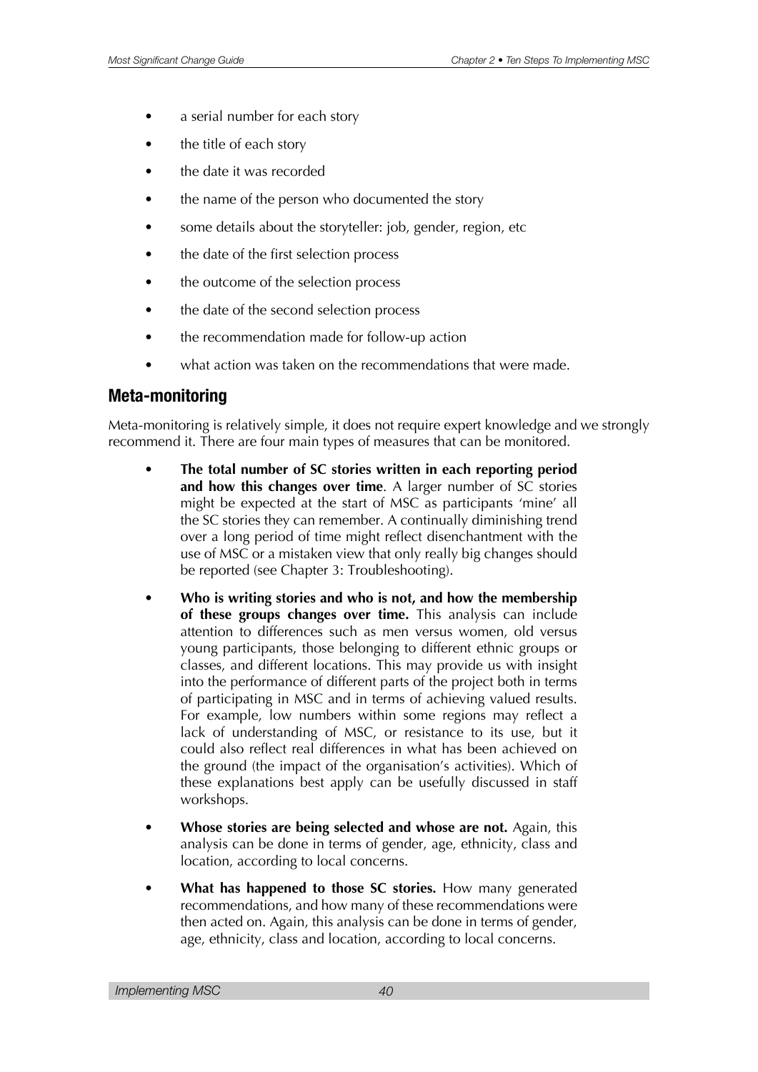- a serial number for each story
- the title of each story
- the date it was recorded
- the name of the person who documented the story
- some details about the storyteller: job, gender, region, etc
- the date of the first selection process
- the outcome of the selection process
- the date of the second selection process
- the recommendation made for follow-up action
- what action was taken on the recommendations that were made.

## Meta-monitoring

Meta-monitoring is relatively simple, it does not require expert knowledge and we strongly recommend it. There are four main types of measures that can be monitored.

- **The total number of SC stories written in each reporting period and how this changes over time**. A larger number of SC stories might be expected at the start of MSC as participants 'mine' all the SC stories they can remember. A continually diminishing trend over a long period of time might reflect disenchantment with the use of MSC or a mistaken view that only really big changes should be reported (see Chapter 3: Troubleshooting).
- **Who is writing stories and who is not, and how the membership of these groups changes over time.** This analysis can include attention to differences such as men versus women, old versus young participants, those belonging to different ethnic groups or classes, and different locations. This may provide us with insight into the performance of different parts of the project both in terms of participating in MSC and in terms of achieving valued results. For example, low numbers within some regions may reflect a lack of understanding of MSC, or resistance to its use, but it could also reflect real differences in what has been achieved on the ground (the impact of the organisation's activities). Which of these explanations best apply can be usefully discussed in staff workshops.
- **Whose stories are being selected and whose are not.** Again, this analysis can be done in terms of gender, age, ethnicity, class and location, according to local concerns.
- **What has happened to those SC stories.** How many generated recommendations, and how many of these recommendations were then acted on. Again, this analysis can be done in terms of gender, age, ethnicity, class and location, according to local concerns.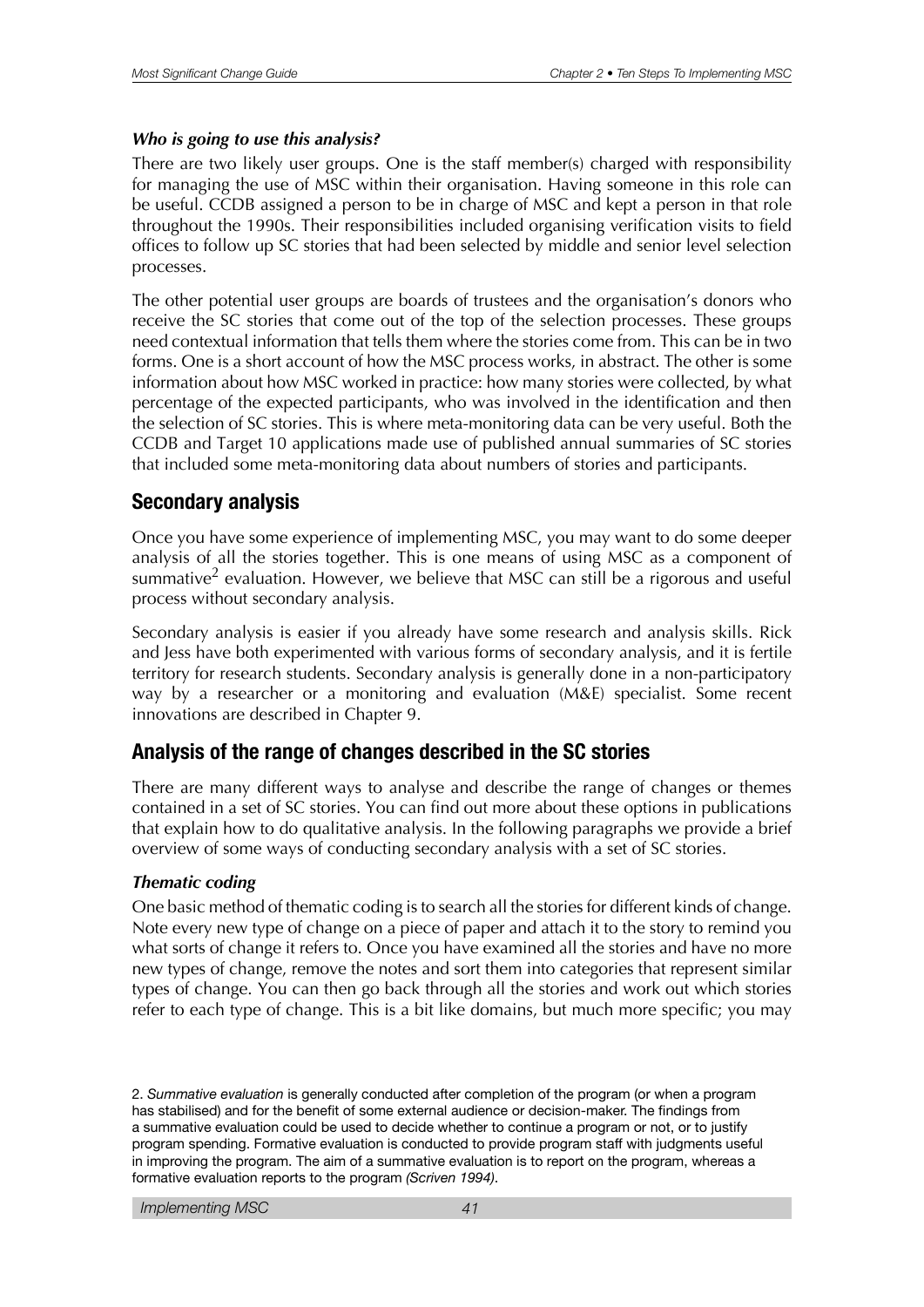#### *Who is going to use this analysis?*

There are two likely user groups. One is the staff member(s) charged with responsibility for managing the use of MSC within their organisation. Having someone in this role can be useful. CCDB assigned a person to be in charge of MSC and kept a person in that role throughout the 1990s. Their responsibilities included organising verification visits to field offices to follow up SC stories that had been selected by middle and senior level selection processes.

The other potential user groups are boards of trustees and the organisation's donors who receive the SC stories that come out of the top of the selection processes. These groups need contextual information that tells them where the stories come from. This can be in two forms. One is a short account of how the MSC process works, in abstract. The other is some information about how MSC worked in practice: how many stories were collected, by what percentage of the expected participants, who was involved in the identification and then the selection of SC stories. This is where meta-monitoring data can be very useful. Both the CCDB and Target 10 applications made use of published annual summaries of SC stories that included some meta-monitoring data about numbers of stories and participants.

## Secondary analysis

Once you have some experience of implementing MSC, you may want to do some deeper analysis of all the stories together. This is one means of using MSC as a component of summative[2] evaluation. However, we believe that MSC can still be a rigorous and useful process without secondary analysis.

Secondary analysis is easier if you already have some research and analysis skills. Rick and Jess have both experimented with various forms of secondary analysis, and it is fertile territory for research students. Secondary analysis is generally done in a non-participatory way by a researcher or a monitoring and evaluation (M&E) specialist. Some recent innovations are described in Chapter 9.

## Analysis of the range of changes described in the SC stories

There are many different ways to analyse and describe the range of changes or themes contained in a set of SC stories. You can find out more about these options in publications that explain how to do qualitative analysis. In the following paragraphs we provide a brief overview of some ways of conducting secondary analysis with a set of SC stories.

#### *Thematic coding*

One basic method of thematic coding is to search all the stories for different kinds of change. Note every new type of change on a piece of paper and attach it to the story to remind you what sorts of change it refers to. Once you have examined all the stories and have no more new types of change, remove the notes and sort them into categories that represent similar types of change. You can then go back through all the stories and work out which stories refer to each type of change. This is a bit like domains, but much more specific; you may

2. *Summative evaluation* is generally conducted after completion of the program (or when a program has stabilised) and for the benefit of some external audience or decision-maker. The findings from a summative evaluation could be used to decide whether to continue a program or not, or to justify program spending. Formative evaluation is conducted to provide program staff with judgments useful in improving the program. The aim of a summative evaluation is to report on the program, whereas a formative evaluation reports to the program *(Scriven 1994)*.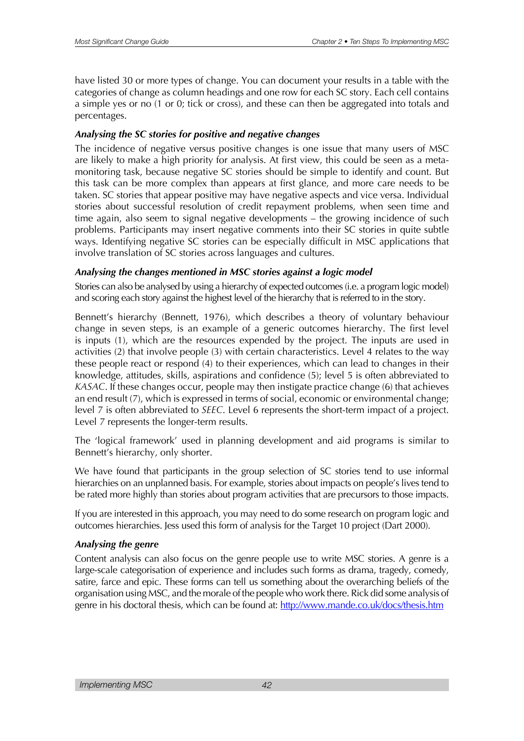have listed 30 or more types of change. You can document your results in a table with the categories of change as column headings and one row for each SC story. Each cell contains a simple yes or no (1 or 0; tick or cross), and these can then be aggregated into totals and percentages.

### *Analysing the SC stories for positive and negative changes*

The incidence of negative versus positive changes is one issue that many users of MSC are likely to make a high priority for analysis. At first view, this could be seen as a meta-monitoring task, because negative SC stories should be simple to identify and count. But this task can be more complex than appears at first glance, and more care needs to be taken. SC stories that appear positive may have negative aspects and vice versa. Individual stories about successful resolution of credit repayment problems, when seen time and time again, also seem to signal negative developments – the growing incidence of such problems. Participants may insert negative comments into their SC stories in quite subtle ways. Identifying negative SC stories can be especially difficult in MSC applications that involve translation of SC stories across languages and cultures.

### *Analysing the changes mentioned in MSC stories against a logic model*

Stories can also be analysed by using a hierarchy of expected outcomes (i.e. a program logic model) and scoring each story against the highest level of the hierarchy that is referred to in the story.

Bennett's hierarchy (Bennett, 1976), which describes a theory of voluntary behaviour change in seven steps, is an example of a generic outcomes hierarchy. The first level is inputs (1), which are the resources expended by the project. The inputs are used in activities (2) that involve people (3) with certain characteristics. Level 4 relates to the way these people react or respond (4) to their experiences, which can lead to changes in their knowledge, attitudes, skills, aspirations and confidence (5); level 5 is often abbreviated to *KASAC*. If these changes occur, people may then instigate practice change (6) that achieves an end result (7), which is expressed in terms of social, economic or environmental change; level 7 is often abbreviated to *SEEC*. Level 6 represents the short-term impact of a project. Level 7 represents the longer-term results.

The 'logical framework' used in planning development and aid programs is similar to Bennett's hierarchy, only shorter.

We have found that participants in the group selection of SC stories tend to use informal hierarchies on an unplanned basis. For example, stories about impacts on people's lives tend to be rated more highly than stories about program activities that are precursors to those impacts.

If you are interested in this approach, you may need to do some research on program logic and outcomes hierarchies. Jess used this form of analysis for the Target 10 project (Dart 2000).

### *Analysing the genre*

Content analysis can also focus on the genre people use to write MSC stories. A genre is a large-scale categorisation of experience and includes such forms as drama, tragedy, comedy, satire, farce and epic. These forms can tell us something about the overarching beliefs of the organisation using MSC, and the morale of the people who work there. Rick did some analysis of genre in his doctoral thesis, which can be found at: http://www.mande.co.uk/docs/thesis.htm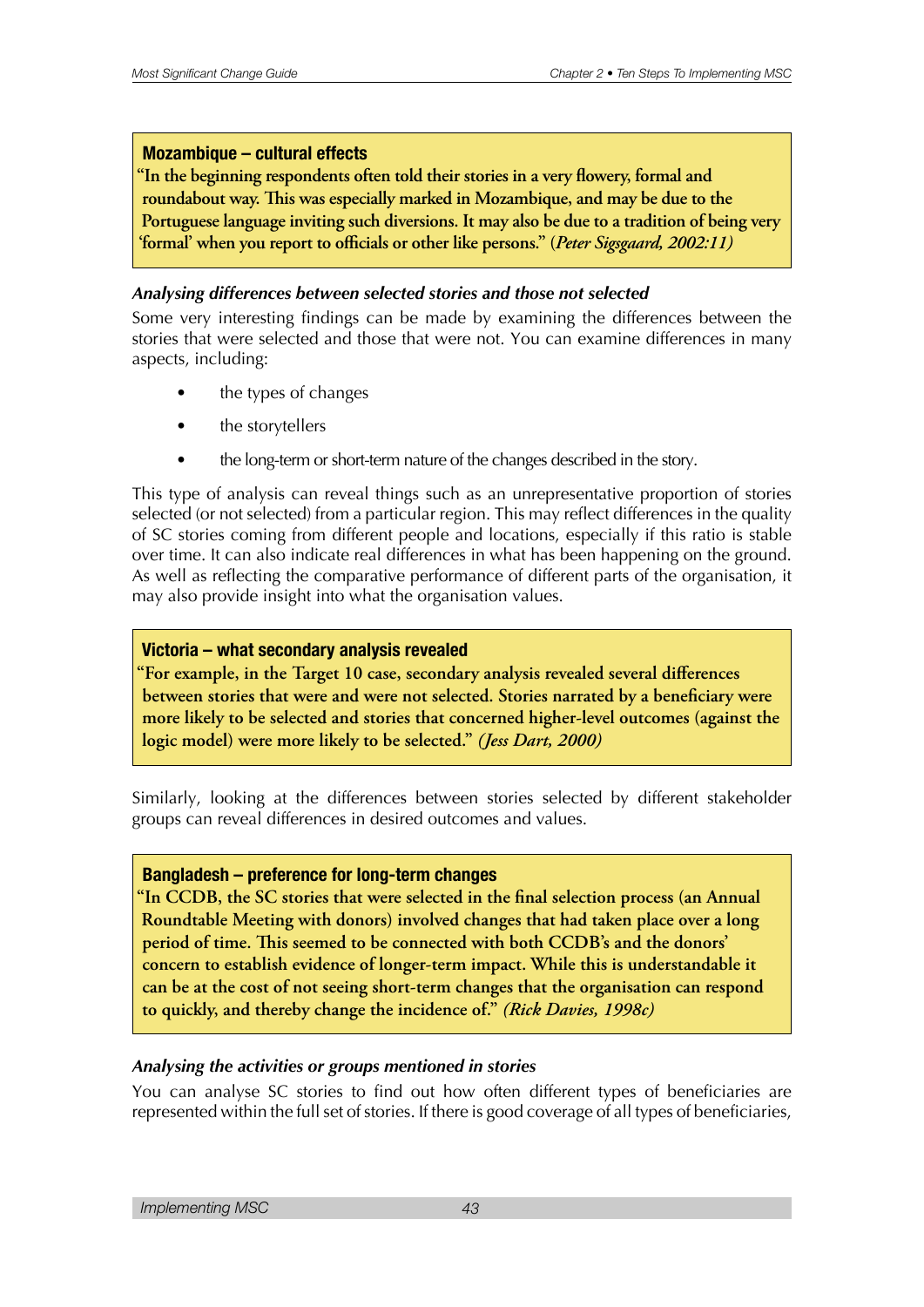**Mozambique – cultural effects**

**"In the beginning respondents often told their stories in a very flowery, formal and roundabout way. This was especially marked in Mozambique, and may be due to the Portuguese language inviting such diversions. It may also be due to a tradition of being very 'formal' when you report to officials or other like persons." (*Peter Sigsgaard, 2002:11)***

### *Analysing differences between selected stories and those not selected*

Some very interesting findings can be made by examining the differences between the stories that were selected and those that were not. You can examine differences in many aspects, including:

- the types of changes
- the storytellers
- the long-term or short-term nature of the changes described in the story.

This type of analysis can reveal things such as an unrepresentative proportion of stories selected (or not selected) from a particular region. This may reflect differences in the quality of SC stories coming from different people and locations, especially if this ratio is stable over time. It can also indicate real differences in what has been happening on the ground. As well as reflecting the comparative performance of different parts of the organisation, it may also provide insight into what the organisation values.

**Victoria – what secondary analysis revealed**

**"For example, in the Target 10 case, secondary analysis revealed several differences between stories that were and were not selected. Stories narrated by a beneficiary were more likely to be selected and stories that concerned higher-level outcomes (against the logic model) were more likely to be selected." *(Jess Dart, 2000)***

Similarly, looking at the differences between stories selected by different stakeholder groups can reveal differences in desired outcomes and values.

**Bangladesh – preference for long-term changes**

**"In CCDB, the SC stories that were selected in the final selection process (an Annual Roundtable Meeting with donors) involved changes that had taken place over a long period of time. This seemed to be connected with both CCDB's and the donors' concern to establish evidence of longer-term impact. While this is understandable it can be at the cost of not seeing short-term changes that the organisation can respond to quickly, and thereby change the incidence of." *(Rick Davies, 1998c)***

### *Analysing the activities or groups mentioned in stories*

You can analyse SC stories to find out how often different types of beneficiaries are represented within the full set of stories. If there is good coverage of all types of beneficiaries,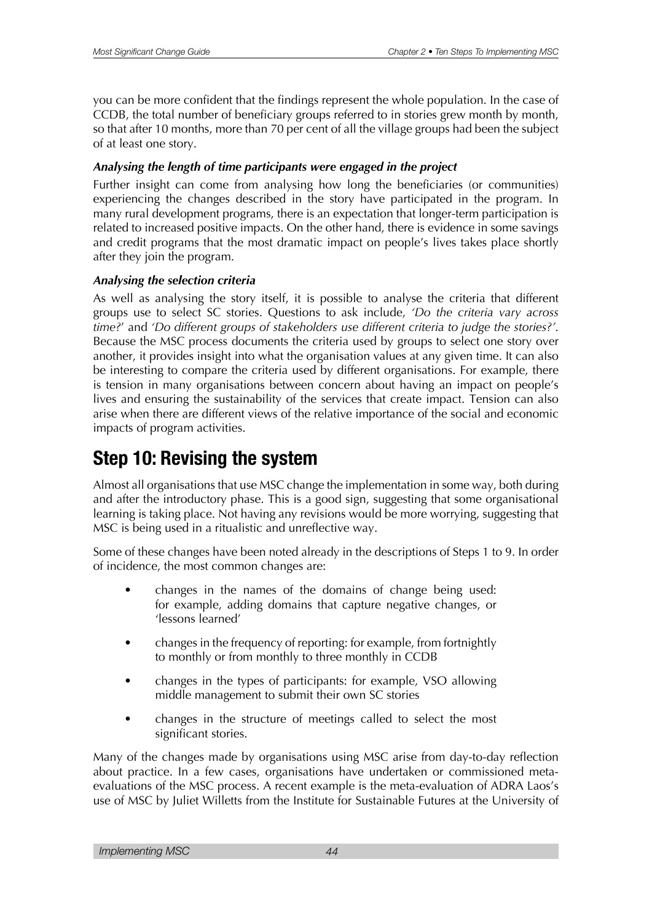you can be more confident that the findings represent the whole population. In the case of CCDB, the total number of beneficiary groups referred to in stories grew month by month, so that after 10 months, more than 70 per cent of all the village groups had been the subject of at least one story.

***Analysing the length of time participants were engaged in the project***

Further insight can come from analysing how long the beneficiaries (or communities) experiencing the changes described in the story have participated in the program. In many rural development programs, there is an expectation that longer-term participation is related to increased positive impacts. On the other hand, there is evidence in some savings and credit programs that the most dramatic impact on people's lives takes place shortly after they join the program.

***Analysing the selection criteria***

As well as analysing the story itself, it is possible to analyse the criteria that different groups use to select SC stories. Questions to ask include, *'Do the criteria vary across time?'* and *'Do different groups of stakeholders use different criteria to judge the stories?'*. Because the MSC process documents the criteria used by groups to select one story over another, it provides insight into what the organisation values at any given time. It can also be interesting to compare the criteria used by different organisations. For example, there is tension in many organisations between concern about having an impact on people's lives and ensuring the sustainability of the services that create impact. Tension can also arise when there are different views of the relative importance of the social and economic impacts of program activities.

## Step 10: Revising the system

Almost all organisations that use MSC change the implementation in some way, both during and after the introductory phase. This is a good sign, suggesting that some organisational learning is taking place. Not having any revisions would be more worrying, suggesting that MSC is being used in a ritualistic and unreflective way.

Some of these changes have been noted already in the descriptions of Steps 1 to 9. In order of incidence, the most common changes are:

- changes in the names of the domains of change being used: for example, adding domains that capture negative changes, or 'lessons learned'
- changes in the frequency of reporting: for example, from fortnightly to monthly or from monthly to three monthly in CCDB
- changes in the types of participants: for example, VSO allowing middle management to submit their own SC stories
- changes in the structure of meetings called to select the most significant stories.

Many of the changes made by organisations using MSC arise from day-to-day reflection about practice. In a few cases, organisations have undertaken or commissioned meta-evaluations of the MSC process. A recent example is the meta-evaluation of ADRA Laos's use of MSC by Juliet Willetts from the Institute for Sustainable Futures at the University of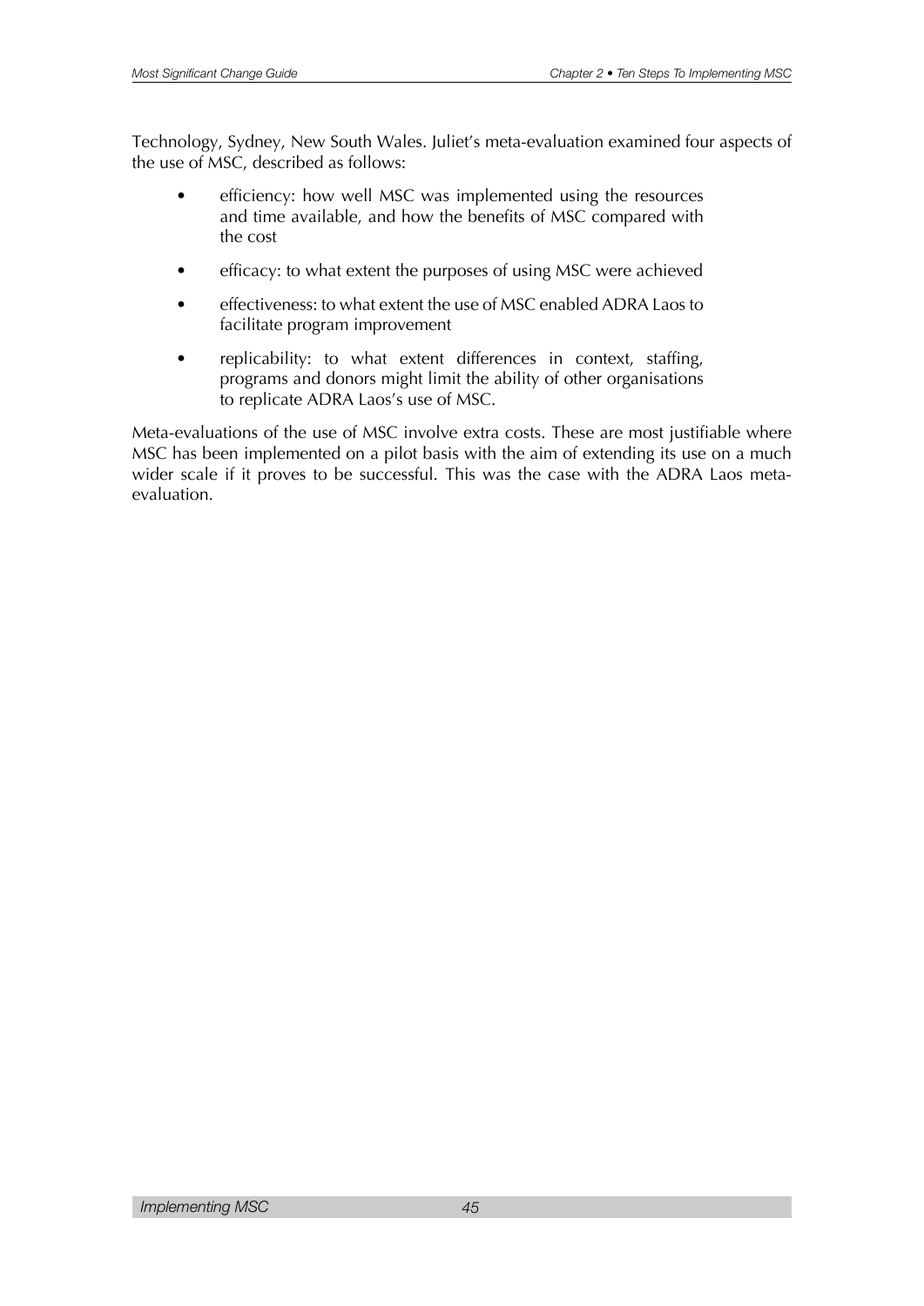Technology, Sydney, New South Wales. Juliet's meta-evaluation examined four aspects of the use of MSC, described as follows:

- efficiency: how well MSC was implemented using the resources and time available, and how the benefits of MSC compared with the cost
- efficacy: to what extent the purposes of using MSC were achieved
- effectiveness: to what extent the use of MSC enabled ADRA Laos to facilitate program improvement
- replicability: to what extent differences in context, staffing, programs and donors might limit the ability of other organisations to replicate ADRA Laos's use of MSC.

Meta-evaluations of the use of MSC involve extra costs. These are most justifiable where MSC has been implemented on a pilot basis with the aim of extending its use on a much wider scale if it proves to be successful. This was the case with the ADRA Laos meta-evaluation.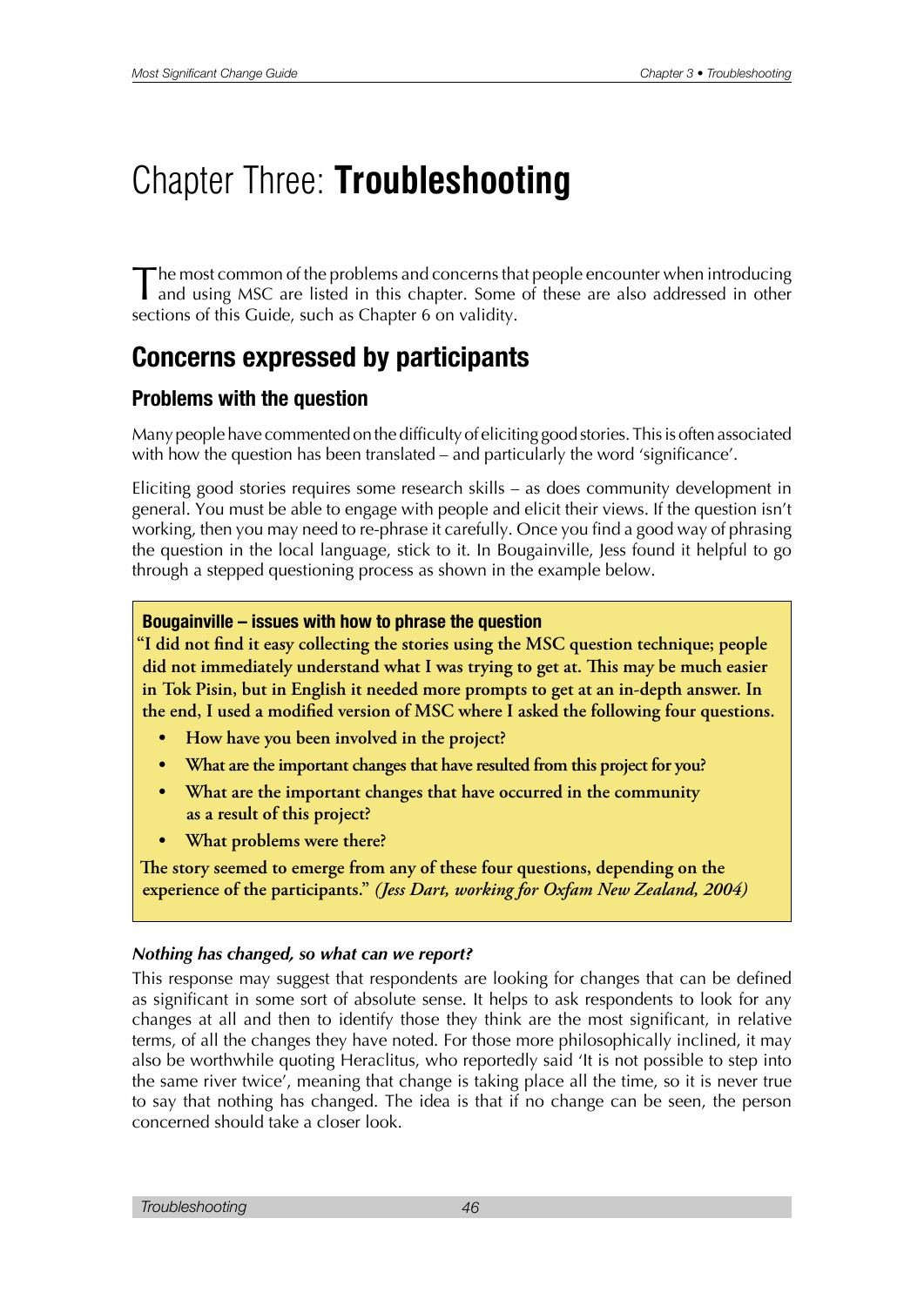# Chapter Three: **Troubleshooting**

The most common of the problems and concerns that people encounter when introducing and using MSC are listed in this chapter. Some of these are also addressed in other sections of this Guide, such as Chapter 6 on validity.

## Concerns expressed by participants

### Problems with the question

Many people have commented on the difficulty of eliciting good stories. This is often associated with how the question has been translated – and particularly the word 'significance'.

Eliciting good stories requires some research skills – as does community development in general. You must be able to engage with people and elicit their views. If the question isn't working, then you may need to re-phrase it carefully. Once you find a good way of phrasing the question in the local language, stick to it. In Bougainville, Jess found it helpful to go through a stepped questioning process as shown in the example below.

> **Bougainville – issues with how to phrase the question**
>
> **"I did not find it easy collecting the stories using the MSC question technique; people did not immediately understand what I was trying to get at. This may be much easier in Tok Pisin, but in English it needed more prompts to get at an in-depth answer. In the end, I used a modified version of MSC where I asked the following four questions.**
>
> - **How have you been involved in the project?**
> - **What are the important changes that have resulted from this project for you?**
> - **What are the important changes that have occurred in the community as a result of this project?**
> - **What problems were there?**
>
> **The story seemed to emerge from any of these four questions, depending on the experience of the participants."** ***(Jess Dart, working for Oxfam New Zealand, 2004)***

***Nothing has changed, so what can we report?***

This response may suggest that respondents are looking for changes that can be defined as significant in some sort of absolute sense. It helps to ask respondents to look for any changes at all and then to identify those they think are the most significant, in relative terms, of all the changes they have noted. For those more philosophically inclined, it may also be worthwhile quoting Heraclitus, who reportedly said 'It is not possible to step into the same river twice', meaning that change is taking place all the time, so it is never true to say that nothing has changed. The idea is that if no change can be seen, the person concerned should take a closer look.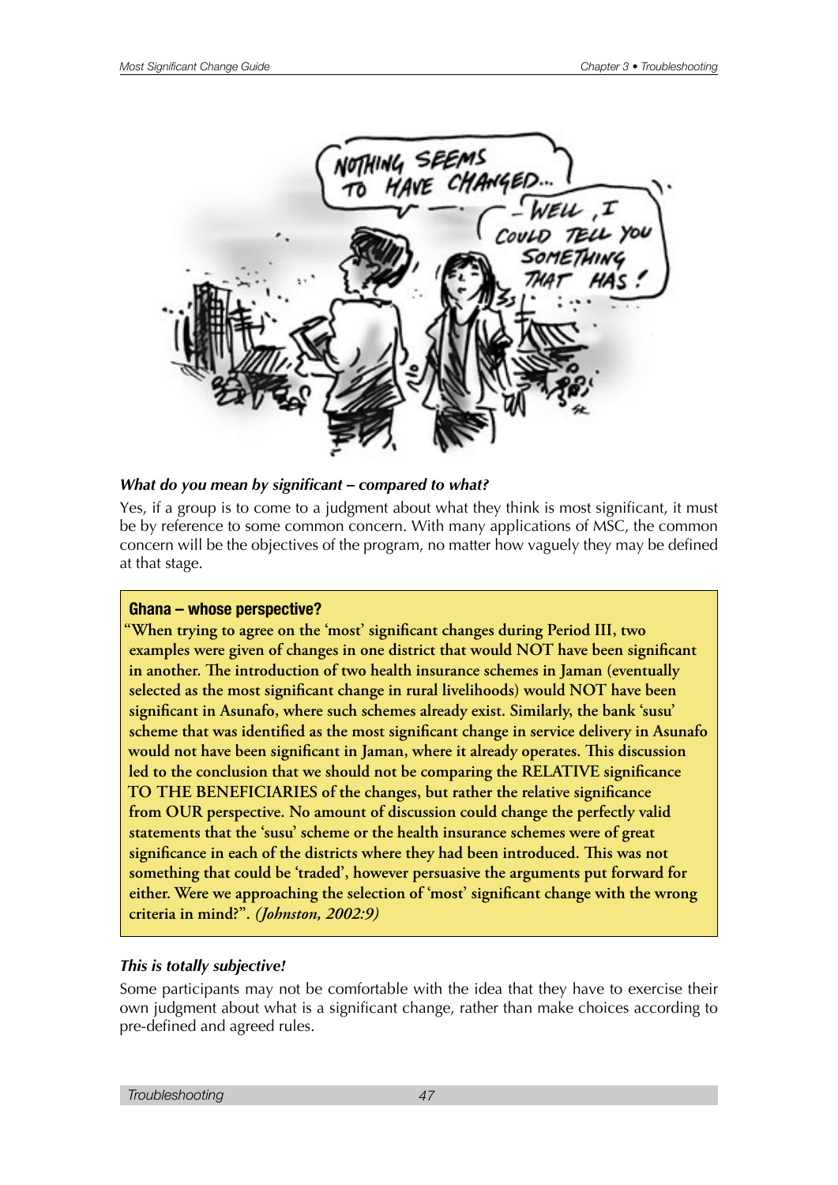***What do you mean by significant – compared to what?***

Yes, if a group is to come to a judgment about what they think is most significant, it must be by reference to some common concern. With many applications of MSC, the common concern will be the objectives of the program, no matter how vaguely they may be defined at that stage.

> **Ghana – whose perspective?**
>
> **"When trying to agree on the 'most' significant changes during Period III, two examples were given of changes in one district that would NOT have been significant in another. The introduction of two health insurance schemes in Jaman (eventually selected as the most significant change in rural livelihoods) would NOT have been significant in Asunafo, where such schemes already exist. Similarly, the bank 'susu' scheme that was identified as the most significant change in service delivery in Asunafo would not have been significant in Jaman, where it already operates. This discussion led to the conclusion that we should not be comparing the RELATIVE significance TO THE BENEFICIARIES of the changes, but rather the relative significance from OUR perspective. No amount of discussion could change the perfectly valid statements that the 'susu' scheme or the health insurance schemes were of great significance in each of the districts where they had been introduced. This was not something that could be 'traded', however persuasive the arguments put forward for either. Were we approaching the selection of 'most' significant change with the wrong criteria in mind?". *(Johnston, 2002:9)***

***This is totally subjective!***

Some participants may not be comfortable with the idea that they have to exercise their own judgment about what is a significant change, rather than make choices according to pre-defined and agreed rules.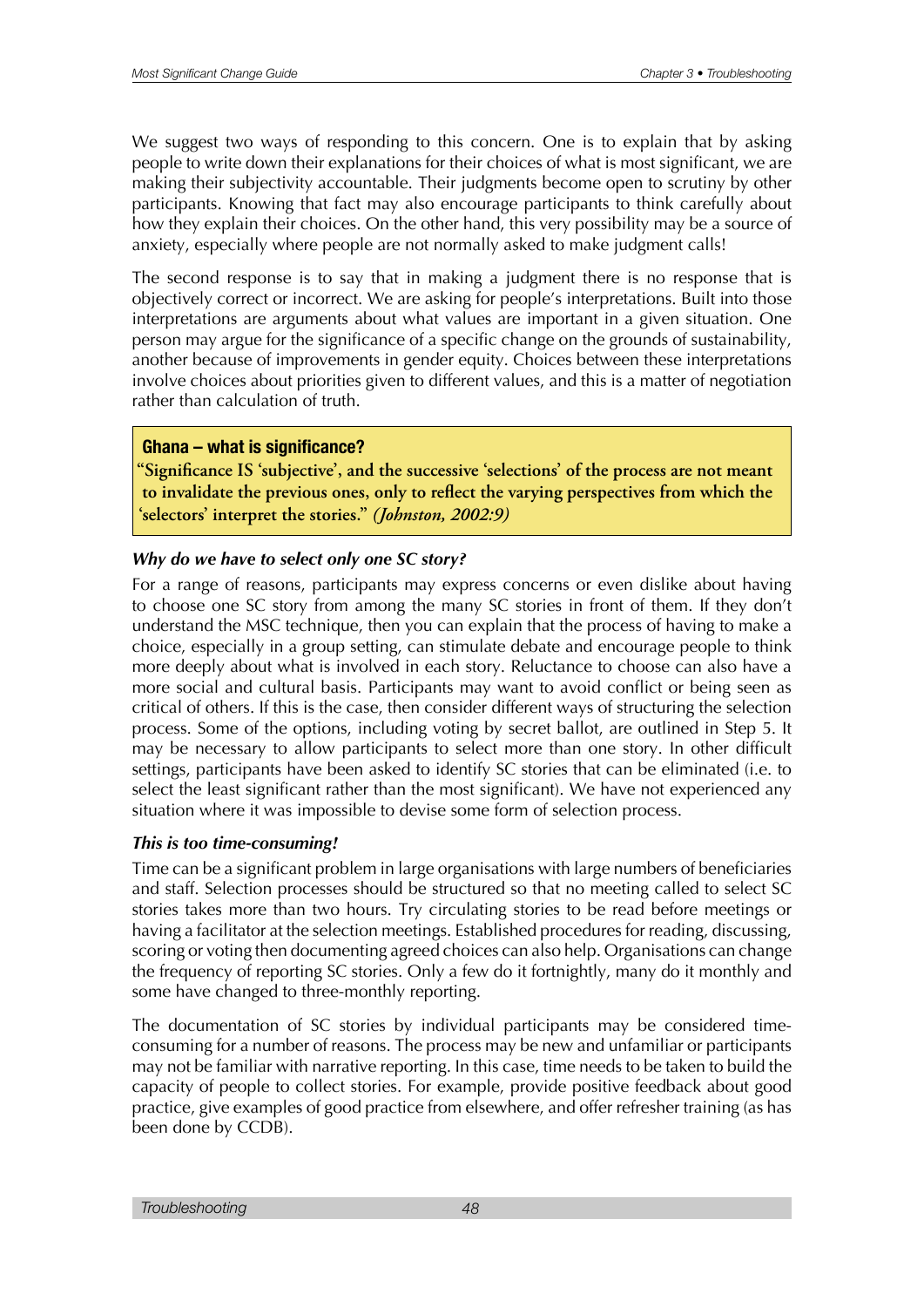We suggest two ways of responding to this concern. One is to explain that by asking people to write down their explanations for their choices of what is most significant, we are making their subjectivity accountable. Their judgments become open to scrutiny by other participants. Knowing that fact may also encourage participants to think carefully about how they explain their choices. On the other hand, this very possibility may be a source of anxiety, especially where people are not normally asked to make judgment calls!

The second response is to say that in making a judgment there is no response that is objectively correct or incorrect. We are asking for people's interpretations. Built into those interpretations are arguments about what values are important in a given situation. One person may argue for the significance of a specific change on the grounds of sustainability, another because of improvements in gender equity. Choices between these interpretations involve choices about priorities given to different values, and this is a matter of negotiation rather than calculation of truth.

> **Ghana – what is significance?**
>
> **"Significance IS 'subjective', and the successive 'selections' of the process are not meant to invalidate the previous ones, only to reflect the varying perspectives from which the 'selectors' interpret the stories."** ***(Johnston, 2002:9)***

***Why do we have to select only one SC story?***

For a range of reasons, participants may express concerns or even dislike about having to choose one SC story from among the many SC stories in front of them. If they don't understand the MSC technique, then you can explain that the process of having to make a choice, especially in a group setting, can stimulate debate and encourage people to think more deeply about what is involved in each story. Reluctance to choose can also have a more social and cultural basis. Participants may want to avoid conflict or being seen as critical of others. If this is the case, then consider different ways of structuring the selection process. Some of the options, including voting by secret ballot, are outlined in Step 5. It may be necessary to allow participants to select more than one story. In other difficult settings, participants have been asked to identify SC stories that can be eliminated (i.e. to select the least significant rather than the most significant). We have not experienced any situation where it was impossible to devise some form of selection process.

***This is too time-consuming!***

Time can be a significant problem in large organisations with large numbers of beneficiaries and staff. Selection processes should be structured so that no meeting called to select SC stories takes more than two hours. Try circulating stories to be read before meetings or having a facilitator at the selection meetings. Established procedures for reading, discussing, scoring or voting then documenting agreed choices can also help. Organisations can change the frequency of reporting SC stories. Only a few do it fortnightly, many do it monthly and some have changed to three-monthly reporting.

The documentation of SC stories by individual participants may be considered time-consuming for a number of reasons. The process may be new and unfamiliar or participants may not be familiar with narrative reporting. In this case, time needs to be taken to build the capacity of people to collect stories. For example, provide positive feedback about good practice, give examples of good practice from elsewhere, and offer refresher training (as has been done by CCDB).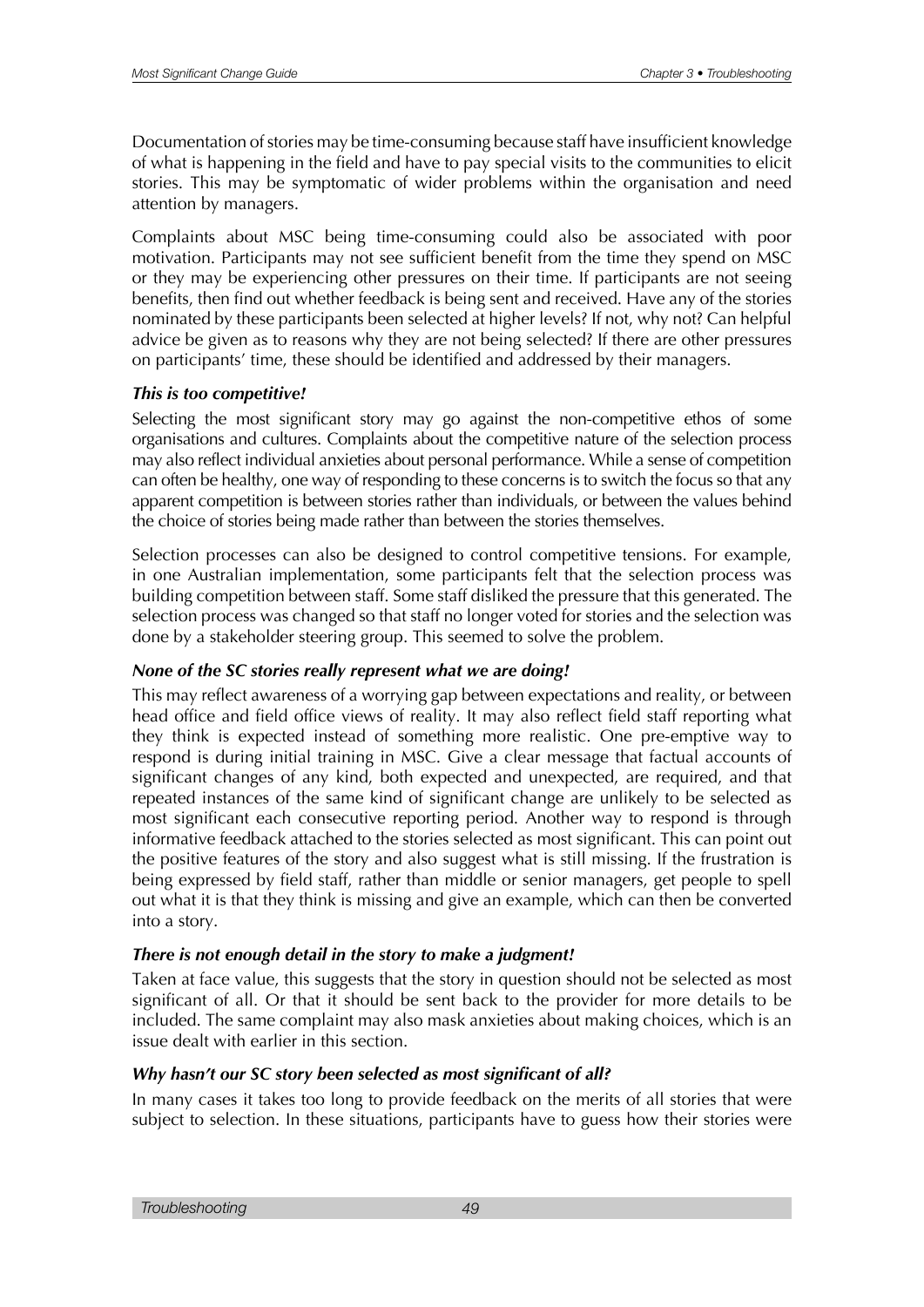Documentation of stories may be time-consuming because staff have insufficient knowledge of what is happening in the field and have to pay special visits to the communities to elicit stories. This may be symptomatic of wider problems within the organisation and need attention by managers.

Complaints about MSC being time-consuming could also be associated with poor motivation. Participants may not see sufficient benefit from the time they spend on MSC or they may be experiencing other pressures on their time. If participants are not seeing benefits, then find out whether feedback is being sent and received. Have any of the stories nominated by these participants been selected at higher levels? If not, why not? Can helpful advice be given as to reasons why they are not being selected? If there are other pressures on participants' time, these should be identified and addressed by their managers.

#### *This is too competitive!*

Selecting the most significant story may go against the non-competitive ethos of some organisations and cultures. Complaints about the competitive nature of the selection process may also reflect individual anxieties about personal performance. While a sense of competition can often be healthy, one way of responding to these concerns is to switch the focus so that any apparent competition is between stories rather than individuals, or between the values behind the choice of stories being made rather than between the stories themselves.

Selection processes can also be designed to control competitive tensions. For example, in one Australian implementation, some participants felt that the selection process was building competition between staff. Some staff disliked the pressure that this generated. The selection process was changed so that staff no longer voted for stories and the selection was done by a stakeholder steering group. This seemed to solve the problem.

#### *None of the SC stories really represent what we are doing!*

This may reflect awareness of a worrying gap between expectations and reality, or between head office and field office views of reality. It may also reflect field staff reporting what they think is expected instead of something more realistic. One pre-emptive way to respond is during initial training in MSC. Give a clear message that factual accounts of significant changes of any kind, both expected and unexpected, are required, and that repeated instances of the same kind of significant change are unlikely to be selected as most significant each consecutive reporting period. Another way to respond is through informative feedback attached to the stories selected as most significant. This can point out the positive features of the story and also suggest what is still missing. If the frustration is being expressed by field staff, rather than middle or senior managers, get people to spell out what it is that they think is missing and give an example, which can then be converted into a story.

#### *There is not enough detail in the story to make a judgment!*

Taken at face value, this suggests that the story in question should not be selected as most significant of all. Or that it should be sent back to the provider for more details to be included. The same complaint may also mask anxieties about making choices, which is an issue dealt with earlier in this section.

#### *Why hasn't our SC story been selected as most significant of all?*

In many cases it takes too long to provide feedback on the merits of all stories that were subject to selection. In these situations, participants have to guess how their stories were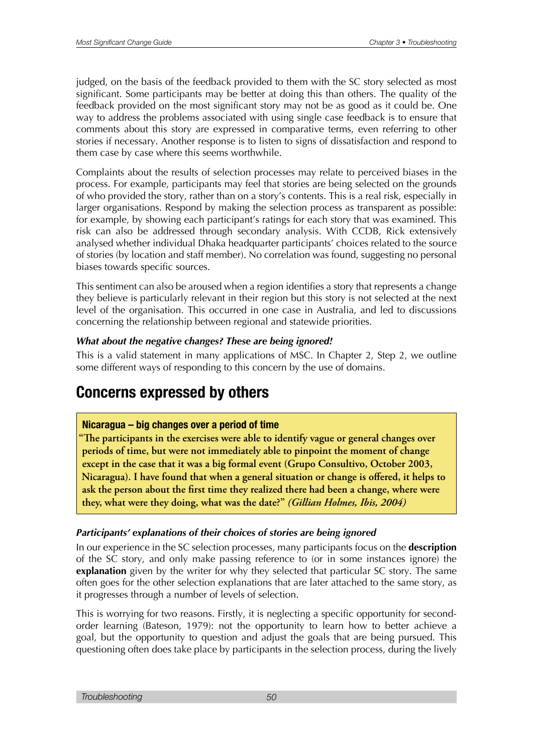judged, on the basis of the feedback provided to them with the SC story selected as most significant. Some participants may be better at doing this than others. The quality of the feedback provided on the most significant story may not be as good as it could be. One way to address the problems associated with using single case feedback is to ensure that comments about this story are expressed in comparative terms, even referring to other stories if necessary. Another response is to listen to signs of dissatisfaction and respond to them case by case where this seems worthwhile.

Complaints about the results of selection processes may relate to perceived biases in the process. For example, participants may feel that stories are being selected on the grounds of who provided the story, rather than on a story's contents. This is a real risk, especially in larger organisations. Respond by making the selection process as transparent as possible: for example, by showing each participant's ratings for each story that was examined. This risk can also be addressed through secondary analysis. With CCDB, Rick extensively analysed whether individual Dhaka headquarter participants' choices related to the source of stories (by location and staff member). No correlation was found, suggesting no personal biases towards specific sources.

This sentiment can also be aroused when a region identifies a story that represents a change they believe is particularly relevant in their region but this story is not selected at the next level of the organisation. This occurred in one case in Australia, and led to discussions concerning the relationship between regional and statewide priorities.

***What about the negative changes? These are being ignored!***

This is a valid statement in many applications of MSC. In Chapter 2, Step 2, we outline some different ways of responding to this concern by the use of domains.

## Concerns expressed by others

> **Nicaragua – big changes over a period of time**
>
> **"The participants in the exercises were able to identify vague or general changes over periods of time, but were not immediately able to pinpoint the moment of change except in the case that it was a big formal event (Grupo Consultivo, October 2003, Nicaragua). I have found that when a general situation or change is offered, it helps to ask the person about the first time they realized there had been a change, where were they, what were they doing, what was the date?"** ***(Gillian Holmes, Ibis, 2004)***

***Participants' explanations of their choices of stories are being ignored***

In our experience in the SC selection processes, many participants focus on the **description** of the SC story, and only make passing reference to (or in some instances ignore) the **explanation** given by the writer for why they selected that particular SC story. The same often goes for the other selection explanations that are later attached to the same story, as it progresses through a number of levels of selection.

This is worrying for two reasons. Firstly, it is neglecting a specific opportunity for second-order learning (Bateson, 1979): not the opportunity to learn how to better achieve a goal, but the opportunity to question and adjust the goals that are being pursued. This questioning often does take place by participants in the selection process, during the lively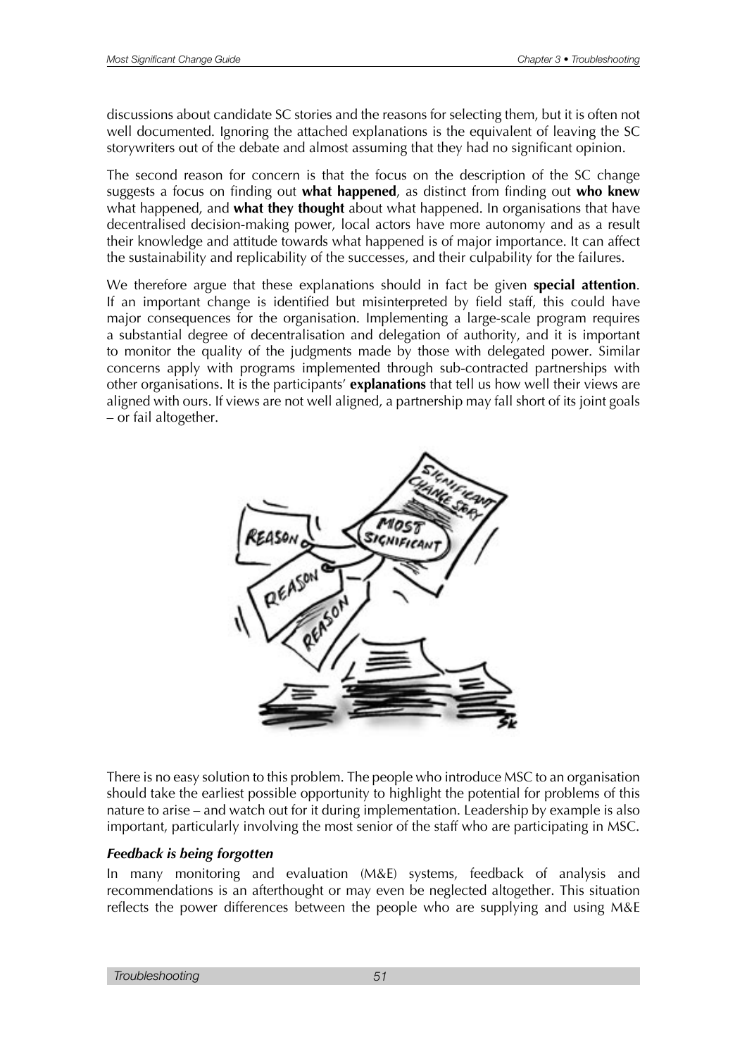discussions about candidate SC stories and the reasons for selecting them, but it is often not well documented. Ignoring the attached explanations is the equivalent of leaving the SC storywriters out of the debate and almost assuming that they had no significant opinion.

The second reason for concern is that the focus on the description of the SC change suggests a focus on finding out **what happened**, as distinct from finding out **who knew** what happened, and **what they thought** about what happened. In organisations that have decentralised decision-making power, local actors have more autonomy and as a result their knowledge and attitude towards what happened is of major importance. It can affect the sustainability and replicability of the successes, and their culpability for the failures.

We therefore argue that these explanations should in fact be given **special attention**. If an important change is identified but misinterpreted by field staff, this could have major consequences for the organisation. Implementing a large-scale program requires a substantial degree of decentralisation and delegation of authority, and it is important to monitor the quality of the judgments made by those with delegated power. Similar concerns apply with programs implemented through sub-contracted partnerships with other organisations. It is the participants' **explanations** that tell us how well their views are aligned with ours. If views are not well aligned, a partnership may fall short of its joint goals – or fail altogether.

There is no easy solution to this problem. The people who introduce MSC to an organisation should take the earliest possible opportunity to highlight the potential for problems of this nature to arise – and watch out for it during implementation. Leadership by example is also important, particularly involving the most senior of the staff who are participating in MSC.

#### *Feedback is being forgotten*

In many monitoring and evaluation (M&E) systems, feedback of analysis and recommendations is an afterthought or may even be neglected altogether. This situation reflects the power differences between the people who are supplying and using M&E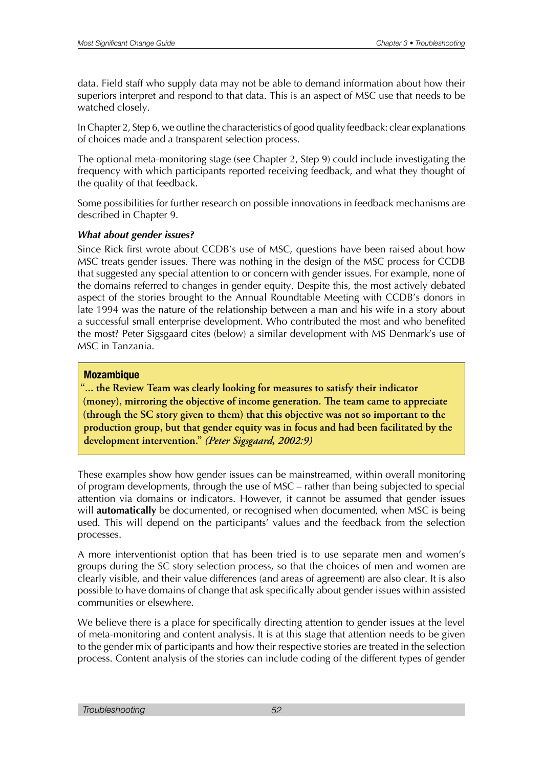data. Field staff who supply data may not be able to demand information about how their superiors interpret and respond to that data. This is an aspect of MSC use that needs to be watched closely.

In Chapter 2, Step 6, we outline the characteristics of good quality feedback: clear explanations of choices made and a transparent selection process.

The optional meta-monitoring stage (see Chapter 2, Step 9) could include investigating the frequency with which participants reported receiving feedback, and what they thought of the quality of that feedback.

Some possibilities for further research on possible innovations in feedback mechanisms are described in Chapter 9.

***What about gender issues?***

Since Rick first wrote about CCDB's use of MSC, questions have been raised about how MSC treats gender issues. There was nothing in the design of the MSC process for CCDB that suggested any special attention to or concern with gender issues. For example, none of the domains referred to changes in gender equity. Despite this, the most actively debated aspect of the stories brought to the Annual Roundtable Meeting with CCDB's donors in late 1994 was the nature of the relationship between a man and his wife in a story about a successful small enterprise development. Who contributed the most and who benefited the most? Peter Sigsgaard cites (below) a similar development with MS Denmark's use of MSC in Tanzania.

> **Mozambique**
>
> **"... the Review Team was clearly looking for measures to satisfy their indicator (money), mirroring the objective of income generation. The team came to appreciate (through the SC story given to them) that this objective was not so important to the production group, but that gender equity was in focus and had been facilitated by the development intervention."** ***(Peter Sigsgaard, 2002:9)***

These examples show how gender issues can be mainstreamed, within overall monitoring of program developments, through the use of MSC – rather than being subjected to special attention via domains or indicators. However, it cannot be assumed that gender issues will **automatically** be documented, or recognised when documented, when MSC is being used. This will depend on the participants' values and the feedback from the selection processes.

A more interventionist option that has been tried is to use separate men and women's groups during the SC story selection process, so that the choices of men and women are clearly visible, and their value differences (and areas of agreement) are also clear. It is also possible to have domains of change that ask specifically about gender issues within assisted communities or elsewhere.

We believe there is a place for specifically directing attention to gender issues at the level of meta-monitoring and content analysis. It is at this stage that attention needs to be given to the gender mix of participants and how their respective stories are treated in the selection process. Content analysis of the stories can include coding of the different types of gender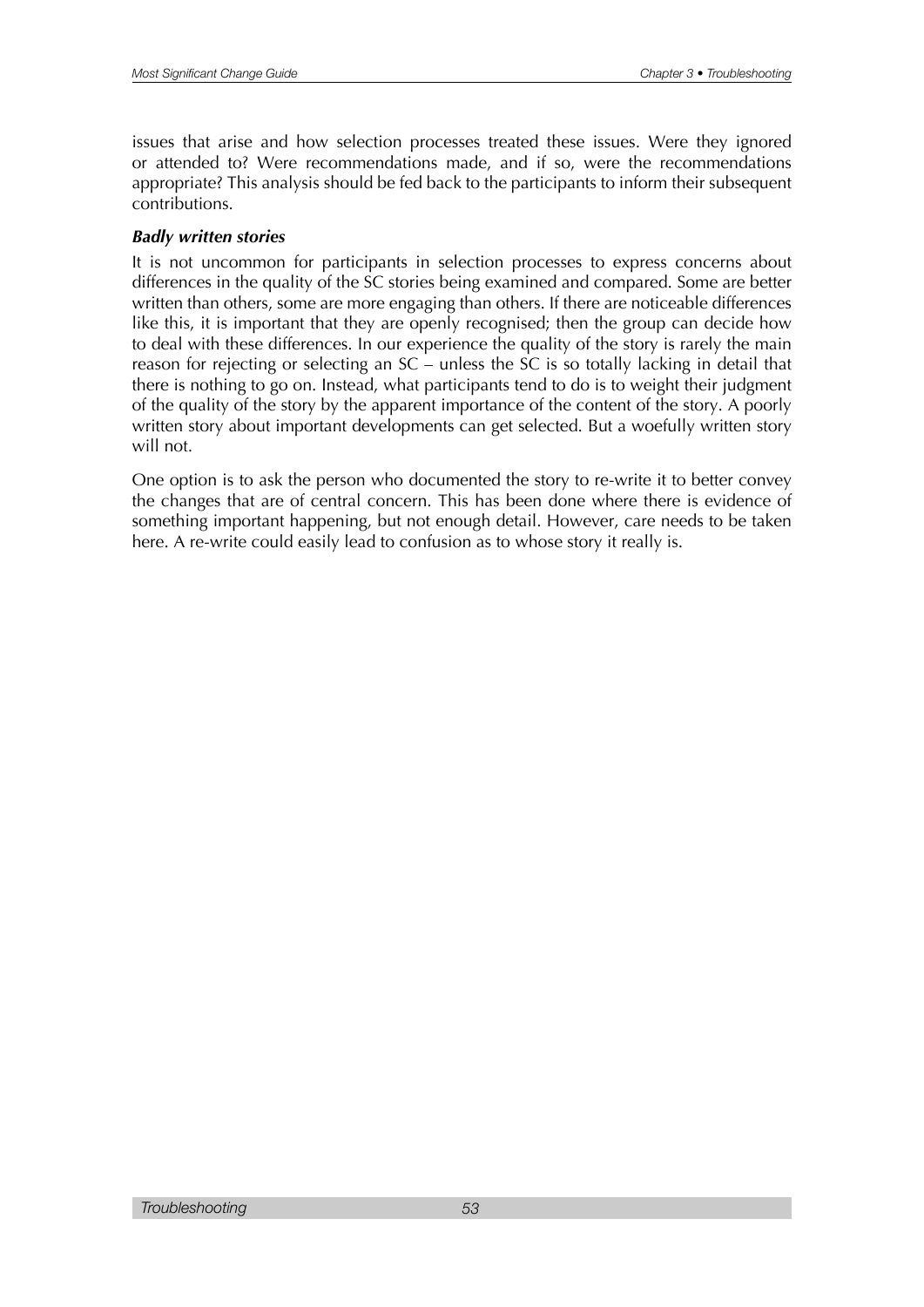issues that arise and how selection processes treated these issues. Were they ignored or attended to? Were recommendations made, and if so, were the recommendations appropriate? This analysis should be fed back to the participants to inform their subsequent contributions.

***Badly written stories***

It is not uncommon for participants in selection processes to express concerns about differences in the quality of the SC stories being examined and compared. Some are better written than others, some are more engaging than others. If there are noticeable differences like this, it is important that they are openly recognised; then the group can decide how to deal with these differences. In our experience the quality of the story is rarely the main reason for rejecting or selecting an SC – unless the SC is so totally lacking in detail that there is nothing to go on. Instead, what participants tend to do is to weight their judgment of the quality of the story by the apparent importance of the content of the story. A poorly written story about important developments can get selected. But a woefully written story will not.

One option is to ask the person who documented the story to re-write it to better convey the changes that are of central concern. This has been done where there is evidence of something important happening, but not enough detail. However, care needs to be taken here. A re-write could easily lead to confusion as to whose story it really is.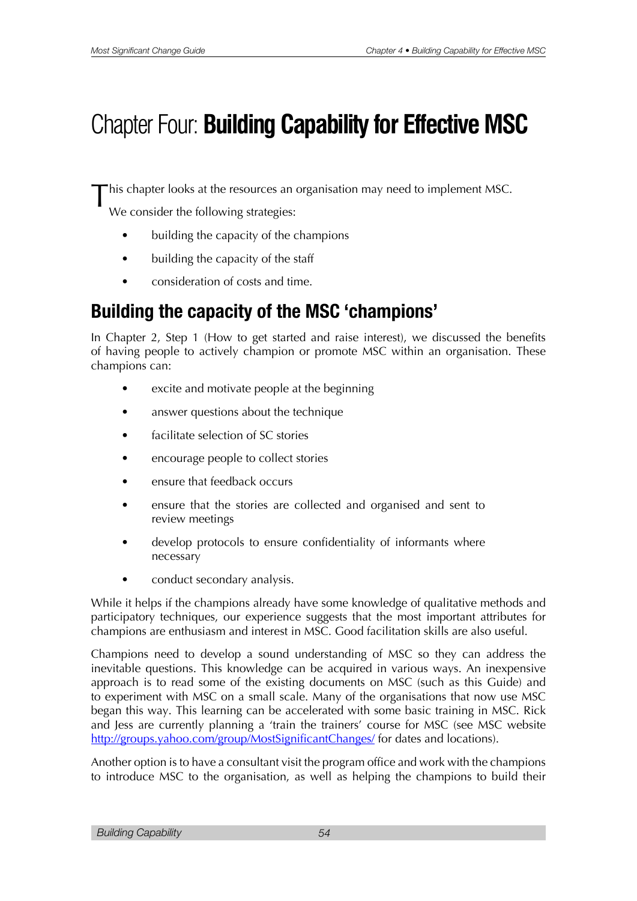# Chapter Four: **Building Capability for Effective MSC**

This chapter looks at the resources an organisation may need to implement MSC. We consider the following strategies:

- building the capacity of the champions
- building the capacity of the staff
- consideration of costs and time.

## Building the capacity of the MSC 'champions'

In Chapter 2, Step 1 (How to get started and raise interest), we discussed the benefits of having people to actively champion or promote MSC within an organisation. These champions can:

- excite and motivate people at the beginning
- answer questions about the technique
- facilitate selection of SC stories
- encourage people to collect stories
- ensure that feedback occurs
- ensure that the stories are collected and organised and sent to review meetings
- develop protocols to ensure confidentiality of informants where necessary
- conduct secondary analysis.

While it helps if the champions already have some knowledge of qualitative methods and participatory techniques, our experience suggests that the most important attributes for champions are enthusiasm and interest in MSC. Good facilitation skills are also useful.

Champions need to develop a sound understanding of MSC so they can address the inevitable questions. This knowledge can be acquired in various ways. An inexpensive approach is to read some of the existing documents on MSC (such as this Guide) and to experiment with MSC on a small scale. Many of the organisations that now use MSC began this way. This learning can be accelerated with some basic training in MSC. Rick and Jess are currently planning a 'train the trainers' course for MSC (see MSC website http://groups.yahoo.com/group/MostSignificantChanges/ for dates and locations).

Another option is to have a consultant visit the program office and work with the champions to introduce MSC to the organisation, as well as helping the champions to build their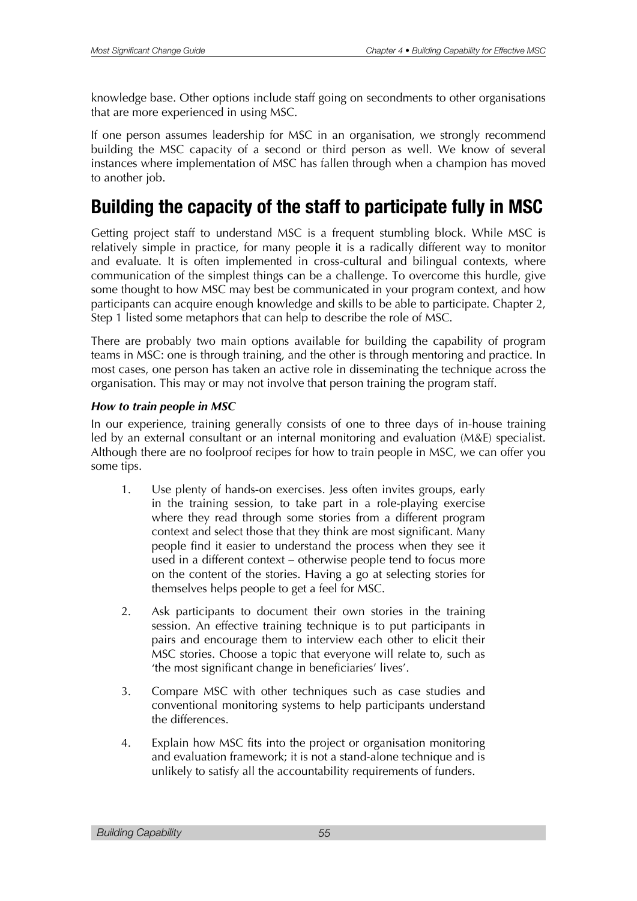knowledge base. Other options include staff going on secondments to other organisations that are more experienced in using MSC.

If one person assumes leadership for MSC in an organisation, we strongly recommend building the MSC capacity of a second or third person as well. We know of several instances where implementation of MSC has fallen through when a champion has moved to another job.

## Building the capacity of the staff to participate fully in MSC

Getting project staff to understand MSC is a frequent stumbling block. While MSC is relatively simple in practice, for many people it is a radically different way to monitor and evaluate. It is often implemented in cross-cultural and bilingual contexts, where communication of the simplest things can be a challenge. To overcome this hurdle, give some thought to how MSC may best be communicated in your program context, and how participants can acquire enough knowledge and skills to be able to participate. Chapter 2, Step 1 listed some metaphors that can help to describe the role of MSC.

There are probably two main options available for building the capability of program teams in MSC: one is through training, and the other is through mentoring and practice. In most cases, one person has taken an active role in disseminating the technique across the organisation. This may or may not involve that person training the program staff.

***How to train people in MSC***

In our experience, training generally consists of one to three days of in-house training led by an external consultant or an internal monitoring and evaluation (M&E) specialist. Although there are no foolproof recipes for how to train people in MSC, we can offer you some tips.

1. Use plenty of hands-on exercises. Jess often invites groups, early in the training session, to take part in a role-playing exercise where they read through some stories from a different program context and select those that they think are most significant. Many people find it easier to understand the process when they see it used in a different context – otherwise people tend to focus more on the content of the stories. Having a go at selecting stories for themselves helps people to get a feel for MSC.
2. Ask participants to document their own stories in the training session. An effective training technique is to put participants in pairs and encourage them to interview each other to elicit their MSC stories. Choose a topic that everyone will relate to, such as 'the most significant change in beneficiaries' lives'.
3. Compare MSC with other techniques such as case studies and conventional monitoring systems to help participants understand the differences.
4. Explain how MSC fits into the project or organisation monitoring and evaluation framework; it is not a stand-alone technique and is unlikely to satisfy all the accountability requirements of funders.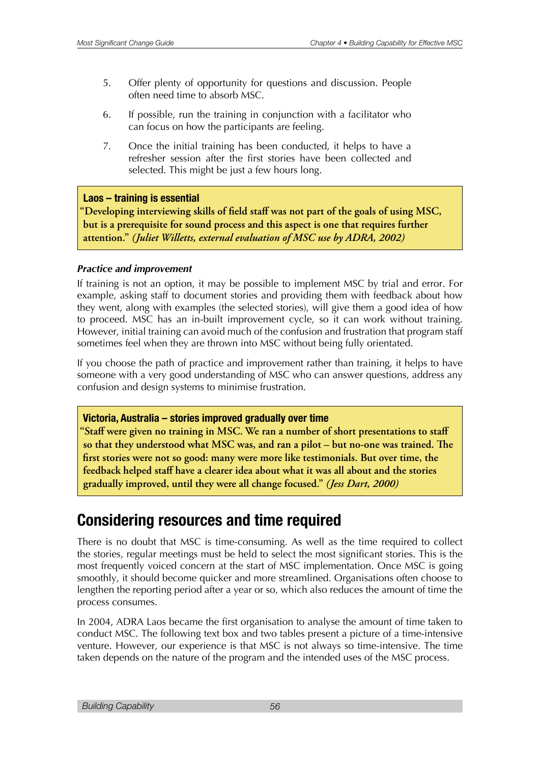5. Offer plenty of opportunity for questions and discussion. People often need time to absorb MSC.

6. If possible, run the training in conjunction with a facilitator who can focus on how the participants are feeling.

7. Once the initial training has been conducted, it helps to have a refresher session after the first stories have been collected and selected. This might be just a few hours long.

> **Laos – training is essential**
>
> **"Developing interviewing skills of field staff was not part of the goals of using MSC, but is a prerequisite for sound process and this aspect is one that requires further attention."** ***(Juliet Willetts, external evaluation of MSC use by ADRA, 2002)***

### *Practice and improvement*

If training is not an option, it may be possible to implement MSC by trial and error. For example, asking staff to document stories and providing them with feedback about how they went, along with examples (the selected stories), will give them a good idea of how to proceed. MSC has an in-built improvement cycle, so it can work without training. However, initial training can avoid much of the confusion and frustration that program staff sometimes feel when they are thrown into MSC without being fully orientated.

If you choose the path of practice and improvement rather than training, it helps to have someone with a very good understanding of MSC who can answer questions, address any confusion and design systems to minimise frustration.

> **Victoria, Australia – stories improved gradually over time**
>
> **"Staff were given no training in MSC. We ran a number of short presentations to staff so that they understood what MSC was, and ran a pilot – but no-one was trained. The first stories were not so good: many were more like testimonials. But over time, the feedback helped staff have a clearer idea about what it was all about and the stories gradually improved, until they were all change focused."** ***(Jess Dart, 2000)***

## Considering resources and time required

There is no doubt that MSC is time-consuming. As well as the time required to collect the stories, regular meetings must be held to select the most significant stories. This is the most frequently voiced concern at the start of MSC implementation. Once MSC is going smoothly, it should become quicker and more streamlined. Organisations often choose to lengthen the reporting period after a year or so, which also reduces the amount of time the process consumes.

In 2004, ADRA Laos became the first organisation to analyse the amount of time taken to conduct MSC. The following text box and two tables present a picture of a time-intensive venture. However, our experience is that MSC is not always so time-intensive. The time taken depends on the nature of the program and the intended uses of the MSC process.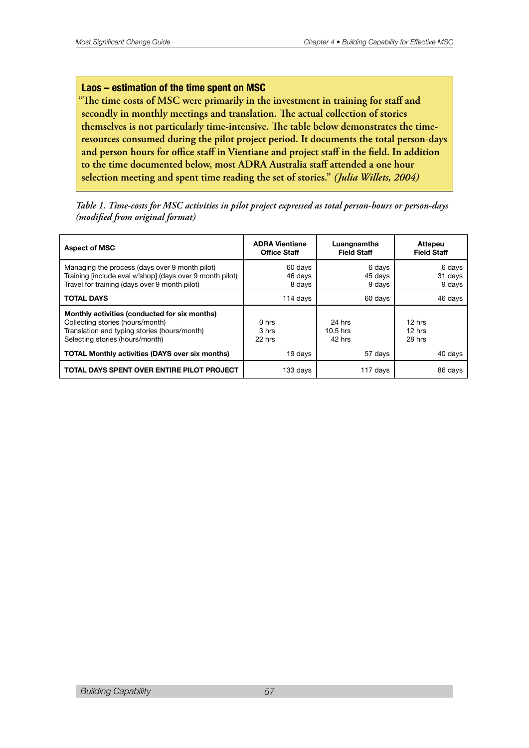### Laos – estimation of the time spent on MSC

**"The time costs of MSC were primarily in the investment in training for staff and secondly in monthly meetings and translation. The actual collection of stories themselves is not particularly time-intensive. The table below demonstrates the time-resources consumed during the pilot project period. It documents the total person-days and person hours for office staff in Vientiane and project staff in the field. In addition to the time documented below, most ADRA Australia staff attended a one hour selection meeting and spent time reading the set of stories."** ***(Julia Willets, 2004)***

*Table 1. Time-costs for MSC activities in pilot project expressed as total person-hours or person-days (modified from original format)*

| Aspect of MSC | ADRA Vientiane Office Staff | Luangnamtha Field Staff | Attapeu Field Staff |
|---|---|---|---|
| Managing the process (days over 9 month pilot) | 60 days | 6 days | 6 days |
| Training [include eval w'shop] (days over 9 month pilot) | 46 days | 45 days | 31 days |
| Travel for training (days over 9 month pilot) | 8 days | 9 days | 9 days |
| **TOTAL DAYS** | 114 days | 60 days | 46 days |
| **Monthly activities (conducted for six months)** | | | |
| Collecting stories (hours/month) | 0 hrs | 24 hrs | 12 hrs |
| Translation and typing stories (hours/month) | 3 hrs | 10.5 hrs | 12 hrs |
| Selecting stories (hours/month) | 22 hrs | 42 hrs | 28 hrs |
| **TOTAL Monthly activities (DAYS over six months)** | 19 days | 57 days | 40 days |
| **TOTAL DAYS SPENT OVER ENTIRE PILOT PROJECT** | 133 days | 117 days | 86 days |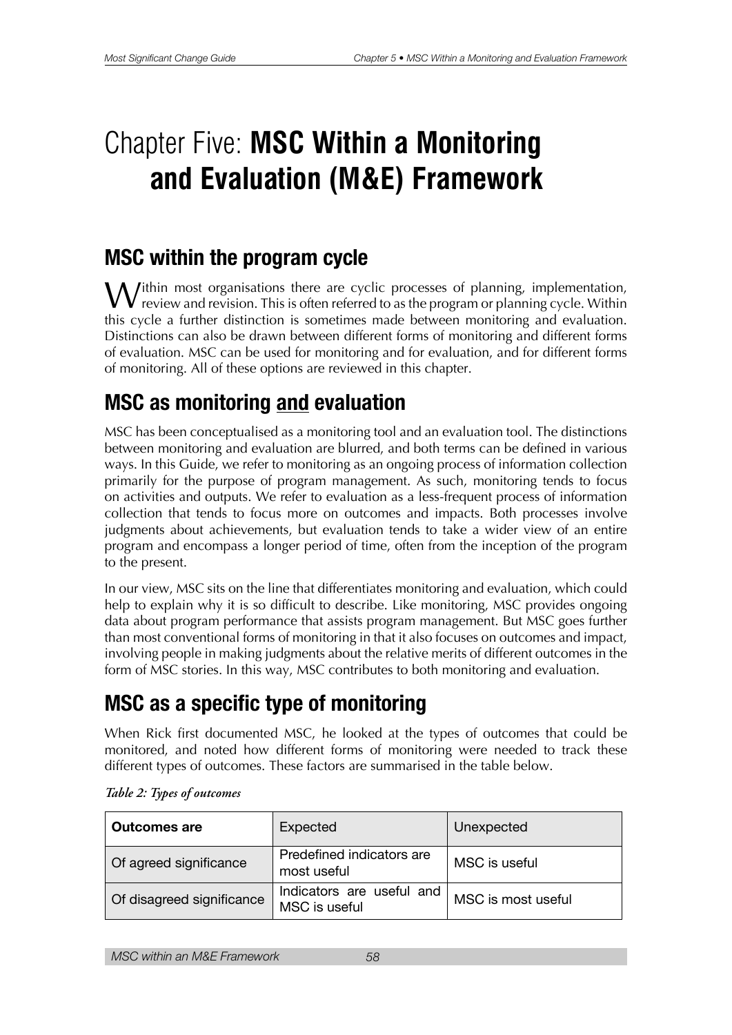# Chapter Five: **MSC Within a Monitoring and Evaluation (M&E) Framework**

## MSC within the program cycle

Within most organisations there are cyclic processes of planning, implementation, review and revision. This is often referred to as the program or planning cycle. Within this cycle a further distinction is sometimes made between monitoring and evaluation. Distinctions can also be drawn between different forms of monitoring and different forms of evaluation. MSC can be used for monitoring and for evaluation, and for different forms of monitoring. All of these options are reviewed in this chapter.

## MSC as monitoring and evaluation

MSC has been conceptualised as a monitoring tool and an evaluation tool. The distinctions between monitoring and evaluation are blurred, and both terms can be defined in various ways. In this Guide, we refer to monitoring as an ongoing process of information collection primarily for the purpose of program management. As such, monitoring tends to focus on activities and outputs. We refer to evaluation as a less-frequent process of information collection that tends to focus more on outcomes and impacts. Both processes involve judgments about achievements, but evaluation tends to take a wider view of an entire program and encompass a longer period of time, often from the inception of the program to the present.

In our view, MSC sits on the line that differentiates monitoring and evaluation, which could help to explain why it is so difficult to describe. Like monitoring, MSC provides ongoing data about program performance that assists program management. But MSC goes further than most conventional forms of monitoring in that it also focuses on outcomes and impact, involving people in making judgments about the relative merits of different outcomes in the form of MSC stories. In this way, MSC contributes to both monitoring and evaluation.

## MSC as a specific type of monitoring

When Rick first documented MSC, he looked at the types of outcomes that could be monitored, and noted how different forms of monitoring were needed to track these different types of outcomes. These factors are summarised in the table below.

*Table 2: Types of outcomes*

| **Outcomes are** | Expected | Unexpected |
|---|---|---|
| Of agreed significance | Predefined indicators are most useful | MSC is useful |
| Of disagreed significance | Indicators are useful and MSC is useful | MSC is most useful |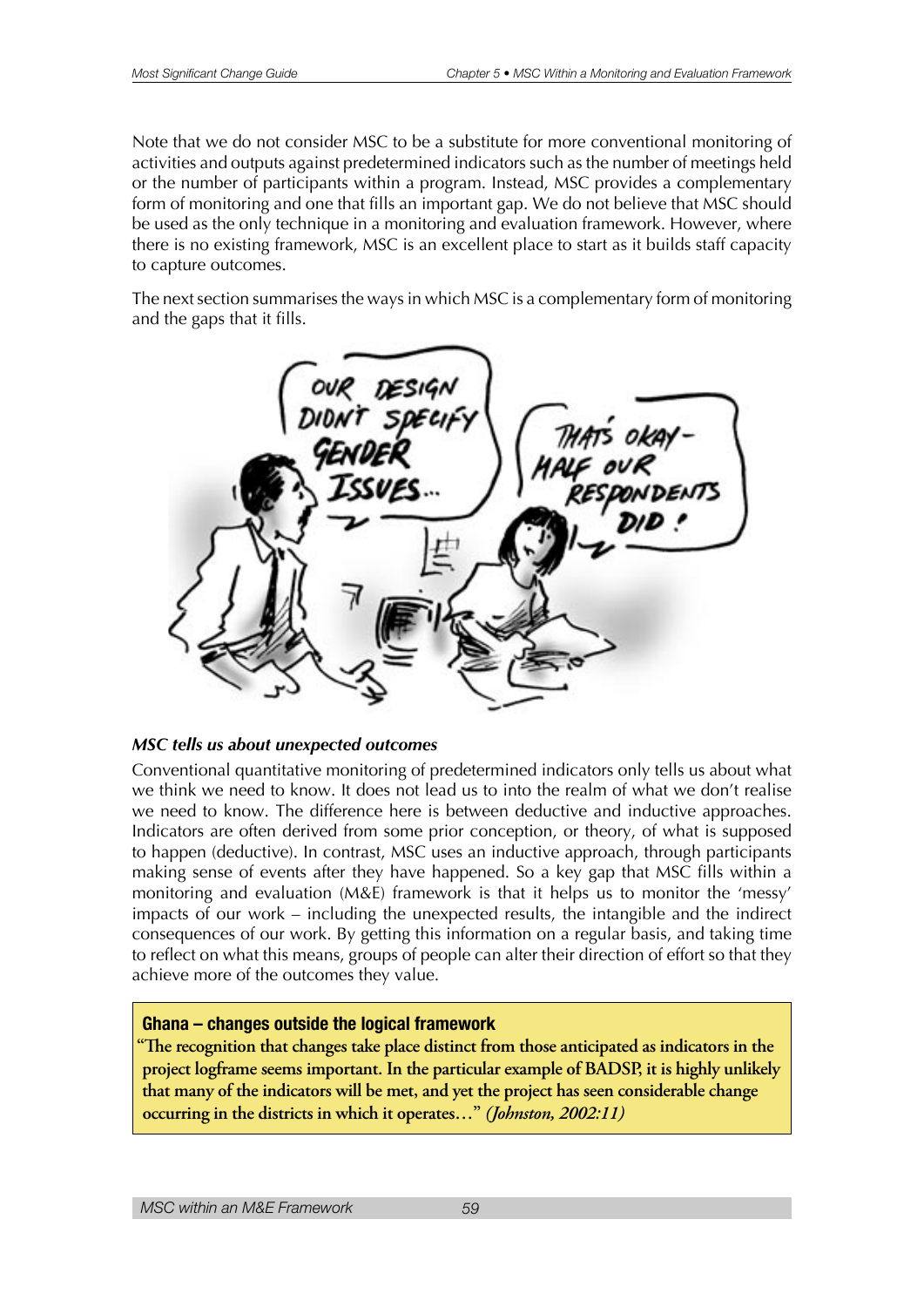Note that we do not consider MSC to be a substitute for more conventional monitoring of activities and outputs against predetermined indicators such as the number of meetings held or the number of participants within a program. Instead, MSC provides a complementary form of monitoring and one that fills an important gap. We do not believe that MSC should be used as the only technique in a monitoring and evaluation framework. However, where there is no existing framework, MSC is an excellent place to start as it builds staff capacity to capture outcomes.

The next section summarises the ways in which MSC is a complementary form of monitoring and the gaps that it fills.

### *MSC tells us about unexpected outcomes*

Conventional quantitative monitoring of predetermined indicators only tells us about what we think we need to know. It does not lead us to into the realm of what we don't realise we need to know. The difference here is between deductive and inductive approaches. Indicators are often derived from some prior conception, or theory, of what is supposed to happen (deductive). In contrast, MSC uses an inductive approach, through participants making sense of events after they have happened. So a key gap that MSC fills within a monitoring and evaluation (M&E) framework is that it helps us to monitor the 'messy' impacts of our work – including the unexpected results, the intangible and the indirect consequences of our work. By getting this information on a regular basis, and taking time to reflect on what this means, groups of people can alter their direction of effort so that they achieve more of the outcomes they value.

**Ghana – changes outside the logical framework**

**"The recognition that changes take place distinct from those anticipated as indicators in the project logframe seems important. In the particular example of BADSP, it is highly unlikely that many of the indicators will be met, and yet the project has seen considerable change occurring in the districts in which it operates…"** ***(Johnston, 2002:11)***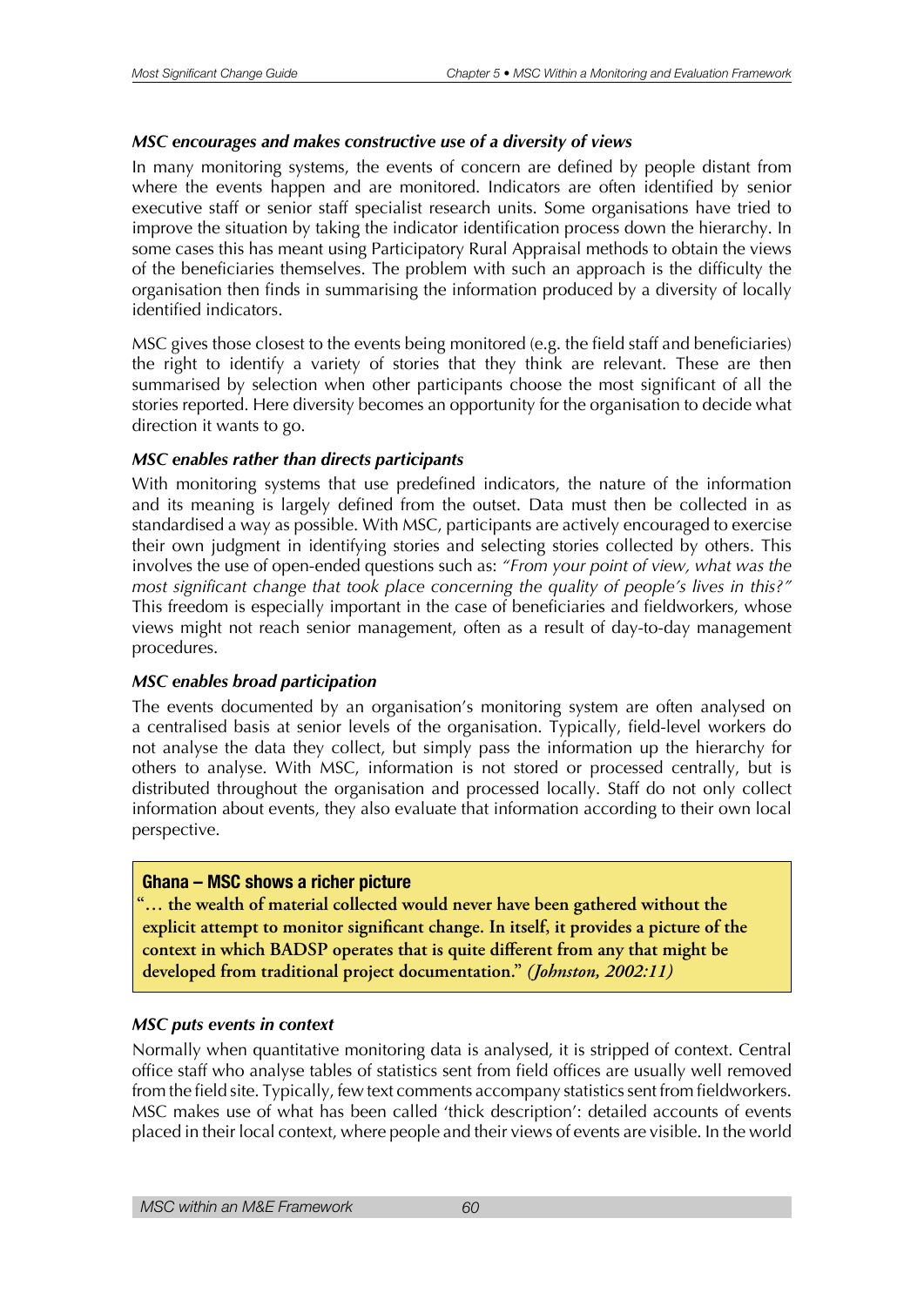### *MSC encourages and makes constructive use of a diversity of views*

In many monitoring systems, the events of concern are defined by people distant from where the events happen and are monitored. Indicators are often identified by senior executive staff or senior staff specialist research units. Some organisations have tried to improve the situation by taking the indicator identification process down the hierarchy. In some cases this has meant using Participatory Rural Appraisal methods to obtain the views of the beneficiaries themselves. The problem with such an approach is the difficulty the organisation then finds in summarising the information produced by a diversity of locally identified indicators.

MSC gives those closest to the events being monitored (e.g. the field staff and beneficiaries) the right to identify a variety of stories that they think are relevant. These are then summarised by selection when other participants choose the most significant of all the stories reported. Here diversity becomes an opportunity for the organisation to decide what direction it wants to go.

### *MSC enables rather than directs participants*

With monitoring systems that use predefined indicators, the nature of the information and its meaning is largely defined from the outset. Data must then be collected in as standardised a way as possible. With MSC, participants are actively encouraged to exercise their own judgment in identifying stories and selecting stories collected by others. This involves the use of open-ended questions such as: *"From your point of view, what was the most significant change that took place concerning the quality of people's lives in this?"* This freedom is especially important in the case of beneficiaries and fieldworkers, whose views might not reach senior management, often as a result of day-to-day management procedures.

### *MSC enables broad participation*

The events documented by an organisation's monitoring system are often analysed on a centralised basis at senior levels of the organisation. Typically, field-level workers do not analyse the data they collect, but simply pass the information up the hierarchy for others to analyse. With MSC, information is not stored or processed centrally, but is distributed throughout the organisation and processed locally. Staff do not only collect information about events, they also evaluate that information according to their own local perspective.

> **Ghana – MSC shows a richer picture**
>
> **"… the wealth of material collected would never have been gathered without the explicit attempt to monitor significant change. In itself, it provides a picture of the context in which BADSP operates that is quite different from any that might be developed from traditional project documentation."** ***(Johnston, 2002:11)***

### *MSC puts events in context*

Normally when quantitative monitoring data is analysed, it is stripped of context. Central office staff who analyse tables of statistics sent from field offices are usually well removed from the field site. Typically, few text comments accompany statistics sent from fieldworkers. MSC makes use of what has been called 'thick description': detailed accounts of events placed in their local context, where people and their views of events are visible. In the world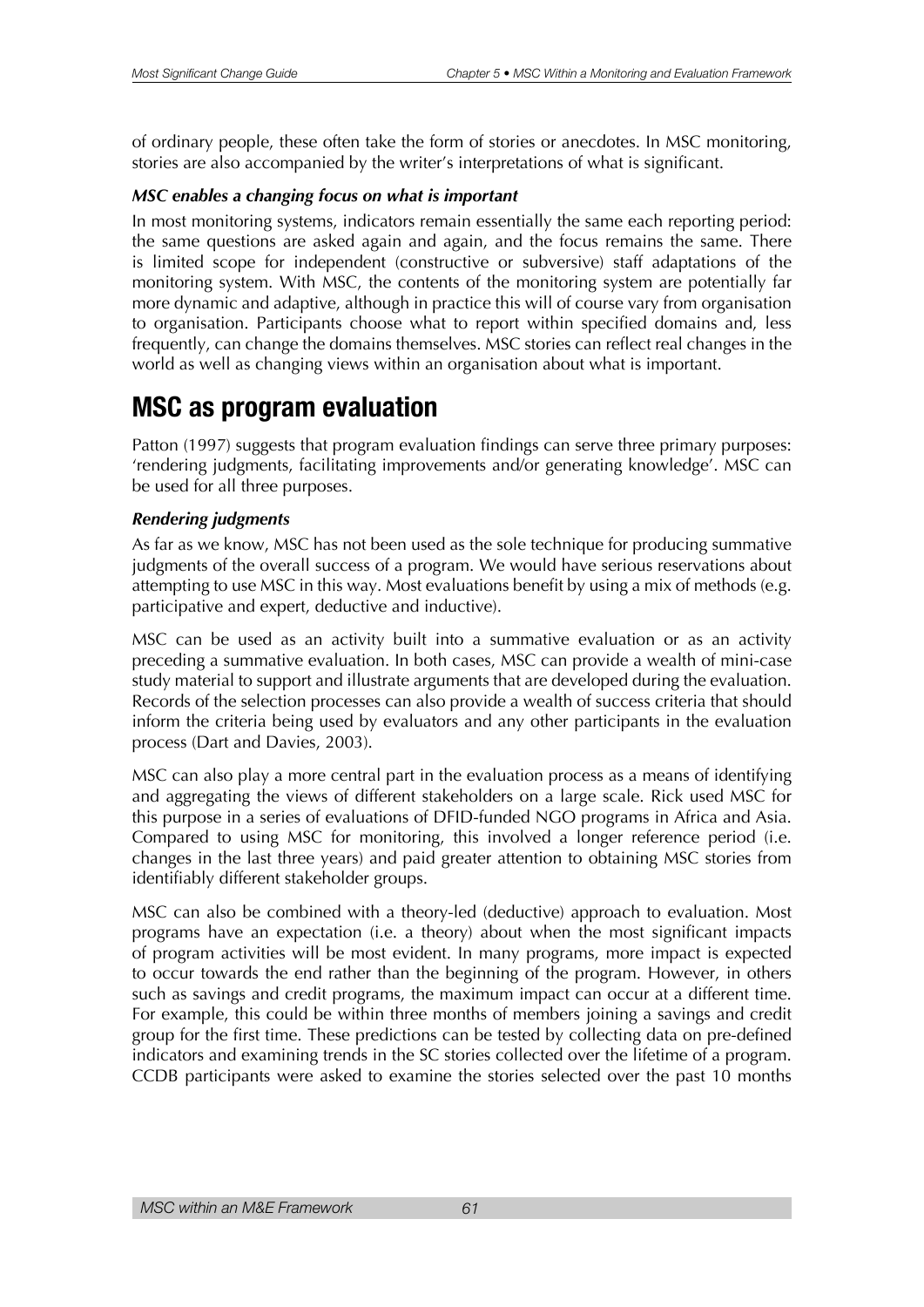of ordinary people, these often take the form of stories or anecdotes. In MSC monitoring, stories are also accompanied by the writer's interpretations of what is significant.

### *MSC enables a changing focus on what is important*

In most monitoring systems, indicators remain essentially the same each reporting period: the same questions are asked again and again, and the focus remains the same. There is limited scope for independent (constructive or subversive) staff adaptations of the monitoring system. With MSC, the contents of the monitoring system are potentially far more dynamic and adaptive, although in practice this will of course vary from organisation to organisation. Participants choose what to report within specified domains and, less frequently, can change the domains themselves. MSC stories can reflect real changes in the world as well as changing views within an organisation about what is important.

## MSC as program evaluation

Patton (1997) suggests that program evaluation findings can serve three primary purposes: 'rendering judgments, facilitating improvements and/or generating knowledge'. MSC can be used for all three purposes.

### *Rendering judgments*

As far as we know, MSC has not been used as the sole technique for producing summative judgments of the overall success of a program. We would have serious reservations about attempting to use MSC in this way. Most evaluations benefit by using a mix of methods (e.g. participative and expert, deductive and inductive).

MSC can be used as an activity built into a summative evaluation or as an activity preceding a summative evaluation. In both cases, MSC can provide a wealth of mini-case study material to support and illustrate arguments that are developed during the evaluation. Records of the selection processes can also provide a wealth of success criteria that should inform the criteria being used by evaluators and any other participants in the evaluation process (Dart and Davies, 2003).

MSC can also play a more central part in the evaluation process as a means of identifying and aggregating the views of different stakeholders on a large scale. Rick used MSC for this purpose in a series of evaluations of DFID-funded NGO programs in Africa and Asia. Compared to using MSC for monitoring, this involved a longer reference period (i.e. changes in the last three years) and paid greater attention to obtaining MSC stories from identifiably different stakeholder groups.

MSC can also be combined with a theory-led (deductive) approach to evaluation. Most programs have an expectation (i.e. a theory) about when the most significant impacts of program activities will be most evident. In many programs, more impact is expected to occur towards the end rather than the beginning of the program. However, in others such as savings and credit programs, the maximum impact can occur at a different time. For example, this could be within three months of members joining a savings and credit group for the first time. These predictions can be tested by collecting data on pre-defined indicators and examining trends in the SC stories collected over the lifetime of a program. CCDB participants were asked to examine the stories selected over the past 10 months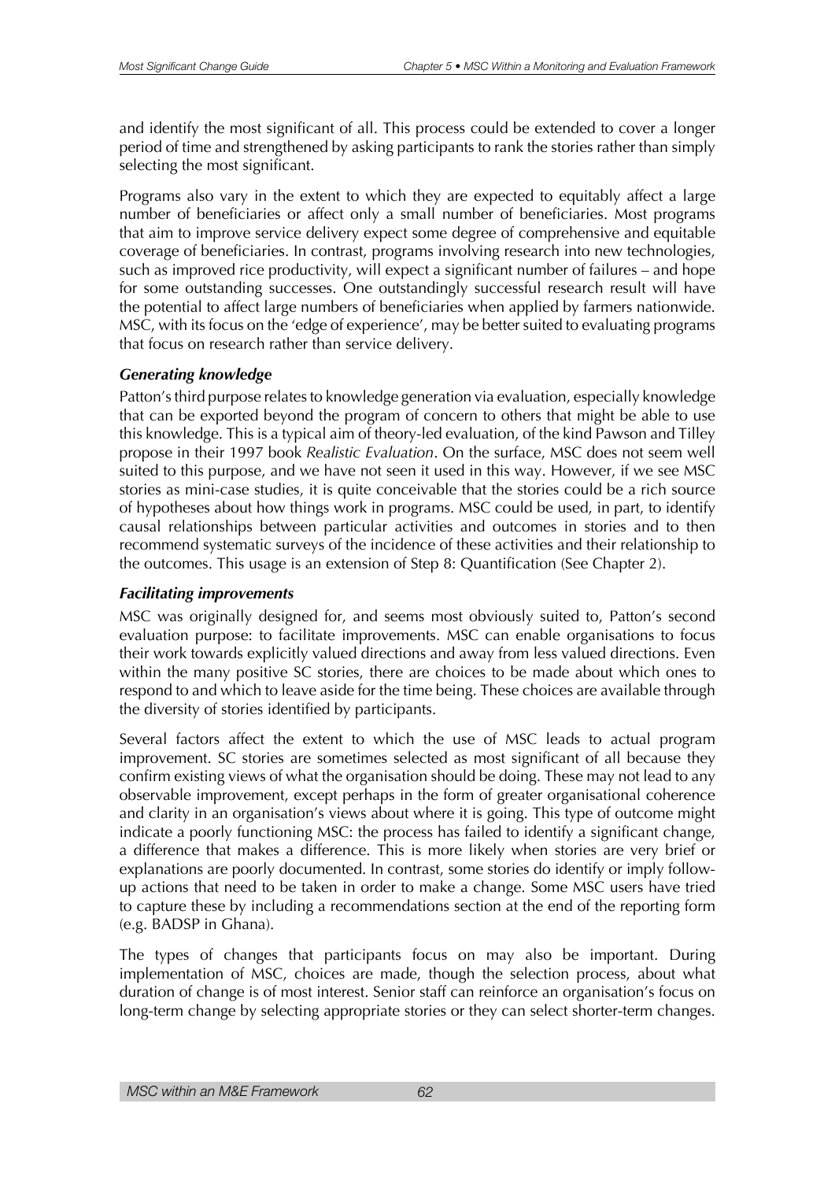and identify the most significant of all. This process could be extended to cover a longer period of time and strengthened by asking participants to rank the stories rather than simply selecting the most significant.

Programs also vary in the extent to which they are expected to equitably affect a large number of beneficiaries or affect only a small number of beneficiaries. Most programs that aim to improve service delivery expect some degree of comprehensive and equitable coverage of beneficiaries. In contrast, programs involving research into new technologies, such as improved rice productivity, will expect a significant number of failures – and hope for some outstanding successes. One outstandingly successful research result will have the potential to affect large numbers of beneficiaries when applied by farmers nationwide. MSC, with its focus on the 'edge of experience', may be better suited to evaluating programs that focus on research rather than service delivery.

### *Generating knowledge*

Patton's third purpose relates to knowledge generation via evaluation, especially knowledge that can be exported beyond the program of concern to others that might be able to use this knowledge. This is a typical aim of theory-led evaluation, of the kind Pawson and Tilley propose in their 1997 book *Realistic Evaluation*. On the surface, MSC does not seem well suited to this purpose, and we have not seen it used in this way. However, if we see MSC stories as mini-case studies, it is quite conceivable that the stories could be a rich source of hypotheses about how things work in programs. MSC could be used, in part, to identify causal relationships between particular activities and outcomes in stories and to then recommend systematic surveys of the incidence of these activities and their relationship to the outcomes. This usage is an extension of Step 8: Quantification (See Chapter 2).

### *Facilitating improvements*

MSC was originally designed for, and seems most obviously suited to, Patton's second evaluation purpose: to facilitate improvements. MSC can enable organisations to focus their work towards explicitly valued directions and away from less valued directions. Even within the many positive SC stories, there are choices to be made about which ones to respond to and which to leave aside for the time being. These choices are available through the diversity of stories identified by participants.

Several factors affect the extent to which the use of MSC leads to actual program improvement. SC stories are sometimes selected as most significant of all because they confirm existing views of what the organisation should be doing. These may not lead to any observable improvement, except perhaps in the form of greater organisational coherence and clarity in an organisation's views about where it is going. This type of outcome might indicate a poorly functioning MSC: the process has failed to identify a significant change, a difference that makes a difference. This is more likely when stories are very brief or explanations are poorly documented. In contrast, some stories do identify or imply follow-up actions that need to be taken in order to make a change. Some MSC users have tried to capture these by including a recommendations section at the end of the reporting form (e.g. BADSP in Ghana).

The types of changes that participants focus on may also be important. During implementation of MSC, choices are made, though the selection process, about what duration of change is of most interest. Senior staff can reinforce an organisation's focus on long-term change by selecting appropriate stories or they can select shorter-term changes.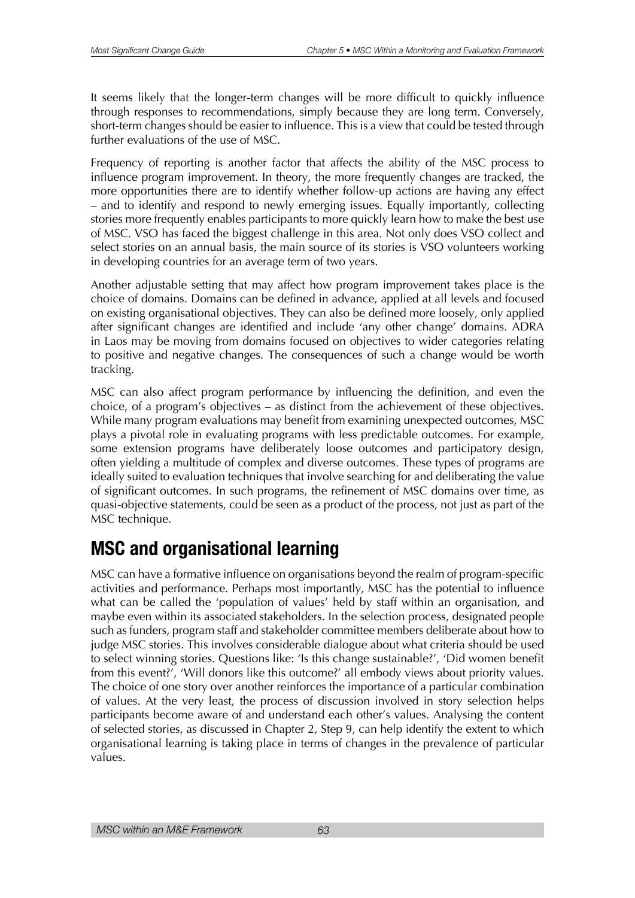It seems likely that the longer-term changes will be more difficult to quickly influence through responses to recommendations, simply because they are long term. Conversely, short-term changes should be easier to influence. This is a view that could be tested through further evaluations of the use of MSC.

Frequency of reporting is another factor that affects the ability of the MSC process to influence program improvement. In theory, the more frequently changes are tracked, the more opportunities there are to identify whether follow-up actions are having any effect – and to identify and respond to newly emerging issues. Equally importantly, collecting stories more frequently enables participants to more quickly learn how to make the best use of MSC. VSO has faced the biggest challenge in this area. Not only does VSO collect and select stories on an annual basis, the main source of its stories is VSO volunteers working in developing countries for an average term of two years.

Another adjustable setting that may affect how program improvement takes place is the choice of domains. Domains can be defined in advance, applied at all levels and focused on existing organisational objectives. They can also be defined more loosely, only applied after significant changes are identified and include 'any other change' domains. ADRA in Laos may be moving from domains focused on objectives to wider categories relating to positive and negative changes. The consequences of such a change would be worth tracking.

MSC can also affect program performance by influencing the definition, and even the choice, of a program's objectives – as distinct from the achievement of these objectives. While many program evaluations may benefit from examining unexpected outcomes, MSC plays a pivotal role in evaluating programs with less predictable outcomes. For example, some extension programs have deliberately loose outcomes and participatory design, often yielding a multitude of complex and diverse outcomes. These types of programs are ideally suited to evaluation techniques that involve searching for and deliberating the value of significant outcomes. In such programs, the refinement of MSC domains over time, as quasi-objective statements, could be seen as a product of the process, not just as part of the MSC technique.

## MSC and organisational learning

MSC can have a formative influence on organisations beyond the realm of program-specific activities and performance. Perhaps most importantly, MSC has the potential to influence what can be called the 'population of values' held by staff within an organisation, and maybe even within its associated stakeholders. In the selection process, designated people such as funders, program staff and stakeholder committee members deliberate about how to judge MSC stories. This involves considerable dialogue about what criteria should be used to select winning stories. Questions like: 'Is this change sustainable?', 'Did women benefit from this event?', 'Will donors like this outcome?' all embody views about priority values. The choice of one story over another reinforces the importance of a particular combination of values. At the very least, the process of discussion involved in story selection helps participants become aware of and understand each other's values. Analysing the content of selected stories, as discussed in Chapter 2, Step 9, can help identify the extent to which organisational learning is taking place in terms of changes in the prevalence of particular values.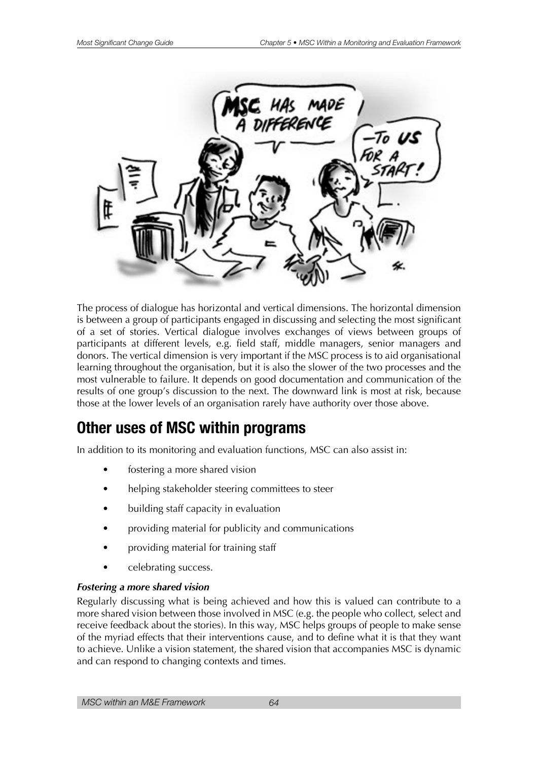The process of dialogue has horizontal and vertical dimensions. The horizontal dimension is between a group of participants engaged in discussing and selecting the most significant of a set of stories. Vertical dialogue involves exchanges of views between groups of participants at different levels, e.g. field staff, middle managers, senior managers and donors. The vertical dimension is very important if the MSC process is to aid organisational learning throughout the organisation, but it is also the slower of the two processes and the most vulnerable to failure. It depends on good documentation and communication of the results of one group's discussion to the next. The downward link is most at risk, because those at the lower levels of an organisation rarely have authority over those above.

## Other uses of MSC within programs

In addition to its monitoring and evaluation functions, MSC can also assist in:

- fostering a more shared vision
- helping stakeholder steering committees to steer
- building staff capacity in evaluation
- providing material for publicity and communications
- providing material for training staff
- celebrating success.

***Fostering a more shared vision***

Regularly discussing what is being achieved and how this is valued can contribute to a more shared vision between those involved in MSC (e.g. the people who collect, select and receive feedback about the stories). In this way, MSC helps groups of people to make sense of the myriad effects that their interventions cause, and to define what it is that they want to achieve. Unlike a vision statement, the shared vision that accompanies MSC is dynamic and can respond to changing contexts and times.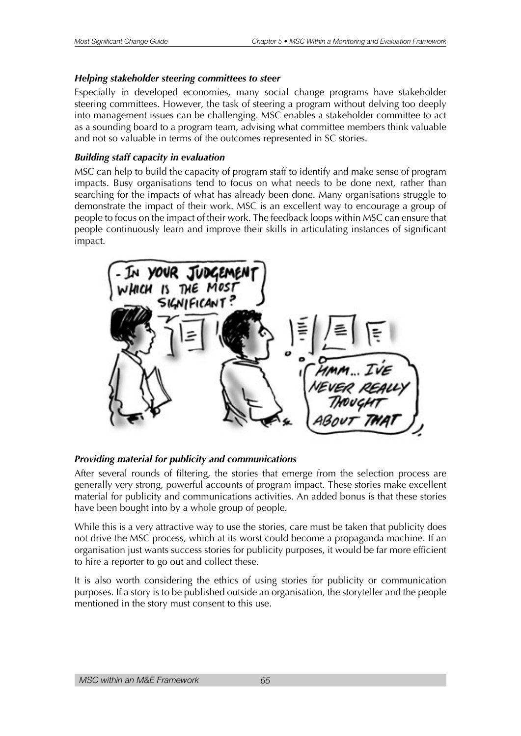### *Helping stakeholder steering committees to steer*

Especially in developed economies, many social change programs have stakeholder steering committees. However, the task of steering a program without delving too deeply into management issues can be challenging. MSC enables a stakeholder committee to act as a sounding board to a program team, advising what committee members think valuable and not so valuable in terms of the outcomes represented in SC stories.

### *Building staff capacity in evaluation*

MSC can help to build the capacity of program staff to identify and make sense of program impacts. Busy organisations tend to focus on what needs to be done next, rather than searching for the impacts of what has already been done. Many organisations struggle to demonstrate the impact of their work. MSC is an excellent way to encourage a group of people to focus on the impact of their work. The feedback loops within MSC can ensure that people continuously learn and improve their skills in articulating instances of significant impact.

### *Providing material for publicity and communications*

After several rounds of filtering, the stories that emerge from the selection process are generally very strong, powerful accounts of program impact. These stories make excellent material for publicity and communications activities. An added bonus is that these stories have been bought into by a whole group of people.

While this is a very attractive way to use the stories, care must be taken that publicity does not drive the MSC process, which at its worst could become a propaganda machine. If an organisation just wants success stories for publicity purposes, it would be far more efficient to hire a reporter to go out and collect these.

It is also worth considering the ethics of using stories for publicity or communication purposes. If a story is to be published outside an organisation, the storyteller and the people mentioned in the story must consent to this use.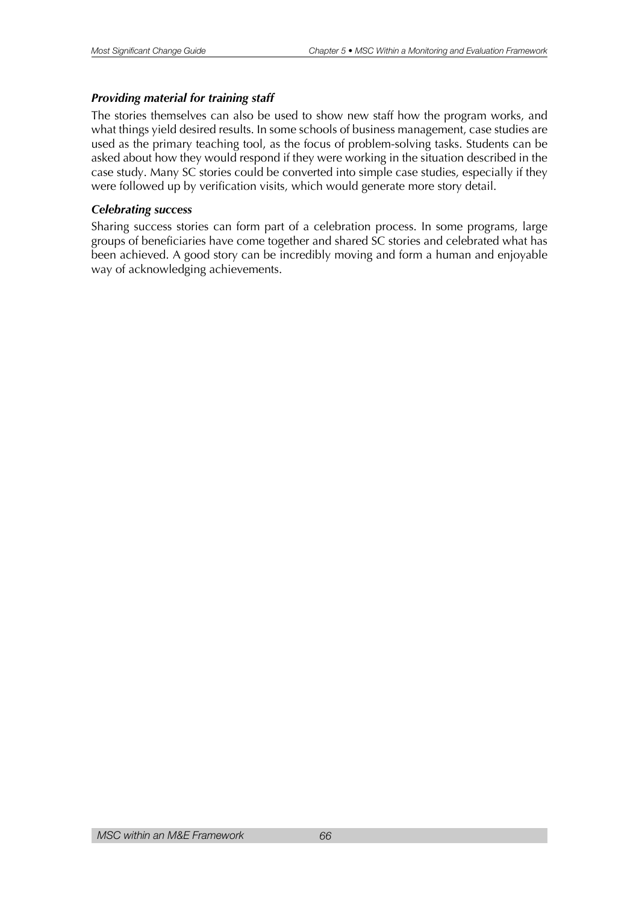### *Providing material for training staff*

The stories themselves can also be used to show new staff how the program works, and what things yield desired results. In some schools of business management, case studies are used as the primary teaching tool, as the focus of problem-solving tasks. Students can be asked about how they would respond if they were working in the situation described in the case study. Many SC stories could be converted into simple case studies, especially if they were followed up by verification visits, which would generate more story detail.

### *Celebrating success*

Sharing success stories can form part of a celebration process. In some programs, large groups of beneficiaries have come together and shared SC stories and celebrated what has been achieved. A good story can be incredibly moving and form a human and enjoyable way of acknowledging achievements.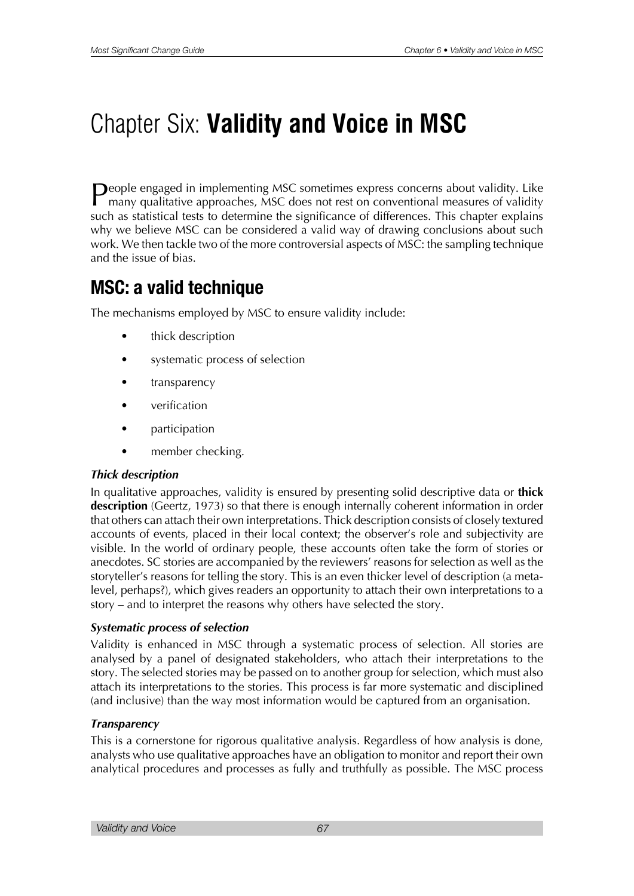# Chapter Six: **Validity and Voice in MSC**

People engaged in implementing MSC sometimes express concerns about validity. Like many qualitative approaches, MSC does not rest on conventional measures of validity such as statistical tests to determine the significance of differences. This chapter explains why we believe MSC can be considered a valid way of drawing conclusions about such work. We then tackle two of the more controversial aspects of MSC: the sampling technique and the issue of bias.

## MSC: a valid technique

The mechanisms employed by MSC to ensure validity include:

- thick description
- systematic process of selection
- transparency
- verification
- participation
- member checking.

### *Thick description*

In qualitative approaches, validity is ensured by presenting solid descriptive data or **thick description** (Geertz, 1973) so that there is enough internally coherent information in order that others can attach their own interpretations. Thick description consists of closely textured accounts of events, placed in their local context; the observer's role and subjectivity are visible. In the world of ordinary people, these accounts often take the form of stories or anecdotes. SC stories are accompanied by the reviewers' reasons for selection as well as the storyteller's reasons for telling the story. This is an even thicker level of description (a meta-level, perhaps?), which gives readers an opportunity to attach their own interpretations to a story – and to interpret the reasons why others have selected the story.

### *Systematic process of selection*

Validity is enhanced in MSC through a systematic process of selection. All stories are analysed by a panel of designated stakeholders, who attach their interpretations to the story. The selected stories may be passed on to another group for selection, which must also attach its interpretations to the stories. This process is far more systematic and disciplined (and inclusive) than the way most information would be captured from an organisation.

### *Transparency*

This is a cornerstone for rigorous qualitative analysis. Regardless of how analysis is done, analysts who use qualitative approaches have an obligation to monitor and report their own analytical procedures and processes as fully and truthfully as possible. The MSC process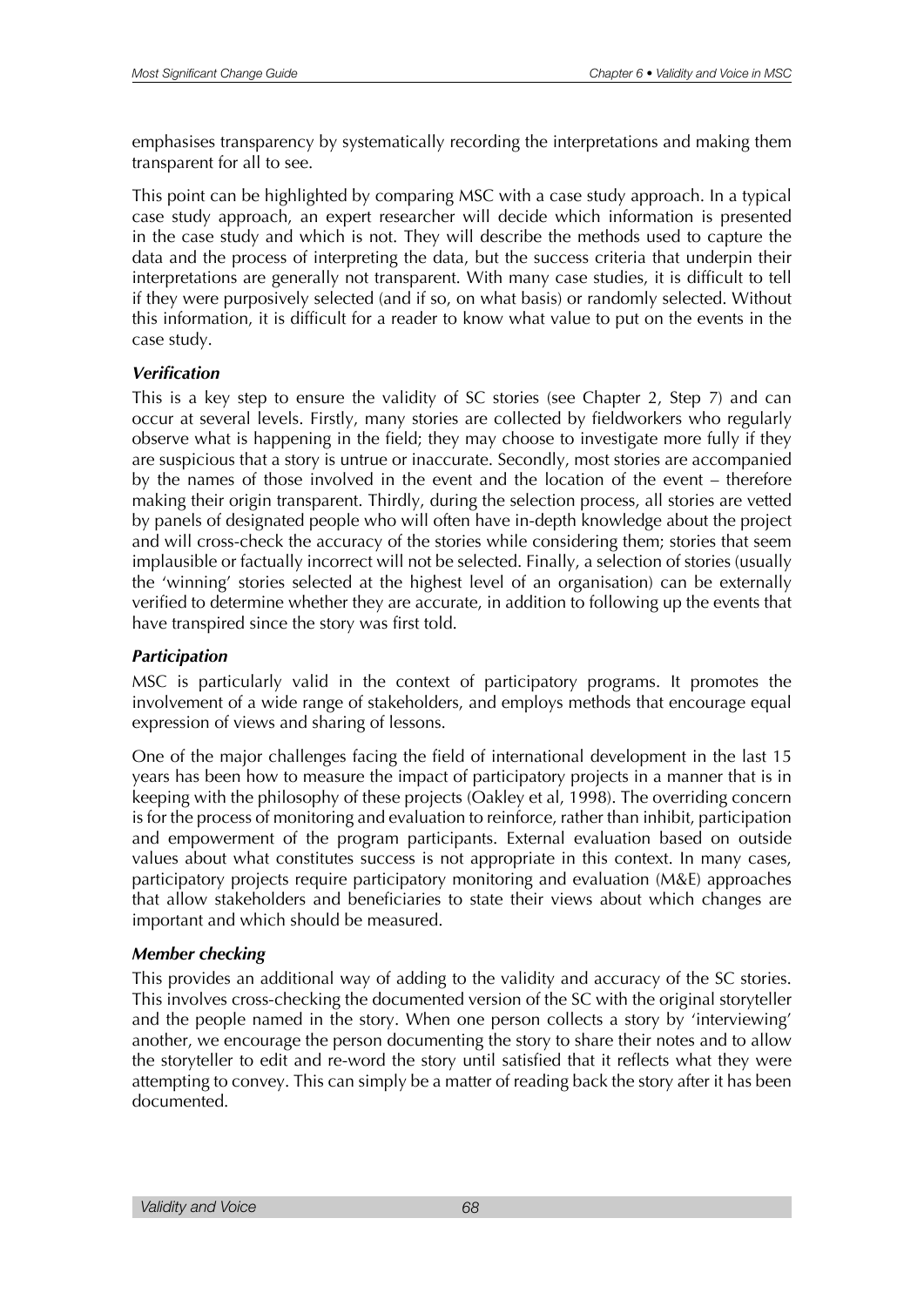emphasises transparency by systematically recording the interpretations and making them transparent for all to see.

This point can be highlighted by comparing MSC with a case study approach. In a typical case study approach, an expert researcher will decide which information is presented in the case study and which is not. They will describe the methods used to capture the data and the process of interpreting the data, but the success criteria that underpin their interpretations are generally not transparent. With many case studies, it is difficult to tell if they were purposively selected (and if so, on what basis) or randomly selected. Without this information, it is difficult for a reader to know what value to put on the events in the case study.

### *Verification*

This is a key step to ensure the validity of SC stories (see Chapter 2, Step 7) and can occur at several levels. Firstly, many stories are collected by fieldworkers who regularly observe what is happening in the field; they may choose to investigate more fully if they are suspicious that a story is untrue or inaccurate. Secondly, most stories are accompanied by the names of those involved in the event and the location of the event – therefore making their origin transparent. Thirdly, during the selection process, all stories are vetted by panels of designated people who will often have in-depth knowledge about the project and will cross-check the accuracy of the stories while considering them; stories that seem implausible or factually incorrect will not be selected. Finally, a selection of stories (usually the 'winning' stories selected at the highest level of an organisation) can be externally verified to determine whether they are accurate, in addition to following up the events that have transpired since the story was first told.

### *Participation*

MSC is particularly valid in the context of participatory programs. It promotes the involvement of a wide range of stakeholders, and employs methods that encourage equal expression of views and sharing of lessons.

One of the major challenges facing the field of international development in the last 15 years has been how to measure the impact of participatory projects in a manner that is in keeping with the philosophy of these projects (Oakley et al, 1998). The overriding concern is for the process of monitoring and evaluation to reinforce, rather than inhibit, participation and empowerment of the program participants. External evaluation based on outside values about what constitutes success is not appropriate in this context. In many cases, participatory projects require participatory monitoring and evaluation (M&E) approaches that allow stakeholders and beneficiaries to state their views about which changes are important and which should be measured.

### *Member checking*

This provides an additional way of adding to the validity and accuracy of the SC stories. This involves cross-checking the documented version of the SC with the original storyteller and the people named in the story. When one person collects a story by 'interviewing' another, we encourage the person documenting the story to share their notes and to allow the storyteller to edit and re-word the story until satisfied that it reflects what they were attempting to convey. This can simply be a matter of reading back the story after it has been documented.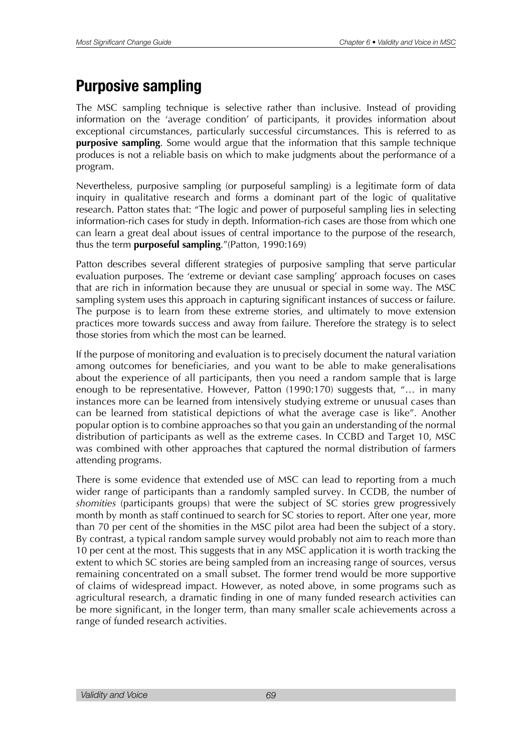## Purposive sampling

The MSC sampling technique is selective rather than inclusive. Instead of providing information on the 'average condition' of participants, it provides information about exceptional circumstances, particularly successful circumstances. This is referred to as **purposive sampling**. Some would argue that the information that this sample technique produces is not a reliable basis on which to make judgments about the performance of a program.

Nevertheless, purposive sampling (or purposeful sampling) is a legitimate form of data inquiry in qualitative research and forms a dominant part of the logic of qualitative research. Patton states that: "The logic and power of purposeful sampling lies in selecting information-rich cases for study in depth. Information-rich cases are those from which one can learn a great deal about issues of central importance to the purpose of the research, thus the term **purposeful sampling**."(Patton, 1990:169)

Patton describes several different strategies of purposive sampling that serve particular evaluation purposes. The 'extreme or deviant case sampling' approach focuses on cases that are rich in information because they are unusual or special in some way. The MSC sampling system uses this approach in capturing significant instances of success or failure. The purpose is to learn from these extreme stories, and ultimately to move extension practices more towards success and away from failure. Therefore the strategy is to select those stories from which the most can be learned.

If the purpose of monitoring and evaluation is to precisely document the natural variation among outcomes for beneficiaries, and you want to be able to make generalisations about the experience of all participants, then you need a random sample that is large enough to be representative. However, Patton (1990:170) suggests that, "… in many instances more can be learned from intensively studying extreme or unusual cases than can be learned from statistical depictions of what the average case is like". Another popular option is to combine approaches so that you gain an understanding of the normal distribution of participants as well as the extreme cases. In CCBD and Target 10, MSC was combined with other approaches that captured the normal distribution of farmers attending programs.

There is some evidence that extended use of MSC can lead to reporting from a much wider range of participants than a randomly sampled survey. In CCDB, the number of *shomities* (participants groups) that were the subject of SC stories grew progressively month by month as staff continued to search for SC stories to report. After one year, more than 70 per cent of the shomities in the MSC pilot area had been the subject of a story. By contrast, a typical random sample survey would probably not aim to reach more than 10 per cent at the most. This suggests that in any MSC application it is worth tracking the extent to which SC stories are being sampled from an increasing range of sources, versus remaining concentrated on a small subset. The former trend would be more supportive of claims of widespread impact. However, as noted above, in some programs such as agricultural research, a dramatic finding in one of many funded research activities can be more significant, in the longer term, than many smaller scale achievements across a range of funded research activities.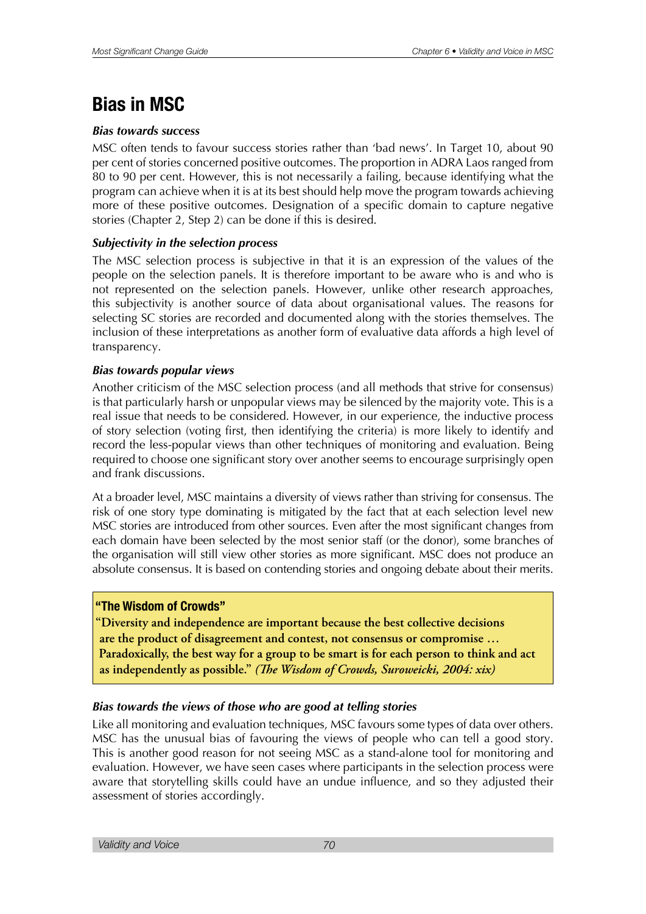# Bias in MSC

### *Bias towards success*

MSC often tends to favour success stories rather than 'bad news'. In Target 10, about 90 per cent of stories concerned positive outcomes. The proportion in ADRA Laos ranged from 80 to 90 per cent. However, this is not necessarily a failing, because identifying what the program can achieve when it is at its best should help move the program towards achieving more of these positive outcomes. Designation of a specific domain to capture negative stories (Chapter 2, Step 2) can be done if this is desired.

### *Subjectivity in the selection process*

The MSC selection process is subjective in that it is an expression of the values of the people on the selection panels. It is therefore important to be aware who is and who is not represented on the selection panels. However, unlike other research approaches, this subjectivity is another source of data about organisational values. The reasons for selecting SC stories are recorded and documented along with the stories themselves. The inclusion of these interpretations as another form of evaluative data affords a high level of transparency.

### *Bias towards popular views*

Another criticism of the MSC selection process (and all methods that strive for consensus) is that particularly harsh or unpopular views may be silenced by the majority vote. This is a real issue that needs to be considered. However, in our experience, the inductive process of story selection (voting first, then identifying the criteria) is more likely to identify and record the less-popular views than other techniques of monitoring and evaluation. Being required to choose one significant story over another seems to encourage surprisingly open and frank discussions.

At a broader level, MSC maintains a diversity of views rather than striving for consensus. The risk of one story type dominating is mitigated by the fact that at each selection level new MSC stories are introduced from other sources. Even after the most significant changes from each domain have been selected by the most senior staff (or the donor), some branches of the organisation will still view other stories as more significant. MSC does not produce an absolute consensus. It is based on contending stories and ongoing debate about their merits.

> **"The Wisdom of Crowds"**
>
> "**Diversity and independence are important because the best collective decisions are the product of disagreement and contest, not consensus or compromise … Paradoxically, the best way for a group to be smart is for each person to think and act as independently as possible.**" ***(The Wisdom of Crowds, Suroweicki, 2004: xix)***

### *Bias towards the views of those who are good at telling stories*

Like all monitoring and evaluation techniques, MSC favours some types of data over others. MSC has the unusual bias of favouring the views of people who can tell a good story. This is another good reason for not seeing MSC as a stand-alone tool for monitoring and evaluation. However, we have seen cases where participants in the selection process were aware that storytelling skills could have an undue influence, and so they adjusted their assessment of stories accordingly.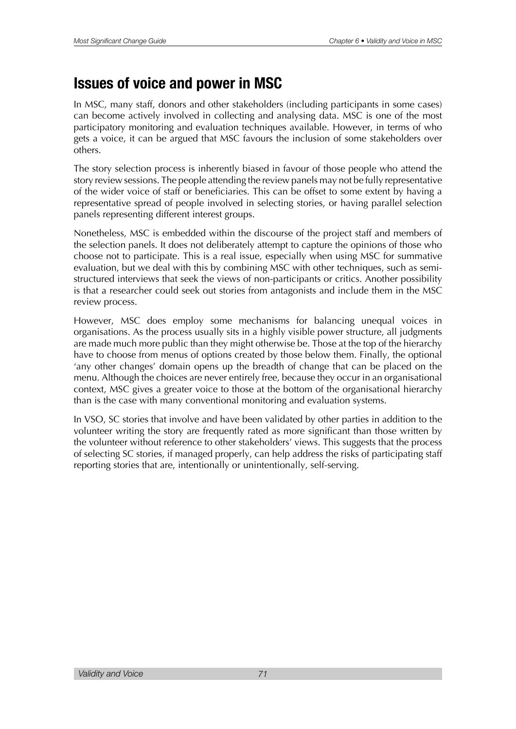## Issues of voice and power in MSC

In MSC, many staff, donors and other stakeholders (including participants in some cases) can become actively involved in collecting and analysing data. MSC is one of the most participatory monitoring and evaluation techniques available. However, in terms of who gets a voice, it can be argued that MSC favours the inclusion of some stakeholders over others.

The story selection process is inherently biased in favour of those people who attend the story review sessions. The people attending the review panels may not be fully representative of the wider voice of staff or beneficiaries. This can be offset to some extent by having a representative spread of people involved in selecting stories, or having parallel selection panels representing different interest groups.

Nonetheless, MSC is embedded within the discourse of the project staff and members of the selection panels. It does not deliberately attempt to capture the opinions of those who choose not to participate. This is a real issue, especially when using MSC for summative evaluation, but we deal with this by combining MSC with other techniques, such as semi-structured interviews that seek the views of non-participants or critics. Another possibility is that a researcher could seek out stories from antagonists and include them in the MSC review process.

However, MSC does employ some mechanisms for balancing unequal voices in organisations. As the process usually sits in a highly visible power structure, all judgments are made much more public than they might otherwise be. Those at the top of the hierarchy have to choose from menus of options created by those below them. Finally, the optional 'any other changes' domain opens up the breadth of change that can be placed on the menu. Although the choices are never entirely free, because they occur in an organisational context, MSC gives a greater voice to those at the bottom of the organisational hierarchy than is the case with many conventional monitoring and evaluation systems.

In VSO, SC stories that involve and have been validated by other parties in addition to the volunteer writing the story are frequently rated as more significant than those written by the volunteer without reference to other stakeholders' views. This suggests that the process of selecting SC stories, if managed properly, can help address the risks of participating staff reporting stories that are, intentionally or unintentionally, self-serving.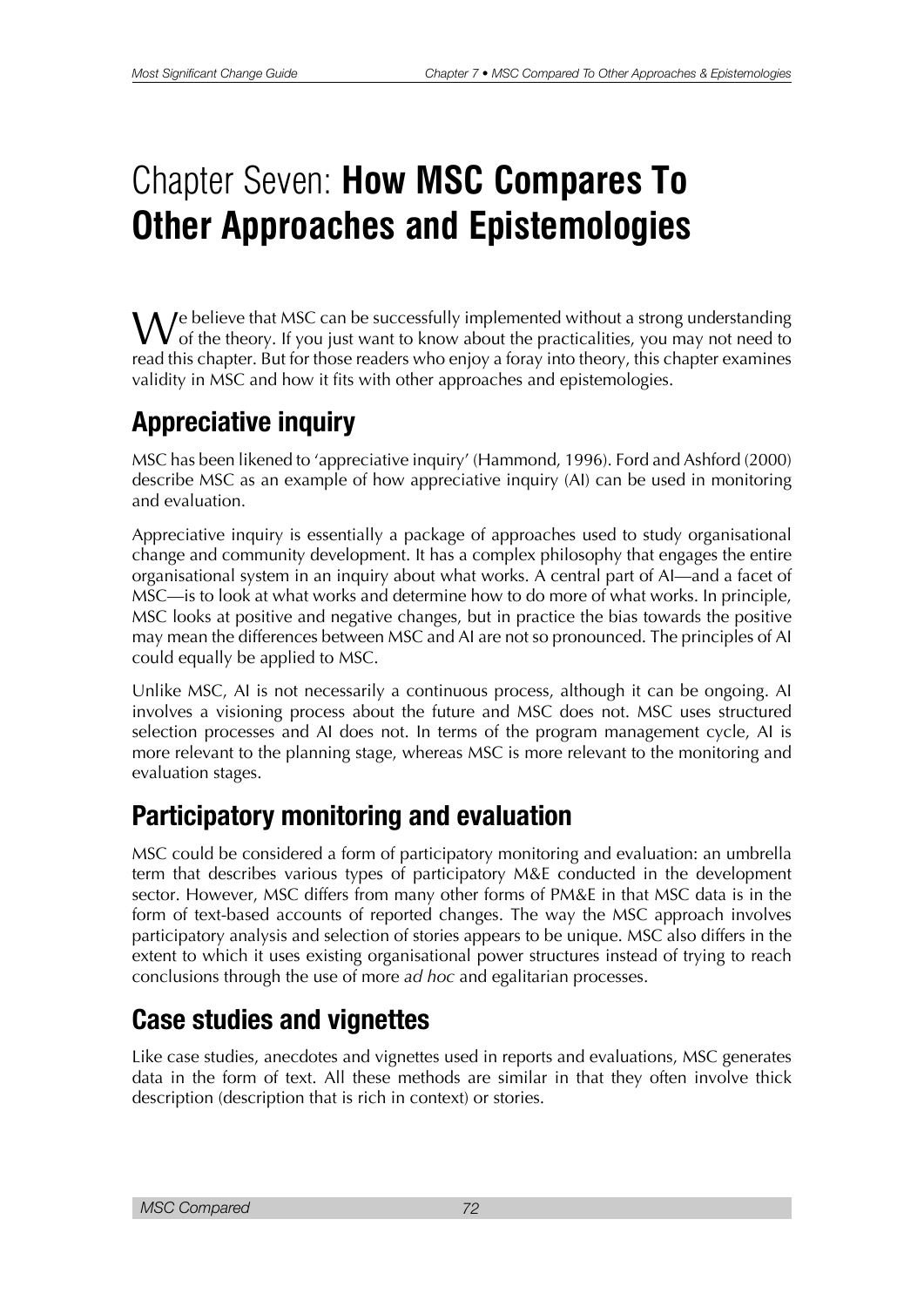# Chapter Seven: **How MSC Compares To Other Approaches and Epistemologies**

We believe that MSC can be successfully implemented without a strong understanding of the theory. If you just want to know about the practicalities, you may not need to read this chapter. But for those readers who enjoy a foray into theory, this chapter examines validity in MSC and how it fits with other approaches and epistemologies.

## Appreciative inquiry

MSC has been likened to 'appreciative inquiry' (Hammond, 1996). Ford and Ashford (2000) describe MSC as an example of how appreciative inquiry (AI) can be used in monitoring and evaluation.

Appreciative inquiry is essentially a package of approaches used to study organisational change and community development. It has a complex philosophy that engages the entire organisational system in an inquiry about what works. A central part of AI—and a facet of MSC—is to look at what works and determine how to do more of what works. In principle, MSC looks at positive and negative changes, but in practice the bias towards the positive may mean the differences between MSC and AI are not so pronounced. The principles of AI could equally be applied to MSC.

Unlike MSC, AI is not necessarily a continuous process, although it can be ongoing. AI involves a visioning process about the future and MSC does not. MSC uses structured selection processes and AI does not. In terms of the program management cycle, AI is more relevant to the planning stage, whereas MSC is more relevant to the monitoring and evaluation stages.

## Participatory monitoring and evaluation

MSC could be considered a form of participatory monitoring and evaluation: an umbrella term that describes various types of participatory M&E conducted in the development sector. However, MSC differs from many other forms of PM&E in that MSC data is in the form of text-based accounts of reported changes. The way the MSC approach involves participatory analysis and selection of stories appears to be unique. MSC also differs in the extent to which it uses existing organisational power structures instead of trying to reach conclusions through the use of more *ad hoc* and egalitarian processes.

## Case studies and vignettes

Like case studies, anecdotes and vignettes used in reports and evaluations, MSC generates data in the form of text. All these methods are similar in that they often involve thick description (description that is rich in context) or stories.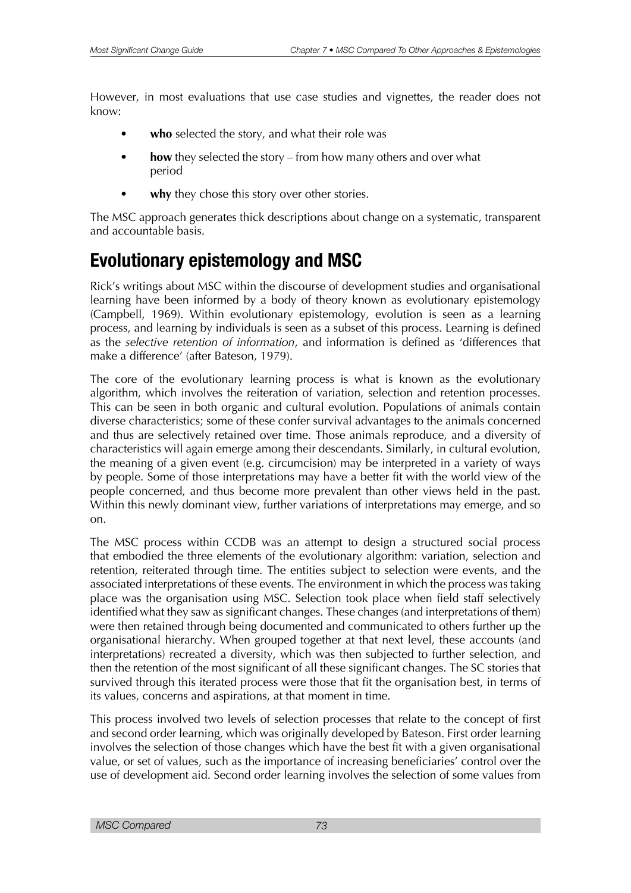However, in most evaluations that use case studies and vignettes, the reader does not know:

- **who** selected the story, and what their role was
- **how** they selected the story – from how many others and over what period
- **why** they chose this story over other stories.

The MSC approach generates thick descriptions about change on a systematic, transparent and accountable basis.

## Evolutionary epistemology and MSC

Rick's writings about MSC within the discourse of development studies and organisational learning have been informed by a body of theory known as evolutionary epistemology (Campbell, 1969). Within evolutionary epistemology, evolution is seen as a learning process, and learning by individuals is seen as a subset of this process. Learning is defined as the *selective retention of information*, and information is defined as 'differences that make a difference' (after Bateson, 1979).

The core of the evolutionary learning process is what is known as the evolutionary algorithm, which involves the reiteration of variation, selection and retention processes. This can be seen in both organic and cultural evolution. Populations of animals contain diverse characteristics; some of these confer survival advantages to the animals concerned and thus are selectively retained over time. Those animals reproduce, and a diversity of characteristics will again emerge among their descendants. Similarly, in cultural evolution, the meaning of a given event (e.g. circumcision) may be interpreted in a variety of ways by people. Some of those interpretations may have a better fit with the world view of the people concerned, and thus become more prevalent than other views held in the past. Within this newly dominant view, further variations of interpretations may emerge, and so on.

The MSC process within CCDB was an attempt to design a structured social process that embodied the three elements of the evolutionary algorithm: variation, selection and retention, reiterated through time. The entities subject to selection were events, and the associated interpretations of these events. The environment in which the process was taking place was the organisation using MSC. Selection took place when field staff selectively identified what they saw as significant changes. These changes (and interpretations of them) were then retained through being documented and communicated to others further up the organisational hierarchy. When grouped together at that next level, these accounts (and interpretations) recreated a diversity, which was then subjected to further selection, and then the retention of the most significant of all these significant changes. The SC stories that survived through this iterated process were those that fit the organisation best, in terms of its values, concerns and aspirations, at that moment in time.

This process involved two levels of selection processes that relate to the concept of first and second order learning, which was originally developed by Bateson. First order learning involves the selection of those changes which have the best fit with a given organisational value, or set of values, such as the importance of increasing beneficiaries' control over the use of development aid. Second order learning involves the selection of some values from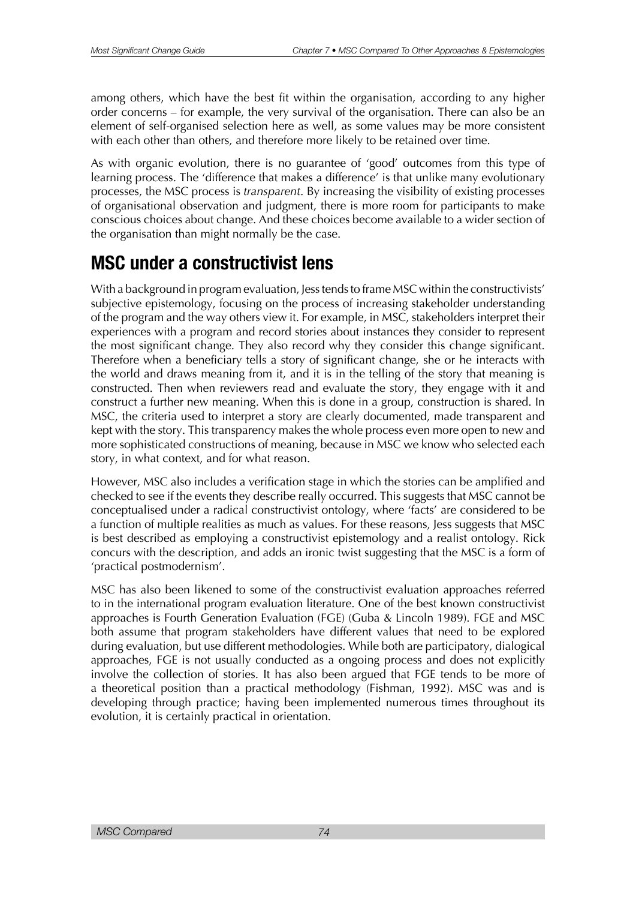among others, which have the best fit within the organisation, according to any higher order concerns – for example, the very survival of the organisation. There can also be an element of self-organised selection here as well, as some values may be more consistent with each other than others, and therefore more likely to be retained over time.

As with organic evolution, there is no guarantee of 'good' outcomes from this type of learning process. The 'difference that makes a difference' is that unlike many evolutionary processes, the MSC process is *transparent*. By increasing the visibility of existing processes of organisational observation and judgment, there is more room for participants to make conscious choices about change. And these choices become available to a wider section of the organisation than might normally be the case.

## MSC under a constructivist lens

With a background in program evaluation, Jess tends to frame MSC within the constructivists' subjective epistemology, focusing on the process of increasing stakeholder understanding of the program and the way others view it. For example, in MSC, stakeholders interpret their experiences with a program and record stories about instances they consider to represent the most significant change. They also record why they consider this change significant. Therefore when a beneficiary tells a story of significant change, she or he interacts with the world and draws meaning from it, and it is in the telling of the story that meaning is constructed. Then when reviewers read and evaluate the story, they engage with it and construct a further new meaning. When this is done in a group, construction is shared. In MSC, the criteria used to interpret a story are clearly documented, made transparent and kept with the story. This transparency makes the whole process even more open to new and more sophisticated constructions of meaning, because in MSC we know who selected each story, in what context, and for what reason.

However, MSC also includes a verification stage in which the stories can be amplified and checked to see if the events they describe really occurred. This suggests that MSC cannot be conceptualised under a radical constructivist ontology, where 'facts' are considered to be a function of multiple realities as much as values. For these reasons, Jess suggests that MSC is best described as employing a constructivist epistemology and a realist ontology. Rick concurs with the description, and adds an ironic twist suggesting that the MSC is a form of 'practical postmodernism'.

MSC has also been likened to some of the constructivist evaluation approaches referred to in the international program evaluation literature. One of the best known constructivist approaches is Fourth Generation Evaluation (FGE) (Guba & Lincoln 1989). FGE and MSC both assume that program stakeholders have different values that need to be explored during evaluation, but use different methodologies. While both are participatory, dialogical approaches, FGE is not usually conducted as a ongoing process and does not explicitly involve the collection of stories. It has also been argued that FGE tends to be more of a theoretical position than a practical methodology (Fishman, 1992). MSC was and is developing through practice; having been implemented numerous times throughout its evolution, it is certainly practical in orientation.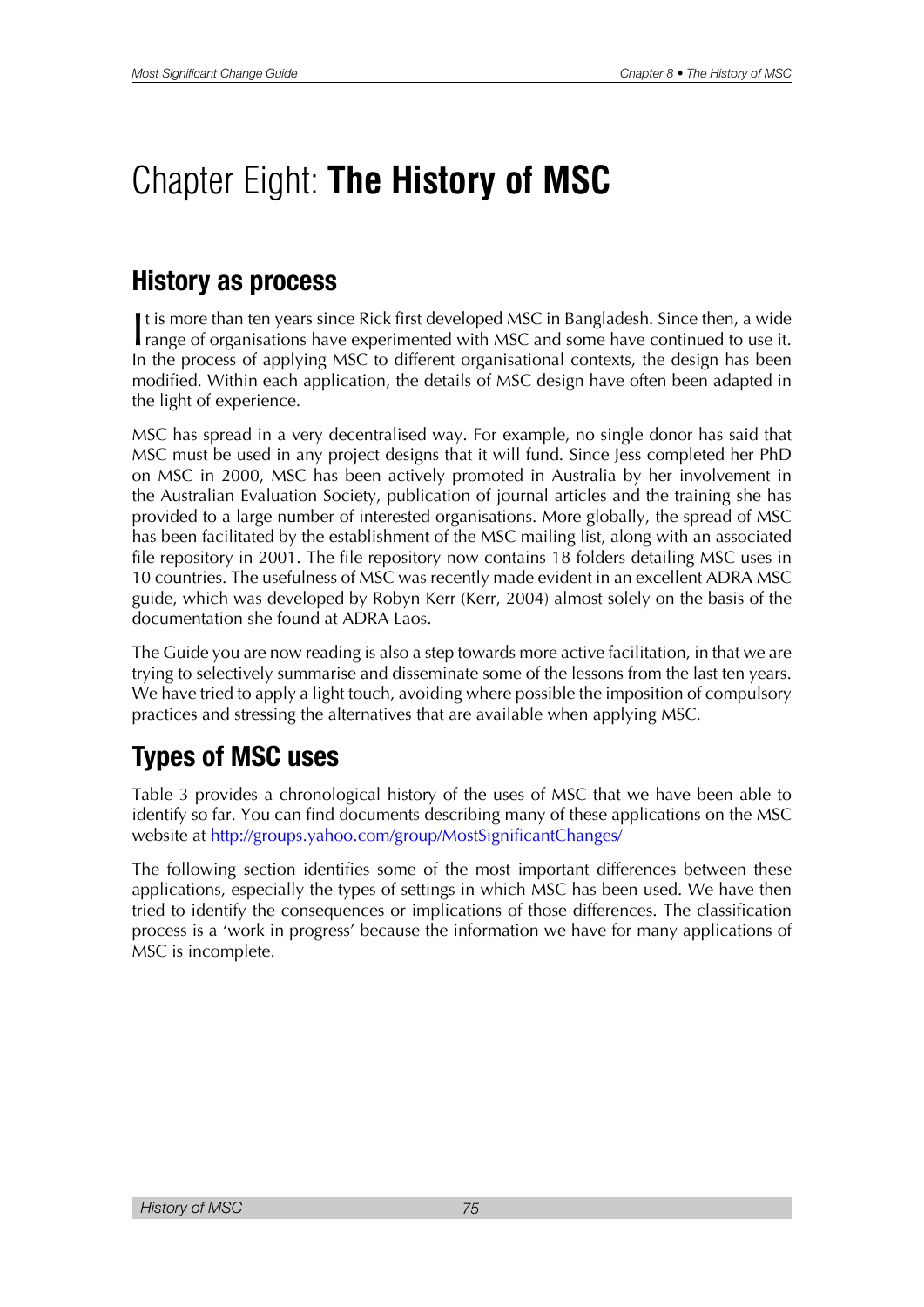# Chapter Eight: **The History of MSC**

## History as process

It is more than ten years since Rick first developed MSC in Bangladesh. Since then, a wide range of organisations have experimented with MSC and some have continued to use it. In the process of applying MSC to different organisational contexts, the design has been modified. Within each application, the details of MSC design have often been adapted in the light of experience.

MSC has spread in a very decentralised way. For example, no single donor has said that MSC must be used in any project designs that it will fund. Since Jess completed her PhD on MSC in 2000, MSC has been actively promoted in Australia by her involvement in the Australian Evaluation Society, publication of journal articles and the training she has provided to a large number of interested organisations. More globally, the spread of MSC has been facilitated by the establishment of the MSC mailing list, along with an associated file repository in 2001. The file repository now contains 18 folders detailing MSC uses in 10 countries. The usefulness of MSC was recently made evident in an excellent ADRA MSC guide, which was developed by Robyn Kerr (Kerr, 2004) almost solely on the basis of the documentation she found at ADRA Laos.

The Guide you are now reading is also a step towards more active facilitation, in that we are trying to selectively summarise and disseminate some of the lessons from the last ten years. We have tried to apply a light touch, avoiding where possible the imposition of compulsory practices and stressing the alternatives that are available when applying MSC.

## Types of MSC uses

Table 3 provides a chronological history of the uses of MSC that we have been able to identify so far. You can find documents describing many of these applications on the MSC website at [http://groups.yahoo.com/group/MostSignificantChanges/](http://groups.yahoo.com/group/MostSignificantChanges/)

The following section identifies some of the most important differences between these applications, especially the types of settings in which MSC has been used. We have then tried to identify the consequences or implications of those differences. The classification process is a 'work in progress' because the information we have for many applications of MSC is incomplete.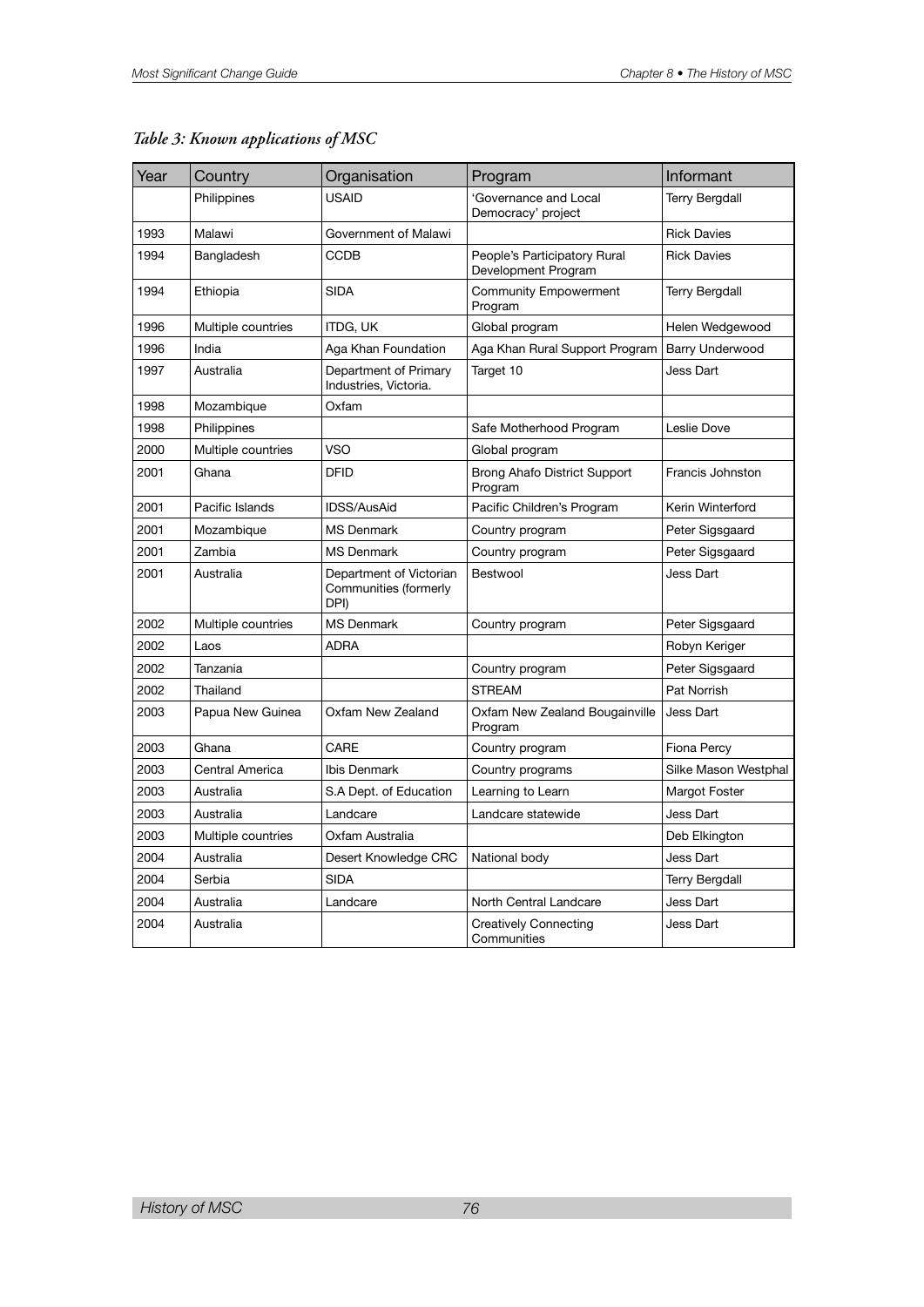*Table 3: Known applications of MSC*

| Year | Country | Organisation | Program | Informant |
|---|---|---|---|---|
| | Philippines | USAID | 'Governance and Local Democracy' project | Terry Bergdall |
| 1993 | Malawi | Government of Malawi | | Rick Davies |
| 1994 | Bangladesh | CCDB | People's Participatory Rural Development Program | Rick Davies |
| 1994 | Ethiopia | SIDA | Community Empowerment Program | Terry Bergdall |
| 1996 | Multiple countries | ITDG, UK | Global program | Helen Wedgewood |
| 1996 | India | Aga Khan Foundation | Aga Khan Rural Support Program | Barry Underwood |
| 1997 | Australia | Department of Primary Industries, Victoria. | Target 10 | Jess Dart |
| 1998 | Mozambique | Oxfam | | |
| 1998 | Philippines | | Safe Motherhood Program | Leslie Dove |
| 2000 | Multiple countries | VSO | Global program | |
| 2001 | Ghana | DFID | Brong Ahafo District Support Program | Francis Johnston |
| 2001 | Pacific Islands | IDSS/AusAid | Pacific Children's Program | Kerin Winterford |
| 2001 | Mozambique | MS Denmark | Country program | Peter Sigsgaard |
| 2001 | Zambia | MS Denmark | Country program | Peter Sigsgaard |
| 2001 | Australia | Department of Victorian Communities (formerly DPI) | Bestwool | Jess Dart |
| 2002 | Multiple countries | MS Denmark | Country program | Peter Sigsgaard |
| 2002 | Laos | ADRA | | Robyn Keriger |
| 2002 | Tanzania | | Country program | Peter Sigsgaard |
| 2002 | Thailand | | STREAM | Pat Norrish |
| 2003 | Papua New Guinea | Oxfam New Zealand | Oxfam New Zealand Bougainville Program | Jess Dart |
| 2003 | Ghana | CARE | Country program | Fiona Percy |
| 2003 | Central America | Ibis Denmark | Country programs | Silke Mason Westphal |
| 2003 | Australia | S.A Dept. of Education | Learning to Learn | Margot Foster |
| 2003 | Australia | Landcare | Landcare statewide | Jess Dart |
| 2003 | Multiple countries | Oxfam Australia | | Deb Elkington |
| 2004 | Australia | Desert Knowledge CRC | National body | Jess Dart |
| 2004 | Serbia | SIDA | | Terry Bergdall |
| 2004 | Australia | Landcare | North Central Landcare | Jess Dart |
| 2004 | Australia | | Creatively Connecting Communities | Jess Dart |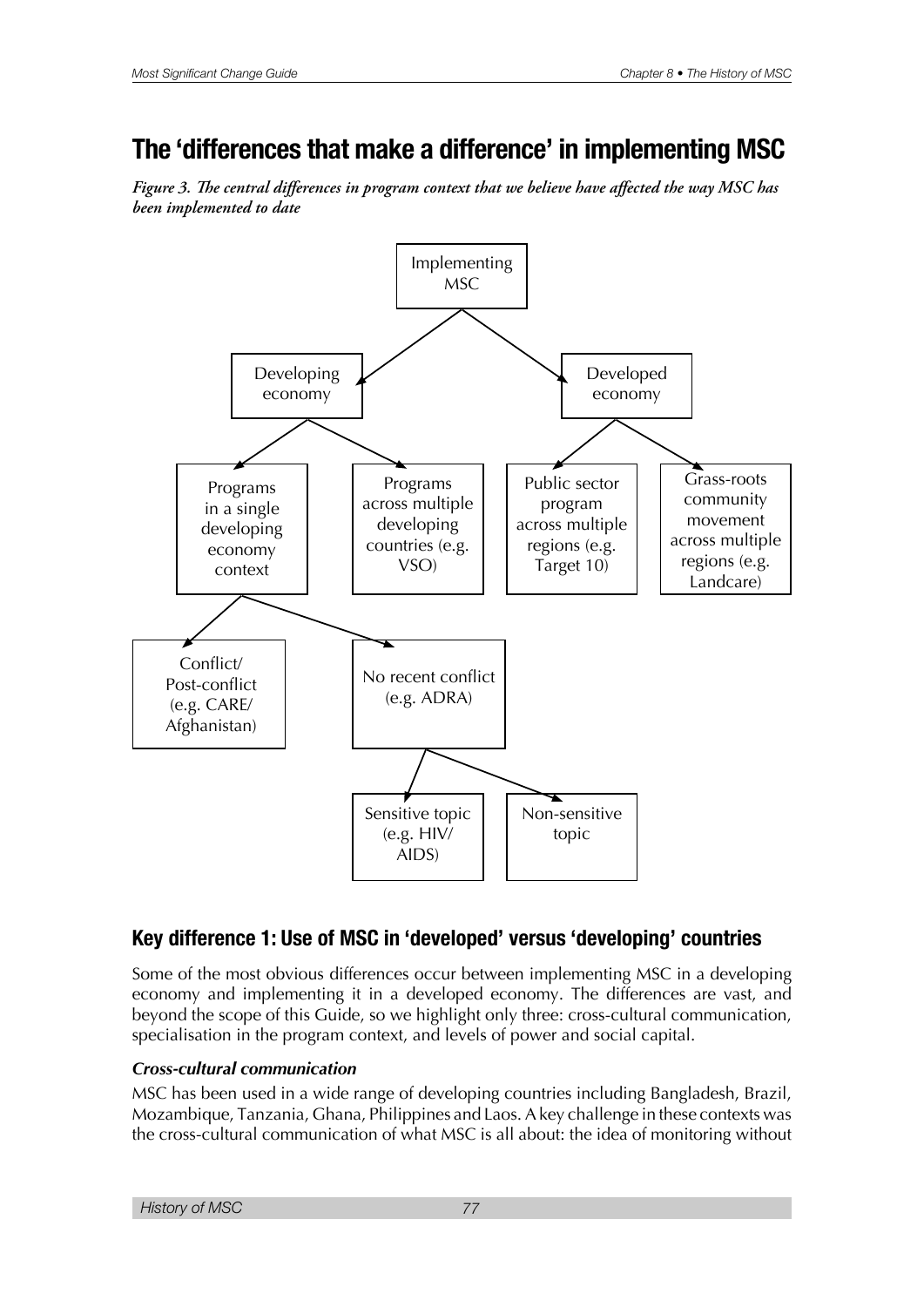## The 'differences that make a difference' in implementing MSC

*Figure 3. The central differences in program context that we believe have affected the way MSC has been implemented to date*

- Implementing MSC
  - Developing economy
    - Programs in a single developing economy context
      - Conflict/ Post-conflict (e.g. CARE/ Afghanistan)
      - No recent conflict (e.g. ADRA)
        - Sensitive topic (e.g. HIV/ AIDS)
        - Non-sensitive topic
    - Programs across multiple developing countries (e.g. VSO)
  - Developed economy
    - Public sector program across multiple regions (e.g. Target 10)
    - Grass-roots community movement across multiple regions (e.g. Landcare)

### Key difference 1: Use of MSC in 'developed' versus 'developing' countries

Some of the most obvious differences occur between implementing MSC in a developing economy and implementing it in a developed economy. The differences are vast, and beyond the scope of this Guide, so we highlight only three: cross-cultural communication, specialisation in the program context, and levels of power and social capital.

#### *Cross-cultural communication*

MSC has been used in a wide range of developing countries including Bangladesh, Brazil, Mozambique, Tanzania, Ghana, Philippines and Laos. A key challenge in these contexts was the cross-cultural communication of what MSC is all about: the idea of monitoring without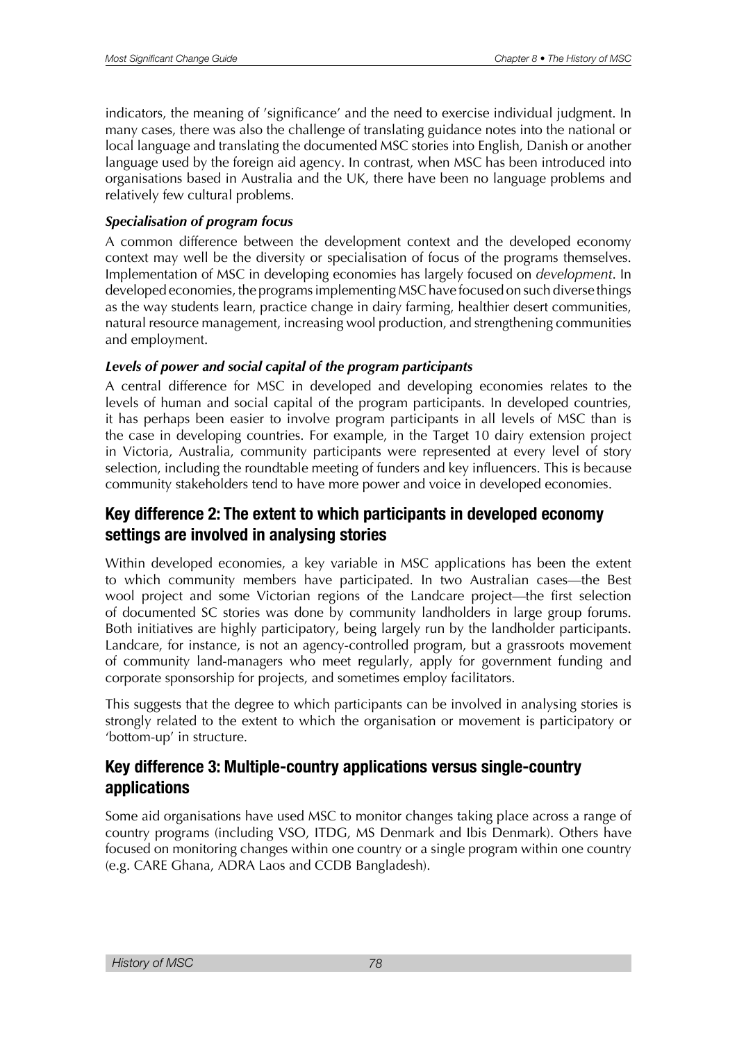indicators, the meaning of 'significance' and the need to exercise individual judgment. In many cases, there was also the challenge of translating guidance notes into the national or local language and translating the documented MSC stories into English, Danish or another language used by the foreign aid agency. In contrast, when MSC has been introduced into organisations based in Australia and the UK, there have been no language problems and relatively few cultural problems.

***Specialisation of program focus***

A common difference between the development context and the developed economy context may well be the diversity or specialisation of focus of the programs themselves. Implementation of MSC in developing economies has largely focused on *development*. In developed economies, the programs implementing MSC have focused on such diverse things as the way students learn, practice change in dairy farming, healthier desert communities, natural resource management, increasing wool production, and strengthening communities and employment.

***Levels of power and social capital of the program participants***

A central difference for MSC in developed and developing economies relates to the levels of human and social capital of the program participants. In developed countries, it has perhaps been easier to involve program participants in all levels of MSC than is the case in developing countries. For example, in the Target 10 dairy extension project in Victoria, Australia, community participants were represented at every level of story selection, including the roundtable meeting of funders and key influencers. This is because community stakeholders tend to have more power and voice in developed economies.

## Key difference 2: The extent to which participants in developed economy settings are involved in analysing stories

Within developed economies, a key variable in MSC applications has been the extent to which community members have participated. In two Australian cases—the Best wool project and some Victorian regions of the Landcare project—the first selection of documented SC stories was done by community landholders in large group forums. Both initiatives are highly participatory, being largely run by the landholder participants. Landcare, for instance, is not an agency-controlled program, but a grassroots movement of community land-managers who meet regularly, apply for government funding and corporate sponsorship for projects, and sometimes employ facilitators.

This suggests that the degree to which participants can be involved in analysing stories is strongly related to the extent to which the organisation or movement is participatory or 'bottom-up' in structure.

## Key difference 3: Multiple-country applications versus single-country applications

Some aid organisations have used MSC to monitor changes taking place across a range of country programs (including VSO, ITDG, MS Denmark and Ibis Denmark). Others have focused on monitoring changes within one country or a single program within one country (e.g. CARE Ghana, ADRA Laos and CCDB Bangladesh).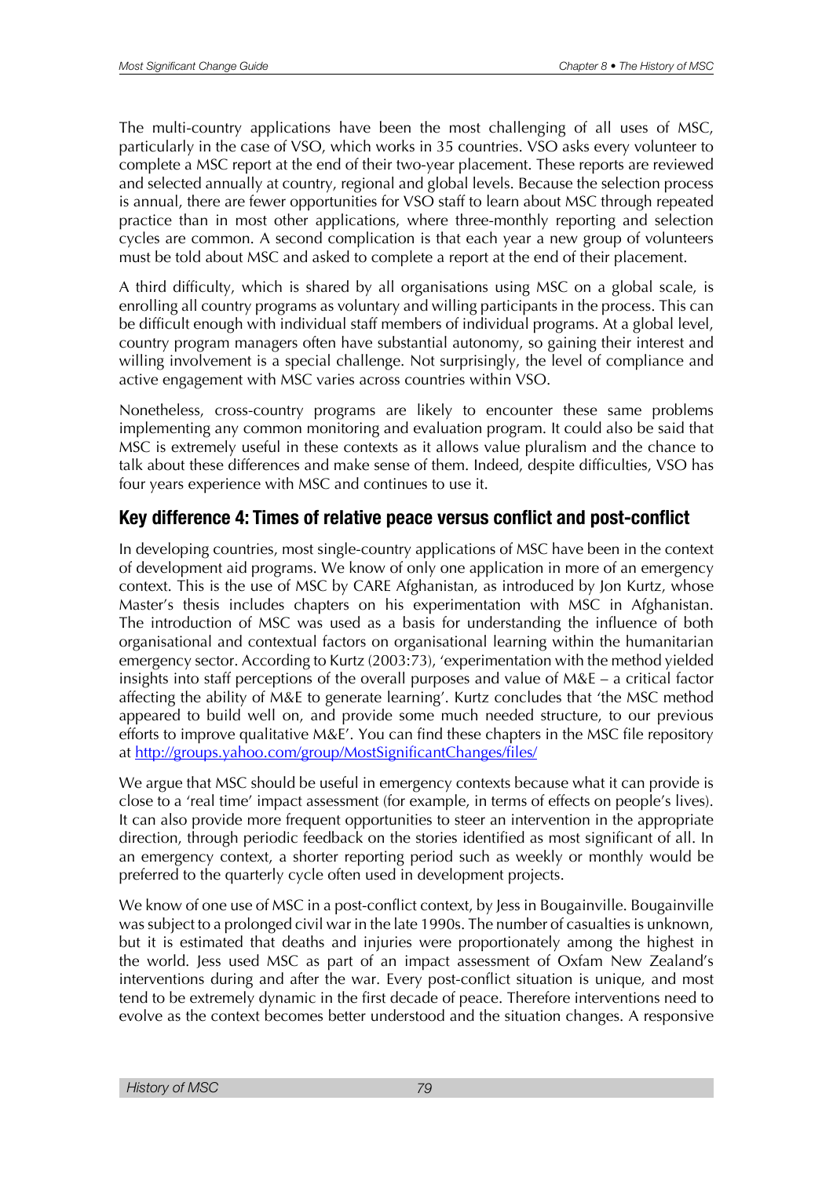The multi-country applications have been the most challenging of all uses of MSC, particularly in the case of VSO, which works in 35 countries. VSO asks every volunteer to complete a MSC report at the end of their two-year placement. These reports are reviewed and selected annually at country, regional and global levels. Because the selection process is annual, there are fewer opportunities for VSO staff to learn about MSC through repeated practice than in most other applications, where three-monthly reporting and selection cycles are common. A second complication is that each year a new group of volunteers must be told about MSC and asked to complete a report at the end of their placement.

A third difficulty, which is shared by all organisations using MSC on a global scale, is enrolling all country programs as voluntary and willing participants in the process. This can be difficult enough with individual staff members of individual programs. At a global level, country program managers often have substantial autonomy, so gaining their interest and willing involvement is a special challenge. Not surprisingly, the level of compliance and active engagement with MSC varies across countries within VSO.

Nonetheless, cross-country programs are likely to encounter these same problems implementing any common monitoring and evaluation program. It could also be said that MSC is extremely useful in these contexts as it allows value pluralism and the chance to talk about these differences and make sense of them. Indeed, despite difficulties, VSO has four years experience with MSC and continues to use it.

## Key difference 4: Times of relative peace versus conflict and post-conflict

In developing countries, most single-country applications of MSC have been in the context of development aid programs. We know of only one application in more of an emergency context. This is the use of MSC by CARE Afghanistan, as introduced by Jon Kurtz, whose Master's thesis includes chapters on his experimentation with MSC in Afghanistan. The introduction of MSC was used as a basis for understanding the influence of both organisational and contextual factors on organisational learning within the humanitarian emergency sector. According to Kurtz (2003:73), 'experimentation with the method yielded insights into staff perceptions of the overall purposes and value of M&E – a critical factor affecting the ability of M&E to generate learning'. Kurtz concludes that 'the MSC method appeared to build well on, and provide some much needed structure, to our previous efforts to improve qualitative M&E'. You can find these chapters in the MSC file repository at http://groups.yahoo.com/group/MostSignificantChanges/files/

We argue that MSC should be useful in emergency contexts because what it can provide is close to a 'real time' impact assessment (for example, in terms of effects on people's lives). It can also provide more frequent opportunities to steer an intervention in the appropriate direction, through periodic feedback on the stories identified as most significant of all. In an emergency context, a shorter reporting period such as weekly or monthly would be preferred to the quarterly cycle often used in development projects.

We know of one use of MSC in a post-conflict context, by Jess in Bougainville. Bougainville was subject to a prolonged civil war in the late 1990s. The number of casualties is unknown, but it is estimated that deaths and injuries were proportionately among the highest in the world. Jess used MSC as part of an impact assessment of Oxfam New Zealand's interventions during and after the war. Every post-conflict situation is unique, and most tend to be extremely dynamic in the first decade of peace. Therefore interventions need to evolve as the context becomes better understood and the situation changes. A responsive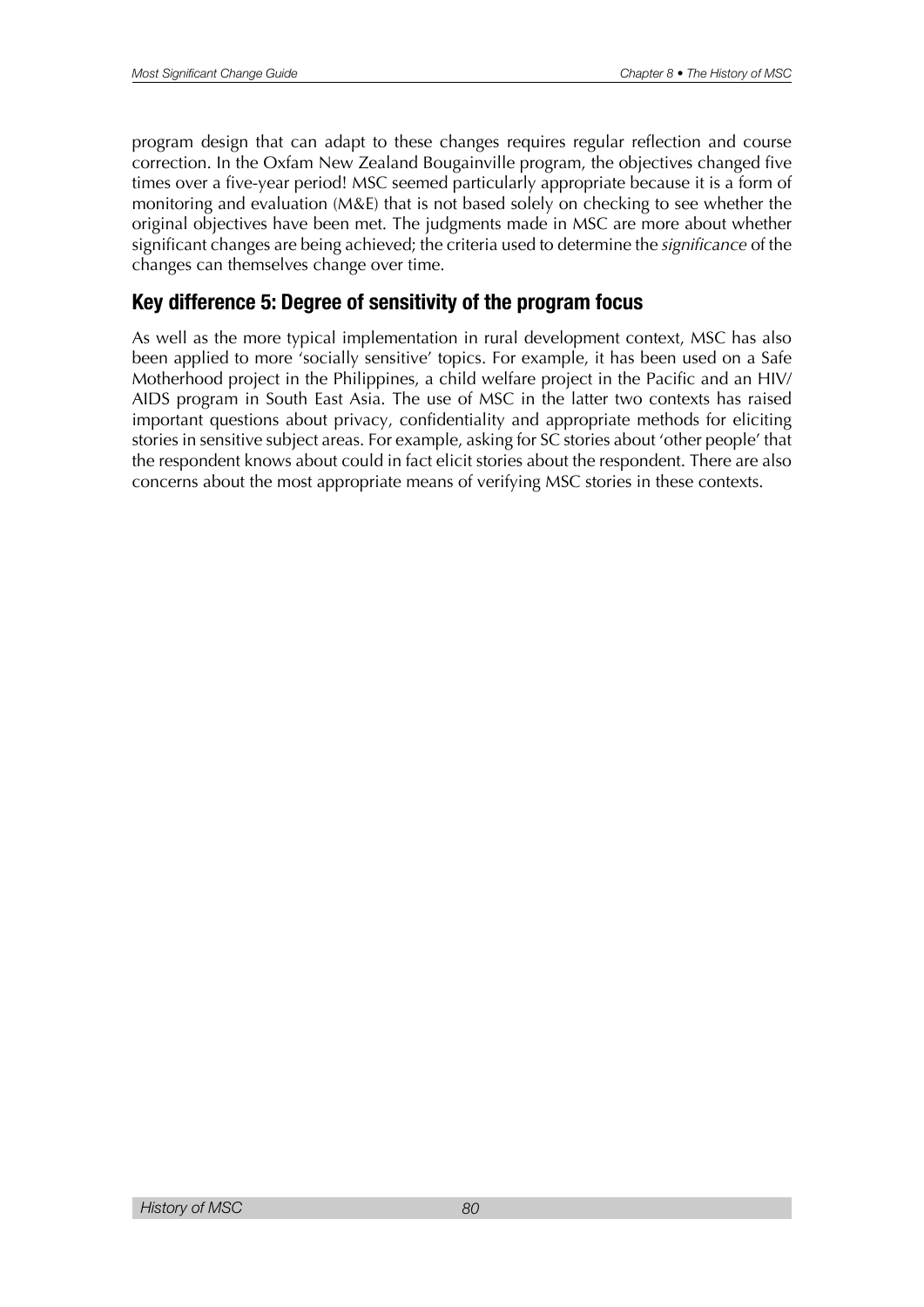program design that can adapt to these changes requires regular reflection and course correction. In the Oxfam New Zealand Bougainville program, the objectives changed five times over a five-year period! MSC seemed particularly appropriate because it is a form of monitoring and evaluation (M&E) that is not based solely on checking to see whether the original objectives have been met. The judgments made in MSC are more about whether significant changes are being achieved; the criteria used to determine the *significance* of the changes can themselves change over time.

## Key difference 5: Degree of sensitivity of the program focus

As well as the more typical implementation in rural development context, MSC has also been applied to more 'socially sensitive' topics. For example, it has been used on a Safe Motherhood project in the Philippines, a child welfare project in the Pacific and an HIV/AIDS program in South East Asia. The use of MSC in the latter two contexts has raised important questions about privacy, confidentiality and appropriate methods for eliciting stories in sensitive subject areas. For example, asking for SC stories about 'other people' that the respondent knows about could in fact elicit stories about the respondent. There are also concerns about the most appropriate means of verifying MSC stories in these contexts.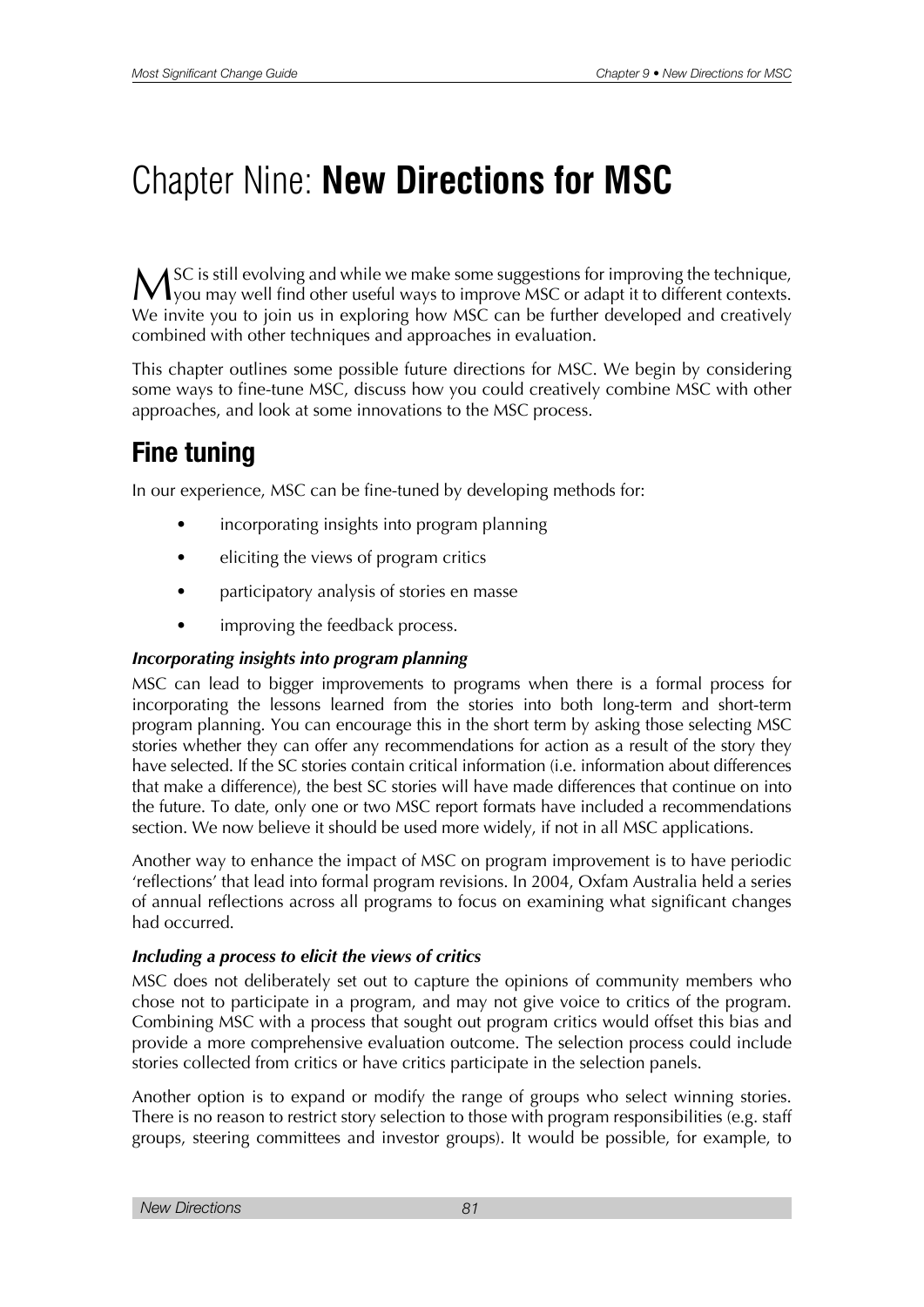# Chapter Nine: **New Directions for MSC**

MSC is still evolving and while we make some suggestions for improving the technique, you may well find other useful ways to improve MSC or adapt it to different contexts. We invite you to join us in exploring how MSC can be further developed and creatively combined with other techniques and approaches in evaluation.

This chapter outlines some possible future directions for MSC. We begin by considering some ways to fine-tune MSC, discuss how you could creatively combine MSC with other approaches, and look at some innovations to the MSC process.

## Fine tuning

In our experience, MSC can be fine-tuned by developing methods for:

- incorporating insights into program planning
- eliciting the views of program critics
- participatory analysis of stories en masse
- improving the feedback process.

### *Incorporating insights into program planning*

MSC can lead to bigger improvements to programs when there is a formal process for incorporating the lessons learned from the stories into both long-term and short-term program planning. You can encourage this in the short term by asking those selecting MSC stories whether they can offer any recommendations for action as a result of the story they have selected. If the SC stories contain critical information (i.e. information about differences that make a difference), the best SC stories will have made differences that continue on into the future. To date, only one or two MSC report formats have included a recommendations section. We now believe it should be used more widely, if not in all MSC applications.

Another way to enhance the impact of MSC on program improvement is to have periodic 'reflections' that lead into formal program revisions. In 2004, Oxfam Australia held a series of annual reflections across all programs to focus on examining what significant changes had occurred.

### *Including a process to elicit the views of critics*

MSC does not deliberately set out to capture the opinions of community members who chose not to participate in a program, and may not give voice to critics of the program. Combining MSC with a process that sought out program critics would offset this bias and provide a more comprehensive evaluation outcome. The selection process could include stories collected from critics or have critics participate in the selection panels.

Another option is to expand or modify the range of groups who select winning stories. There is no reason to restrict story selection to those with program responsibilities (e.g. staff groups, steering committees and investor groups). It would be possible, for example, to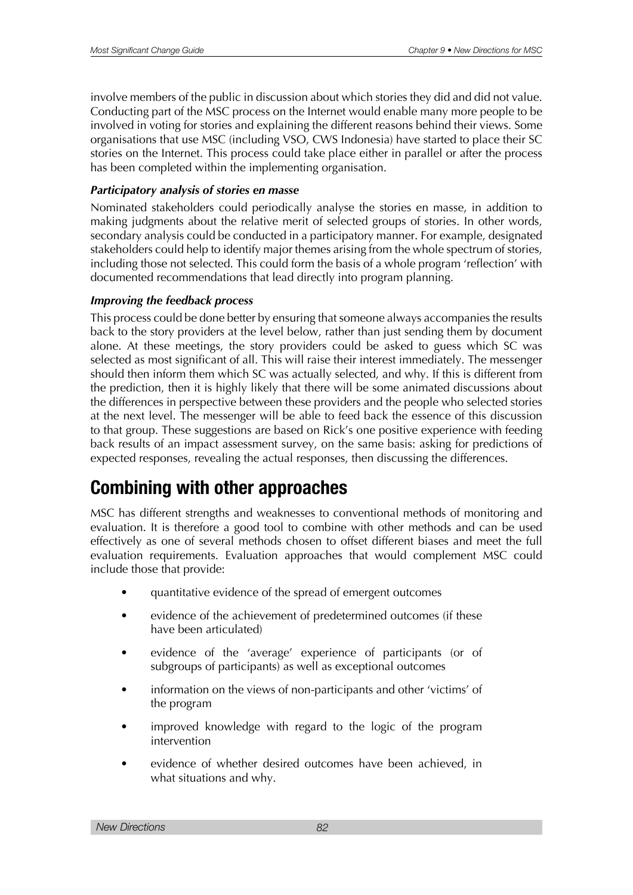involve members of the public in discussion about which stories they did and did not value. Conducting part of the MSC process on the Internet would enable many more people to be involved in voting for stories and explaining the different reasons behind their views. Some organisations that use MSC (including VSO, CWS Indonesia) have started to place their SC stories on the Internet. This process could take place either in parallel or after the process has been completed within the implementing organisation.

***Participatory analysis of stories en masse***

Nominated stakeholders could periodically analyse the stories en masse, in addition to making judgments about the relative merit of selected groups of stories. In other words, secondary analysis could be conducted in a participatory manner. For example, designated stakeholders could help to identify major themes arising from the whole spectrum of stories, including those not selected. This could form the basis of a whole program 'reflection' with documented recommendations that lead directly into program planning.

***Improving the feedback process***

This process could be done better by ensuring that someone always accompanies the results back to the story providers at the level below, rather than just sending them by document alone. At these meetings, the story providers could be asked to guess which SC was selected as most significant of all. This will raise their interest immediately. The messenger should then inform them which SC was actually selected, and why. If this is different from the prediction, then it is highly likely that there will be some animated discussions about the differences in perspective between these providers and the people who selected stories at the next level. The messenger will be able to feed back the essence of this discussion to that group. These suggestions are based on Rick's one positive experience with feeding back results of an impact assessment survey, on the same basis: asking for predictions of expected responses, revealing the actual responses, then discussing the differences.

## Combining with other approaches

MSC has different strengths and weaknesses to conventional methods of monitoring and evaluation. It is therefore a good tool to combine with other methods and can be used effectively as one of several methods chosen to offset different biases and meet the full evaluation requirements. Evaluation approaches that would complement MSC could include those that provide:

- quantitative evidence of the spread of emergent outcomes
- evidence of the achievement of predetermined outcomes (if these have been articulated)
- evidence of the 'average' experience of participants (or of subgroups of participants) as well as exceptional outcomes
- information on the views of non-participants and other 'victims' of the program
- improved knowledge with regard to the logic of the program intervention
- evidence of whether desired outcomes have been achieved, in what situations and why.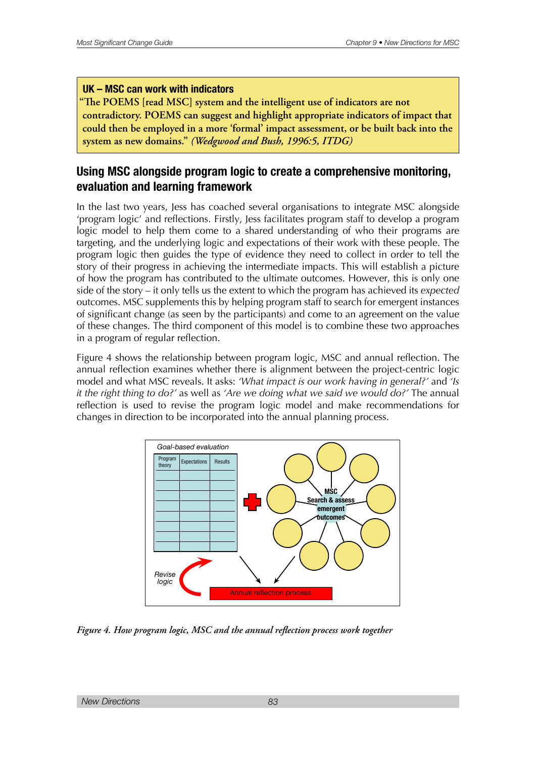**UK – MSC can work with indicators**

**"The POEMS [read MSC] system and the intelligent use of indicators are not contradictory. POEMS can suggest and highlight appropriate indicators of impact that could then be employed in a more 'formal' impact assessment, or be built back into the system as new domains."** ***(Wedgwood and Bush, 1996:5, ITDG)***

## Using MSC alongside program logic to create a comprehensive monitoring, evaluation and learning framework

In the last two years, Jess has coached several organisations to integrate MSC alongside 'program logic' and reflections. Firstly, Jess facilitates program staff to develop a program logic model to help them come to a shared understanding of who their programs are targeting, and the underlying logic and expectations of their work with these people. The program logic then guides the type of evidence they need to collect in order to tell the story of their progress in achieving the intermediate impacts. This will establish a picture of how the program has contributed to the ultimate outcomes. However, this is only one side of the story – it only tells us the extent to which the program has achieved its *expected* outcomes. MSC supplements this by helping program staff to search for emergent instances of significant change (as seen by the participants) and come to an agreement on the value of these changes. The third component of this model is to combine these two approaches in a program of regular reflection.

Figure 4 shows the relationship between program logic, MSC and annual reflection. The annual reflection examines whether there is alignment between the project-centric logic model and what MSC reveals. It asks: *'What impact is our work having in general?'* and *'Is it the right thing to do?'* as well as *'Are we doing what we said we would do?'* The annual reflection is used to revise the program logic model and make recommendations for changes in direction to be incorporated into the annual planning process.

*Goal-based evaluation*

| Program theory | Expectations | Results |
|---|---|---|
| | | |
| | | |
| | | |
| | | |
| | | |
| | | |
| | | |
| | | |

MSC
Search & assess emergent outcomes

*Revise logic*

Annual reflection process

*Figure 4. How program logic, MSC and the annual reflection process work together*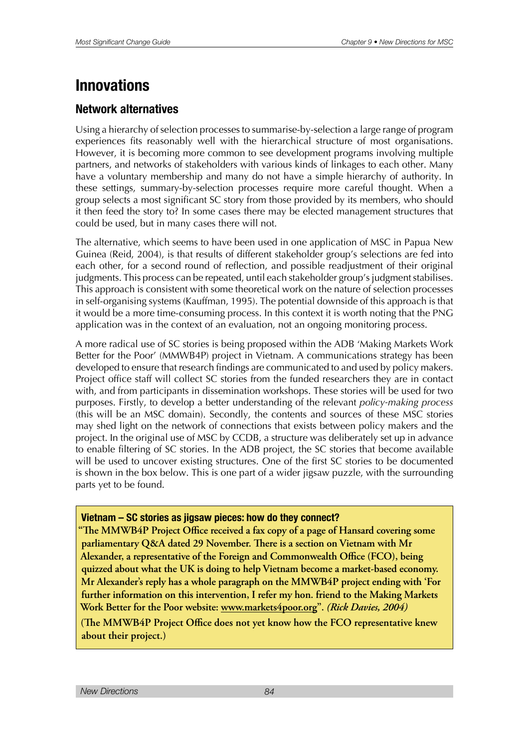# Innovations

## Network alternatives

Using a hierarchy of selection processes to summarise-by-selection a large range of program experiences fits reasonably well with the hierarchical structure of most organisations. However, it is becoming more common to see development programs involving multiple partners, and networks of stakeholders with various kinds of linkages to each other. Many have a voluntary membership and many do not have a simple hierarchy of authority. In these settings, summary-by-selection processes require more careful thought. When a group selects a most significant SC story from those provided by its members, who should it then feed the story to? In some cases there may be elected management structures that could be used, but in many cases there will not.

The alternative, which seems to have been used in one application of MSC in Papua New Guinea (Reid, 2004), is that results of different stakeholder group's selections are fed into each other, for a second round of reflection, and possible readjustment of their original judgments. This process can be repeated, until each stakeholder group's judgment stabilises. This approach is consistent with some theoretical work on the nature of selection processes in self-organising systems (Kauffman, 1995). The potential downside of this approach is that it would be a more time-consuming process. In this context it is worth noting that the PNG application was in the context of an evaluation, not an ongoing monitoring process.

A more radical use of SC stories is being proposed within the ADB 'Making Markets Work Better for the Poor' (MMWB4P) project in Vietnam. A communications strategy has been developed to ensure that research findings are communicated to and used by policy makers. Project office staff will collect SC stories from the funded researchers they are in contact with, and from participants in dissemination workshops. These stories will be used for two purposes. Firstly, to develop a better understanding of the relevant *policy-making process* (this will be an MSC domain). Secondly, the contents and sources of these MSC stories may shed light on the network of connections that exists between policy makers and the project. In the original use of MSC by CCDB, a structure was deliberately set up in advance to enable filtering of SC stories. In the ADB project, the SC stories that become available will be used to uncover existing structures. One of the first SC stories to be documented is shown in the box below. This is one part of a wider jigsaw puzzle, with the surrounding parts yet to be found.

> **Vietnam – SC stories as jigsaw pieces: how do they connect?**
>
> **"The MMWB4P Project Office received a fax copy of a page of Hansard covering some parliamentary Q&A dated 29 November. There is a section on Vietnam with Mr Alexander, a representative of the Foreign and Commonwealth Office (FCO), being quizzed about what the UK is doing to help Vietnam become a market-based economy. Mr Alexander's reply has a whole paragraph on the MMWB4P project ending with 'For further information on this intervention, I refer my hon. friend to the Making Markets Work Better for the Poor website: www.markets4poor.org".** ***(Rick Davies, 2004)***
>
> **(The MMWB4P Project Office does not yet know how the FCO representative knew about their project.)**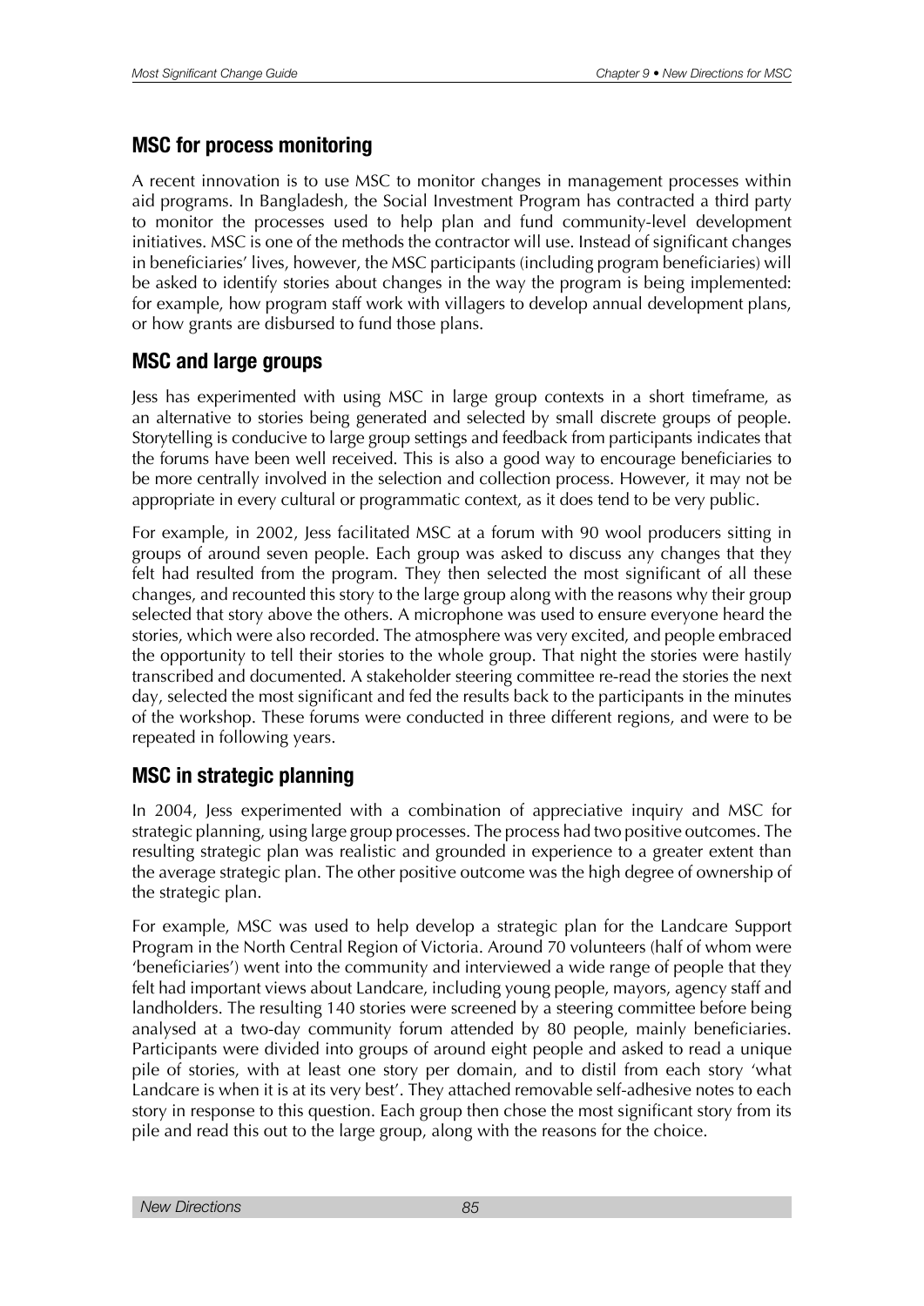## MSC for process monitoring

A recent innovation is to use MSC to monitor changes in management processes within aid programs. In Bangladesh, the Social Investment Program has contracted a third party to monitor the processes used to help plan and fund community-level development initiatives. MSC is one of the methods the contractor will use. Instead of significant changes in beneficiaries' lives, however, the MSC participants (including program beneficiaries) will be asked to identify stories about changes in the way the program is being implemented: for example, how program staff work with villagers to develop annual development plans, or how grants are disbursed to fund those plans.

## MSC and large groups

Jess has experimented with using MSC in large group contexts in a short timeframe, as an alternative to stories being generated and selected by small discrete groups of people. Storytelling is conducive to large group settings and feedback from participants indicates that the forums have been well received. This is also a good way to encourage beneficiaries to be more centrally involved in the selection and collection process. However, it may not be appropriate in every cultural or programmatic context, as it does tend to be very public.

For example, in 2002, Jess facilitated MSC at a forum with 90 wool producers sitting in groups of around seven people. Each group was asked to discuss any changes that they felt had resulted from the program. They then selected the most significant of all these changes, and recounted this story to the large group along with the reasons why their group selected that story above the others. A microphone was used to ensure everyone heard the stories, which were also recorded. The atmosphere was very excited, and people embraced the opportunity to tell their stories to the whole group. That night the stories were hastily transcribed and documented. A stakeholder steering committee re-read the stories the next day, selected the most significant and fed the results back to the participants in the minutes of the workshop. These forums were conducted in three different regions, and were to be repeated in following years.

## MSC in strategic planning

In 2004, Jess experimented with a combination of appreciative inquiry and MSC for strategic planning, using large group processes. The process had two positive outcomes. The resulting strategic plan was realistic and grounded in experience to a greater extent than the average strategic plan. The other positive outcome was the high degree of ownership of the strategic plan.

For example, MSC was used to help develop a strategic plan for the Landcare Support Program in the North Central Region of Victoria. Around 70 volunteers (half of whom were 'beneficiaries') went into the community and interviewed a wide range of people that they felt had important views about Landcare, including young people, mayors, agency staff and landholders. The resulting 140 stories were screened by a steering committee before being analysed at a two-day community forum attended by 80 people, mainly beneficiaries. Participants were divided into groups of around eight people and asked to read a unique pile of stories, with at least one story per domain, and to distil from each story 'what Landcare is when it is at its very best'. They attached removable self-adhesive notes to each story in response to this question. Each group then chose the most significant story from its pile and read this out to the large group, along with the reasons for the choice.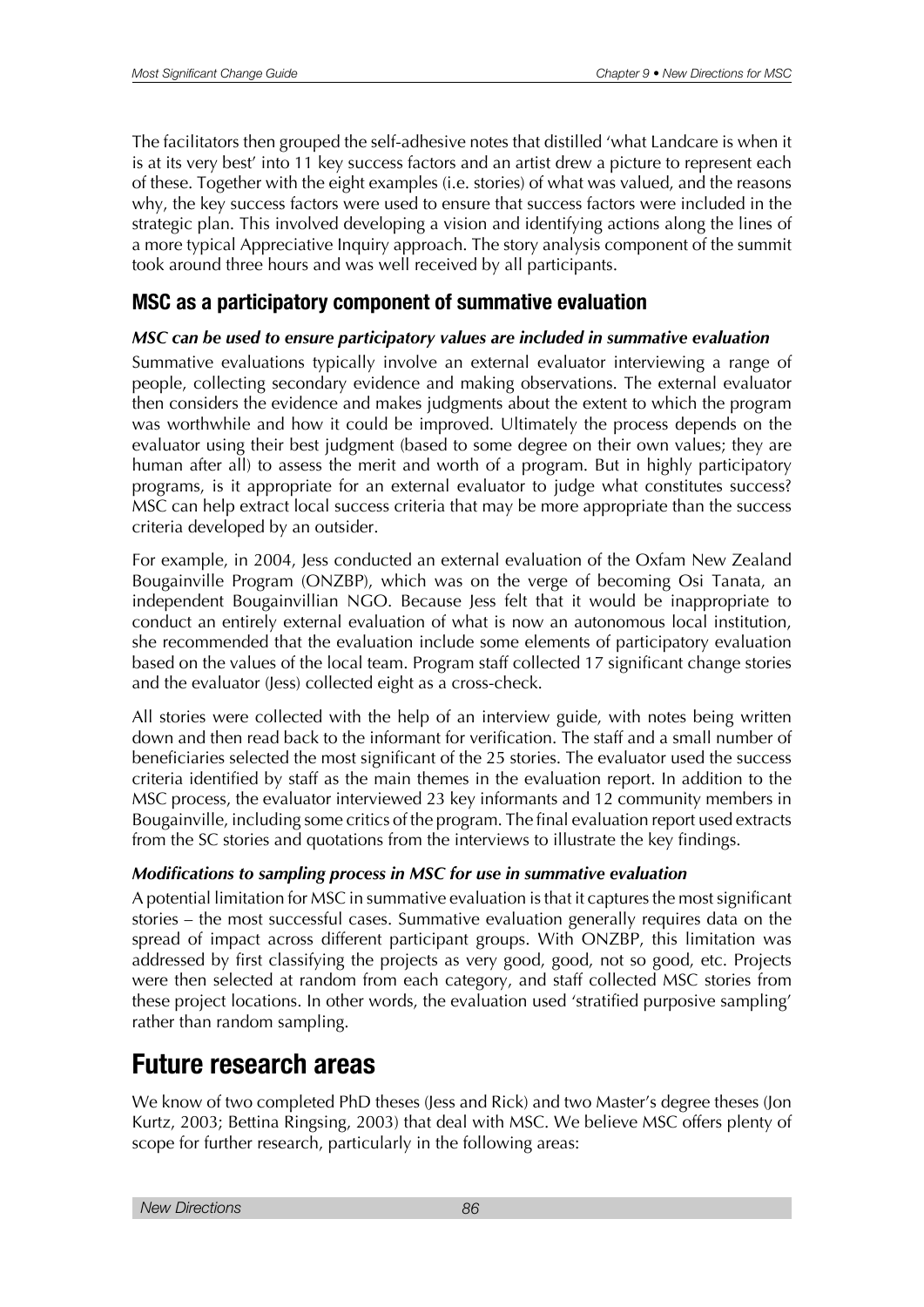The facilitators then grouped the self-adhesive notes that distilled 'what Landcare is when it is at its very best' into 11 key success factors and an artist drew a picture to represent each of these. Together with the eight examples (i.e. stories) of what was valued, and the reasons why, the key success factors were used to ensure that success factors were included in the strategic plan. This involved developing a vision and identifying actions along the lines of a more typical Appreciative Inquiry approach. The story analysis component of the summit took around three hours and was well received by all participants.

## MSC as a participatory component of summative evaluation

### *MSC can be used to ensure participatory values are included in summative evaluation*

Summative evaluations typically involve an external evaluator interviewing a range of people, collecting secondary evidence and making observations. The external evaluator then considers the evidence and makes judgments about the extent to which the program was worthwhile and how it could be improved. Ultimately the process depends on the evaluator using their best judgment (based to some degree on their own values; they are human after all) to assess the merit and worth of a program. But in highly participatory programs, is it appropriate for an external evaluator to judge what constitutes success? MSC can help extract local success criteria that may be more appropriate than the success criteria developed by an outsider.

For example, in 2004, Jess conducted an external evaluation of the Oxfam New Zealand Bougainville Program (ONZBP), which was on the verge of becoming Osi Tanata, an independent Bougainvillian NGO. Because Jess felt that it would be inappropriate to conduct an entirely external evaluation of what is now an autonomous local institution, she recommended that the evaluation include some elements of participatory evaluation based on the values of the local team. Program staff collected 17 significant change stories and the evaluator (Jess) collected eight as a cross-check.

All stories were collected with the help of an interview guide, with notes being written down and then read back to the informant for verification. The staff and a small number of beneficiaries selected the most significant of the 25 stories. The evaluator used the success criteria identified by staff as the main themes in the evaluation report. In addition to the MSC process, the evaluator interviewed 23 key informants and 12 community members in Bougainville, including some critics of the program. The final evaluation report used extracts from the SC stories and quotations from the interviews to illustrate the key findings.

### *Modifications to sampling process in MSC for use in summative evaluation*

A potential limitation for MSC in summative evaluation is that it captures the most significant stories – the most successful cases. Summative evaluation generally requires data on the spread of impact across different participant groups. With ONZBP, this limitation was addressed by first classifying the projects as very good, good, not so good, etc. Projects were then selected at random from each category, and staff collected MSC stories from these project locations. In other words, the evaluation used 'stratified purposive sampling' rather than random sampling.

# Future research areas

We know of two completed PhD theses (Jess and Rick) and two Master's degree theses (Jon Kurtz, 2003; Bettina Ringsing, 2003) that deal with MSC. We believe MSC offers plenty of scope for further research, particularly in the following areas: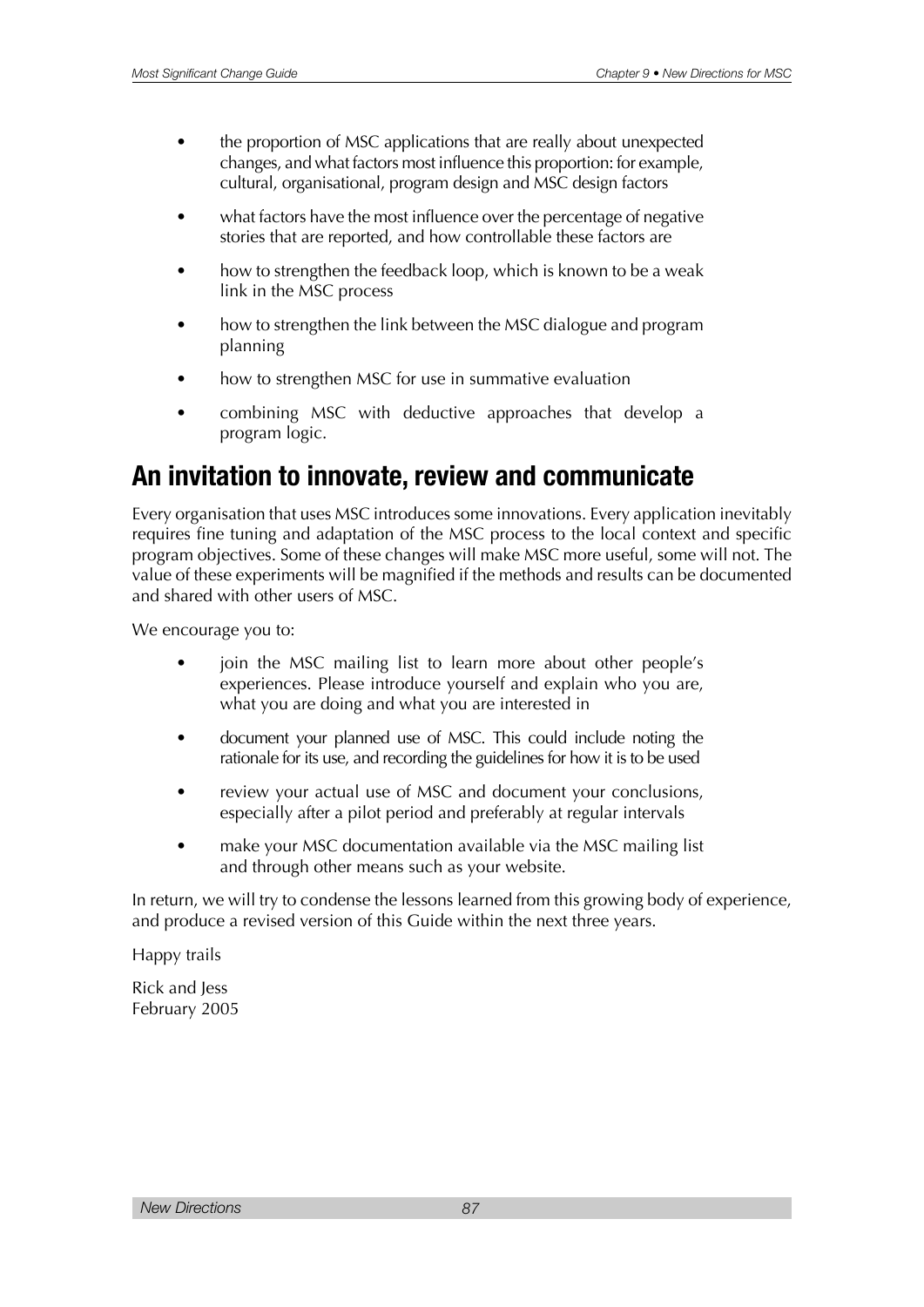- the proportion of MSC applications that are really about unexpected changes, and what factors most influence this proportion: for example, cultural, organisational, program design and MSC design factors
- what factors have the most influence over the percentage of negative stories that are reported, and how controllable these factors are
- how to strengthen the feedback loop, which is known to be a weak link in the MSC process
- how to strengthen the link between the MSC dialogue and program planning
- how to strengthen MSC for use in summative evaluation
- combining MSC with deductive approaches that develop a program logic.

## An invitation to innovate, review and communicate

Every organisation that uses MSC introduces some innovations. Every application inevitably requires fine tuning and adaptation of the MSC process to the local context and specific program objectives. Some of these changes will make MSC more useful, some will not. The value of these experiments will be magnified if the methods and results can be documented and shared with other users of MSC.

We encourage you to:

- join the MSC mailing list to learn more about other people's experiences. Please introduce yourself and explain who you are, what you are doing and what you are interested in
- document your planned use of MSC. This could include noting the rationale for its use, and recording the guidelines for how it is to be used
- review your actual use of MSC and document your conclusions, especially after a pilot period and preferably at regular intervals
- make your MSC documentation available via the MSC mailing list and through other means such as your website.

In return, we will try to condense the lessons learned from this growing body of experience, and produce a revised version of this Guide within the next three years.

Happy trails

Rick and Jess
February 2005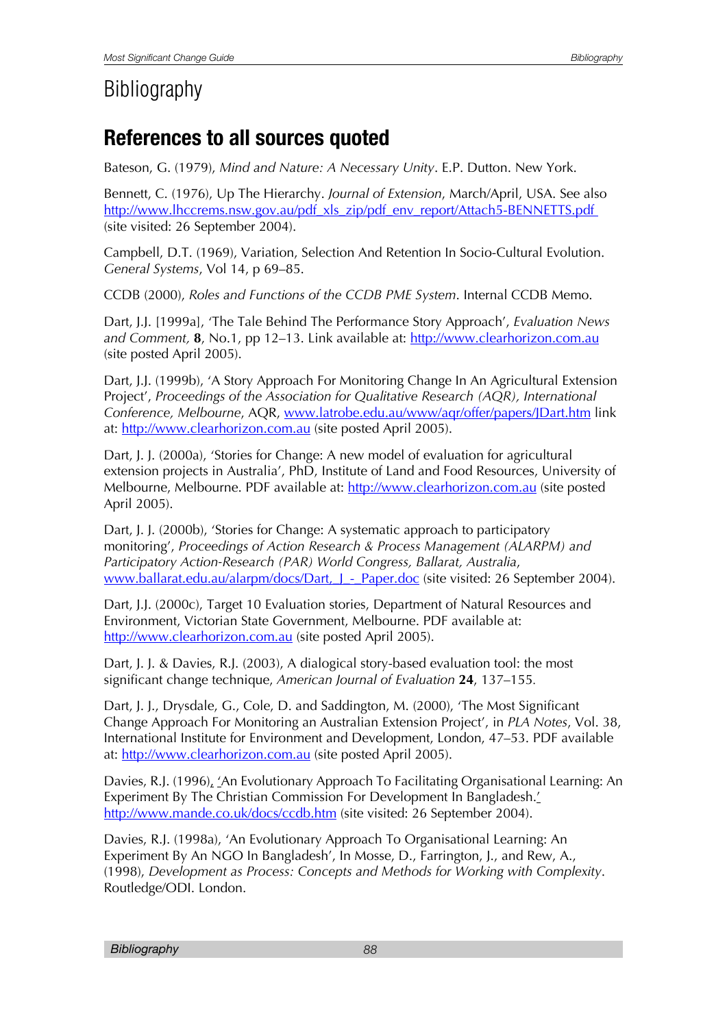# Bibliography

## References to all sources quoted

Bateson, G. (1979), *Mind and Nature: A Necessary Unity*. E.P. Dutton. New York.

Bennett, C. (1976), Up The Hierarchy. *Journal of Extension*, March/April, USA. See also http://www.lhccrems.nsw.gov.au/pdf_xls_zip/pdf_env_report/Attach5-BENNETTS.pdf (site visited: 26 September 2004).

Campbell, D.T. (1969), Variation, Selection And Retention In Socio-Cultural Evolution. *General Systems*, Vol 14, p 69–85.

CCDB (2000), *Roles and Functions of the CCDB PME System*. Internal CCDB Memo.

Dart, J.J. [1999a], 'The Tale Behind The Performance Story Approach', *Evaluation News and Comment,* **8**, No.1, pp 12–13. Link available at: http://www.clearhorizon.com.au (site posted April 2005).

Dart, J.J. (1999b), 'A Story Approach For Monitoring Change In An Agricultural Extension Project', *Proceedings of the Association for Qualitative Research (AQR), International Conference, Melbourne*, AQR, www.latrobe.edu.au/www/aqr/offer/papers/JDart.htm link at: http://www.clearhorizon.com.au (site posted April 2005).

Dart, J. J. (2000a), 'Stories for Change: A new model of evaluation for agricultural extension projects in Australia', PhD, Institute of Land and Food Resources, University of Melbourne, Melbourne. PDF available at: http://www.clearhorizon.com.au (site posted April 2005).

Dart, J. J. (2000b), 'Stories for Change: A systematic approach to participatory monitoring', *Proceedings of Action Research & Process Management (ALARPM) and Participatory Action-Research (PAR) World Congress, Ballarat, Australia*, www.ballarat.edu.au/alarpm/docs/Dart,_J_-_Paper.doc (site visited: 26 September 2004).

Dart, J.J. (2000c), Target 10 Evaluation stories, Department of Natural Resources and Environment, Victorian State Government, Melbourne. PDF available at: http://www.clearhorizon.com.au (site posted April 2005).

Dart, J. J. & Davies, R.J. (2003), A dialogical story-based evaluation tool: the most significant change technique, *American Journal of Evaluation* **24**, 137–155.

Dart, J. J., Drysdale, G., Cole, D. and Saddington, M. (2000), 'The Most Significant Change Approach For Monitoring an Australian Extension Project', in *PLA Notes*, Vol. 38, International Institute for Environment and Development, London, 47–53. PDF available at: http://www.clearhorizon.com.au (site posted April 2005).

Davies, R.J. (1996), 'An Evolutionary Approach To Facilitating Organisational Learning: An Experiment By The Christian Commission For Development In Bangladesh.' http://www.mande.co.uk/docs/ccdb.htm (site visited: 26 September 2004).

Davies, R.J. (1998a), 'An Evolutionary Approach To Organisational Learning: An Experiment By An NGO In Bangladesh', In Mosse, D., Farrington, J., and Rew, A., (1998), *Development as Process: Concepts and Methods for Working with Complexity*. Routledge/ODI. London.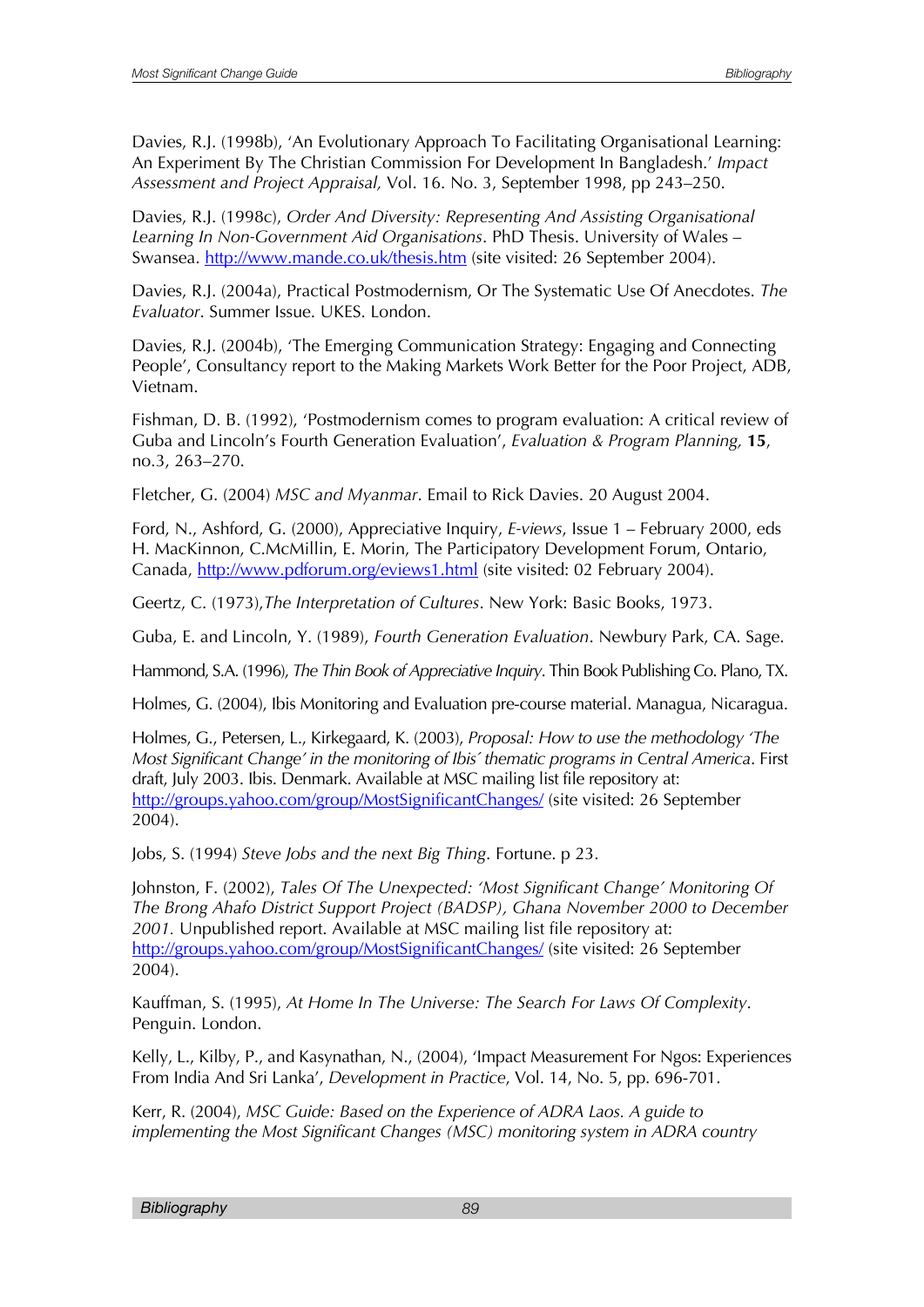Davies, R.J. (1998b), 'An Evolutionary Approach To Facilitating Organisational Learning: An Experiment By The Christian Commission For Development In Bangladesh.' *Impact Assessment and Project Appraisal,* Vol. 16. No. 3, September 1998, pp 243–250.

Davies, R.J. (1998c), *Order And Diversity: Representing And Assisting Organisational Learning In Non-Government Aid Organisations*. PhD Thesis. University of Wales – Swansea. http://www.mande.co.uk/thesis.htm (site visited: 26 September 2004).

Davies, R.J. (2004a), Practical Postmodernism, Or The Systematic Use Of Anecdotes. *The Evaluator*. Summer Issue. UKES. London.

Davies, R.J. (2004b), 'The Emerging Communication Strategy: Engaging and Connecting People', Consultancy report to the Making Markets Work Better for the Poor Project, ADB, Vietnam.

Fishman, D. B. (1992), 'Postmodernism comes to program evaluation: A critical review of Guba and Lincoln's Fourth Generation Evaluation', *Evaluation & Program Planning,* **15**, no.3, 263–270.

Fletcher, G. (2004) *MSC and Myanmar*. Email to Rick Davies. 20 August 2004.

Ford, N., Ashford, G. (2000), Appreciative Inquiry, *E-views*, Issue 1 – February 2000, eds H. MacKinnon, C.McMillin, E. Morin, The Participatory Development Forum, Ontario, Canada, http://www.pdforum.org/eviews1.html (site visited: 02 February 2004).

Geertz, C. (1973),*The Interpretation of Cultures*. New York: Basic Books, 1973.

Guba, E. and Lincoln, Y. (1989), *Fourth Generation Evaluation*. Newbury Park, CA. Sage.

Hammond, S.A. (1996), *The Thin Book of Appreciative Inquiry*. Thin Book Publishing Co. Plano, TX.

Holmes, G. (2004), Ibis Monitoring and Evaluation pre-course material. Managua, Nicaragua.

Holmes, G., Petersen, L., Kirkegaard, K. (2003), *Proposal: How to use the methodology 'The Most Significant Change' in the monitoring of Ibis´ thematic programs in Central America*. First draft, July 2003. Ibis. Denmark. Available at MSC mailing list file repository at: http://groups.yahoo.com/group/MostSignificantChanges/ (site visited: 26 September 2004).

Jobs, S. (1994) *Steve Jobs and the next Big Thing*. Fortune. p 23.

Johnston, F. (2002), *Tales Of The Unexpected: 'Most Significant Change' Monitoring Of The Brong Ahafo District Support Project (BADSP), Ghana November 2000 to December 2001.* Unpublished report. Available at MSC mailing list file repository at: http://groups.yahoo.com/group/MostSignificantChanges/ (site visited: 26 September 2004).

Kauffman, S. (1995), *At Home In The Universe: The Search For Laws Of Complexity*. Penguin. London.

Kelly, L., Kilby, P., and Kasynathan, N., (2004), 'Impact Measurement For Ngos: Experiences From India And Sri Lanka', *Development in Practice*, Vol. 14, No. 5, pp. 696-701.

Kerr, R. (2004), *MSC Guide: Based on the Experience of ADRA Laos. A guide to implementing the Most Significant Changes (MSC) monitoring system in ADRA country*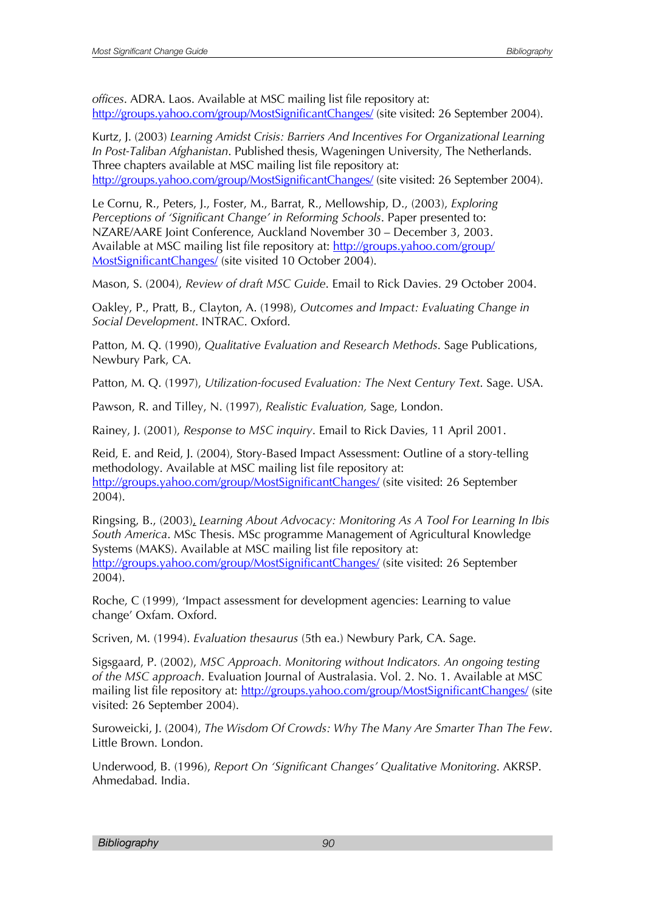*offices*. ADRA. Laos. Available at MSC mailing list file repository at: http://groups.yahoo.com/group/MostSignificantChanges/ (site visited: 26 September 2004).

Kurtz, J. (2003) *Learning Amidst Crisis: Barriers And Incentives For Organizational Learning In Post-Taliban Afghanistan*. Published thesis, Wageningen University, The Netherlands. Three chapters available at MSC mailing list file repository at: http://groups.yahoo.com/group/MostSignificantChanges/ (site visited: 26 September 2004).

Le Cornu, R., Peters, J., Foster, M., Barrat, R., Mellowship, D., (2003), *Exploring Perceptions of 'Significant Change' in Reforming Schools*. Paper presented to: NZARE/AARE Joint Conference, Auckland November 30 – December 3, 2003. Available at MSC mailing list file repository at: http://groups.yahoo.com/group/MostSignificantChanges/ (site visited 10 October 2004).

Mason, S. (2004), *Review of draft MSC Guide*. Email to Rick Davies. 29 October 2004.

Oakley, P., Pratt, B., Clayton, A. (1998), *Outcomes and Impact: Evaluating Change in Social Development*. INTRAC. Oxford.

Patton, M. Q. (1990), *Qualitative Evaluation and Research Methods*. Sage Publications, Newbury Park, CA.

Patton, M. Q. (1997), *Utilization-focused Evaluation: The Next Century Text*. Sage. USA.

Pawson, R. and Tilley, N. (1997), *Realistic Evaluation,* Sage, London.

Rainey, J. (2001), *Response to MSC inquiry*. Email to Rick Davies, 11 April 2001.

Reid, E. and Reid, J. (2004), Story-Based Impact Assessment: Outline of a story-telling methodology. Available at MSC mailing list file repository at: http://groups.yahoo.com/group/MostSignificantChanges/ (site visited: 26 September 2004).

Ringsing, B., (2003), *Learning About Advocacy: Monitoring As A Tool For Learning In Ibis South America*. MSc Thesis. MSc programme Management of Agricultural Knowledge Systems (MAKS). Available at MSC mailing list file repository at: http://groups.yahoo.com/group/MostSignificantChanges/ (site visited: 26 September 2004).

Roche, C (1999), 'Impact assessment for development agencies: Learning to value change' Oxfam. Oxford.

Scriven, M. (1994). *Evaluation thesaurus* (5th ea.) Newbury Park, CA. Sage.

Sigsgaard, P. (2002), *MSC Approach. Monitoring without Indicators. An ongoing testing of the MSC approach*. Evaluation Journal of Australasia. Vol. 2. No. 1. Available at MSC mailing list file repository at: http://groups.yahoo.com/group/MostSignificantChanges/ (site visited: 26 September 2004).

Suroweicki, J. (2004), *The Wisdom Of Crowds: Why The Many Are Smarter Than The Few*. Little Brown. London.

Underwood, B. (1996), *Report On 'Significant Changes' Qualitative Monitoring*. AKRSP. Ahmedabad. India.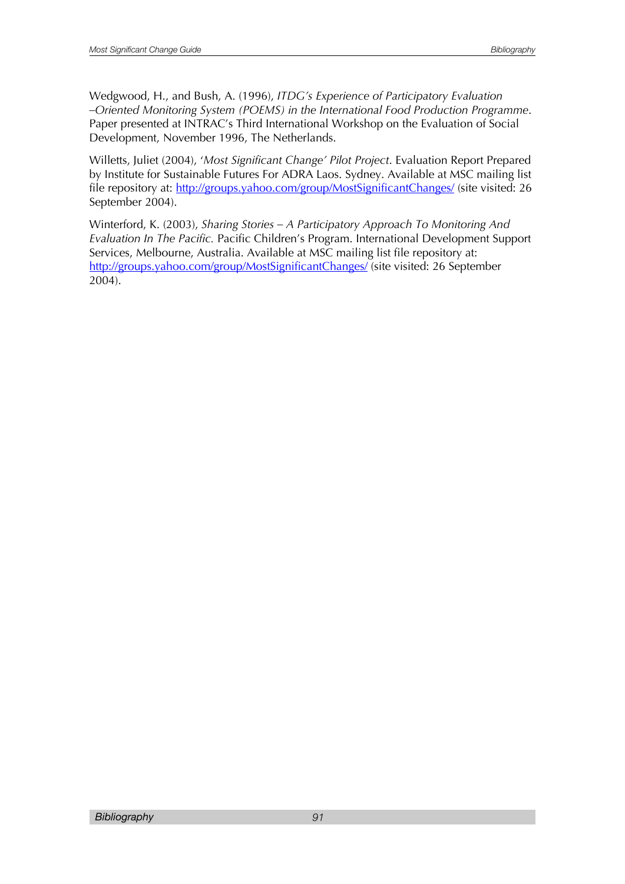Wedgwood, H., and Bush, A. (1996), *ITDG's Experience of Participatory Evaluation –Oriented Monitoring System (POEMS) in the International Food Production Programme*. Paper presented at INTRAC's Third International Workshop on the Evaluation of Social Development, November 1996, The Netherlands.

Willetts, Juliet (2004), '*Most Significant Change' Pilot Project*. Evaluation Report Prepared by Institute for Sustainable Futures For ADRA Laos. Sydney. Available at MSC mailing list file repository at: http://groups.yahoo.com/group/MostSignificantChanges/ (site visited: 26 September 2004).

Winterford, K. (2003), *Sharing Stories – A Participatory Approach To Monitoring And Evaluation In The Pacific.* Pacific Children's Program. International Development Support Services, Melbourne, Australia. Available at MSC mailing list file repository at: http://groups.yahoo.com/group/MostSignificantChanges/ (site visited: 26 September 2004).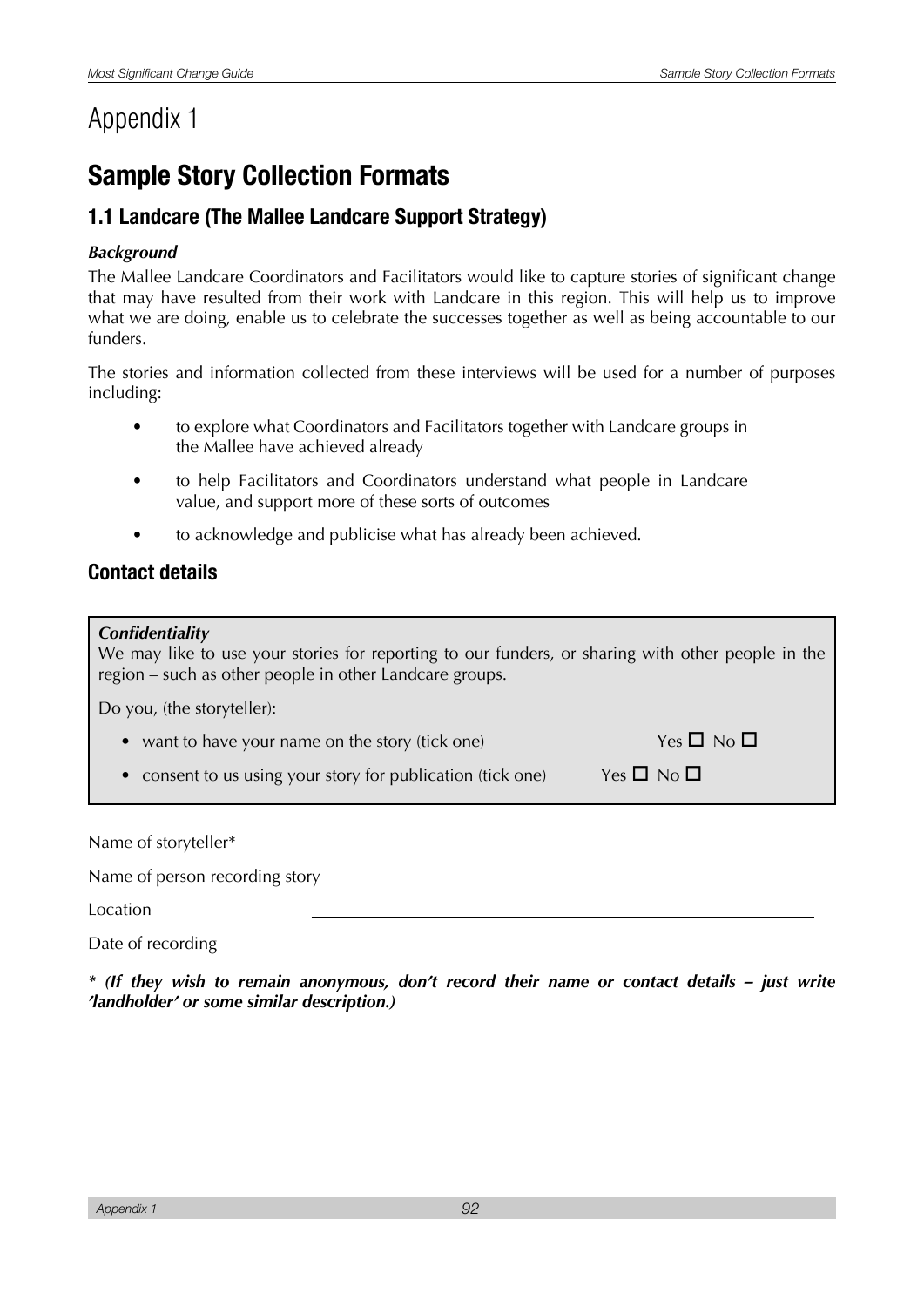# Appendix 1

# Sample Story Collection Formats

## 1.1 Landcare (The Mallee Landcare Support Strategy)

***Background***

The Mallee Landcare Coordinators and Facilitators would like to capture stories of significant change that may have resulted from their work with Landcare in this region. This will help us to improve what we are doing, enable us to celebrate the successes together as well as being accountable to our funders.

The stories and information collected from these interviews will be used for a number of purposes including:

- to explore what Coordinators and Facilitators together with Landcare groups in the Mallee have achieved already
- to help Facilitators and Coordinators understand what people in Landcare value, and support more of these sorts of outcomes
- to acknowledge and publicise what has already been achieved.

## Contact details

***Confidentiality***

We may like to use your stories for reporting to our funders, or sharing with other people in the region – such as other people in other Landcare groups.

Do you, (the storyteller):

- want to have your name on the story (tick one) Yes ☐ No ☐
- consent to us using your story for publication (tick one) Yes ☐ No ☐

Name of storyteller* \_\_\_\_\_\_\_\_\_\_\_\_\_\_\_\_\_\_\_\_\_\_\_\_\_\_\_\_\_\_\_\_\_\_\_\_

Name of person recording story \_\_\_\_\_\_\_\_\_\_\_\_\_\_\_\_\_\_\_\_\_\_\_\_\_\_\_\_\_\_\_\_\_\_\_\_

Location \_\_\_\_\_\_\_\_\_\_\_\_\_\_\_\_\_\_\_\_\_\_\_\_\_\_\_\_\_\_\_\_\_\_\_\_

Date of recording \_\_\_\_\_\_\_\_\_\_\_\_\_\_\_\_\_\_\_\_\_\_\_\_\_\_\_\_\_\_\_\_\_\_\_\_

***\* (If they wish to remain anonymous, don't record their name or contact details – just write 'landholder' or some similar description.)***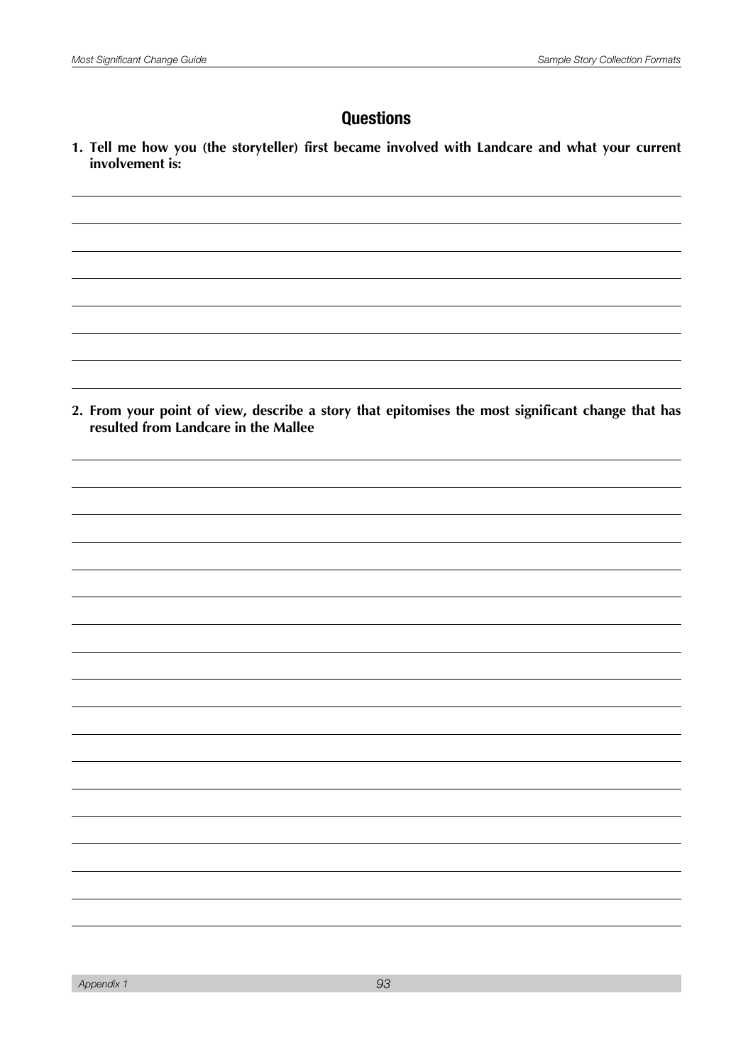## Questions

**1. Tell me how you (the storyteller) first became involved with Landcare and what your current involvement is:**

**2. From your point of view, describe a story that epitomises the most significant change that has resulted from Landcare in the Mallee**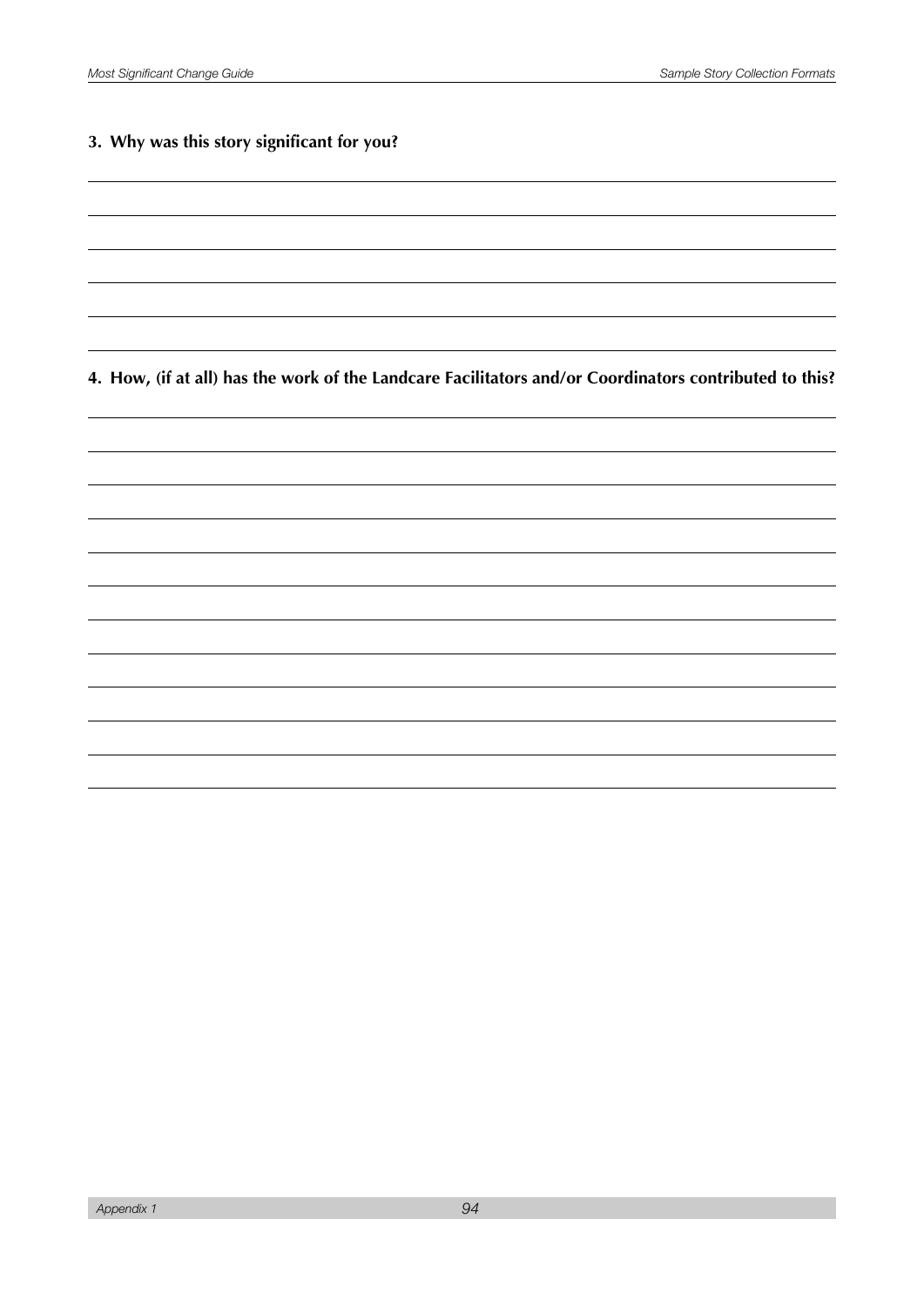**3. Why was this story significant for you?**

**4. How, (if at all) has the work of the Landcare Facilitators and/or Coordinators contributed to this?**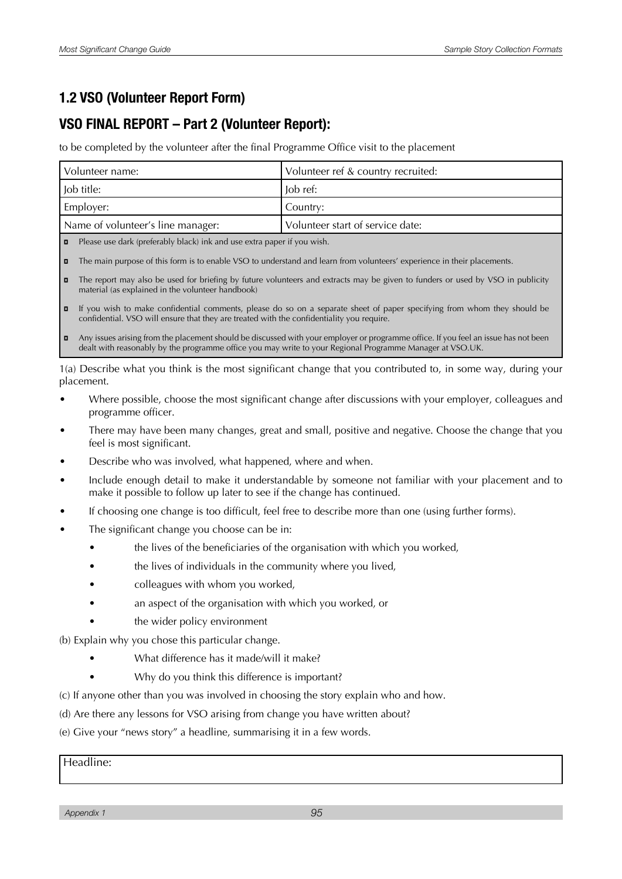## 1.2 VSO (Volunteer Report Form)

## VSO FINAL REPORT – Part 2 (Volunteer Report):

to be completed by the volunteer after the final Programme Office visit to the placement

| Volunteer name: | Volunteer ref & country recruited: |
|---|---|
| Job title: | Job ref: |
| Employer: | Country: |
| Name of volunteer's line manager: | Volunteer start of service date: |

- Please use dark (preferably black) ink and use extra paper if you wish.
- The main purpose of this form is to enable VSO to understand and learn from volunteers' experience in their placements.
- The report may also be used for briefing by future volunteers and extracts may be given to funders or used by VSO in publicity material (as explained in the volunteer handbook)
- If you wish to make confidential comments, please do so on a separate sheet of paper specifying from whom they should be confidential. VSO will ensure that they are treated with the confidentiality you require.
- Any issues arising from the placement should be discussed with your employer or programme office. If you feel an issue has not been dealt with reasonably by the programme office you may write to your Regional Programme Manager at VSO.UK.

1(a) Describe what you think is the most significant change that you contributed to, in some way, during your placement.

- Where possible, choose the most significant change after discussions with your employer, colleagues and programme officer.
- There may have been many changes, great and small, positive and negative. Choose the change that you feel is most significant.
- Describe who was involved, what happened, where and when.
- Include enough detail to make it understandable by someone not familiar with your placement and to make it possible to follow up later to see if the change has continued.
- If choosing one change is too difficult, feel free to describe more than one (using further forms).
- The significant change you choose can be in:
  - the lives of the beneficiaries of the organisation with which you worked,
  - the lives of individuals in the community where you lived,
  - colleagues with whom you worked,
  - an aspect of the organisation with which you worked, or
  - the wider policy environment

(b) Explain why you chose this particular change.

- What difference has it made/will it make?
- Why do you think this difference is important?

(c) If anyone other than you was involved in choosing the story explain who and how.

(d) Are there any lessons for VSO arising from change you have written about?

(e) Give your "news story" a headline, summarising it in a few words.

| Headline: |
|---|
| |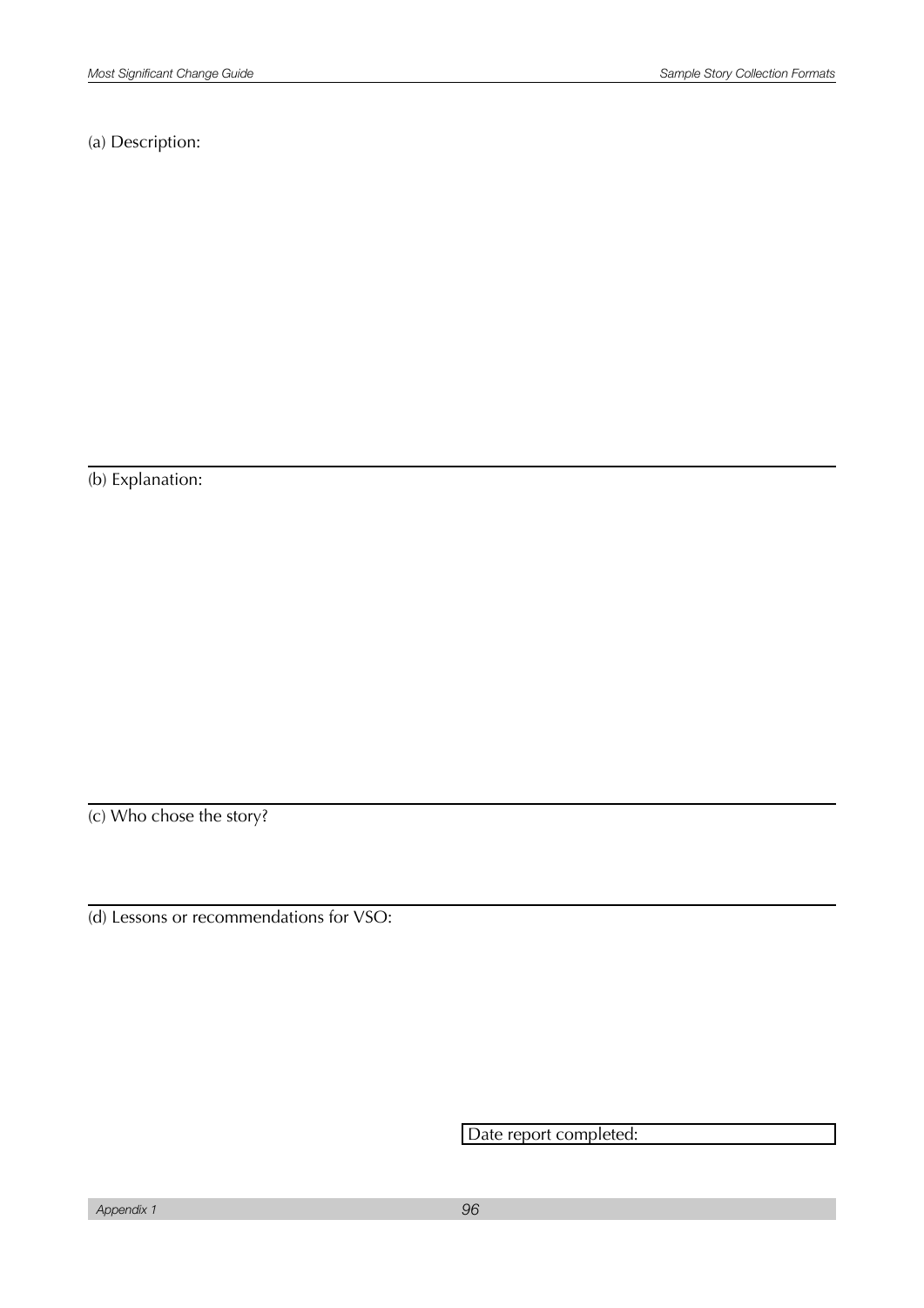(a) Description:

---

(b) Explanation:

---

(c) Who chose the story?

---

(d) Lessons or recommendations for VSO:

| Date report completed: |
|---|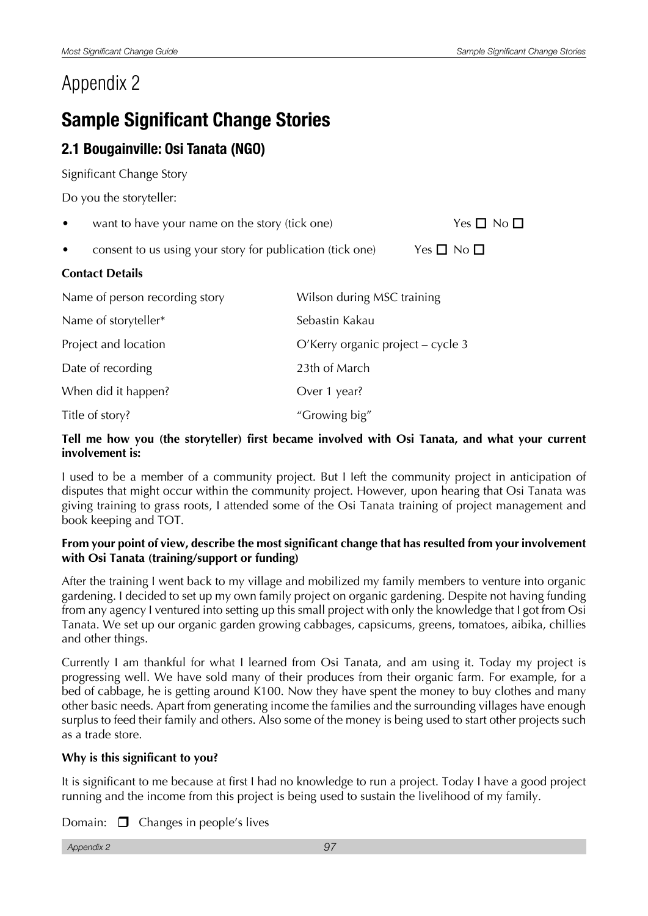# Appendix 2

# Sample Significant Change Stories

## 2.1 Bougainville: Osi Tanata (NGO)

Significant Change Story

Do you the storyteller:

- want to have your name on the story (tick one) Yes ☐ No ☐
- consent to us using your story for publication (tick one) Yes ☐ No ☐

**Contact Details**

| | |
|---|---|
| Name of person recording story | Wilson during MSC training |
| Name of storyteller* | Sebastin Kakau |
| Project and location | O'Kerry organic project – cycle 3 |
| Date of recording | 23th of March |
| When did it happen? | Over 1 year? |
| Title of story? | "Growing big" |

**Tell me how you (the storyteller) first became involved with Osi Tanata, and what your current involvement is:**

I used to be a member of a community project. But I left the community project in anticipation of disputes that might occur within the community project. However, upon hearing that Osi Tanata was giving training to grass roots, I attended some of the Osi Tanata training of project management and book keeping and TOT.

**From your point of view, describe the most significant change that has resulted from your involvement with Osi Tanata (training/support or funding)**

After the training I went back to my village and mobilized my family members to venture into organic gardening. I decided to set up my own family project on organic gardening. Despite not having funding from any agency I ventured into setting up this small project with only the knowledge that I got from Osi Tanata. We set up our organic garden growing cabbages, capsicums, greens, tomatoes, aibika, chillies and other things.

Currently I am thankful for what I learned from Osi Tanata, and am using it. Today my project is progressing well. We have sold many of their produces from their organic farm. For example, for a bed of cabbage, he is getting around K100. Now they have spent the money to buy clothes and many other basic needs. Apart from generating income the families and the surrounding villages have enough surplus to feed their family and others. Also some of the money is being used to start other projects such as a trade store.

**Why is this significant to you?**

It is significant to me because at first I had no knowledge to run a project. Today I have a good project running and the income from this project is being used to sustain the livelihood of my family.

Domain: ☐ Changes in people's lives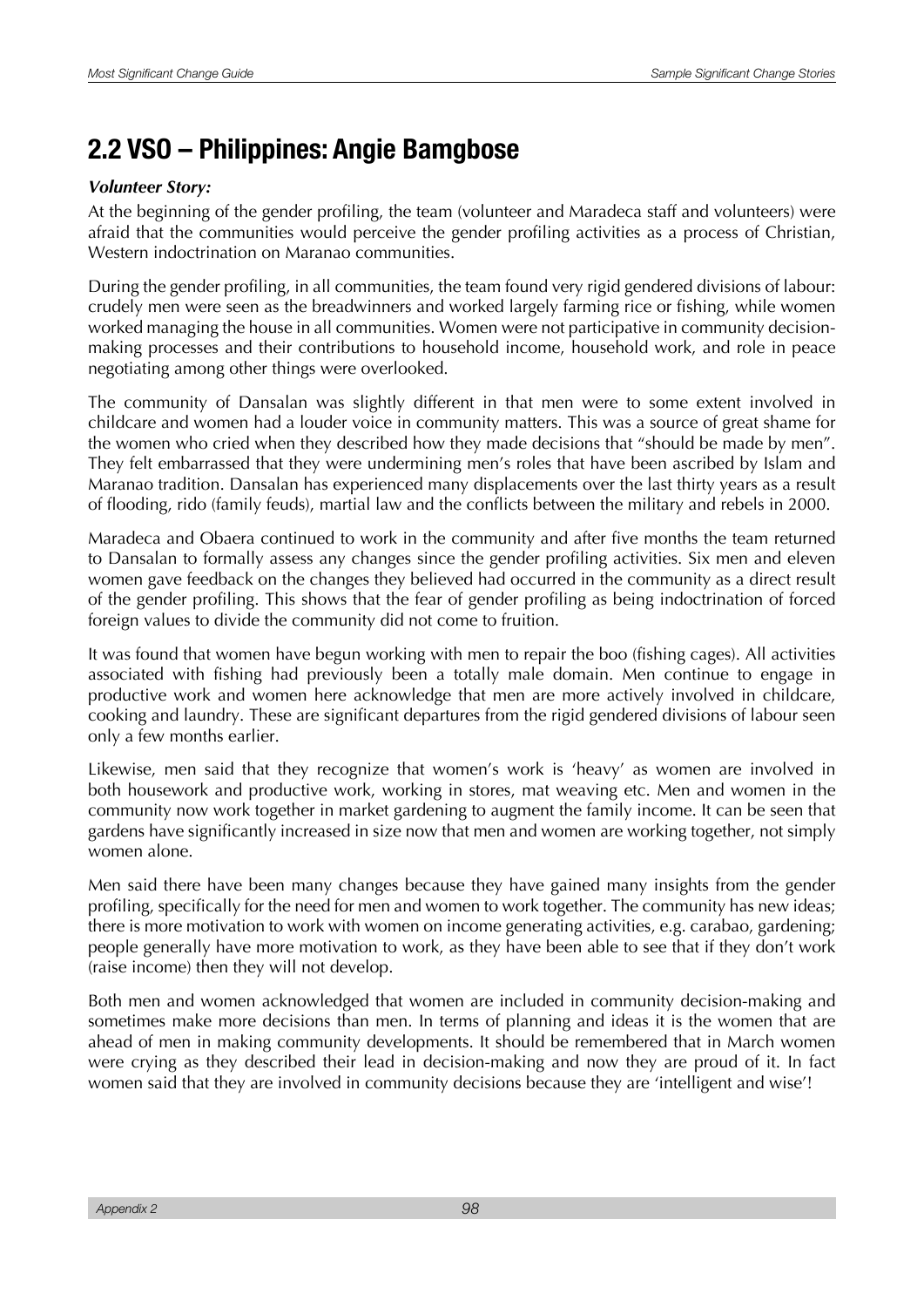## 2.2 VSO – Philippines: Angie Bamgbose

***Volunteer Story:***

At the beginning of the gender profiling, the team (volunteer and Maradeca staff and volunteers) were afraid that the communities would perceive the gender profiling activities as a process of Christian, Western indoctrination on Maranao communities.

During the gender profiling, in all communities, the team found very rigid gendered divisions of labour: crudely men were seen as the breadwinners and worked largely farming rice or fishing, while women worked managing the house in all communities. Women were not participative in community decision-making processes and their contributions to household income, household work, and role in peace negotiating among other things were overlooked.

The community of Dansalan was slightly different in that men were to some extent involved in childcare and women had a louder voice in community matters. This was a source of great shame for the women who cried when they described how they made decisions that "should be made by men". They felt embarrassed that they were undermining men's roles that have been ascribed by Islam and Maranao tradition. Dansalan has experienced many displacements over the last thirty years as a result of flooding, rido (family feuds), martial law and the conflicts between the military and rebels in 2000.

Maradeca and Obaera continued to work in the community and after five months the team returned to Dansalan to formally assess any changes since the gender profiling activities. Six men and eleven women gave feedback on the changes they believed had occurred in the community as a direct result of the gender profiling. This shows that the fear of gender profiling as being indoctrination of forced foreign values to divide the community did not come to fruition.

It was found that women have begun working with men to repair the boo (fishing cages). All activities associated with fishing had previously been a totally male domain. Men continue to engage in productive work and women here acknowledge that men are more actively involved in childcare, cooking and laundry. These are significant departures from the rigid gendered divisions of labour seen only a few months earlier.

Likewise, men said that they recognize that women's work is 'heavy' as women are involved in both housework and productive work, working in stores, mat weaving etc. Men and women in the community now work together in market gardening to augment the family income. It can be seen that gardens have significantly increased in size now that men and women are working together, not simply women alone.

Men said there have been many changes because they have gained many insights from the gender profiling, specifically for the need for men and women to work together. The community has new ideas; there is more motivation to work with women on income generating activities, e.g. carabao, gardening; people generally have more motivation to work, as they have been able to see that if they don't work (raise income) then they will not develop.

Both men and women acknowledged that women are included in community decision-making and sometimes make more decisions than men. In terms of planning and ideas it is the women that are ahead of men in making community developments. It should be remembered that in March women were crying as they described their lead in decision-making and now they are proud of it. In fact women said that they are involved in community decisions because they are 'intelligent and wise'!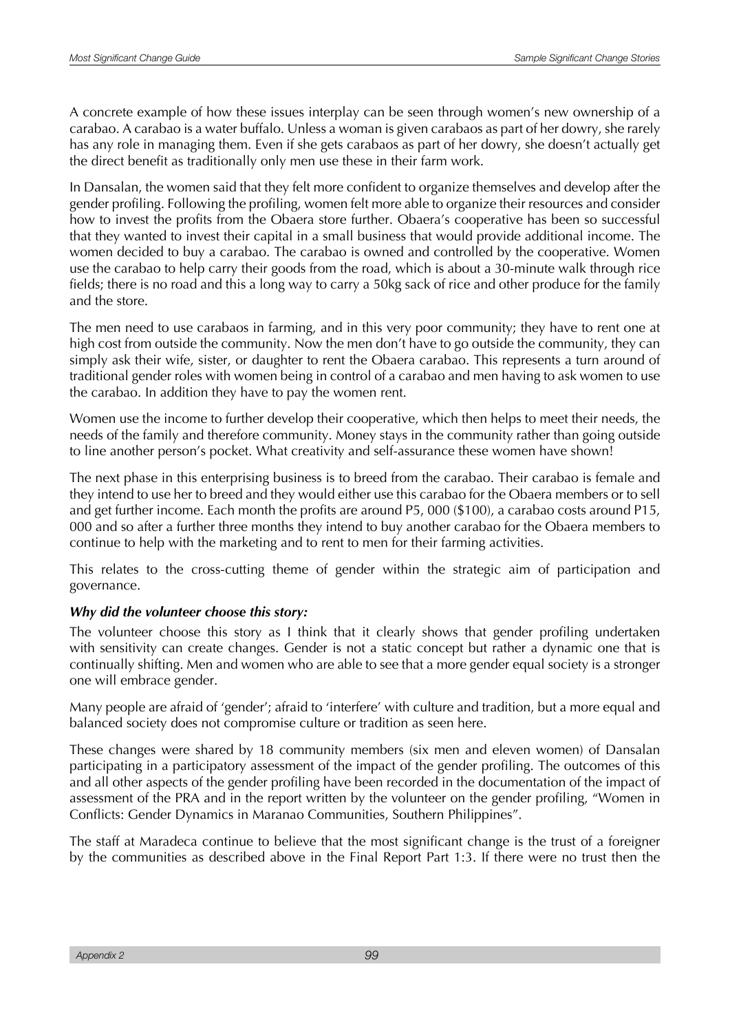A concrete example of how these issues interplay can be seen through women's new ownership of a carabao. A carabao is a water buffalo. Unless a woman is given carabaos as part of her dowry, she rarely has any role in managing them. Even if she gets carabaos as part of her dowry, she doesn't actually get the direct benefit as traditionally only men use these in their farm work.

In Dansalan, the women said that they felt more confident to organize themselves and develop after the gender profiling. Following the profiling, women felt more able to organize their resources and consider how to invest the profits from the Obaera store further. Obaera's cooperative has been so successful that they wanted to invest their capital in a small business that would provide additional income. The women decided to buy a carabao. The carabao is owned and controlled by the cooperative. Women use the carabao to help carry their goods from the road, which is about a 30-minute walk through rice fields; there is no road and this a long way to carry a 50kg sack of rice and other produce for the family and the store.

The men need to use carabaos in farming, and in this very poor community; they have to rent one at high cost from outside the community. Now the men don't have to go outside the community, they can simply ask their wife, sister, or daughter to rent the Obaera carabao. This represents a turn around of traditional gender roles with women being in control of a carabao and men having to ask women to use the carabao. In addition they have to pay the women rent.

Women use the income to further develop their cooperative, which then helps to meet their needs, the needs of the family and therefore community. Money stays in the community rather than going outside to line another person's pocket. What creativity and self-assurance these women have shown!

The next phase in this enterprising business is to breed from the carabao. Their carabao is female and they intend to use her to breed and they would either use this carabao for the Obaera members or to sell and get further income. Each month the profits are around P5, 000 ($100), a carabao costs around P15, 000 and so after a further three months they intend to buy another carabao for the Obaera members to continue to help with the marketing and to rent to men for their farming activities.

This relates to the cross-cutting theme of gender within the strategic aim of participation and governance.

***Why did the volunteer choose this story:***

The volunteer choose this story as I think that it clearly shows that gender profiling undertaken with sensitivity can create changes. Gender is not a static concept but rather a dynamic one that is continually shifting. Men and women who are able to see that a more gender equal society is a stronger one will embrace gender.

Many people are afraid of 'gender'; afraid to 'interfere' with culture and tradition, but a more equal and balanced society does not compromise culture or tradition as seen here.

These changes were shared by 18 community members (six men and eleven women) of Dansalan participating in a participatory assessment of the impact of the gender profiling. The outcomes of this and all other aspects of the gender profiling have been recorded in the documentation of the impact of assessment of the PRA and in the report written by the volunteer on the gender profiling, "Women in Conflicts: Gender Dynamics in Maranao Communities, Southern Philippines".

The staff at Maradeca continue to believe that the most significant change is the trust of a foreigner by the communities as described above in the Final Report Part 1:3. If there were no trust then the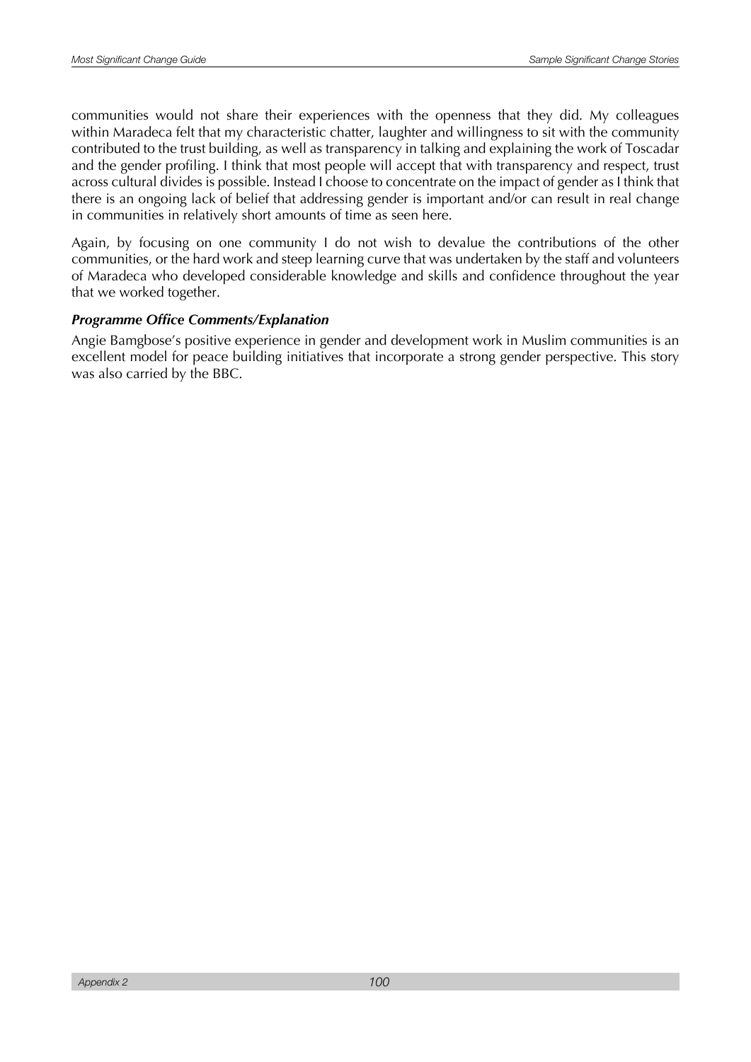communities would not share their experiences with the openness that they did. My colleagues within Maradeca felt that my characteristic chatter, laughter and willingness to sit with the community contributed to the trust building, as well as transparency in talking and explaining the work of Toscadar and the gender profiling. I think that most people will accept that with transparency and respect, trust across cultural divides is possible. Instead I choose to concentrate on the impact of gender as I think that there is an ongoing lack of belief that addressing gender is important and/or can result in real change in communities in relatively short amounts of time as seen here.

Again, by focusing on one community I do not wish to devalue the contributions of the other communities, or the hard work and steep learning curve that was undertaken by the staff and volunteers of Maradeca who developed considerable knowledge and skills and confidence throughout the year that we worked together.

***Programme Office Comments/Explanation***

Angie Bamgbose's positive experience in gender and development work in Muslim communities is an excellent model for peace building initiatives that incorporate a strong gender perspective. This story was also carried by the BBC.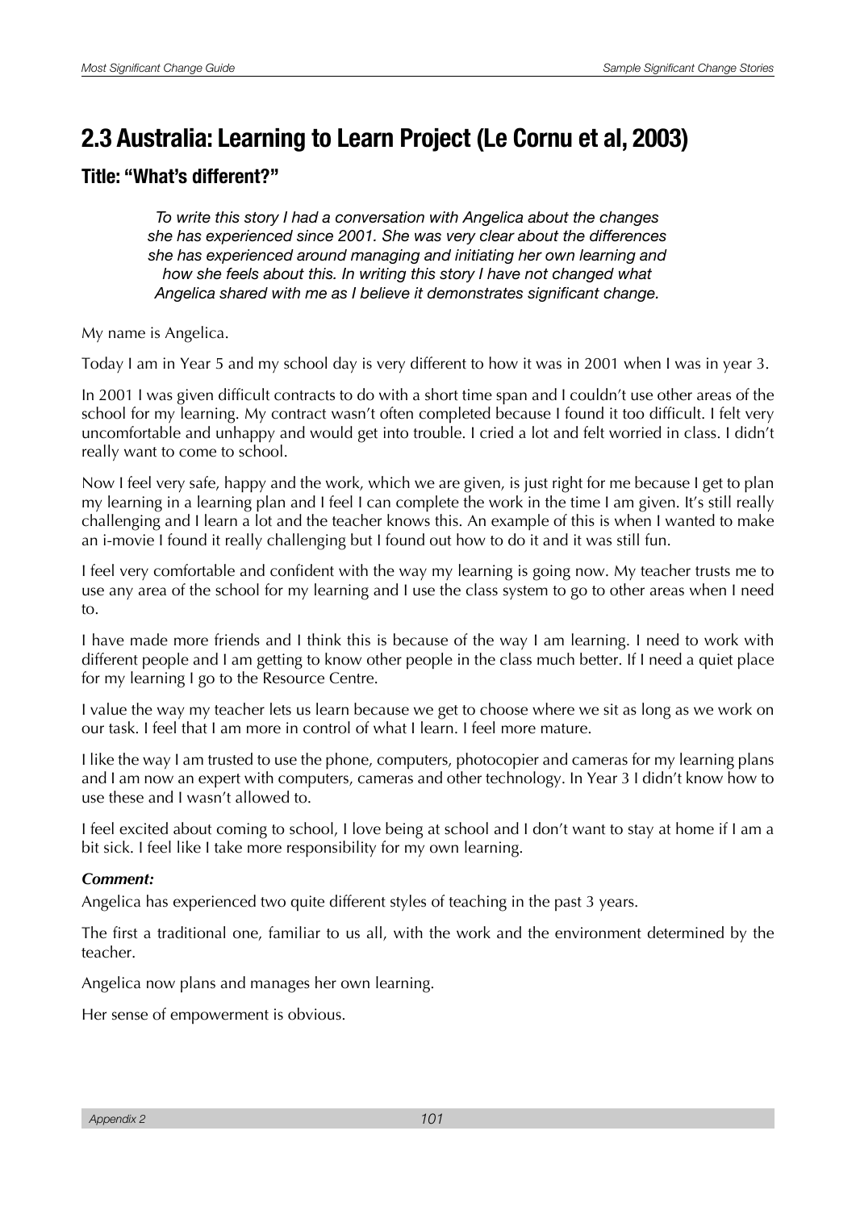## 2.3 Australia: Learning to Learn Project (Le Cornu et al, 2003)

### Title: "What's different?"

*To write this story I had a conversation with Angelica about the changes she has experienced since 2001. She was very clear about the differences she has experienced around managing and initiating her own learning and how she feels about this. In writing this story I have not changed what Angelica shared with me as I believe it demonstrates significant change.*

My name is Angelica.

Today I am in Year 5 and my school day is very different to how it was in 2001 when I was in year 3.

In 2001 I was given difficult contracts to do with a short time span and I couldn't use other areas of the school for my learning. My contract wasn't often completed because I found it too difficult. I felt very uncomfortable and unhappy and would get into trouble. I cried a lot and felt worried in class. I didn't really want to come to school.

Now I feel very safe, happy and the work, which we are given, is just right for me because I get to plan my learning in a learning plan and I feel I can complete the work in the time I am given. It's still really challenging and I learn a lot and the teacher knows this. An example of this is when I wanted to make an i-movie I found it really challenging but I found out how to do it and it was still fun.

I feel very comfortable and confident with the way my learning is going now. My teacher trusts me to use any area of the school for my learning and I use the class system to go to other areas when I need to.

I have made more friends and I think this is because of the way I am learning. I need to work with different people and I am getting to know other people in the class much better. If I need a quiet place for my learning I go to the Resource Centre.

I value the way my teacher lets us learn because we get to choose where we sit as long as we work on our task. I feel that I am more in control of what I learn. I feel more mature.

I like the way I am trusted to use the phone, computers, photocopier and cameras for my learning plans and I am now an expert with computers, cameras and other technology. In Year 3 I didn't know how to use these and I wasn't allowed to.

I feel excited about coming to school, I love being at school and I don't want to stay at home if I am a bit sick. I feel like I take more responsibility for my own learning.

***Comment:***

Angelica has experienced two quite different styles of teaching in the past 3 years.

The first a traditional one, familiar to us all, with the work and the environment determined by the teacher.

Angelica now plans and manages her own learning.

Her sense of empowerment is obvious.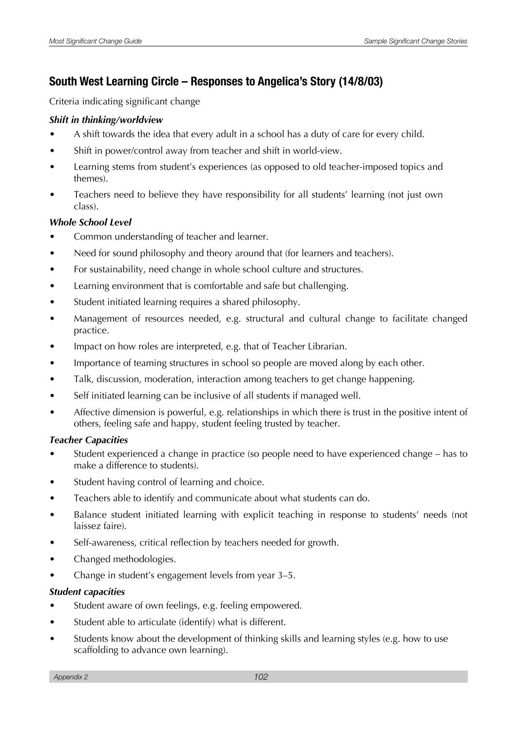## South West Learning Circle – Responses to Angelica's Story (14/8/03)

Criteria indicating significant change

***Shift in thinking/worldview***

- A shift towards the idea that every adult in a school has a duty of care for every child.
- Shift in power/control away from teacher and shift in world-view.
- Learning stems from student's experiences (as opposed to old teacher-imposed topics and themes).
- Teachers need to believe they have responsibility for all students' learning (not just own class).

***Whole School Level***

- Common understanding of teacher and learner.
- Need for sound philosophy and theory around that (for learners and teachers).
- For sustainability, need change in whole school culture and structures.
- Learning environment that is comfortable and safe but challenging.
- Student initiated learning requires a shared philosophy.
- Management of resources needed, e.g. structural and cultural change to facilitate changed practice.
- Impact on how roles are interpreted, e.g. that of Teacher Librarian.
- Importance of teaming structures in school so people are moved along by each other.
- Talk, discussion, moderation, interaction among teachers to get change happening.
- Self initiated learning can be inclusive of all students if managed well.
- Affective dimension is powerful, e.g. relationships in which there is trust in the positive intent of others, feeling safe and happy, student feeling trusted by teacher.

***Teacher Capacities***

- Student experienced a change in practice (so people need to have experienced change – has to make a difference to students).
- Student having control of learning and choice.
- Teachers able to identify and communicate about what students can do.
- Balance student initiated learning with explicit teaching in response to students' needs (not laissez faire).
- Self-awareness, critical reflection by teachers needed for growth.
- Changed methodologies.
- Change in student's engagement levels from year 3–5.

***Student capacities***

- Student aware of own feelings, e.g. feeling empowered.
- Student able to articulate (identify) what is different.
- Students know about the development of thinking skills and learning styles (e.g. how to use scaffolding to advance own learning).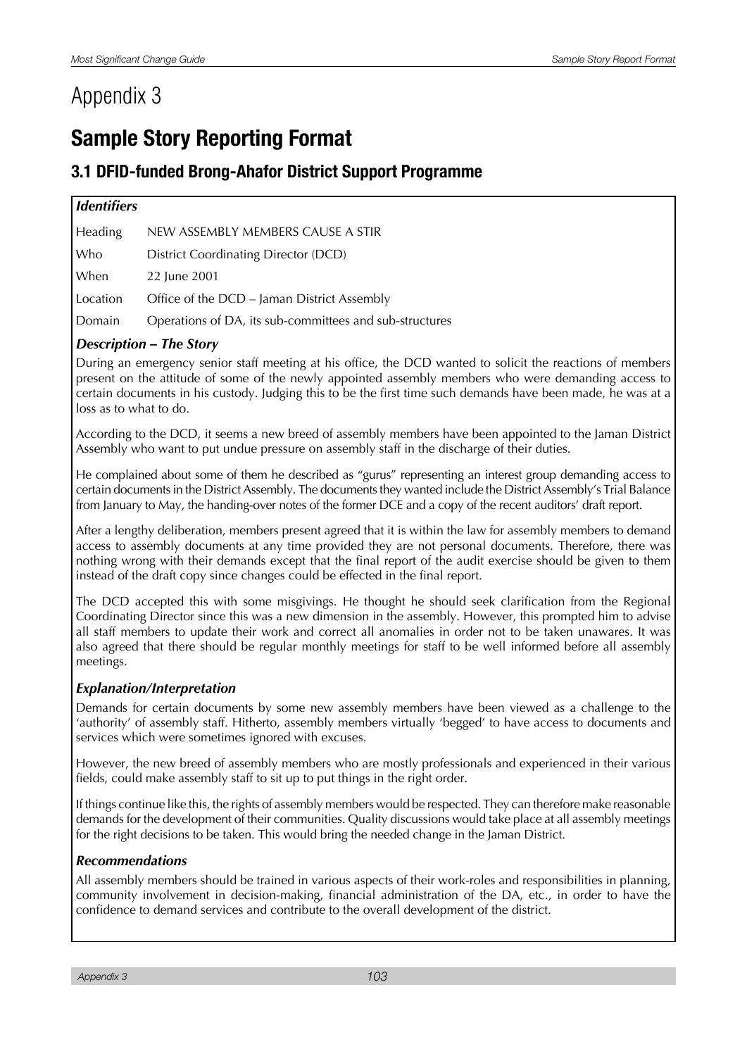# Appendix 3

# Sample Story Reporting Format

## 3.1 DFID-funded Brong-Ahafor District Support Programme

### *Identifiers*

| | |
|---|---|
| Heading | NEW ASSEMBLY MEMBERS CAUSE A STIR |
| Who | District Coordinating Director (DCD) |
| When | 22 June 2001 |
| Location | Office of the DCD – Jaman District Assembly |
| Domain | Operations of DA, its sub-committees and sub-structures |

### *Description – The Story*

During an emergency senior staff meeting at his office, the DCD wanted to solicit the reactions of members present on the attitude of some of the newly appointed assembly members who were demanding access to certain documents in his custody. Judging this to be the first time such demands have been made, he was at a loss as to what to do.

According to the DCD, it seems a new breed of assembly members have been appointed to the Jaman District Assembly who want to put undue pressure on assembly staff in the discharge of their duties.

He complained about some of them he described as "gurus" representing an interest group demanding access to certain documents in the District Assembly. The documents they wanted include the District Assembly's Trial Balance from January to May, the handing-over notes of the former DCE and a copy of the recent auditors' draft report.

After a lengthy deliberation, members present agreed that it is within the law for assembly members to demand access to assembly documents at any time provided they are not personal documents. Therefore, there was nothing wrong with their demands except that the final report of the audit exercise should be given to them instead of the draft copy since changes could be effected in the final report.

The DCD accepted this with some misgivings. He thought he should seek clarification from the Regional Coordinating Director since this was a new dimension in the assembly. However, this prompted him to advise all staff members to update their work and correct all anomalies in order not to be taken unawares. It was also agreed that there should be regular monthly meetings for staff to be well informed before all assembly meetings.

### *Explanation/Interpretation*

Demands for certain documents by some new assembly members have been viewed as a challenge to the 'authority' of assembly staff. Hitherto, assembly members virtually 'begged' to have access to documents and services which were sometimes ignored with excuses.

However, the new breed of assembly members who are mostly professionals and experienced in their various fields, could make assembly staff to sit up to put things in the right order.

If things continue like this, the rights of assembly members would be respected. They can therefore make reasonable demands for the development of their communities. Quality discussions would take place at all assembly meetings for the right decisions to be taken. This would bring the needed change in the Jaman District.

### *Recommendations*

All assembly members should be trained in various aspects of their work-roles and responsibilities in planning, community involvement in decision-making, financial administration of the DA, etc., in order to have the confidence to demand services and contribute to the overall development of the district.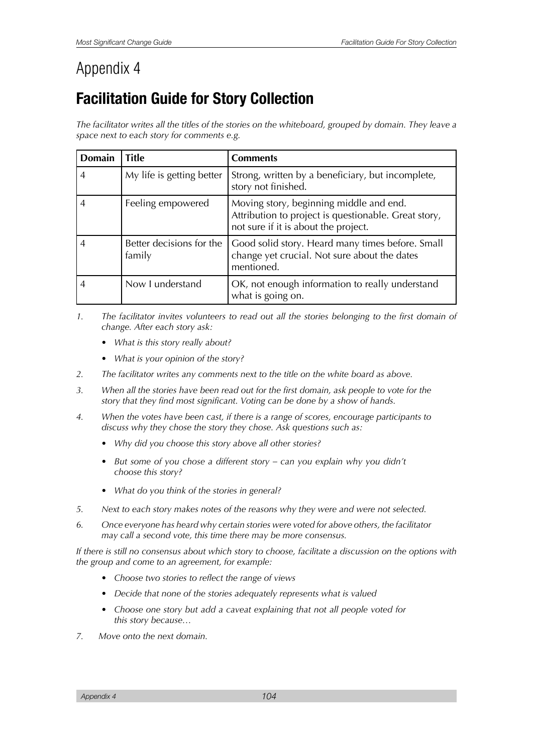# Appendix 4

## Facilitation Guide for Story Collection

*The facilitator writes all the titles of the stories on the whiteboard, grouped by domain. They leave a space next to each story for comments e.g.*

| Domain | Title | Comments |
|---|---|---|
| 4 | My life is getting better | Strong, written by a beneficiary, but incomplete, story not finished. |
| 4 | Feeling empowered | Moving story, beginning middle and end. Attribution to project is questionable. Great story, not sure if it is about the project. |
| 4 | Better decisions for the family | Good solid story. Heard many times before. Small change yet crucial. Not sure about the dates mentioned. |
| 4 | Now I understand | OK, not enough information to really understand what is going on. |

1. *The facilitator invites volunteers to read out all the stories belonging to the first domain of change. After each story ask:*
   - *What is this story really about?*
   - *What is your opinion of the story?*
2. *The facilitator writes any comments next to the title on the white board as above.*
3. *When all the stories have been read out for the first domain, ask people to vote for the story that they find most significant. Voting can be done by a show of hands.*
4. *When the votes have been cast, if there is a range of scores, encourage participants to discuss why they chose the story they chose. Ask questions such as:*
   - *Why did you choose this story above all other stories?*
   - *But some of you chose a different story – can you explain why you didn't choose this story?*
   - *What do you think of the stories in general?*
5. *Next to each story makes notes of the reasons why they were and were not selected.*
6. *Once everyone has heard why certain stories were voted for above others, the facilitator may call a second vote, this time there may be more consensus.*

*If there is still no consensus about which story to choose, facilitate a discussion on the options with the group and come to an agreement, for example:*

- *Choose two stories to reflect the range of views*
- *Decide that none of the stories adequately represents what is valued*
- *Choose one story but add a caveat explaining that not all people voted for this story because…*

7. *Move onto the next domain.*